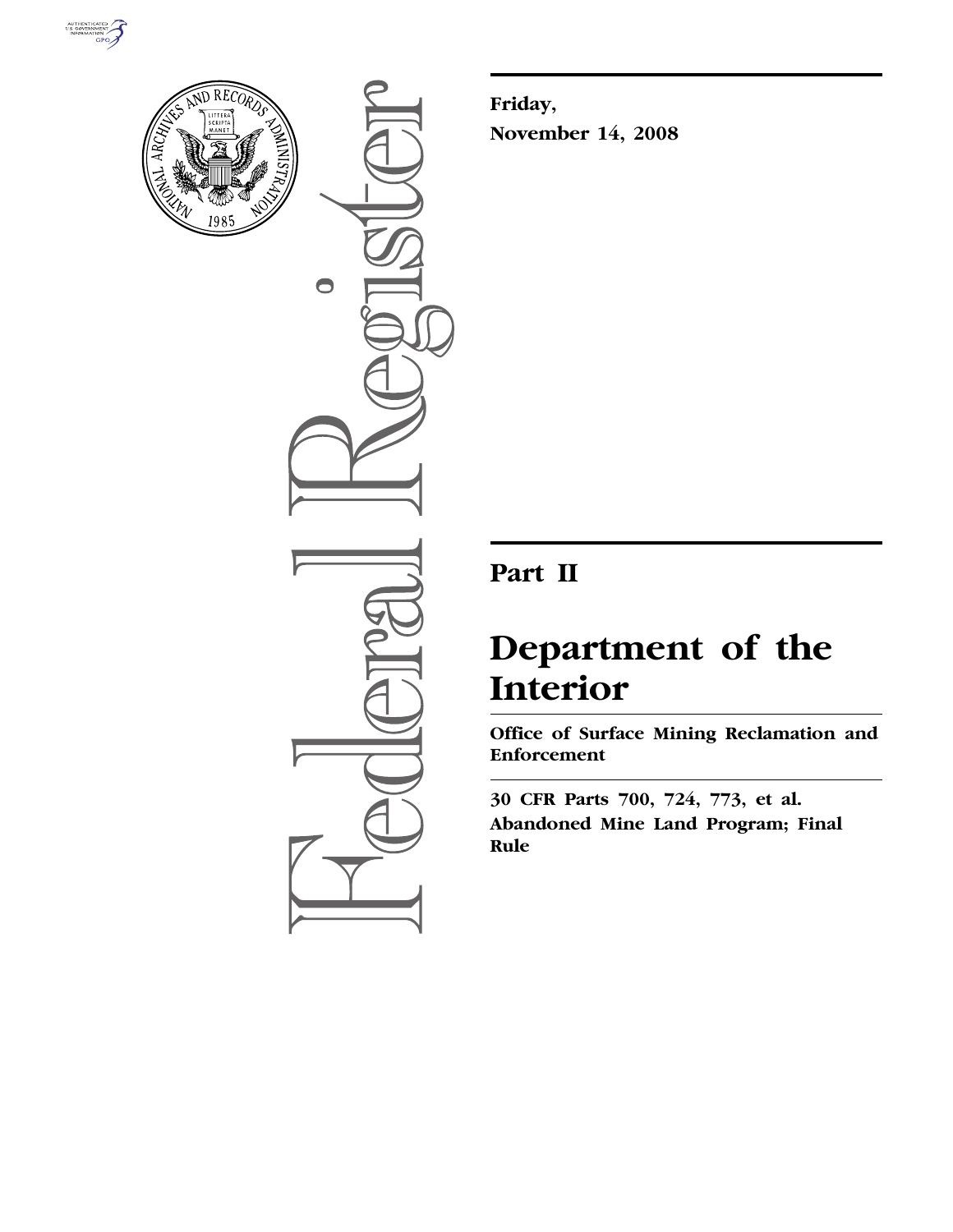Friday,

November 14, 2008

## Part II

# Department of the Interior

**Office of Surface Mining Reclamation and Enforcement**

**30 CFR Parts 700, 724, 773, et al.**

**Abandoned Mine Land Program; Final Rule**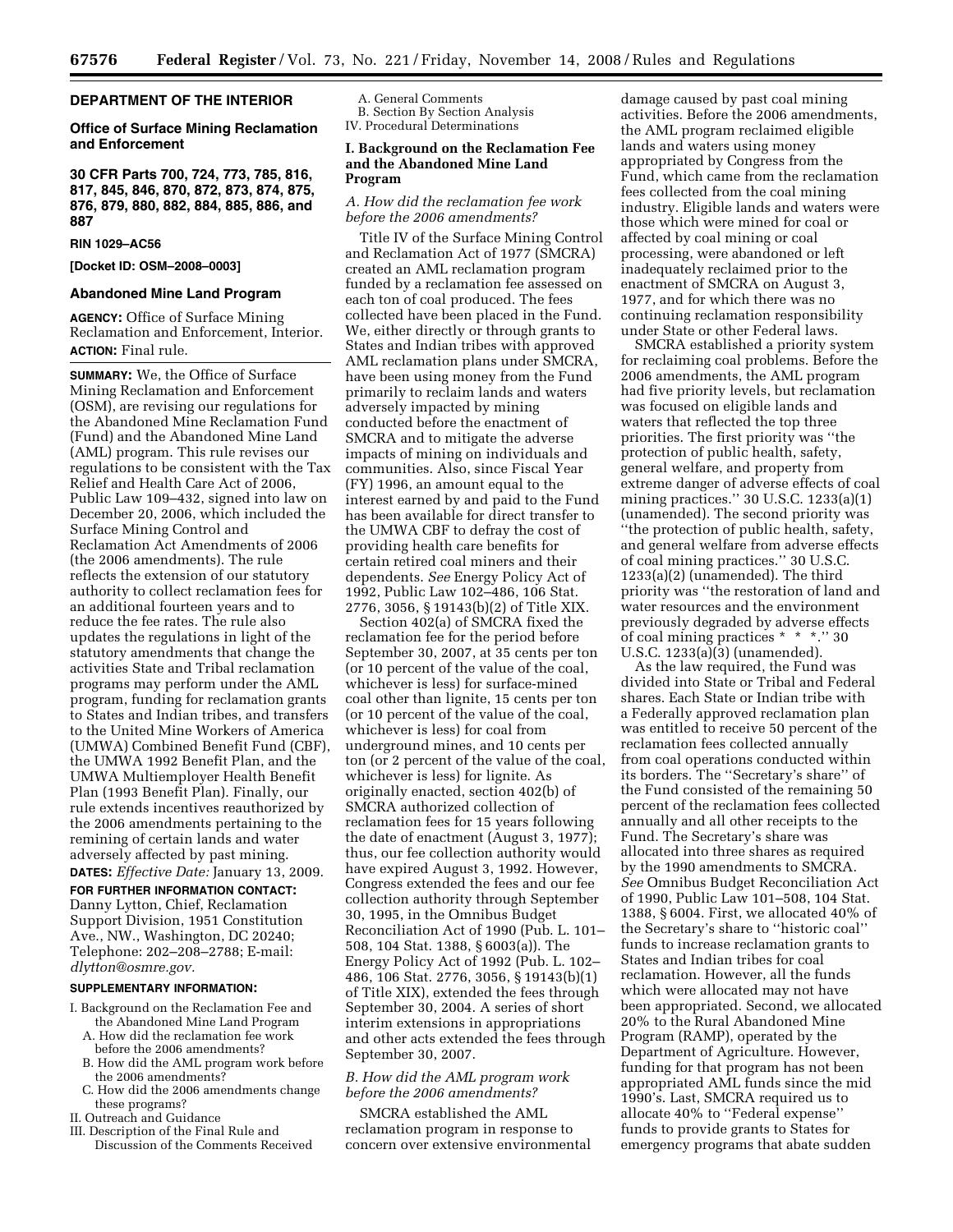## DEPARTMENT OF THE INTERIOR

### Office of Surface Mining Reclamation and Enforcement

### 30 CFR Parts 700, 724, 773, 785, 816, 817, 845, 846, 870, 872, 873, 874, 875, 876, 879, 880, 882, 884, 885, 886, and 887

**RIN 1029–AC56**

**[Docket ID: OSM–2008–0003]**

### Abandoned Mine Land Program

**AGENCY:** Office of Surface Mining Reclamation and Enforcement, Interior.

**ACTION:** Final rule.

**SUMMARY:** We, the Office of Surface Mining Reclamation and Enforcement (OSM), are revising our regulations for the Abandoned Mine Reclamation Fund (Fund) and the Abandoned Mine Land (AML) program. This rule revises our regulations to be consistent with the Tax Relief and Health Care Act of 2006, Public Law 109–432, signed into law on December 20, 2006, which included the Surface Mining Control and Reclamation Act Amendments of 2006 (the 2006 amendments). The rule reflects the extension of our statutory authority to collect reclamation fees for an additional fourteen years and to reduce the fee rates. The rule also updates the regulations in light of the statutory amendments that change the activities State and Tribal reclamation programs may perform under the AML program, funding for reclamation grants to States and Indian tribes, and transfers to the United Mine Workers of America (UMWA) Combined Benefit Fund (CBF), the UMWA 1992 Benefit Plan, and the UMWA Multiemployer Health Benefit Plan (1993 Benefit Plan). Finally, our rule extends incentives reauthorized by the 2006 amendments pertaining to the remining of certain lands and water adversely affected by past mining.

**DATES:** *Effective Date:* January 13, 2009.

**FOR FURTHER INFORMATION CONTACT:** Danny Lytton, Chief, Reclamation Support Division, 1951 Constitution Ave., NW., Washington, DC 20240; Telephone: 202–208–2788; E-mail: *dlytton@osmre.gov.*

**SUPPLEMENTARY INFORMATION:**

I. Background on the Reclamation Fee and the Abandoned Mine Land Program
  A. How did the reclamation fee work before the 2006 amendments?
  B. How did the AML program work before the 2006 amendments?
  C. How did the 2006 amendments change these programs?
II. Outreach and Guidance
III. Description of the Final Rule and Discussion of the Comments Received
  A. General Comments
  B. Section By Section Analysis
IV. Procedural Determinations

## I. Background on the Reclamation Fee and the Abandoned Mine Land Program

### *A. How did the reclamation fee work before the 2006 amendments?*

Title IV of the Surface Mining Control and Reclamation Act of 1977 (SMCRA) created an AML reclamation program funded by a reclamation fee assessed on each ton of coal produced. The fees collected have been placed in the Fund. We, either directly or through grants to States and Indian tribes with approved AML reclamation plans under SMCRA, have been using money from the Fund primarily to reclaim lands and waters adversely impacted by mining conducted before the enactment of SMCRA and to mitigate the adverse impacts of mining on individuals and communities. Also, since Fiscal Year (FY) 1996, an amount equal to the interest earned by and paid to the Fund has been available for direct transfer to the UMWA CBF to defray the cost of providing health care benefits for certain retired coal miners and their dependents. *See* Energy Policy Act of 1992, Public Law 102–486, 106 Stat. 2776, 3056, § 19143(b)(2) of Title XIX.

Section 402(a) of SMCRA fixed the reclamation fee for the period before September 30, 2007, at 35 cents per ton (or 10 percent of the value of the coal, whichever is less) for surface-mined coal other than lignite, 15 cents per ton (or 10 percent of the value of the coal, whichever is less) for coal from underground mines, and 10 cents per ton (or 2 percent of the value of the coal, whichever is less) for lignite. As originally enacted, section 402(b) of SMCRA authorized collection of reclamation fees for 15 years following the date of enactment (August 3, 1977); thus, our fee collection authority would have expired August 3, 1992. However, Congress extended the fees and our fee collection authority through September 30, 1995, in the Omnibus Budget Reconciliation Act of 1990 (Pub. L. 101–508, 104 Stat. 1388, § 6003(a)). The Energy Policy Act of 1992 (Pub. L. 102–486, 106 Stat. 2776, 3056, § 19143(b)(1) of Title XIX), extended the fees through September 30, 2004. A series of short interim extensions in appropriations and other acts extended the fees through September 30, 2007.

### *B. How did the AML program work before the 2006 amendments?*

SMCRA established the AML reclamation program in response to concern over extensive environmental damage caused by past coal mining activities. Before the 2006 amendments, the AML program reclaimed eligible lands and waters using money appropriated by Congress from the Fund, which came from the reclamation fees collected from the coal mining industry. Eligible lands and waters were those which were mined for coal or affected by coal mining or coal processing, were abandoned or left inadequately reclaimed prior to the enactment of SMCRA on August 3, 1977, and for which there was no continuing reclamation responsibility under State or other Federal laws.

SMCRA established a priority system for reclaiming coal problems. Before the 2006 amendments, the AML program had five priority levels, but reclamation was focused on eligible lands and waters that reflected the top three priorities. The first priority was ''the protection of public health, safety, general welfare, and property from extreme danger of adverse effects of coal mining practices.'' 30 U.S.C. 1233(a)(1) (unamended). The second priority was ''the protection of public health, safety, and general welfare from adverse effects of coal mining practices.'' 30 U.S.C. 1233(a)(2) (unamended). The third priority was ''the restoration of land and water resources and the environment previously degraded by adverse effects of coal mining practices * * *.'' 30 U.S.C. 1233(a)(3) (unamended).

As the law required, the Fund was divided into State or Tribal and Federal shares. Each State or Indian tribe with a Federally approved reclamation plan was entitled to receive 50 percent of the reclamation fees collected annually from coal operations conducted within its borders. The ''Secretary's share'' of the Fund consisted of the remaining 50 percent of the reclamation fees collected annually and all other receipts to the Fund. The Secretary's share was allocated into three shares as required by the 1990 amendments to SMCRA. *See* Omnibus Budget Reconciliation Act of 1990, Public Law 101–508, 104 Stat. 1388, § 6004. First, we allocated 40% of the Secretary's share to ''historic coal'' funds to increase reclamation grants to States and Indian tribes for coal reclamation. However, all the funds which were allocated may not have been appropriated. Second, we allocated 20% to the Rural Abandoned Mine Program (RAMP), operated by the Department of Agriculture. However, funding for that program has not been appropriated AML funds since the mid 1990's. Last, SMCRA required us to allocate 40% to ''Federal expense'' funds to provide grants to States for emergency programs that abate sudden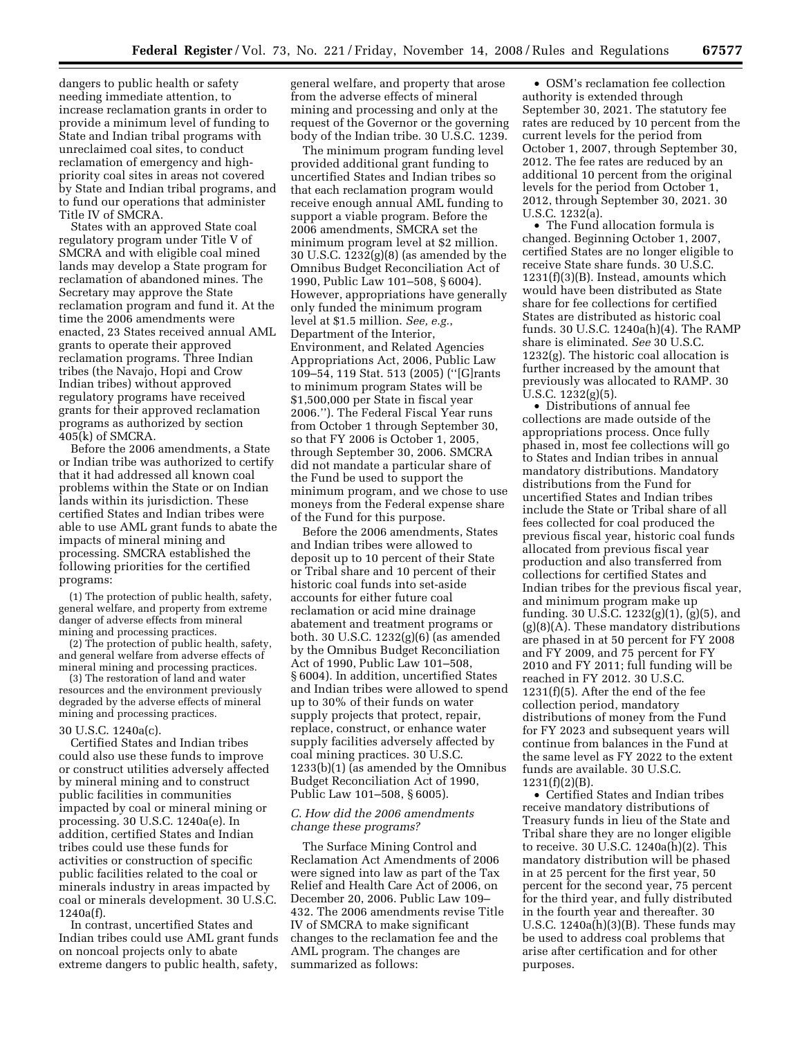dangers to public health or safety needing immediate attention, to increase reclamation grants in order to provide a minimum level of funding to State and Indian tribal programs with unreclaimed coal sites, to conduct reclamation of emergency and high-priority coal sites in areas not covered by State and Indian tribal programs, and to fund our operations that administer Title IV of SMCRA.

States with an approved State coal regulatory program under Title V of SMCRA and with eligible coal mined lands may develop a State program for reclamation of abandoned mines. The Secretary may approve the State reclamation program and fund it. At the time the 2006 amendments were enacted, 23 States received annual AML grants to operate their approved reclamation programs. Three Indian tribes (the Navajo, Hopi and Crow Indian tribes) without approved regulatory programs have received grants for their approved reclamation programs as authorized by section 405(k) of SMCRA.

Before the 2006 amendments, a State or Indian tribe was authorized to certify that it had addressed all known coal problems within the State or on Indian lands within its jurisdiction. These certified States and Indian tribes were able to use AML grant funds to abate the impacts of mineral mining and processing. SMCRA established the following priorities for the certified programs:

(1) The protection of public health, safety, general welfare, and property from extreme danger of adverse effects from mineral mining and processing practices.

(2) The protection of public health, safety, and general welfare from adverse effects of mineral mining and processing practices.

(3) The restoration of land and water resources and the environment previously degraded by the adverse effects of mineral mining and processing practices.

30 U.S.C. 1240a(c).

Certified States and Indian tribes could also use these funds to improve or construct utilities adversely affected by mineral mining and to construct public facilities in communities impacted by coal or mineral mining or processing. 30 U.S.C. 1240a(e). In addition, certified States and Indian tribes could use these funds for activities or construction of specific public facilities related to the coal or minerals industry in areas impacted by coal or minerals development. 30 U.S.C. 1240a(f).

In contrast, uncertified States and Indian tribes could use AML grant funds on noncoal projects only to abate extreme dangers to public health, safety, general welfare, and property that arose from the adverse effects of mineral mining and processing and only at the request of the Governor or the governing body of the Indian tribe. 30 U.S.C. 1239.

The minimum program funding level provided additional grant funding to uncertified States and Indian tribes so that each reclamation program would receive enough annual AML funding to support a viable program. Before the 2006 amendments, SMCRA set the minimum program level at $2 million. 30 U.S.C. 1232(g)(8) (as amended by the Omnibus Budget Reconciliation Act of 1990, Public Law 101–508, § 6004). However, appropriations have generally only funded the minimum program level at $1.5 million. *See, e.g.*, Department of the Interior, Environment, and Related Agencies Appropriations Act, 2006, Public Law 109–54, 119 Stat. 513 (2005) ("[G]rants to minimum program States will be $1,500,000 per State in fiscal year 2006."). The Federal Fiscal Year runs from October 1 through September 30, so that FY 2006 is October 1, 2005, through September 30, 2006. SMCRA did not mandate a particular share of the Fund be used to support the minimum program, and we chose to use moneys from the Federal expense share of the Fund for this purpose.

Before the 2006 amendments, States and Indian tribes were allowed to deposit up to 10 percent of their State or Tribal share and 10 percent of their historic coal funds into set-aside accounts for either future coal reclamation or acid mine drainage abatement and treatment programs or both. 30 U.S.C. 1232(g)(6) (as amended by the Omnibus Budget Reconciliation Act of 1990, Public Law 101–508, § 6004). In addition, uncertified States and Indian tribes were allowed to spend up to 30% of their funds on water supply projects that protect, repair, replace, construct, or enhance water supply facilities adversely affected by coal mining practices. 30 U.S.C. 1233(b)(1) (as amended by the Omnibus Budget Reconciliation Act of 1990, Public Law 101–508, § 6005).

### *C. How did the 2006 amendments change these programs?*

The Surface Mining Control and Reclamation Act Amendments of 2006 were signed into law as part of the Tax Relief and Health Care Act of 2006, on December 20, 2006. Public Law 109–432. The 2006 amendments revise Title IV of SMCRA to make significant changes to the reclamation fee and the AML program. The changes are summarized as follows:

- OSM's reclamation fee collection authority is extended through September 30, 2021. The statutory fee rates are reduced by 10 percent from the current levels for the period from October 1, 2007, through September 30, 2012. The fee rates are reduced by an additional 10 percent from the original levels for the period from October 1, 2012, through September 30, 2021. 30 U.S.C. 1232(a).
- The Fund allocation formula is changed. Beginning October 1, 2007, certified States are no longer eligible to receive State share funds. 30 U.S.C. 1231(f)(3)(B). Instead, amounts which would have been distributed as State share for fee collections for certified States are distributed as historic coal funds. 30 U.S.C. 1240a(h)(4). The RAMP share is eliminated. *See* 30 U.S.C. 1232(g). The historic coal allocation is further increased by the amount that previously was allocated to RAMP. 30 U.S.C. 1232(g)(5).
- Distributions of annual fee collections are made outside of the appropriations process. Once fully phased in, most fee collections will go to States and Indian tribes in annual mandatory distributions. Mandatory distributions from the Fund for uncertified States and Indian tribes include the State or Tribal share of all fees collected for coal produced the previous fiscal year, historic coal funds allocated from previous fiscal year production and also transferred from collections for certified States and Indian tribes for the previous fiscal year, and minimum program make up funding. 30 U.S.C. 1232(g)(1), (g)(5), and (g)(8)(A). These mandatory distributions are phased in at 50 percent for FY 2008 and FY 2009, and 75 percent for FY 2010 and FY 2011; full funding will be reached in FY 2012. 30 U.S.C. 1231(f)(5). After the end of the fee collection period, mandatory distributions of money from the Fund for FY 2023 and subsequent years will continue from balances in the Fund at the same level as FY 2022 to the extent funds are available. 30 U.S.C. 1231(f)(2)(B).
- Certified States and Indian tribes receive mandatory distributions of Treasury funds in lieu of the State and Tribal share they are no longer eligible to receive. 30 U.S.C. 1240a(h)(2). This mandatory distribution will be phased in at 25 percent for the first year, 50 percent for the second year, 75 percent for the third year, and fully distributed in the fourth year and thereafter. 30 U.S.C. 1240a(h)(3)(B). These funds may be used to address coal problems that arise after certification and for other purposes.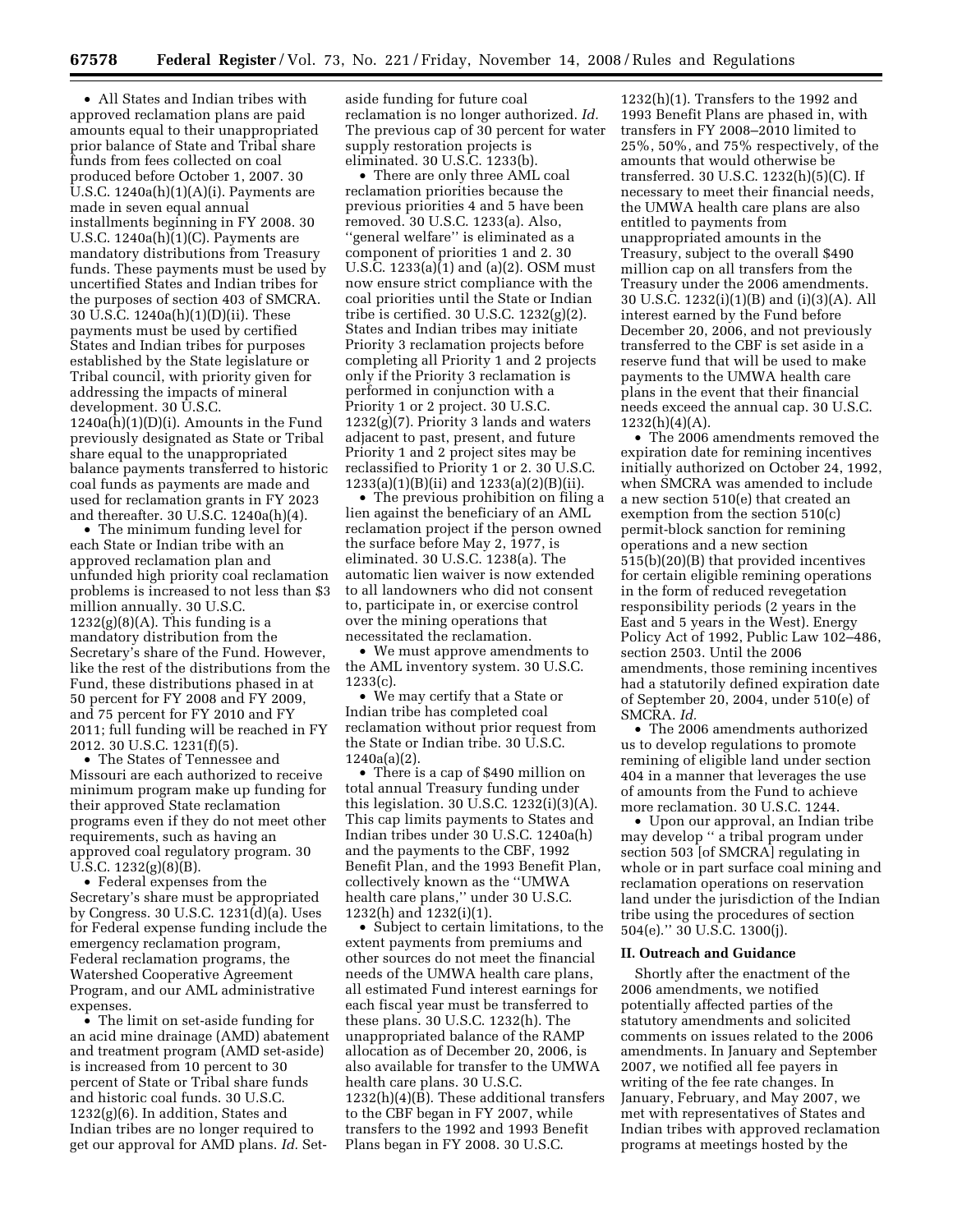- All States and Indian tribes with approved reclamation plans are paid amounts equal to their unappropriated prior balance of State and Tribal share funds from fees collected on coal produced before October 1, 2007. 30 U.S.C. 1240a(h)(1)(A)(i). Payments are made in seven equal annual installments beginning in FY 2008. 30 U.S.C. 1240a(h)(1)(C). Payments are mandatory distributions from Treasury funds. These payments must be used by uncertified States and Indian tribes for the purposes of section 403 of SMCRA. 30 U.S.C. 1240a(h)(1)(D)(ii). These payments must be used by certified States and Indian tribes for purposes established by the State legislature or Tribal council, with priority given for addressing the impacts of mineral development. 30 U.S.C. 1240a(h)(1)(D)(i). Amounts in the Fund previously designated as State or Tribal share equal to the unappropriated balance payments transferred to historic coal funds as payments are made and used for reclamation grants in FY 2023 and thereafter. 30 U.S.C. 1240a(h)(4).
- The minimum funding level for each State or Indian tribe with an approved reclamation plan and unfunded high priority coal reclamation problems is increased to not less than $3 million annually. 30 U.S.C. 1232(g)(8)(A). This funding is a mandatory distribution from the Secretary's share of the Fund. However, like the rest of the distributions from the Fund, these distributions phased in at 50 percent for FY 2008 and FY 2009, and 75 percent for FY 2010 and FY 2011; full funding will be reached in FY 2012. 30 U.S.C. 1231(f)(5).
- The States of Tennessee and Missouri are each authorized to receive minimum program make up funding for their approved State reclamation programs even if they do not meet other requirements, such as having an approved coal regulatory program. 30 U.S.C. 1232(g)(8)(B).
- Federal expenses from the Secretary's share must be appropriated by Congress. 30 U.S.C. 1231(d)(a). Uses for Federal expense funding include the emergency reclamation program, Federal reclamation programs, the Watershed Cooperative Agreement Program, and our AML administrative expenses.
- The limit on set-aside funding for an acid mine drainage (AMD) abatement and treatment program (AMD set-aside) is increased from 10 percent to 30 percent of State or Tribal share funds and historic coal funds. 30 U.S.C. 1232(g)(6). In addition, States and Indian tribes are no longer required to get our approval for AMD plans. *Id.* Set-aside funding for future coal reclamation is no longer authorized. *Id.* The previous cap of 30 percent for water supply restoration projects is eliminated. 30 U.S.C. 1233(b).
- There are only three AML coal reclamation priorities because the previous priorities 4 and 5 have been removed. 30 U.S.C. 1233(a). Also, ''general welfare'' is eliminated as a component of priorities 1 and 2. 30 U.S.C. 1233(a)(1) and (a)(2). OSM must now ensure strict compliance with the coal priorities until the State or Indian tribe is certified. 30 U.S.C. 1232(g)(2). States and Indian tribes may initiate Priority 3 reclamation projects before completing all Priority 1 and 2 projects only if the Priority 3 reclamation is performed in conjunction with a Priority 1 or 2 project. 30 U.S.C. 1232(g)(7). Priority 3 lands and waters adjacent to past, present, and future Priority 1 and 2 project sites may be reclassified to Priority 1 or 2. 30 U.S.C. 1233(a)(1)(B)(ii) and 1233(a)(2)(B)(ii).
- The previous prohibition on filing a lien against the beneficiary of an AML reclamation project if the person owned the surface before May 2, 1977, is eliminated. 30 U.S.C. 1238(a). The automatic lien waiver is now extended to all landowners who did not consent to, participate in, or exercise control over the mining operations that necessitated the reclamation.
- We must approve amendments to the AML inventory system. 30 U.S.C. 1233(c).
- We may certify that a State or Indian tribe has completed coal reclamation without prior request from the State or Indian tribe. 30 U.S.C. 1240a(a)(2).
- There is a cap of $490 million on total annual Treasury funding under this legislation. 30 U.S.C. 1232(i)(3)(A). This cap limits payments to States and Indian tribes under 30 U.S.C. 1240a(h) and the payments to the CBF, 1992 Benefit Plan, and the 1993 Benefit Plan, collectively known as the ''UMWA health care plans,'' under 30 U.S.C. 1232(h) and 1232(i)(1).
- Subject to certain limitations, to the extent payments from premiums and other sources do not meet the financial needs of the UMWA health care plans, all estimated Fund interest earnings for each fiscal year must be transferred to these plans. 30 U.S.C. 1232(h). The unappropriated balance of the RAMP allocation as of December 20, 2006, is also available for transfer to the UMWA health care plans. 30 U.S.C. 1232(h)(4)(B). These additional transfers to the CBF began in FY 2007, while transfers to the 1992 and 1993 Benefit Plans began in FY 2008. 30 U.S.C. 1232(h)(1). Transfers to the 1992 and 1993 Benefit Plans are phased in, with transfers in FY 2008–2010 limited to 25%, 50%, and 75% respectively, of the amounts that would otherwise be transferred. 30 U.S.C. 1232(h)(5)(C). If necessary to meet their financial needs, the UMWA health care plans are also entitled to payments from unappropriated amounts in the Treasury, subject to the overall $490 million cap on all transfers from the Treasury under the 2006 amendments. 30 U.S.C. 1232(i)(1)(B) and (i)(3)(A). All interest earned by the Fund before December 20, 2006, and not previously transferred to the CBF is set aside in a reserve fund that will be used to make payments to the UMWA health care plans in the event that their financial needs exceed the annual cap. 30 U.S.C. 1232(h)(4)(A).
- The 2006 amendments removed the expiration date for remining incentives initially authorized on October 24, 1992, when SMCRA was amended to include a new section 510(e) that created an exemption from the section 510(c) permit-block sanction for remining operations and a new section 515(b)(20)(B) that provided incentives for certain eligible remining operations in the form of reduced revegetation responsibility periods (2 years in the East and 5 years in the West). Energy Policy Act of 1992, Public Law 102–486, section 2503. Until the 2006 amendments, those remining incentives had a statutorily defined expiration date of September 20, 2004, under 510(e) of SMCRA. *Id.*
- The 2006 amendments authorized us to develop regulations to promote remining of eligible land under section 404 in a manner that leverages the use of amounts from the Fund to achieve more reclamation. 30 U.S.C. 1244.
- Upon our approval, an Indian tribe may develop '' a tribal program under section 503 [of SMCRA] regulating in whole or in part surface coal mining and reclamation operations on reservation land under the jurisdiction of the Indian tribe using the procedures of section 504(e).'' 30 U.S.C. 1300(j).

## II. Outreach and Guidance

Shortly after the enactment of the 2006 amendments, we notified potentially affected parties of the statutory amendments and solicited comments on issues related to the 2006 amendments. In January and September 2007, we notified all fee payers in writing of the fee rate changes. In January, February, and May 2007, we met with representatives of States and Indian tribes with approved reclamation programs at meetings hosted by the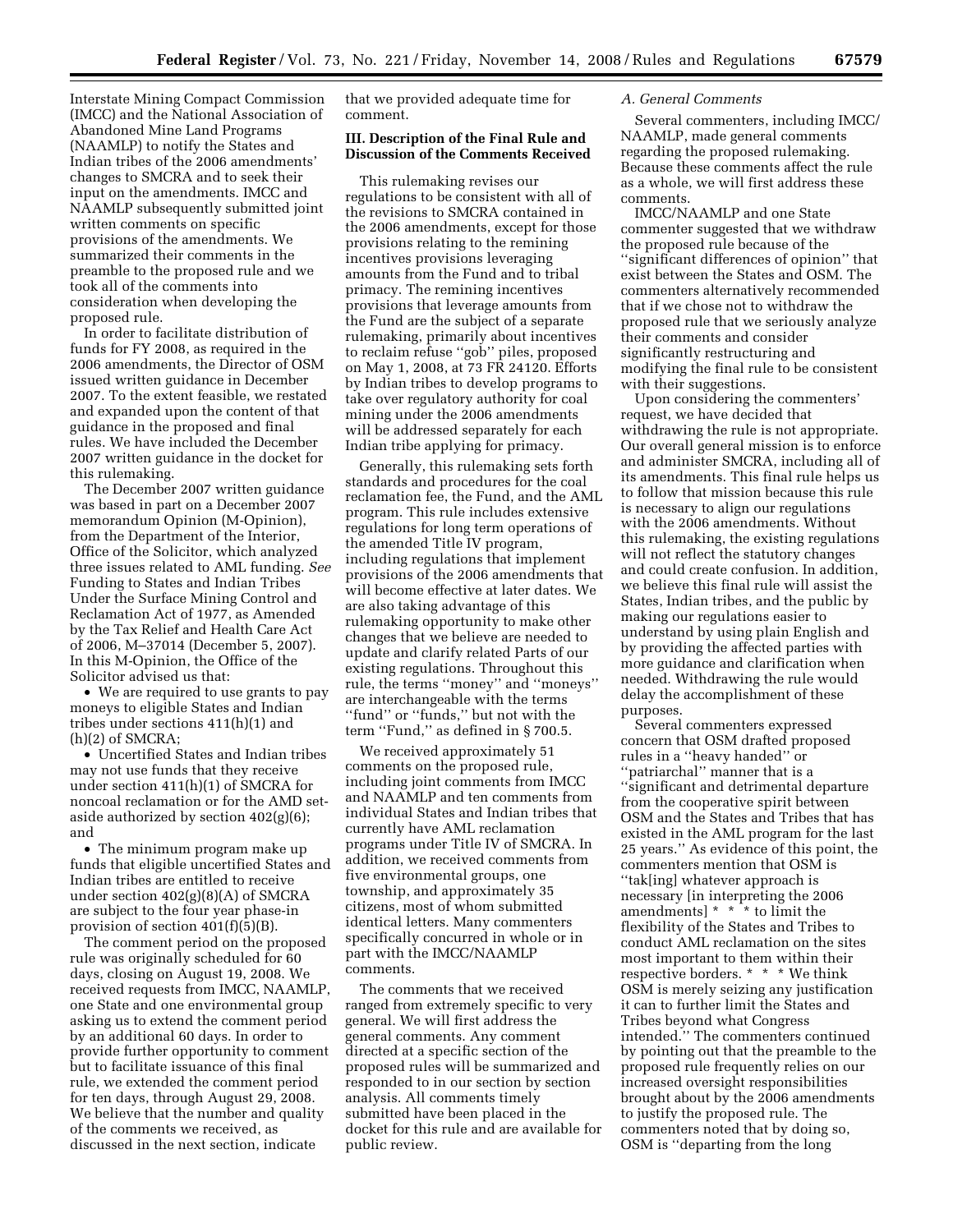Interstate Mining Compact Commission (IMCC) and the National Association of Abandoned Mine Land Programs (NAAMLP) to notify the States and Indian tribes of the 2006 amendments' changes to SMCRA and to seek their input on the amendments. IMCC and NAAMLP subsequently submitted joint written comments on specific provisions of the amendments. We summarized their comments in the preamble to the proposed rule and we took all of the comments into consideration when developing the proposed rule.

In order to facilitate distribution of funds for FY 2008, as required in the 2006 amendments, the Director of OSM issued written guidance in December 2007. To the extent feasible, we restated and expanded upon the content of that guidance in the proposed and final rules. We have included the December 2007 written guidance in the docket for this rulemaking.

The December 2007 written guidance was based in part on a December 2007 memorandum Opinion (M-Opinion), from the Department of the Interior, Office of the Solicitor, which analyzed three issues related to AML funding. *See* Funding to States and Indian Tribes Under the Surface Mining Control and Reclamation Act of 1977, as Amended by the Tax Relief and Health Care Act of 2006, M–37014 (December 5, 2007). In this M-Opinion, the Office of the Solicitor advised us that:

- We are required to use grants to pay moneys to eligible States and Indian tribes under sections 411(h)(1) and (h)(2) of SMCRA;
- Uncertified States and Indian tribes may not use funds that they receive under section 411(h)(1) of SMCRA for noncoal reclamation or for the AMD set-aside authorized by section 402(g)(6); and
- The minimum program make up funds that eligible uncertified States and Indian tribes are entitled to receive under section 402(g)(8)(A) of SMCRA are subject to the four year phase-in provision of section 401(f)(5)(B).

The comment period on the proposed rule was originally scheduled for 60 days, closing on August 19, 2008. We received requests from IMCC, NAAMLP, one State and one environmental group asking us to extend the comment period by an additional 60 days. In order to provide further opportunity to comment but to facilitate issuance of this final rule, we extended the comment period for ten days, through August 29, 2008. We believe that the number and quality of the comments we received, as discussed in the next section, indicate that we provided adequate time for comment.

## III. Description of the Final Rule and Discussion of the Comments Received

This rulemaking revises our regulations to be consistent with all of the revisions to SMCRA contained in the 2006 amendments, except for those provisions relating to the remining incentives provisions leveraging amounts from the Fund and to tribal primacy. The remining incentives provisions that leverage amounts from the Fund are the subject of a separate rulemaking, primarily about incentives to reclaim refuse ''gob'' piles, proposed on May 1, 2008, at 73 FR 24120. Efforts by Indian tribes to develop programs to take over regulatory authority for coal mining under the 2006 amendments will be addressed separately for each Indian tribe applying for primacy.

Generally, this rulemaking sets forth standards and procedures for the coal reclamation fee, the Fund, and the AML program. This rule includes extensive regulations for long term operations of the amended Title IV program, including regulations that implement provisions of the 2006 amendments that will become effective at later dates. We are also taking advantage of this rulemaking opportunity to make other changes that we believe are needed to update and clarify related Parts of our existing regulations. Throughout this rule, the terms ''money'' and ''moneys'' are interchangeable with the terms ''fund'' or ''funds,'' but not with the term ''Fund,'' as defined in § 700.5.

We received approximately 51 comments on the proposed rule, including joint comments from IMCC and NAAMLP and ten comments from individual States and Indian tribes that currently have AML reclamation programs under Title IV of SMCRA. In addition, we received comments from five environmental groups, one township, and approximately 35 citizens, most of whom submitted identical letters. Many commenters specifically concurred in whole or in part with the IMCC/NAAMLP comments.

The comments that we received ranged from extremely specific to very general. We will first address the general comments. Any comment directed at a specific section of the proposed rules will be summarized and responded to in our section by section analysis. All comments timely submitted have been placed in the docket for this rule and are available for public review.

### *A. General Comments*

Several commenters, including IMCC/NAAMLP, made general comments regarding the proposed rulemaking. Because these comments affect the rule as a whole, we will first address these comments.

IMCC/NAAMLP and one State commenter suggested that we withdraw the proposed rule because of the ''significant differences of opinion'' that exist between the States and OSM. The commenters alternatively recommended that if we chose not to withdraw the proposed rule that we seriously analyze their comments and consider significantly restructuring and modifying the final rule to be consistent with their suggestions.

Upon considering the commenters' request, we have decided that withdrawing the rule is not appropriate. Our overall general mission is to enforce and administer SMCRA, including all of its amendments. This final rule helps us to follow that mission because this rule is necessary to align our regulations with the 2006 amendments. Without this rulemaking, the existing regulations will not reflect the statutory changes and could create confusion. In addition, we believe this final rule will assist the States, Indian tribes, and the public by making our regulations easier to understand by using plain English and by providing the affected parties with more guidance and clarification when needed. Withdrawing the rule would delay the accomplishment of these purposes.

Several commenters expressed concern that OSM drafted proposed rules in a ''heavy handed'' or ''patriarchal'' manner that is a ''significant and detrimental departure from the cooperative spirit between OSM and the States and Tribes that has existed in the AML program for the last 25 years.'' As evidence of this point, the commenters mention that OSM is ''tak[ing] whatever approach is necessary [in interpreting the 2006 amendments] * * * to limit the flexibility of the States and Tribes to conduct AML reclamation on the sites most important to them within their respective borders. * * * We think OSM is merely seizing any justification it can to further limit the States and Tribes beyond what Congress intended.'' The commenters continued by pointing out that the preamble to the proposed rule frequently relies on our increased oversight responsibilities brought about by the 2006 amendments to justify the proposed rule. The commenters noted that by doing so, OSM is ''departing from the long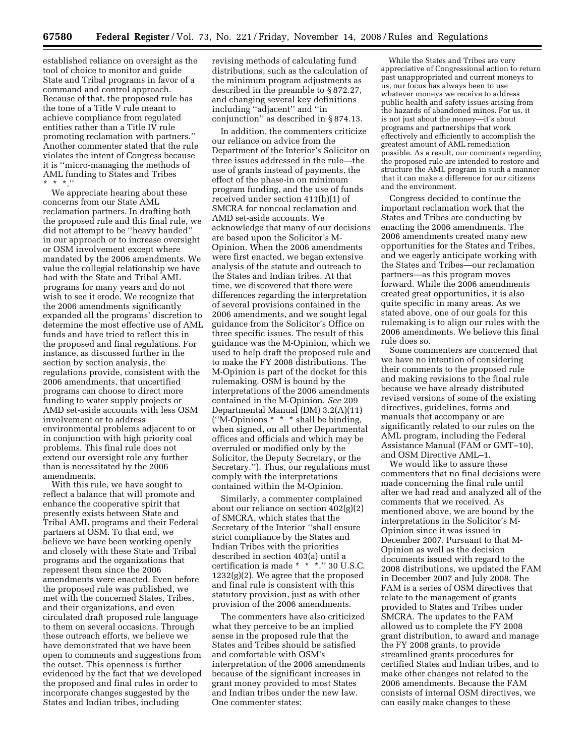established reliance on oversight as the tool of choice to monitor and guide State and Tribal programs in favor of a command and control approach. Because of that, the proposed rule has the tone of a Title V rule meant to achieve compliance from regulated entities rather than a Title IV rule promoting reclamation with partners.'' Another commenter stated that the rule violates the intent of Congress because it is ''micro-managing the methods of AML funding to States and Tribes * * *.''

We appreciate hearing about these concerns from our State AML reclamation partners. In drafting both the proposed rule and this final rule, we did not attempt to be ''heavy handed'' in our approach or to increase oversight or OSM involvement except where mandated by the 2006 amendments. We value the collegial relationship we have had with the State and Tribal AML programs for many years and do not wish to see it erode. We recognize that the 2006 amendments significantly expanded all the programs' discretion to determine the most effective use of AML funds and have tried to reflect this in the proposed and final regulations. For instance, as discussed further in the section by section analysis, the regulations provide, consistent with the 2006 amendments, that uncertified programs can choose to direct more funding to water supply projects or AMD set-aside accounts with less OSM involvement or to address environmental problems adjacent to or in conjunction with high priority coal problems. This final rule does not extend our oversight role any further than is necessitated by the 2006 amendments.

With this rule, we have sought to reflect a balance that will promote and enhance the cooperative spirit that presently exists between State and Tribal AML programs and their Federal partners at OSM. To that end, we believe we have been working openly and closely with these State and Tribal programs and the organizations that represent them since the 2006 amendments were enacted. Even before the proposed rule was published, we met with the concerned States, Tribes, and their organizations, and even circulated draft proposed rule language to them on several occasions. Through these outreach efforts, we believe we have demonstrated that we have been open to comments and suggestions from the outset. This openness is further evidenced by the fact that we developed the proposed and final rules in order to incorporate changes suggested by the States and Indian tribes, including revising methods of calculating fund distributions, such as the calculation of the minimum program adjustments as described in the preamble to § 872.27, and changing several key definitions including ''adjacent'' and ''in conjunction'' as described in § 874.13.

In addition, the commenters criticize our reliance on advice from the Department of the Interior's Solicitor on three issues addressed in the rule—the use of grants instead of payments, the effect of the phase-in on minimum program funding, and the use of funds received under section 411(h)(1) of SMCRA for noncoal reclamation and AMD set-aside accounts. We acknowledge that many of our decisions are based upon the Solicitor's M-Opinion. When the 2006 amendments were first enacted, we began extensive analysis of the statute and outreach to the States and Indian tribes. At that time, we discovered that there were differences regarding the interpretation of several provisions contained in the 2006 amendments, and we sought legal guidance from the Solicitor's Office on three specific issues. The result of this guidance was the M-Opinion, which we used to help draft the proposed rule and to make the FY 2008 distributions. The M-Opinion is part of the docket for this rulemaking. OSM is bound by the interpretations of the 2006 amendments contained in the M-Opinion. *See* 209 Departmental Manual (DM) 3.2(A)(11) (''M-Opinions * * * shall be binding, when signed, on all other Departmental offices and officials and which may be overruled or modified only by the Solicitor, the Deputy Secretary, or the Secretary.''). Thus, our regulations must comply with the interpretations contained within the M-Opinion.

Similarly, a commenter complained about our reliance on section 402(g)(2) of SMCRA, which states that the Secretary of the Interior ''shall ensure strict compliance by the States and Indian Tribes with the priorities described in section 403(a) until a certification is made * * *.'' 30 U.S.C. 1232(g)(2). We agree that the proposed and final rule is consistent with this statutory provision, just as with other provision of the 2006 amendments.

The commenters have also criticized what they perceive to be an implied sense in the proposed rule that the States and Tribes should be satisfied and comfortable with OSM's interpretation of the 2006 amendments because of the significant increases in grant money provided to most States and Indian tribes under the new law. One commenter states:

> While the States and Tribes are very appreciative of Congressional action to return past unappropriated and current moneys to us, our focus has always been to use whatever moneys we receive to address public health and safety issues arising from the hazards of abandoned mines. For us, it is not just about the money—it's about programs and partnerships that work effectively and efficiently to accomplish the greatest amount of AML remediation possible. As a result, our comments regarding the proposed rule are intended to restore and structure the AML program in such a manner that it can make a difference for our citizens and the environment.

Congress decided to continue the important reclamation work that the States and Tribes are conducting by enacting the 2006 amendments. The 2006 amendments created many new opportunities for the States and Tribes, and we eagerly anticipate working with the States and Tribes—our reclamation partners—as this program moves forward. While the 2006 amendments created great opportunities, it is also quite specific in many areas. As we stated above, one of our goals for this rulemaking is to align our rules with the 2006 amendments. We believe this final rule does so.

Some commenters are concerned that we have no intention of considering their comments to the proposed rule and making revisions to the final rule because we have already distributed revised versions of some of the existing directives, guidelines, forms and manuals that accompany or are significantly related to our rules on the AML program, including the Federal Assistance Manual (FAM or GMT–10), and OSM Directive AML–1.

We would like to assure these commenters that no final decisions were made concerning the final rule until after we had read and analyzed all of the comments that we received. As mentioned above, we are bound by the interpretations in the Solicitor's M-Opinion since it was issued in December 2007. Pursuant to that M-Opinion as well as the decision documents issued with regard to the 2008 distributions, we updated the FAM in December 2007 and July 2008. The FAM is a series of OSM directives that relate to the management of grants provided to States and Tribes under SMCRA. The updates to the FAM allowed us to complete the FY 2008 grant distribution, to award and manage the FY 2008 grants, to provide streamlined grants procedures for certified States and Indian tribes, and to make other changes not related to the 2006 amendments. Because the FAM consists of internal OSM directives, we can easily make changes to these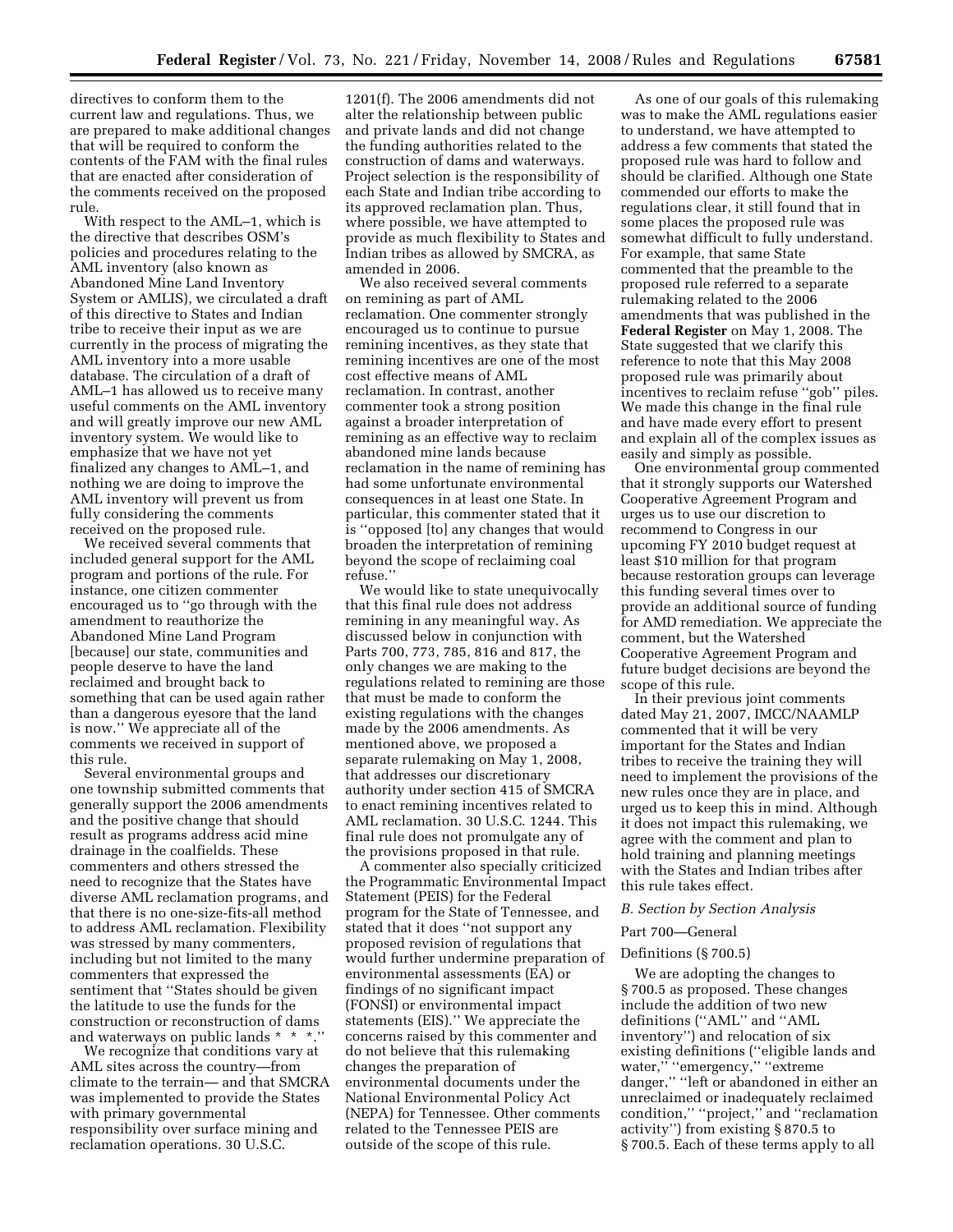directives to conform them to the current law and regulations. Thus, we are prepared to make additional changes that will be required to conform the contents of the FAM with the final rules that are enacted after consideration of the comments received on the proposed rule.

With respect to the AML–1, which is the directive that describes OSM's policies and procedures relating to the AML inventory (also known as Abandoned Mine Land Inventory System or AMLIS), we circulated a draft of this directive to States and Indian tribe to receive their input as we are currently in the process of migrating the AML inventory into a more usable database. The circulation of a draft of AML–1 has allowed us to receive many useful comments on the AML inventory and will greatly improve our new AML inventory system. We would like to emphasize that we have not yet finalized any changes to AML–1, and nothing we are doing to improve the AML inventory will prevent us from fully considering the comments received on the proposed rule.

We received several comments that included general support for the AML program and portions of the rule. For instance, one citizen commenter encouraged us to ''go through with the amendment to reauthorize the Abandoned Mine Land Program [because] our state, communities and people deserve to have the land reclaimed and brought back to something that can be used again rather than a dangerous eyesore that the land is now.'' We appreciate all of the comments we received in support of this rule.

Several environmental groups and one township submitted comments that generally support the 2006 amendments and the positive change that should result as programs address acid mine drainage in the coalfields. These commenters and others stressed the need to recognize that the States have diverse AML reclamation programs, and that there is no one-size-fits-all method to address AML reclamation. Flexibility was stressed by many commenters, including but not limited to the many commenters that expressed the sentiment that ''States should be given the latitude to use the funds for the construction or reconstruction of dams and waterways on public lands * * *.''

We recognize that conditions vary at AML sites across the country—from climate to the terrain— and that SMCRA was implemented to provide the States with primary governmental responsibility over surface mining and reclamation operations. 30 U.S.C. 1201(f). The 2006 amendments did not alter the relationship between public and private lands and did not change the funding authorities related to the construction of dams and waterways. Project selection is the responsibility of each State and Indian tribe according to its approved reclamation plan. Thus, where possible, we have attempted to provide as much flexibility to States and Indian tribes as allowed by SMCRA, as amended in 2006.

We also received several comments on remining as part of AML reclamation. One commenter strongly encouraged us to continue to pursue remining incentives, as they state that remining incentives are one of the most cost effective means of AML reclamation. In contrast, another commenter took a strong position against a broader interpretation of remining as an effective way to reclaim abandoned mine lands because reclamation in the name of remining has had some unfortunate environmental consequences in at least one State. In particular, this commenter stated that it is ''opposed [to] any changes that would broaden the interpretation of remining beyond the scope of reclaiming coal refuse.''

We would like to state unequivocally that this final rule does not address remining in any meaningful way. As discussed below in conjunction with Parts 700, 773, 785, 816 and 817, the only changes we are making to the regulations related to remining are those that must be made to conform the existing regulations with the changes made by the 2006 amendments. As mentioned above, we proposed a separate rulemaking on May 1, 2008, that addresses our discretionary authority under section 415 of SMCRA to enact remining incentives related to AML reclamation. 30 U.S.C. 1244. This final rule does not promulgate any of the provisions proposed in that rule.

A commenter also specially criticized the Programmatic Environmental Impact Statement (PEIS) for the Federal program for the State of Tennessee, and stated that it does ''not support any proposed revision of regulations that would further undermine preparation of environmental assessments (EA) or findings of no significant impact (FONSI) or environmental impact statements (EIS).'' We appreciate the concerns raised by this commenter and do not believe that this rulemaking changes the preparation of environmental documents under the National Environmental Policy Act (NEPA) for Tennessee. Other comments related to the Tennessee PEIS are outside of the scope of this rule.

As one of our goals of this rulemaking was to make the AML regulations easier to understand, we have attempted to address a few comments that stated the proposed rule was hard to follow and should be clarified. Although one State commended our efforts to make the regulations clear, it still found that in some places the proposed rule was somewhat difficult to fully understand. For example, that same State commented that the preamble to the proposed rule referred to a separate rulemaking related to the 2006 amendments that was published in the **Federal Register** on May 1, 2008. The State suggested that we clarify this reference to note that this May 2008 proposed rule was primarily about incentives to reclaim refuse ''gob'' piles. We made this change in the final rule and have made every effort to present and explain all of the complex issues as easily and simply as possible.

One environmental group commented that it strongly supports our Watershed Cooperative Agreement Program and urges us to use our discretion to recommend to Congress in our upcoming FY 2010 budget request at least $10 million for that program because restoration groups can leverage this funding several times over to provide an additional source of funding for AMD remediation. We appreciate the comment, but the Watershed Cooperative Agreement Program and future budget decisions are beyond the scope of this rule.

In their previous joint comments dated May 21, 2007, IMCC/NAAMLP commented that it will be very important for the States and Indian tribes to receive the training they will need to implement the provisions of the new rules once they are in place, and urged us to keep this in mind. Although it does not impact this rulemaking, we agree with the comment and plan to hold training and planning meetings with the States and Indian tribes after this rule takes effect.

### *B. Section by Section Analysis*

#### Part 700—General

##### Definitions (§ 700.5)

We are adopting the changes to § 700.5 as proposed. These changes include the addition of two new definitions (''AML'' and ''AML inventory'') and relocation of six existing definitions (''eligible lands and water,'' ''emergency,'' ''extreme danger,'' ''left or abandoned in either an unreclaimed or inadequately reclaimed condition,'' ''project,'' and ''reclamation activity'') from existing § 870.5 to § 700.5. Each of these terms apply to all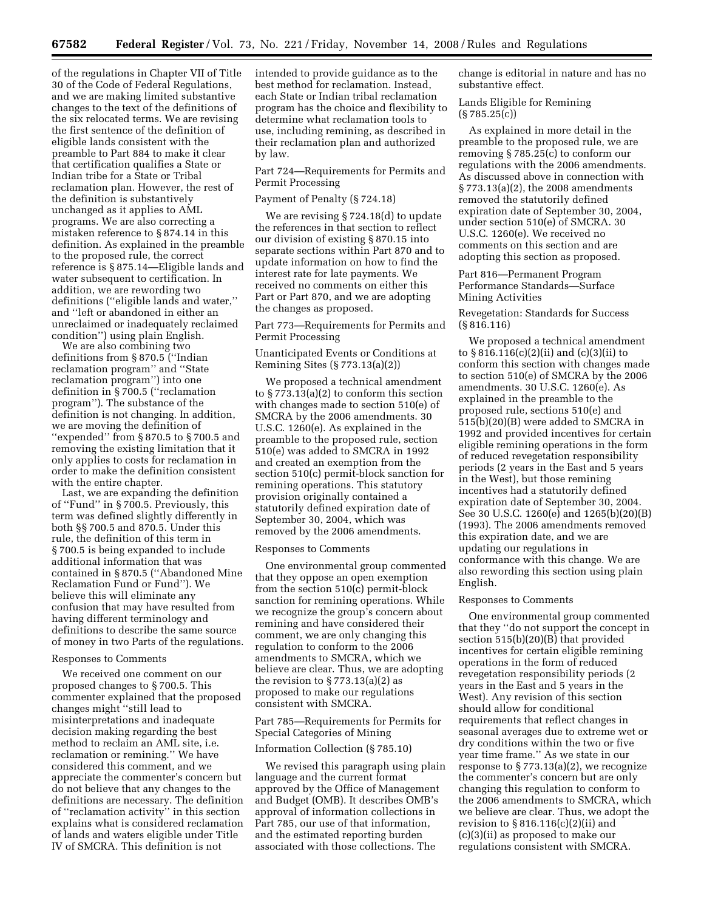of the regulations in Chapter VII of Title 30 of the Code of Federal Regulations, and we are making limited substantive changes to the text of the definitions of the six relocated terms. We are revising the first sentence of the definition of eligible lands consistent with the preamble to Part 884 to make it clear that certification qualifies a State or Indian tribe for a State or Tribal reclamation plan. However, the rest of the definition is substantively unchanged as it applies to AML programs. We are also correcting a mistaken reference to § 874.14 in this definition. As explained in the preamble to the proposed rule, the correct reference is § 875.14—Eligible lands and water subsequent to certification. In addition, we are rewording two definitions (''eligible lands and water,'' and ''left or abandoned in either an unreclaimed or inadequately reclaimed condition'') using plain English.

We are also combining two definitions from § 870.5 (''Indian reclamation program'' and ''State reclamation program'') into one definition in § 700.5 (''reclamation program''). The substance of the definition is not changing. In addition, we are moving the definition of ''expended'' from § 870.5 to § 700.5 and removing the existing limitation that it only applies to costs for reclamation in order to make the definition consistent with the entire chapter.

Last, we are expanding the definition of ''Fund'' in § 700.5. Previously, this term was defined slightly differently in both §§ 700.5 and 870.5. Under this rule, the definition of this term in § 700.5 is being expanded to include additional information that was contained in § 870.5 (''Abandoned Mine Reclamation Fund or Fund''). We believe this will eliminate any confusion that may have resulted from having different terminology and definitions to describe the same source of money in two Parts of the regulations.

Responses to Comments

We received one comment on our proposed changes to § 700.5. This commenter explained that the proposed changes might ''still lead to misinterpretations and inadequate decision making regarding the best method to reclaim an AML site, i.e. reclamation or remining.'' We have considered this comment, and we appreciate the commenter's concern but do not believe that any changes to the definitions are necessary. The definition of ''reclamation activity'' in this section explains what is considered reclamation of lands and waters eligible under Title IV of SMCRA. This definition is not intended to provide guidance as to the best method for reclamation. Instead, each State or Indian tribal reclamation program has the choice and flexibility to determine what reclamation tools to use, including remining, as described in their reclamation plan and authorized by law.

Part 724—Requirements for Permits and Permit Processing

Payment of Penalty (§ 724.18)

We are revising § 724.18(d) to update the references in that section to reflect our division of existing § 870.15 into separate sections within Part 870 and to update information on how to find the interest rate for late payments. We received no comments on either this Part or Part 870, and we are adopting the changes as proposed.

Part 773—Requirements for Permits and Permit Processing

Unanticipated Events or Conditions at Remining Sites (§ 773.13(a)(2))

We proposed a technical amendment to § 773.13(a)(2) to conform this section with changes made to section 510(e) of SMCRA by the 2006 amendments. 30 U.S.C. 1260(e). As explained in the preamble to the proposed rule, section 510(e) was added to SMCRA in 1992 and created an exemption from the section 510(c) permit-block sanction for remining operations. This statutory provision originally contained a statutorily defined expiration date of September 30, 2004, which was removed by the 2006 amendments.

Responses to Comments

One environmental group commented that they oppose an open exemption from the section 510(c) permit-block sanction for remining operations. While we recognize the group's concern about remining and have considered their comment, we are only changing this regulation to conform to the 2006 amendments to SMCRA, which we believe are clear. Thus, we are adopting the revision to § 773.13(a)(2) as proposed to make our regulations consistent with SMCRA.

Part 785—Requirements for Permits for Special Categories of Mining

Information Collection (§ 785.10)

We revised this paragraph using plain language and the current format approved by the Office of Management and Budget (OMB). It describes OMB's approval of information collections in Part 785, our use of that information, and the estimated reporting burden associated with those collections. The change is editorial in nature and has no substantive effect.

Lands Eligible for Remining (§ 785.25(c))

As explained in more detail in the preamble to the proposed rule, we are removing § 785.25(c) to conform our regulations with the 2006 amendments. As discussed above in connection with § 773.13(a)(2), the 2008 amendments removed the statutorily defined expiration date of September 30, 2004, under section 510(e) of SMCRA. 30 U.S.C. 1260(e). We received no comments on this section and are adopting this section as proposed.

Part 816—Permanent Program Performance Standards—Surface Mining Activities

Revegetation: Standards for Success (§ 816.116)

We proposed a technical amendment to § 816.116(c)(2)(ii) and (c)(3)(ii) to conform this section with changes made to section 510(e) of SMCRA by the 2006 amendments. 30 U.S.C. 1260(e). As explained in the preamble to the proposed rule, sections 510(e) and 515(b)(20)(B) were added to SMCRA in 1992 and provided incentives for certain eligible remining operations in the form of reduced revegetation responsibility periods (2 years in the East and 5 years in the West), but those remining incentives had a statutorily defined expiration date of September 30, 2004. See 30 U.S.C. 1260(e) and 1265(b)(20)(B) (1993). The 2006 amendments removed this expiration date, and we are updating our regulations in conformance with this change. We are also rewording this section using plain English.

Responses to Comments

One environmental group commented that they ''do not support the concept in section 515(b)(20)(B) that provided incentives for certain eligible remining operations in the form of reduced revegetation responsibility periods (2 years in the East and 5 years in the West). Any revision of this section should allow for conditional requirements that reflect changes in seasonal averages due to extreme wet or dry conditions within the two or five year time frame.'' As we state in our response to § 773.13(a)(2), we recognize the commenter's concern but are only changing this regulation to conform to the 2006 amendments to SMCRA, which we believe are clear. Thus, we adopt the revision to § 816.116(c)(2)(ii) and (c)(3)(ii) as proposed to make our regulations consistent with SMCRA.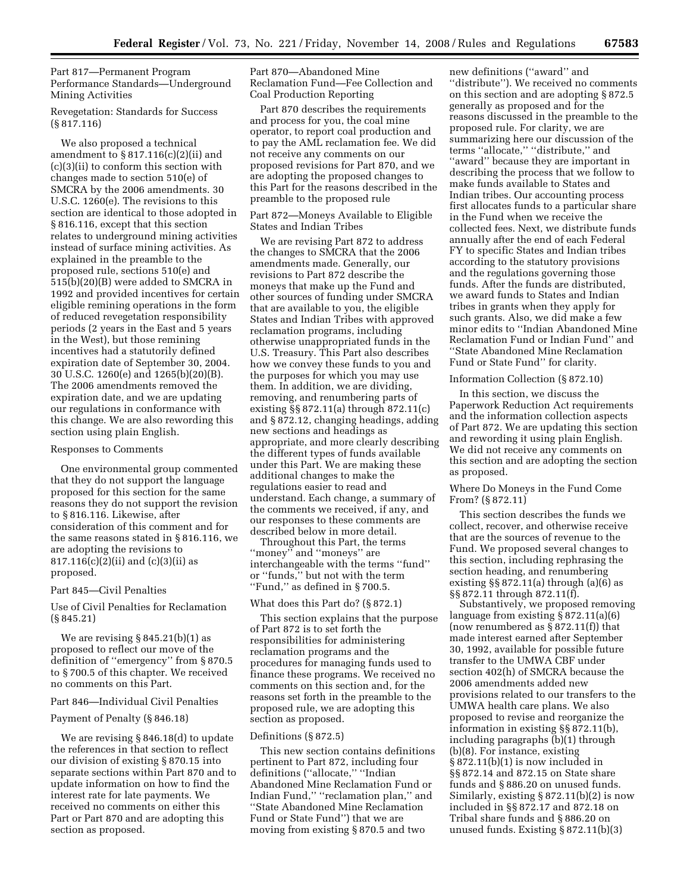Part 817—Permanent Program Performance Standards—Underground Mining Activities

Revegetation: Standards for Success (§ 817.116)

We also proposed a technical amendment to § 817.116(c)(2)(ii) and (c)(3)(ii) to conform this section with changes made to section 510(e) of SMCRA by the 2006 amendments. 30 U.S.C. 1260(e). The revisions to this section are identical to those adopted in § 816.116, except that this section relates to underground mining activities instead of surface mining activities. As explained in the preamble to the proposed rule, sections 510(e) and 515(b)(20)(B) were added to SMCRA in 1992 and provided incentives for certain eligible remining operations in the form of reduced revegetation responsibility periods (2 years in the East and 5 years in the West), but those remining incentives had a statutorily defined expiration date of September 30, 2004. 30 U.S.C. 1260(e) and 1265(b)(20)(B). The 2006 amendments removed the expiration date, and we are updating our regulations in conformance with this change. We are also rewording this section using plain English.

Responses to Comments

One environmental group commented that they do not support the language proposed for this section for the same reasons they do not support the revision to § 816.116. Likewise, after consideration of this comment and for the same reasons stated in § 816.116, we are adopting the revisions to 817.116(c)(2)(ii) and (c)(3)(ii) as proposed.

Part 845—Civil Penalties

Use of Civil Penalties for Reclamation (§ 845.21)

We are revising § 845.21(b)(1) as proposed to reflect our move of the definition of ''emergency'' from § 870.5 to § 700.5 of this chapter. We received no comments on this Part.

Part 846—Individual Civil Penalties

Payment of Penalty (§ 846.18)

We are revising § 846.18(d) to update the references in that section to reflect our division of existing § 870.15 into separate sections within Part 870 and to update information on how to find the interest rate for late payments. We received no comments on either this Part or Part 870 and are adopting this section as proposed.

Part 870—Abandoned Mine Reclamation Fund—Fee Collection and Coal Production Reporting

Part 870 describes the requirements and process for you, the coal mine operator, to report coal production and to pay the AML reclamation fee. We did not receive any comments on our proposed revisions for Part 870, and we are adopting the proposed changes to this Part for the reasons described in the preamble to the proposed rule

Part 872—Moneys Available to Eligible States and Indian Tribes

We are revising Part 872 to address the changes to SMCRA that the 2006 amendments made. Generally, our revisions to Part 872 describe the moneys that make up the Fund and other sources of funding under SMCRA that are available to you, the eligible States and Indian Tribes with approved reclamation programs, including otherwise unappropriated funds in the U.S. Treasury. This Part also describes how we convey these funds to you and the purposes for which you may use them. In addition, we are dividing, removing, and renumbering parts of existing §§ 872.11(a) through 872.11(c) and § 872.12, changing headings, adding new sections and headings as appropriate, and more clearly describing the different types of funds available under this Part. We are making these additional changes to make the regulations easier to read and understand. Each change, a summary of the comments we received, if any, and our responses to these comments are described below in more detail.

Throughout this Part, the terms ''money'' and ''moneys'' are interchangeable with the terms ''fund'' or ''funds,'' but not with the term ''Fund,'' as defined in § 700.5.

What does this Part do? (§ 872.1)

This section explains that the purpose of Part 872 is to set forth the responsibilities for administering reclamation programs and the procedures for managing funds used to finance these programs. We received no comments on this section and, for the reasons set forth in the preamble to the proposed rule, we are adopting this section as proposed.

Definitions (§ 872.5)

This new section contains definitions pertinent to Part 872, including four definitions (''allocate,'' ''Indian Abandoned Mine Reclamation Fund or Indian Fund,'' ''reclamation plan,'' and ''State Abandoned Mine Reclamation Fund or State Fund'') that we are moving from existing § 870.5 and two new definitions (''award'' and ''distribute''). We received no comments on this section and are adopting § 872.5 generally as proposed and for the reasons discussed in the preamble to the proposed rule. For clarity, we are summarizing here our discussion of the terms ''allocate,'' ''distribute,'' and ''award'' because they are important in describing the process that we follow to make funds available to States and Indian tribes. Our accounting process first allocates funds to a particular share in the Fund when we receive the collected fees. Next, we distribute funds annually after the end of each Federal FY to specific States and Indian tribes according to the statutory provisions and the regulations governing those funds. After the funds are distributed, we award funds to States and Indian tribes in grants when they apply for such grants. Also, we did make a few minor edits to ''Indian Abandoned Mine Reclamation Fund or Indian Fund'' and ''State Abandoned Mine Reclamation Fund or State Fund'' for clarity.

Information Collection (§ 872.10)

In this section, we discuss the Paperwork Reduction Act requirements and the information collection aspects of Part 872. We are updating this section and rewording it using plain English. We did not receive any comments on this section and are adopting the section as proposed.

Where Do Moneys in the Fund Come From? (§ 872.11)

This section describes the funds we collect, recover, and otherwise receive that are the sources of revenue to the Fund. We proposed several changes to this section, including rephrasing the section heading, and renumbering existing §§ 872.11(a) through (a)(6) as §§ 872.11 through 872.11(f).

Substantively, we proposed removing language from existing § 872.11(a)(6) (now renumbered as § 872.11(f)) that made interest earned after September 30, 1992, available for possible future transfer to the UMWA CBF under section 402(h) of SMCRA because the 2006 amendments added new provisions related to our transfers to the UMWA health care plans. We also proposed to revise and reorganize the information in existing §§ 872.11(b), including paragraphs (b)(1) through (b)(8). For instance, existing § 872.11(b)(1) is now included in §§ 872.14 and 872.15 on State share funds and § 886.20 on unused funds. Similarly, existing § 872.11(b)(2) is now included in §§ 872.17 and 872.18 on Tribal share funds and § 886.20 on unused funds. Existing § 872.11(b)(3)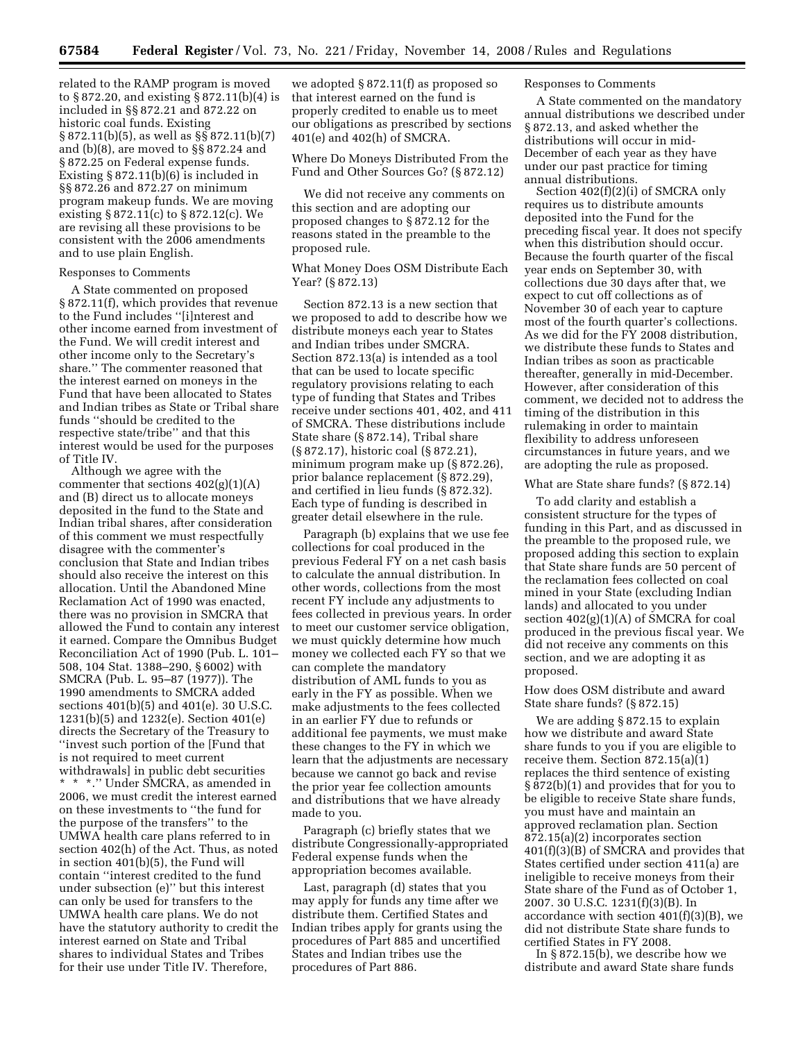related to the RAMP program is moved to § 872.20, and existing § 872.11(b)(4) is included in §§ 872.21 and 872.22 on historic coal funds. Existing § 872.11(b)(5), as well as §§ 872.11(b)(7) and (b)(8), are moved to §§ 872.24 and § 872.25 on Federal expense funds. Existing § 872.11(b)(6) is included in §§ 872.26 and 872.27 on minimum program makeup funds. We are moving existing § 872.11(c) to § 872.12(c). We are revising all these provisions to be consistent with the 2006 amendments and to use plain English.

Responses to Comments

A State commented on proposed § 872.11(f), which provides that revenue to the Fund includes ''[i]nterest and other income earned from investment of the Fund. We will credit interest and other income only to the Secretary's share.'' The commenter reasoned that the interest earned on moneys in the Fund that have been allocated to States and Indian tribes as State or Tribal share funds ''should be credited to the respective state/tribe'' and that this interest would be used for the purposes of Title IV.

Although we agree with the commenter that sections 402(g)(1)(A) and (B) direct us to allocate moneys deposited in the fund to the State and Indian tribal shares, after consideration of this comment we must respectfully disagree with the commenter's conclusion that State and Indian tribes should also receive the interest on this allocation. Until the Abandoned Mine Reclamation Act of 1990 was enacted, there was no provision in SMCRA that allowed the Fund to contain any interest it earned. Compare the Omnibus Budget Reconciliation Act of 1990 (Pub. L. 101–508, 104 Stat. 1388–290, § 6002) with SMCRA (Pub. L. 95–87 (1977)). The 1990 amendments to SMCRA added sections 401(b)(5) and 401(e). 30 U.S.C. 1231(b)(5) and 1232(e). Section 401(e) directs the Secretary of the Treasury to ''invest such portion of the [Fund that is not required to meet current withdrawals] in public debt securities * * *.'' Under SMCRA, as amended in 2006, we must credit the interest earned on these investments to ''the fund for the purpose of the transfers'' to the UMWA health care plans referred to in section 402(h) of the Act. Thus, as noted in section 401(b)(5), the Fund will contain ''interest credited to the fund under subsection (e)'' but this interest can only be used for transfers to the UMWA health care plans. We do not have the statutory authority to credit the interest earned on State and Tribal shares to individual States and Tribes for their use under Title IV. Therefore, we adopted § 872.11(f) as proposed so that interest earned on the fund is properly credited to enable us to meet our obligations as prescribed by sections 401(e) and 402(h) of SMCRA.

Where Do Moneys Distributed From the Fund and Other Sources Go? (§ 872.12)

We did not receive any comments on this section and are adopting our proposed changes to § 872.12 for the reasons stated in the preamble to the proposed rule.

What Money Does OSM Distribute Each Year? (§ 872.13)

Section 872.13 is a new section that we proposed to add to describe how we distribute moneys each year to States and Indian tribes under SMCRA. Section 872.13(a) is intended as a tool that can be used to locate specific regulatory provisions relating to each type of funding that States and Tribes receive under sections 401, 402, and 411 of SMCRA. These distributions include State share (§ 872.14), Tribal share (§ 872.17), historic coal (§ 872.21), minimum program make up (§ 872.26), prior balance replacement (§ 872.29), and certified in lieu funds (§ 872.32). Each type of funding is described in greater detail elsewhere in the rule.

Paragraph (b) explains that we use fee collections for coal produced in the previous Federal FY on a net cash basis to calculate the annual distribution. In other words, collections from the most recent FY include any adjustments to fees collected in previous years. In order to meet our customer service obligation, we must quickly determine how much money we collected each FY so that we can complete the mandatory distribution of AML funds to you as early in the FY as possible. When we make adjustments to the fees collected in an earlier FY due to refunds or additional fee payments, we must make these changes to the FY in which we learn that the adjustments are necessary because we cannot go back and revise the prior year fee collection amounts and distributions that we have already made to you.

Paragraph (c) briefly states that we distribute Congressionally-appropriated Federal expense funds when the appropriation becomes available.

Last, paragraph (d) states that you may apply for funds any time after we distribute them. Certified States and Indian tribes apply for grants using the procedures of Part 885 and uncertified States and Indian tribes use the procedures of Part 886.

Responses to Comments

A State commented on the mandatory annual distributions we described under § 872.13, and asked whether the distributions will occur in mid-December of each year as they have under our past practice for timing annual distributions.

Section 402(f)(2)(i) of SMCRA only requires us to distribute amounts deposited into the Fund for the preceding fiscal year. It does not specify when this distribution should occur. Because the fourth quarter of the fiscal year ends on September 30, with collections due 30 days after that, we expect to cut off collections as of November 30 of each year to capture most of the fourth quarter's collections. As we did for the FY 2008 distribution, we distribute these funds to States and Indian tribes as soon as practicable thereafter, generally in mid-December. However, after consideration of this comment, we decided not to address the timing of the distribution in this rulemaking in order to maintain flexibility to address unforeseen circumstances in future years, and we are adopting the rule as proposed.

What are State share funds? (§ 872.14)

To add clarity and establish a consistent structure for the types of funding in this Part, and as discussed in the preamble to the proposed rule, we proposed adding this section to explain that State share funds are 50 percent of the reclamation fees collected on coal mined in your State (excluding Indian lands) and allocated to you under section 402(g)(1)(A) of SMCRA for coal produced in the previous fiscal year. We did not receive any comments on this section, and we are adopting it as proposed.

How does OSM distribute and award State share funds? (§ 872.15)

We are adding § 872.15 to explain how we distribute and award State share funds to you if you are eligible to receive them. Section 872.15(a)(1) replaces the third sentence of existing § 872(b)(1) and provides that for you to be eligible to receive State share funds, you must have and maintain an approved reclamation plan. Section 872.15(a)(2) incorporates section 401(f)(3)(B) of SMCRA and provides that States certified under section 411(a) are ineligible to receive moneys from their State share of the Fund as of October 1, 2007. 30 U.S.C. 1231(f)(3)(B). In accordance with section 401(f)(3)(B), we did not distribute State share funds to certified States in FY 2008.

In § 872.15(b), we describe how we distribute and award State share funds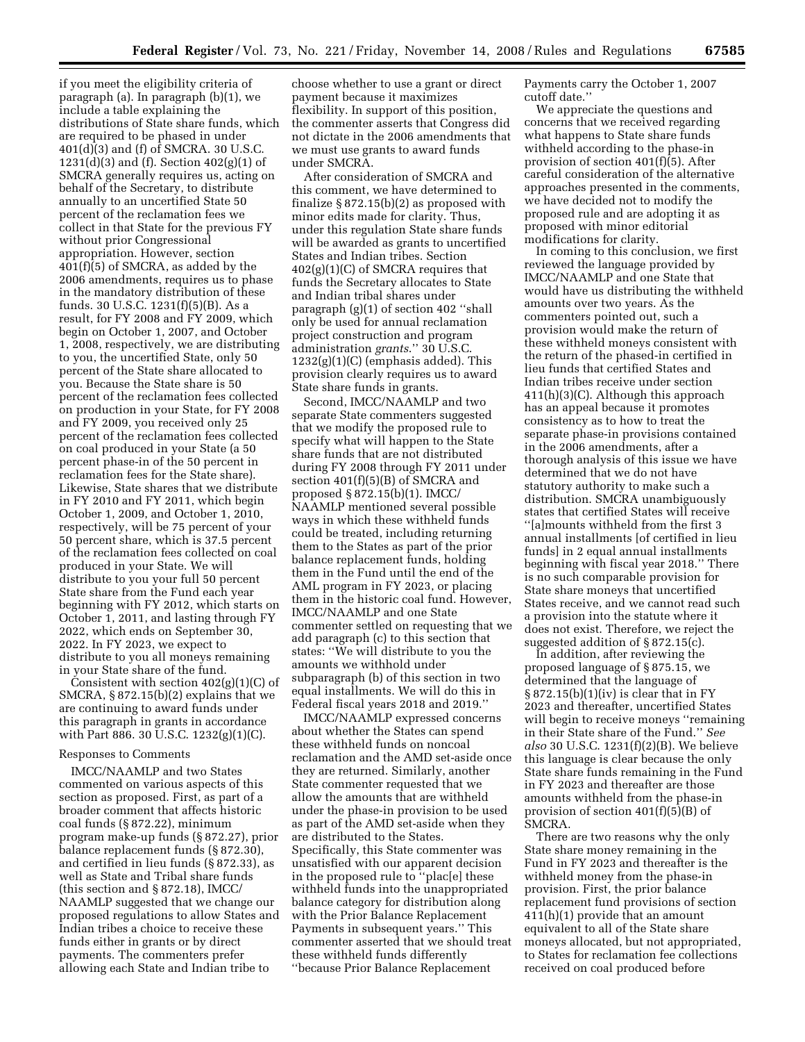if you meet the eligibility criteria of paragraph (a). In paragraph (b)(1), we include a table explaining the distributions of State share funds, which are required to be phased in under 401(d)(3) and (f) of SMCRA. 30 U.S.C. 1231(d)(3) and (f). Section 402(g)(1) of SMCRA generally requires us, acting on behalf of the Secretary, to distribute annually to an uncertified State 50 percent of the reclamation fees we collect in that State for the previous FY without prior Congressional appropriation. However, section 401(f)(5) of SMCRA, as added by the 2006 amendments, requires us to phase in the mandatory distribution of these funds. 30 U.S.C. 1231(f)(5)(B). As a result, for FY 2008 and FY 2009, which begin on October 1, 2007, and October 1, 2008, respectively, we are distributing to you, the uncertified State, only 50 percent of the State share allocated to you. Because the State share is 50 percent of the reclamation fees collected on production in your State, for FY 2008 and FY 2009, you received only 25 percent of the reclamation fees collected on coal produced in your State (a 50 percent phase-in of the 50 percent in reclamation fees for the State share). Likewise, State shares that we distribute in FY 2010 and FY 2011, which begin October 1, 2009, and October 1, 2010, respectively, will be 75 percent of your 50 percent share, which is 37.5 percent of the reclamation fees collected on coal produced in your State. We will distribute to you your full 50 percent State share from the Fund each year beginning with FY 2012, which starts on October 1, 2011, and lasting through FY 2022, which ends on September 30, 2022. In FY 2023, we expect to distribute to you all moneys remaining in your State share of the fund.

Consistent with section 402(g)(1)(C) of SMCRA, § 872.15(b)(2) explains that we are continuing to award funds under this paragraph in grants in accordance with Part 886. 30 U.S.C. 1232(g)(1)(C).

Responses to Comments

IMCC/NAAMLP and two States commented on various aspects of this section as proposed. First, as part of a broader comment that affects historic coal funds (§ 872.22), minimum program make-up funds (§ 872.27), prior balance replacement funds (§ 872.30), and certified in lieu funds (§ 872.33), as well as State and Tribal share funds (this section and § 872.18), IMCC/NAAMLP suggested that we change our proposed regulations to allow States and Indian tribes a choice to receive these funds either in grants or by direct payments. The commenters prefer allowing each State and Indian tribe to choose whether to use a grant or direct payment because it maximizes flexibility. In support of this position, the commenter asserts that Congress did not dictate in the 2006 amendments that we must use grants to award funds under SMCRA.

After consideration of SMCRA and this comment, we have determined to finalize § 872.15(b)(2) as proposed with minor edits made for clarity. Thus, under this regulation State share funds will be awarded as grants to uncertified States and Indian tribes. Section 402(g)(1)(C) of SMCRA requires that funds the Secretary allocates to State and Indian tribal shares under paragraph (g)(1) of section 402 ''shall only be used for annual reclamation project construction and program administration *grants*.'' 30 U.S.C. 1232(g)(1)(C) (emphasis added). This provision clearly requires us to award State share funds in grants.

Second, IMCC/NAAMLP and two separate State commenters suggested that we modify the proposed rule to specify what will happen to the State share funds that are not distributed during FY 2008 through FY 2011 under section 401(f)(5)(B) of SMCRA and proposed § 872.15(b)(1). IMCC/NAAMLP mentioned several possible ways in which these withheld funds could be treated, including returning them to the States as part of the prior balance replacement funds, holding them in the Fund until the end of the AML program in FY 2023, or placing them in the historic coal fund. However, IMCC/NAAMLP and one State commenter settled on requesting that we add paragraph (c) to this section that states: ''We will distribute to you the amounts we withhold under subparagraph (b) of this section in two equal installments. We will do this in Federal fiscal years 2018 and 2019.''

IMCC/NAAMLP expressed concerns about whether the States can spend these withheld funds on noncoal reclamation and the AMD set-aside once they are returned. Similarly, another State commenter requested that we allow the amounts that are withheld under the phase-in provision to be used as part of the AMD set-aside when they are distributed to the States. Specifically, this State commenter was unsatisfied with our apparent decision in the proposed rule to ''plac[e] these withheld funds into the unappropriated balance category for distribution along with the Prior Balance Replacement Payments in subsequent years.'' This commenter asserted that we should treat these withheld funds differently ''because Prior Balance Replacement Payments carry the October 1, 2007 cutoff date.''

We appreciate the questions and concerns that we received regarding what happens to State share funds withheld according to the phase-in provision of section 401(f)(5). After careful consideration of the alternative approaches presented in the comments, we have decided not to modify the proposed rule and are adopting it as proposed with minor editorial modifications for clarity.

In coming to this conclusion, we first reviewed the language provided by IMCC/NAAMLP and one State that would have us distributing the withheld amounts over two years. As the commenters pointed out, such a provision would make the return of these withheld moneys consistent with the return of the phased-in certified in lieu funds that certified States and Indian tribes receive under section 411(h)(3)(C). Although this approach has an appeal because it promotes consistency as to how to treat the separate phase-in provisions contained in the 2006 amendments, after a thorough analysis of this issue we have determined that we do not have statutory authority to make such a distribution. SMCRA unambiguously states that certified States will receive ''[a]mounts withheld from the first 3 annual installments [of certified in lieu funds] in 2 equal annual installments beginning with fiscal year 2018.'' There is no such comparable provision for State share moneys that uncertified States receive, and we cannot read such a provision into the statute where it does not exist. Therefore, we reject the suggested addition of § 872.15(c).

In addition, after reviewing the proposed language of § 875.15, we determined that the language of § 872.15(b)(1)(iv) is clear that in FY 2023 and thereafter, uncertified States will begin to receive moneys ''remaining in their State share of the Fund.'' *See also* 30 U.S.C. 1231(f)(2)(B). We believe this language is clear because the only State share funds remaining in the Fund in FY 2023 and thereafter are those amounts withheld from the phase-in provision of section 401(f)(5)(B) of SMCRA.

There are two reasons why the only State share money remaining in the Fund in FY 2023 and thereafter is the withheld money from the phase-in provision. First, the prior balance replacement fund provisions of section 411(h)(1) provide that an amount equivalent to all of the State share moneys allocated, but not appropriated, to States for reclamation fee collections received on coal produced before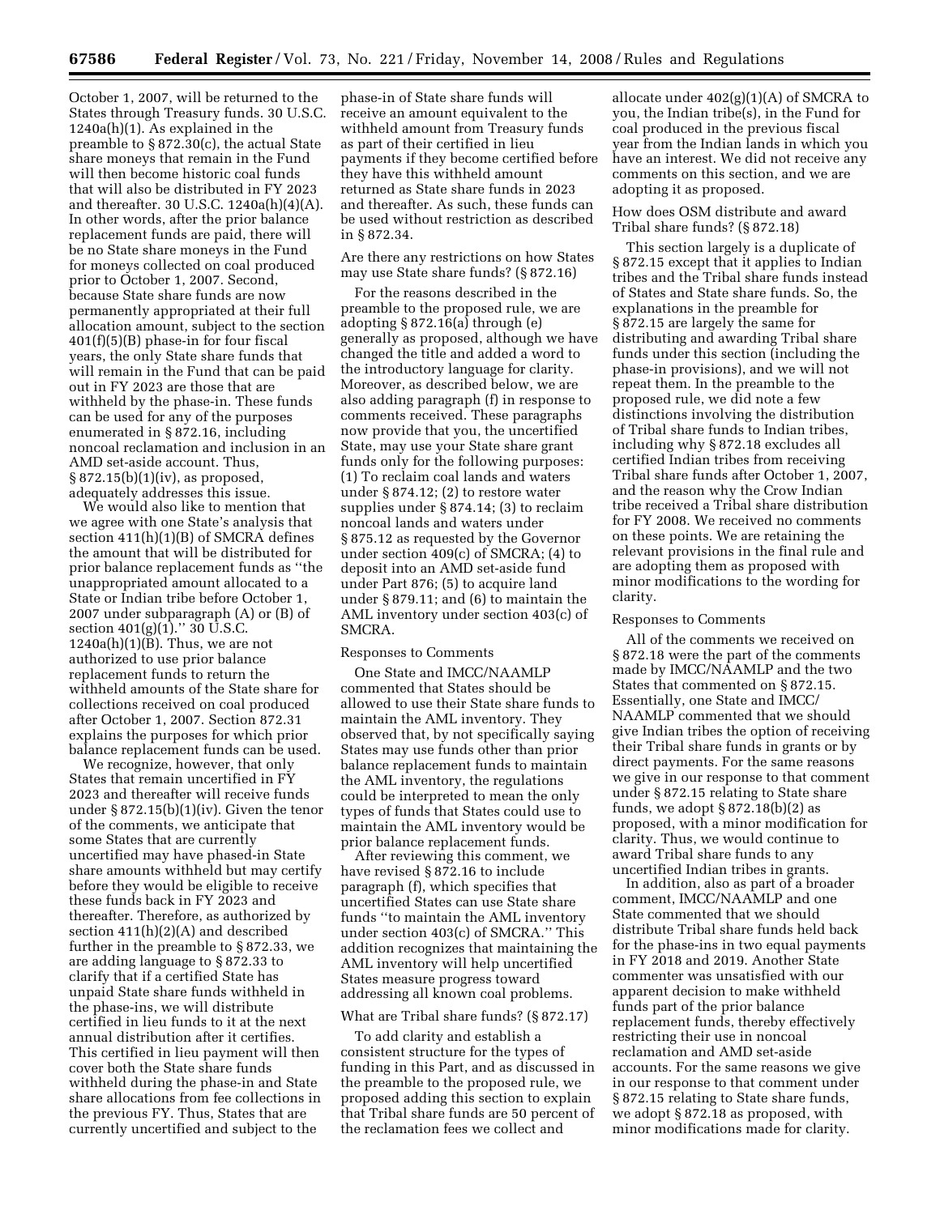October 1, 2007, will be returned to the States through Treasury funds. 30 U.S.C. 1240a(h)(1). As explained in the preamble to § 872.30(c), the actual State share moneys that remain in the Fund will then become historic coal funds that will also be distributed in FY 2023 and thereafter. 30 U.S.C. 1240a(h)(4)(A). In other words, after the prior balance replacement funds are paid, there will be no State share moneys in the Fund for moneys collected on coal produced prior to October 1, 2007. Second, because State share funds are now permanently appropriated at their full allocation amount, subject to the section 401(f)(5)(B) phase-in for four fiscal years, the only State share funds that will remain in the Fund that can be paid out in FY 2023 are those that are withheld by the phase-in. These funds can be used for any of the purposes enumerated in § 872.16, including noncoal reclamation and inclusion in an AMD set-aside account. Thus, § 872.15(b)(1)(iv), as proposed, adequately addresses this issue.

We would also like to mention that we agree with one State's analysis that section 411(h)(1)(B) of SMCRA defines the amount that will be distributed for prior balance replacement funds as ''the unappropriated amount allocated to a State or Indian tribe before October 1, 2007 under subparagraph (A) or (B) of section 401(g)(1).'' 30 U.S.C. 1240a(h)(1)(B). Thus, we are not authorized to use prior balance replacement funds to return the withheld amounts of the State share for collections received on coal produced after October 1, 2007. Section 872.31 explains the purposes for which prior balance replacement funds can be used.

We recognize, however, that only States that remain uncertified in FY 2023 and thereafter will receive funds under § 872.15(b)(1)(iv). Given the tenor of the comments, we anticipate that some States that are currently uncertified may have phased-in State share amounts withheld but may certify before they would be eligible to receive these funds back in FY 2023 and thereafter. Therefore, as authorized by section 411(h)(2)(A) and described further in the preamble to § 872.33, we are adding language to § 872.33 to clarify that if a certified State has unpaid State share funds withheld in the phase-ins, we will distribute certified in lieu funds to it at the next annual distribution after it certifies. This certified in lieu payment will then cover both the State share funds withheld during the phase-in and State share allocations from fee collections in the previous FY. Thus, States that are currently uncertified and subject to the phase-in of State share funds will receive an amount equivalent to the withheld amount from Treasury funds as part of their certified in lieu payments if they become certified before they have this withheld amount returned as State share funds in 2023 and thereafter. As such, these funds can be used without restriction as described in § 872.34.

Are there any restrictions on how States may use State share funds? (§ 872.16)

For the reasons described in the preamble to the proposed rule, we are adopting § 872.16(a) through (e) generally as proposed, although we have changed the title and added a word to the introductory language for clarity. Moreover, as described below, we are also adding paragraph (f) in response to comments received. These paragraphs now provide that you, the uncertified State, may use your State share grant funds only for the following purposes: (1) To reclaim coal lands and waters under § 874.12; (2) to restore water supplies under § 874.14; (3) to reclaim noncoal lands and waters under § 875.12 as requested by the Governor under section 409(c) of SMCRA; (4) to deposit into an AMD set-aside fund under Part 876; (5) to acquire land under § 879.11; and (6) to maintain the AML inventory under section 403(c) of SMCRA.

Responses to Comments

One State and IMCC/NAAMLP commented that States should be allowed to use their State share funds to maintain the AML inventory. They observed that, by not specifically saying States may use funds other than prior balance replacement funds to maintain the AML inventory, the regulations could be interpreted to mean the only types of funds that States could use to maintain the AML inventory would be prior balance replacement funds.

After reviewing this comment, we have revised § 872.16 to include paragraph (f), which specifies that uncertified States can use State share funds ''to maintain the AML inventory under section 403(c) of SMCRA.'' This addition recognizes that maintaining the AML inventory will help uncertified States measure progress toward addressing all known coal problems.

What are Tribal share funds? (§ 872.17)

To add clarity and establish a consistent structure for the types of funding in this Part, and as discussed in the preamble to the proposed rule, we proposed adding this section to explain that Tribal share funds are 50 percent of the reclamation fees we collect and allocate under 402(g)(1)(A) of SMCRA to you, the Indian tribe(s), in the Fund for coal produced in the previous fiscal year from the Indian lands in which you have an interest. We did not receive any comments on this section, and we are adopting it as proposed.

How does OSM distribute and award Tribal share funds? (§ 872.18)

This section largely is a duplicate of § 872.15 except that it applies to Indian tribes and the Tribal share funds instead of States and State share funds. So, the explanations in the preamble for § 872.15 are largely the same for distributing and awarding Tribal share funds under this section (including the phase-in provisions), and we will not repeat them. In the preamble to the proposed rule, we did note a few distinctions involving the distribution of Tribal share funds to Indian tribes, including why § 872.18 excludes all certified Indian tribes from receiving Tribal share funds after October 1, 2007, and the reason why the Crow Indian tribe received a Tribal share distribution for FY 2008. We received no comments on these points. We are retaining the relevant provisions in the final rule and are adopting them as proposed with minor modifications to the wording for clarity.

Responses to Comments

All of the comments we received on § 872.18 were the part of the comments made by IMCC/NAAMLP and the two States that commented on § 872.15. Essentially, one State and IMCC/NAAMLP commented that we should give Indian tribes the option of receiving their Tribal share funds in grants or by direct payments. For the same reasons we give in our response to that comment under § 872.15 relating to State share funds, we adopt § 872.18(b)(2) as proposed, with a minor modification for clarity. Thus, we would continue to award Tribal share funds to any uncertified Indian tribes in grants.

In addition, also as part of a broader comment, IMCC/NAAMLP and one State commented that we should distribute Tribal share funds held back for the phase-ins in two equal payments in FY 2018 and 2019. Another State commenter was unsatisfied with our apparent decision to make withheld funds part of the prior balance replacement funds, thereby effectively restricting their use in noncoal reclamation and AMD set-aside accounts. For the same reasons we give in our response to that comment under § 872.15 relating to State share funds, we adopt § 872.18 as proposed, with minor modifications made for clarity.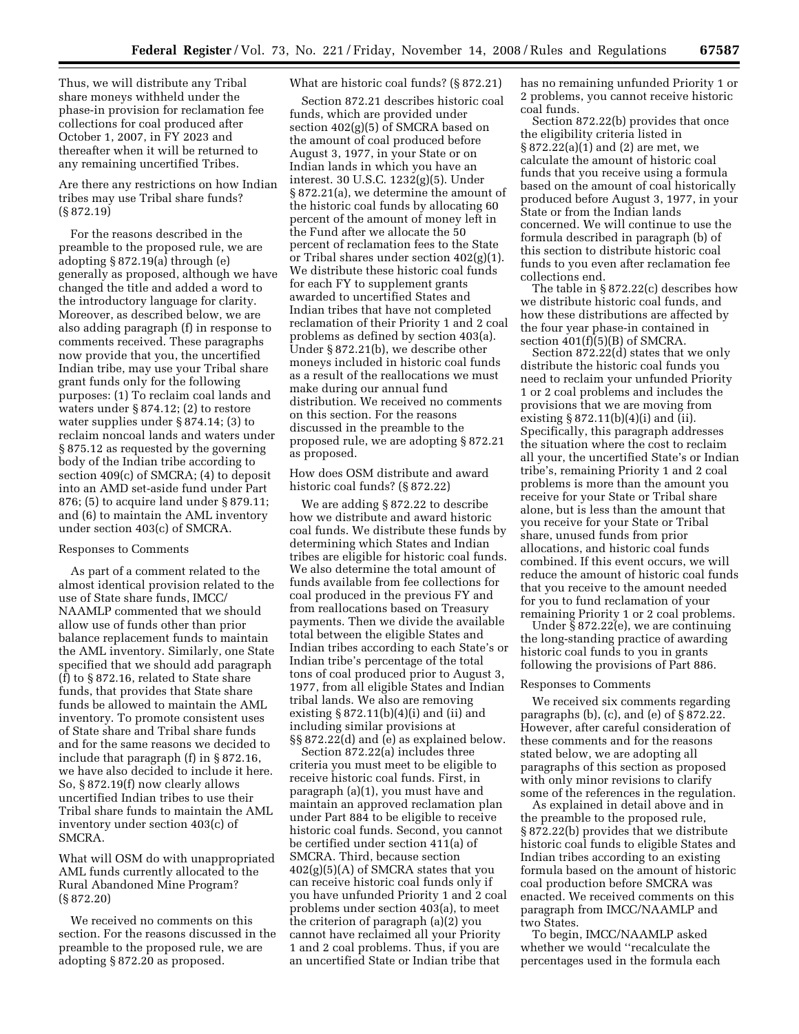Thus, we will distribute any Tribal share moneys withheld under the phase-in provision for reclamation fee collections for coal produced after October 1, 2007, in FY 2023 and thereafter when it will be returned to any remaining uncertified Tribes.

### Are there any restrictions on how Indian tribes may use Tribal share funds? (§ 872.19)

For the reasons described in the preamble to the proposed rule, we are adopting § 872.19(a) through (e) generally as proposed, although we have changed the title and added a word to the introductory language for clarity. Moreover, as described below, we are also adding paragraph (f) in response to comments received. These paragraphs now provide that you, the uncertified Indian tribe, may use your Tribal share grant funds only for the following purposes: (1) To reclaim coal lands and waters under § 874.12; (2) to restore water supplies under § 874.14; (3) to reclaim noncoal lands and waters under § 875.12 as requested by the governing body of the Indian tribe according to section 409(c) of SMCRA; (4) to deposit into an AMD set-aside fund under Part 876; (5) to acquire land under § 879.11; and (6) to maintain the AML inventory under section 403(c) of SMCRA.

#### Responses to Comments

As part of a comment related to the almost identical provision related to the use of State share funds, IMCC/NAAMLP commented that we should allow use of funds other than prior balance replacement funds to maintain the AML inventory. Similarly, one State specified that we should add paragraph (f) to § 872.16, related to State share funds, that provides that State share funds be allowed to maintain the AML inventory. To promote consistent uses of State share and Tribal share funds and for the same reasons we decided to include that paragraph (f) in § 872.16, we have also decided to include it here. So, § 872.19(f) now clearly allows uncertified Indian tribes to use their Tribal share funds to maintain the AML inventory under section 403(c) of SMCRA.

### What will OSM do with unappropriated AML funds currently allocated to the Rural Abandoned Mine Program? (§ 872.20)

We received no comments on this section. For the reasons discussed in the preamble to the proposed rule, we are adopting § 872.20 as proposed.

### What are historic coal funds? (§ 872.21)

Section 872.21 describes historic coal funds, which are provided under section 402(g)(5) of SMCRA based on the amount of coal produced before August 3, 1977, in your State or on Indian lands in which you have an interest. 30 U.S.C. 1232(g)(5). Under § 872.21(a), we determine the amount of the historic coal funds by allocating 60 percent of the amount of money left in the Fund after we allocate the 50 percent of reclamation fees to the State or Tribal shares under section 402(g)(1). We distribute these historic coal funds for each FY to supplement grants awarded to uncertified States and Indian tribes that have not completed reclamation of their Priority 1 and 2 coal problems as defined by section 403(a). Under § 872.21(b), we describe other moneys included in historic coal funds as a result of the reallocations we must make during our annual fund distribution. We received no comments on this section. For the reasons discussed in the preamble to the proposed rule, we are adopting § 872.21 as proposed.

### How does OSM distribute and award historic coal funds? (§ 872.22)

We are adding § 872.22 to describe how we distribute and award historic coal funds. We distribute these funds by determining which States and Indian tribes are eligible for historic coal funds. We also determine the total amount of funds available from fee collections for coal produced in the previous FY and from reallocations based on Treasury payments. Then we divide the available total between the eligible States and Indian tribes according to each State's or Indian tribe's percentage of the total tons of coal produced prior to August 3, 1977, from all eligible States and Indian tribal lands. We also are removing existing § 872.11(b)(4)(i) and (ii) and including similar provisions at §§ 872.22(d) and (e) as explained below.

Section 872.22(a) includes three criteria you must meet to be eligible to receive historic coal funds. First, in paragraph (a)(1), you must have and maintain an approved reclamation plan under Part 884 to be eligible to receive historic coal funds. Second, you cannot be certified under section 411(a) of SMCRA. Third, because section 402(g)(5)(A) of SMCRA states that you can receive historic coal funds only if you have unfunded Priority 1 and 2 coal problems under section 403(a), to meet the criterion of paragraph (a)(2) you cannot have reclaimed all your Priority 1 and 2 coal problems. Thus, if you are an uncertified State or Indian tribe that has no remaining unfunded Priority 1 or 2 problems, you cannot receive historic coal funds.

Section 872.22(b) provides that once the eligibility criteria listed in § 872.22(a)(1) and (2) are met, we calculate the amount of historic coal funds that you receive using a formula based on the amount of coal historically produced before August 3, 1977, in your State or from the Indian lands concerned. We will continue to use the formula described in paragraph (b) of this section to distribute historic coal funds to you even after reclamation fee collections end.

The table in § 872.22(c) describes how we distribute historic coal funds, and how these distributions are affected by the four year phase-in contained in section 401(f)(5)(B) of SMCRA.

Section 872.22(d) states that we only distribute the historic coal funds you need to reclaim your unfunded Priority 1 or 2 coal problems and includes the provisions that we are moving from existing § 872.11(b)(4)(i) and (ii). Specifically, this paragraph addresses the situation where the cost to reclaim all your, the uncertified State's or Indian tribe's, remaining Priority 1 and 2 coal problems is more than the amount you receive for your State or Tribal share alone, but is less than the amount that you receive for your State or Tribal share, unused funds from prior allocations, and historic coal funds combined. If this event occurs, we will reduce the amount of historic coal funds that you receive to the amount needed for you to fund reclamation of your remaining Priority 1 or 2 coal problems.

Under § 872.22(e), we are continuing the long-standing practice of awarding historic coal funds to you in grants following the provisions of Part 886.

#### Responses to Comments

We received six comments regarding paragraphs (b), (c), and (e) of § 872.22. However, after careful consideration of these comments and for the reasons stated below, we are adopting all paragraphs of this section as proposed with only minor revisions to clarify some of the references in the regulation.

As explained in detail above and in the preamble to the proposed rule, § 872.22(b) provides that we distribute historic coal funds to eligible States and Indian tribes according to an existing formula based on the amount of historic coal production before SMCRA was enacted. We received comments on this paragraph from IMCC/NAAMLP and two States.

To begin, IMCC/NAAMLP asked whether we would "recalculate the percentages used in the formula each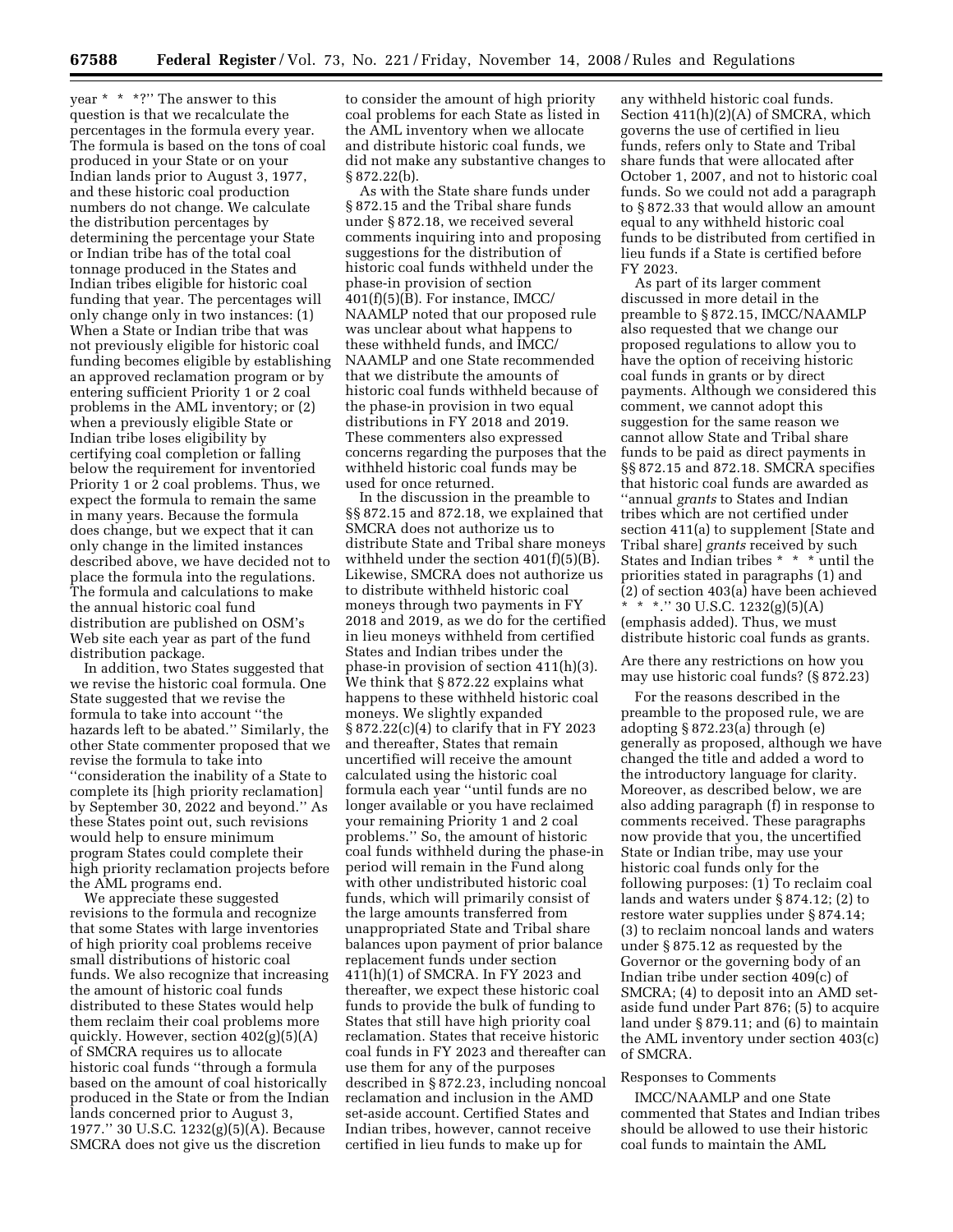year * * *?'' The answer to this question is that we recalculate the percentages in the formula every year. The formula is based on the tons of coal produced in your State or on your Indian lands prior to August 3, 1977, and these historic coal production numbers do not change. We calculate the distribution percentages by determining the percentage your State or Indian tribe has of the total coal tonnage produced in the States and Indian tribes eligible for historic coal funding that year. The percentages will only change only in two instances: (1) When a State or Indian tribe that was not previously eligible for historic coal funding becomes eligible by establishing an approved reclamation program or by entering sufficient Priority 1 or 2 coal problems in the AML inventory; or (2) when a previously eligible State or Indian tribe loses eligibility by certifying coal completion or falling below the requirement for inventoried Priority 1 or 2 coal problems. Thus, we expect the formula to remain the same in many years. Because the formula does change, but we expect that it can only change in the limited instances described above, we have decided not to place the formula into the regulations. The formula and calculations to make the annual historic coal fund distribution are published on OSM's Web site each year as part of the fund distribution package.

In addition, two States suggested that we revise the historic coal formula. One State suggested that we revise the formula to take into account ''the hazards left to be abated.'' Similarly, the other State commenter proposed that we revise the formula to take into ''consideration the inability of a State to complete its [high priority reclamation] by September 30, 2022 and beyond.'' As these States point out, such revisions would help to ensure minimum program States could complete their high priority reclamation projects before the AML programs end.

We appreciate these suggested revisions to the formula and recognize that some States with large inventories of high priority coal problems receive small distributions of historic coal funds. We also recognize that increasing the amount of historic coal funds distributed to these States would help them reclaim their coal problems more quickly. However, section 402(g)(5)(A) of SMCRA requires us to allocate historic coal funds ''through a formula based on the amount of coal historically produced in the State or from the Indian lands concerned prior to August 3, 1977.'' 30 U.S.C. 1232(g)(5)(A). Because SMCRA does not give us the discretion to consider the amount of high priority coal problems for each State as listed in the AML inventory when we allocate and distribute historic coal funds, we did not make any substantive changes to § 872.22(b).

As with the State share funds under § 872.15 and the Tribal share funds under § 872.18, we received several comments inquiring into and proposing suggestions for the distribution of historic coal funds withheld under the phase-in provision of section 401(f)(5)(B). For instance, IMCC/NAAMLP noted that our proposed rule was unclear about what happens to these withheld funds, and IMCC/NAAMLP and one State recommended that we distribute the amounts of historic coal funds withheld because of the phase-in provision in two equal distributions in FY 2018 and 2019. These commenters also expressed concerns regarding the purposes that the withheld historic coal funds may be used for once returned.

In the discussion in the preamble to §§ 872.15 and 872.18, we explained that SMCRA does not authorize us to distribute State and Tribal share moneys withheld under the section 401(f)(5)(B). Likewise, SMCRA does not authorize us to distribute withheld historic coal moneys through two payments in FY 2018 and 2019, as we do for the certified in lieu moneys withheld from certified States and Indian tribes under the phase-in provision of section 411(h)(3). We think that § 872.22 explains what happens to these withheld historic coal moneys. We slightly expanded § 872.22(c)(4) to clarify that in FY 2023 and thereafter, States that remain uncertified will receive the amount calculated using the historic coal formula each year ''until funds are no longer available or you have reclaimed your remaining Priority 1 and 2 coal problems.'' So, the amount of historic coal funds withheld during the phase-in period will remain in the Fund along with other undistributed historic coal funds, which will primarily consist of the large amounts transferred from unappropriated State and Tribal share balances upon payment of prior balance replacement funds under section 411(h)(1) of SMCRA. In FY 2023 and thereafter, we expect these historic coal funds to provide the bulk of funding to States that still have high priority coal reclamation. States that receive historic coal funds in FY 2023 and thereafter can use them for any of the purposes described in § 872.23, including noncoal reclamation and inclusion in the AMD set-aside account. Certified States and Indian tribes, however, cannot receive certified in lieu funds to make up for any withheld historic coal funds. Section 411(h)(2)(A) of SMCRA, which governs the use of certified in lieu funds, refers only to State and Tribal share funds that were allocated after October 1, 2007, and not to historic coal funds. So we could not add a paragraph to § 872.33 that would allow an amount equal to any withheld historic coal funds to be distributed from certified in lieu funds if a State is certified before FY 2023.

As part of its larger comment discussed in more detail in the preamble to § 872.15, IMCC/NAAMLP also requested that we change our proposed regulations to allow you to have the option of receiving historic coal funds in grants or by direct payments. Although we considered this comment, we cannot adopt this suggestion for the same reason we cannot allow State and Tribal share funds to be paid as direct payments in §§ 872.15 and 872.18. SMCRA specifies that historic coal funds are awarded as ''annual *grants* to States and Indian tribes which are not certified under section 411(a) to supplement [State and Tribal share] *grants* received by such States and Indian tribes * * * until the priorities stated in paragraphs (1) and (2) of section 403(a) have been achieved * * *.'' 30 U.S.C. 1232(g)(5)(A) (emphasis added). Thus, we must distribute historic coal funds as grants.

### Are there any restrictions on how you may use historic coal funds? (§ 872.23)

For the reasons described in the preamble to the proposed rule, we are adopting § 872.23(a) through (e) generally as proposed, although we have changed the title and added a word to the introductory language for clarity. Moreover, as described below, we are also adding paragraph (f) in response to comments received. These paragraphs now provide that you, the uncertified State or Indian tribe, may use your historic coal funds only for the following purposes: (1) To reclaim coal lands and waters under § 874.12; (2) to restore water supplies under § 874.14; (3) to reclaim noncoal lands and waters under § 875.12 as requested by the Governor or the governing body of an Indian tribe under section 409(c) of SMCRA; (4) to deposit into an AMD set-aside fund under Part 876; (5) to acquire land under § 879.11; and (6) to maintain the AML inventory under section 403(c) of SMCRA.

#### Responses to Comments

IMCC/NAAMLP and one State commented that States and Indian tribes should be allowed to use their historic coal funds to maintain the AML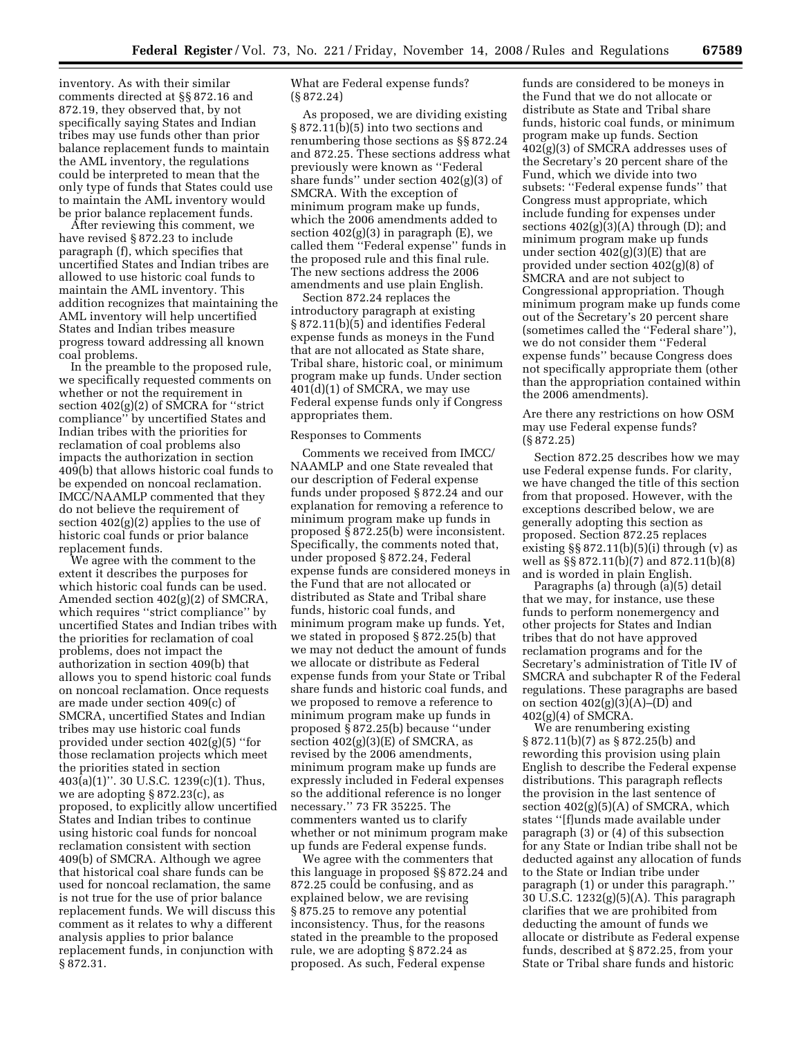inventory. As with their similar comments directed at §§ 872.16 and 872.19, they observed that, by not specifically saying States and Indian tribes may use funds other than prior balance replacement funds to maintain the AML inventory, the regulations could be interpreted to mean that the only type of funds that States could use to maintain the AML inventory would be prior balance replacement funds.

After reviewing this comment, we have revised § 872.23 to include paragraph (f), which specifies that uncertified States and Indian tribes are allowed to use historic coal funds to maintain the AML inventory. This addition recognizes that maintaining the AML inventory will help uncertified States and Indian tribes measure progress toward addressing all known coal problems.

In the preamble to the proposed rule, we specifically requested comments on whether or not the requirement in section 402(g)(2) of SMCRA for ''strict compliance'' by uncertified States and Indian tribes with the priorities for reclamation of coal problems also impacts the authorization in section 409(b) that allows historic coal funds to be expended on noncoal reclamation. IMCC/NAAMLP commented that they do not believe the requirement of section 402(g)(2) applies to the use of historic coal funds or prior balance replacement funds.

We agree with the comment to the extent it describes the purposes for which historic coal funds can be used. Amended section 402(g)(2) of SMCRA, which requires ''strict compliance'' by uncertified States and Indian tribes with the priorities for reclamation of coal problems, does not impact the authorization in section 409(b) that allows you to spend historic coal funds on noncoal reclamation. Once requests are made under section 409(c) of SMCRA, uncertified States and Indian tribes may use historic coal funds provided under section 402(g)(5) ''for those reclamation projects which meet the priorities stated in section 403(a)(1)''. 30 U.S.C. 1239(c)(1). Thus, we are adopting § 872.23(c), as proposed, to explicitly allow uncertified States and Indian tribes to continue using historic coal funds for noncoal reclamation consistent with section 409(b) of SMCRA. Although we agree that historical coal share funds can be used for noncoal reclamation, the same is not true for the use of prior balance replacement funds. We will discuss this comment as it relates to why a different analysis applies to prior balance replacement funds, in conjunction with § 872.31.

What are Federal expense funds? (§ 872.24)

As proposed, we are dividing existing § 872.11(b)(5) into two sections and renumbering those sections as §§ 872.24 and 872.25. These sections address what previously were known as ''Federal share funds'' under section 402(g)(3) of SMCRA. With the exception of minimum program make up funds, which the 2006 amendments added to section 402(g)(3) in paragraph (E), we called them ''Federal expense'' funds in the proposed rule and this final rule. The new sections address the 2006 amendments and use plain English.

Section 872.24 replaces the introductory paragraph at existing § 872.11(b)(5) and identifies Federal expense funds as moneys in the Fund that are not allocated as State share, Tribal share, historic coal, or minimum program make up funds. Under section 401(d)(1) of SMCRA, we may use Federal expense funds only if Congress appropriates them.

Responses to Comments

Comments we received from IMCC/NAAMLP and one State revealed that our description of Federal expense funds under proposed § 872.24 and our explanation for removing a reference to minimum program make up funds in proposed § 872.25(b) were inconsistent. Specifically, the comments noted that, under proposed § 872.24, Federal expense funds are considered moneys in the Fund that are not allocated or distributed as State and Tribal share funds, historic coal funds, and minimum program make up funds. Yet, we stated in proposed § 872.25(b) that we may not deduct the amount of funds we allocate or distribute as Federal expense funds from your State or Tribal share funds and historic coal funds, and we proposed to remove a reference to minimum program make up funds in proposed § 872.25(b) because ''under section 402(g)(3)(E) of SMCRA, as revised by the 2006 amendments, minimum program make up funds are expressly included in Federal expenses so the additional reference is no longer necessary.'' 73 FR 35225. The commenters wanted us to clarify whether or not minimum program make up funds are Federal expense funds.

We agree with the commenters that this language in proposed §§ 872.24 and 872.25 could be confusing, and as explained below, we are revising § 875.25 to remove any potential inconsistency. Thus, for the reasons stated in the preamble to the proposed rule, we are adopting § 872.24 as proposed. As such, Federal expense funds are considered to be moneys in the Fund that we do not allocate or distribute as State and Tribal share funds, historic coal funds, or minimum program make up funds. Section 402(g)(3) of SMCRA addresses uses of the Secretary's 20 percent share of the Fund, which we divide into two subsets: ''Federal expense funds'' that Congress must appropriate, which include funding for expenses under sections 402(g)(3)(A) through (D); and minimum program make up funds under section 402(g)(3)(E) that are provided under section 402(g)(8) of SMCRA and are not subject to Congressional appropriation. Though minimum program make up funds come out of the Secretary's 20 percent share (sometimes called the ''Federal share''), we do not consider them ''Federal expense funds'' because Congress does not specifically appropriate them (other than the appropriation contained within the 2006 amendments).

Are there any restrictions on how OSM may use Federal expense funds? (§ 872.25)

Section 872.25 describes how we may use Federal expense funds. For clarity, we have changed the title of this section from that proposed. However, with the exceptions described below, we are generally adopting this section as proposed. Section 872.25 replaces existing §§ 872.11(b)(5)(i) through (v) as well as §§ 872.11(b)(7) and 872.11(b)(8) and is worded in plain English.

Paragraphs (a) through (a)(5) detail that we may, for instance, use these funds to perform nonemergency and other projects for States and Indian tribes that do not have approved reclamation programs and for the Secretary's administration of Title IV of SMCRA and subchapter R of the Federal regulations. These paragraphs are based on section 402(g)(3)(A)–(D) and 402(g)(4) of SMCRA.

We are renumbering existing § 872.11(b)(7) as § 872.25(b) and rewording this provision using plain English to describe the Federal expense distributions. This paragraph reflects the provision in the last sentence of section 402(g)(5)(A) of SMCRA, which states ''[f]unds made available under paragraph (3) or (4) of this subsection for any State or Indian tribe shall not be deducted against any allocation of funds to the State or Indian tribe under paragraph (1) or under this paragraph.'' 30 U.S.C. 1232(g)(5)(A). This paragraph clarifies that we are prohibited from deducting the amount of funds we allocate or distribute as Federal expense funds, described at § 872.25, from your State or Tribal share funds and historic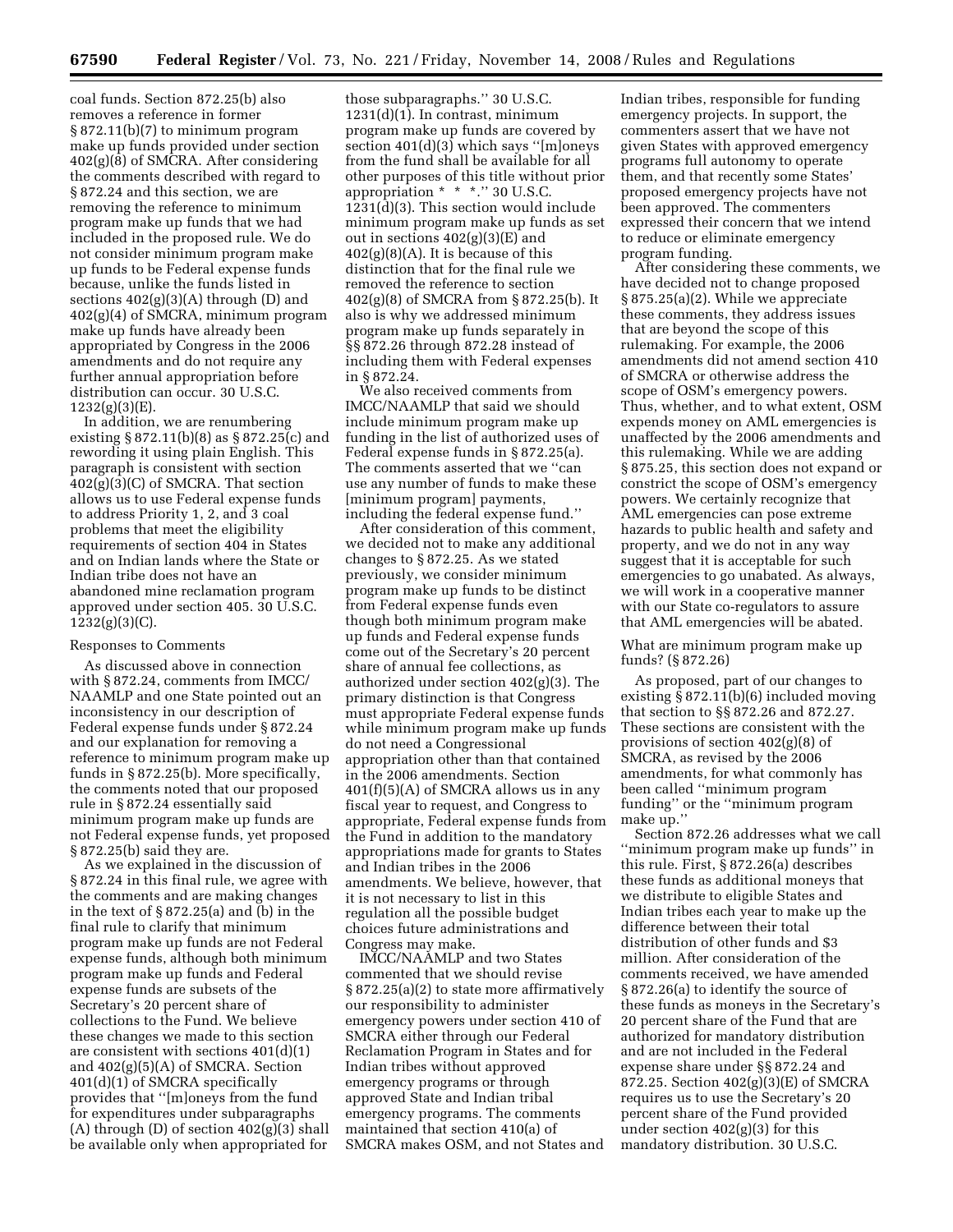coal funds. Section 872.25(b) also removes a reference in former § 872.11(b)(7) to minimum program make up funds provided under section 402(g)(8) of SMCRA. After considering the comments described with regard to § 872.24 and this section, we are removing the reference to minimum program make up funds that we had included in the proposed rule. We do not consider minimum program make up funds to be Federal expense funds because, unlike the funds listed in sections 402(g)(3)(A) through (D) and 402(g)(4) of SMCRA, minimum program make up funds have already been appropriated by Congress in the 2006 amendments and do not require any further annual appropriation before distribution can occur. 30 U.S.C. 1232(g)(3)(E).

In addition, we are renumbering existing § 872.11(b)(8) as § 872.25(c) and rewording it using plain English. This paragraph is consistent with section 402(g)(3)(C) of SMCRA. That section allows us to use Federal expense funds to address Priority 1, 2, and 3 coal problems that meet the eligibility requirements of section 404 in States and on Indian lands where the State or Indian tribe does not have an abandoned mine reclamation program approved under section 405. 30 U.S.C. 1232(g)(3)(C).

Responses to Comments

As discussed above in connection with § 872.24, comments from IMCC/NAAMLP and one State pointed out an inconsistency in our description of Federal expense funds under § 872.24 and our explanation for removing a reference to minimum program make up funds in § 872.25(b). More specifically, the comments noted that our proposed rule in § 872.24 essentially said minimum program make up funds are not Federal expense funds, yet proposed § 872.25(b) said they are.

As we explained in the discussion of § 872.24 in this final rule, we agree with the comments and are making changes in the text of § 872.25(a) and (b) in the final rule to clarify that minimum program make up funds are not Federal expense funds, although both minimum program make up funds and Federal expense funds are subsets of the Secretary's 20 percent share of collections to the Fund. We believe these changes we made to this section are consistent with sections 401(d)(1) and 402(g)(5)(A) of SMCRA. Section 401(d)(1) of SMCRA specifically provides that "[m]oneys from the fund for expenditures under subparagraphs (A) through (D) of section 402(g)(3) shall be available only when appropriated for those subparagraphs." 30 U.S.C. 1231(d)(1). In contrast, minimum program make up funds are covered by section 401(d)(3) which says "[m]oneys from the fund shall be available for all other purposes of this title without prior appropriation * * *." 30 U.S.C. 1231(d)(3). This section would include minimum program make up funds as set out in sections 402(g)(3)(E) and 402(g)(8)(A). It is because of this distinction that for the final rule we removed the reference to section 402(g)(8) of SMCRA from § 872.25(b). It also is why we addressed minimum program make up funds separately in §§ 872.26 through 872.28 instead of including them with Federal expenses in § 872.24.

We also received comments from IMCC/NAAMLP that said we should include minimum program make up funding in the list of authorized uses of Federal expense funds in § 872.25(a). The comments asserted that we "can use any number of funds to make these [minimum program] payments, including the federal expense fund."

After consideration of this comment, we decided not to make any additional changes to § 872.25. As we stated previously, we consider minimum program make up funds to be distinct from Federal expense funds even though both minimum program make up funds and Federal expense funds come out of the Secretary's 20 percent share of annual fee collections, as authorized under section 402(g)(3). The primary distinction is that Congress must appropriate Federal expense funds while minimum program make up funds do not need a Congressional appropriation other than that contained in the 2006 amendments. Section 401(f)(5)(A) of SMCRA allows us in any fiscal year to request, and Congress to appropriate, Federal expense funds from the Fund in addition to the mandatory appropriations made for grants to States and Indian tribes in the 2006 amendments. We believe, however, that it is not necessary to list in this regulation all the possible budget choices future administrations and Congress may make.

IMCC/NAAMLP and two States commented that we should revise § 872.25(a)(2) to state more affirmatively our responsibility to administer emergency powers under section 410 of SMCRA either through our Federal Reclamation Program in States and for Indian tribes without approved emergency programs or through approved State and Indian tribal emergency programs. The comments maintained that section 410(a) of SMCRA makes OSM, and not States and Indian tribes, responsible for funding emergency projects. In support, the commenters assert that we have not given States with approved emergency programs full autonomy to operate them, and that recently some States' proposed emergency projects have not been approved. The commenters expressed their concern that we intend to reduce or eliminate emergency program funding.

After considering these comments, we have decided not to change proposed § 875.25(a)(2). While we appreciate these comments, they address issues that are beyond the scope of this rulemaking. For example, the 2006 amendments did not amend section 410 of SMCRA or otherwise address the scope of OSM's emergency powers. Thus, whether, and to what extent, OSM expends money on AML emergencies is unaffected by the 2006 amendments and this rulemaking. While we are adding § 875.25, this section does not expand or constrict the scope of OSM's emergency powers. We certainly recognize that AML emergencies can pose extreme hazards to public health and safety and property, and we do not in any way suggest that it is acceptable for such emergencies to go unabated. As always, we will work in a cooperative manner with our State co-regulators to assure that AML emergencies will be abated.

What are minimum program make up funds? (§ 872.26)

As proposed, part of our changes to existing § 872.11(b)(6) included moving that section to §§ 872.26 and 872.27. These sections are consistent with the provisions of section 402(g)(8) of SMCRA, as revised by the 2006 amendments, for what commonly has been called "minimum program funding" or the "minimum program make up."

Section 872.26 addresses what we call "minimum program make up funds" in this rule. First, § 872.26(a) describes these funds as additional moneys that we distribute to eligible States and Indian tribes each year to make up the difference between their total distribution of other funds and $3 million. After consideration of the comments received, we have amended § 872.26(a) to identify the source of these funds as moneys in the Secretary's 20 percent share of the Fund that are authorized for mandatory distribution and are not included in the Federal expense share under §§ 872.24 and 872.25. Section 402(g)(3)(E) of SMCRA requires us to use the Secretary's 20 percent share of the Fund provided under section 402(g)(3) for this mandatory distribution. 30 U.S.C.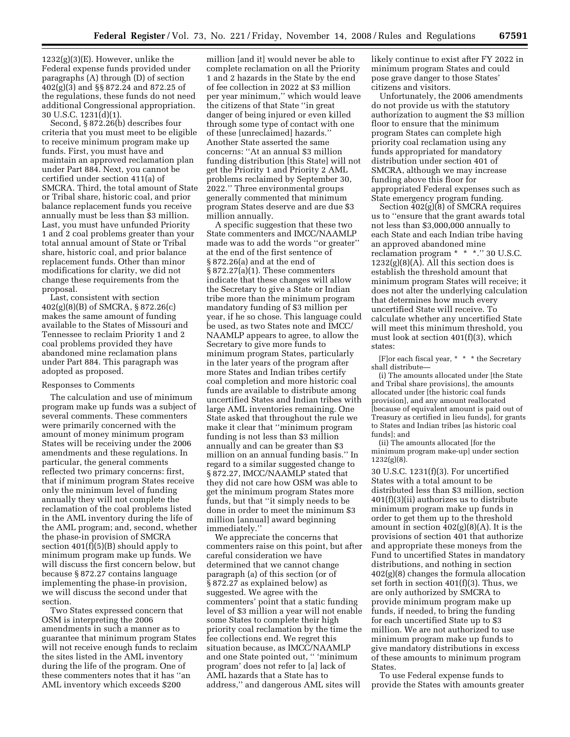1232(g)(3)(E). However, unlike the Federal expense funds provided under paragraphs (A) through (D) of section 402(g)(3) and §§ 872.24 and 872.25 of the regulations, these funds do not need additional Congressional appropriation. 30 U.S.C. 1231(d)(1).

Second, § 872.26(b) describes four criteria that you must meet to be eligible to receive minimum program make up funds. First, you must have and maintain an approved reclamation plan under Part 884. Next, you cannot be certified under section 411(a) of SMCRA. Third, the total amount of State or Tribal share, historic coal, and prior balance replacement funds you receive annually must be less than $3 million. Last, you must have unfunded Priority 1 and 2 coal problems greater than your total annual amount of State or Tribal share, historic coal, and prior balance replacement funds. Other than minor modifications for clarity, we did not change these requirements from the proposal.

Last, consistent with section 402(g)(8)(B) of SMCRA, § 872.26(c) makes the same amount of funding available to the States of Missouri and Tennessee to reclaim Priority 1 and 2 coal problems provided they have abandoned mine reclamation plans under Part 884. This paragraph was adopted as proposed.

Responses to Comments

The calculation and use of minimum program make up funds was a subject of several comments. These commenters were primarily concerned with the amount of money minimum program States will be receiving under the 2006 amendments and these regulations. In particular, the general comments reflected two primary concerns: first, that if minimum program States receive only the minimum level of funding annually they will not complete the reclamation of the coal problems listed in the AML inventory during the life of the AML program; and, second, whether the phase-in provision of SMCRA section 401(f)(5)(B) should apply to minimum program make up funds. We will discuss the first concern below, but because § 872.27 contains language implementing the phase-in provision, we will discuss the second under that section.

Two States expressed concern that OSM is interpreting the 2006 amendments in such a manner as to guarantee that minimum program States will not receive enough funds to reclaim the sites listed in the AML inventory during the life of the program. One of these commenters notes that it has ''an AML inventory which exceeds $200 million [and it] would never be able to complete reclamation on all the Priority 1 and 2 hazards in the State by the end of fee collection in 2022 at $3 million per year minimum,'' which would leave the citizens of that State ''in great danger of being injured or even killed through some type of contact with one of these [unreclaimed] hazards.'' Another State asserted the same concerns: ''At an annual $3 million funding distribution [this State] will not get the Priority 1 and Priority 2 AML problems reclaimed by September 30, 2022.'' Three environmental groups generally commented that minimum program States deserve and are due $3 million annually.

A specific suggestion that these two State commenters and IMCC/NAAMLP made was to add the words ''or greater'' at the end of the first sentence of § 872.26(a) and at the end of § 872.27(a)(1). These commenters indicate that these changes will allow the Secretary to give a State or Indian tribe more than the minimum program mandatory funding of $3 million per year, if he so chose. This language could be used, as two States note and IMCC/NAAMLP appears to agree, to allow the Secretary to give more funds to minimum program States, particularly in the later years of the program after more States and Indian tribes certify coal completion and more historic coal funds are available to distribute among uncertified States and Indian tribes with large AML inventories remaining. One State asked that throughout the rule we make it clear that ''minimum program funding is not less than $3 million annually and can be greater than $3 million on an annual funding basis.'' In regard to a similar suggested change to § 872.27, IMCC/NAAMLP stated that they did not care how OSM was able to get the minimum program States more funds, but that ''it simply needs to be done in order to meet the minimum $3 million [annual] award beginning immediately.''

We appreciate the concerns that commenters raise on this point, but after careful consideration we have determined that we cannot change paragraph (a) of this section (or of § 872.27 as explained below) as suggested. We agree with the commenters' point that a static funding level of $3 million a year will not enable some States to complete their high priority coal reclamation by the time the fee collections end. We regret this situation because, as IMCC/NAAMLP and one State pointed out, '' 'minimum program' does not refer to [a] lack of AML hazards that a State has to address,'' and dangerous AML sites will likely continue to exist after FY 2022 in minimum program States and could pose grave danger to those States' citizens and visitors.

Unfortunately, the 2006 amendments do not provide us with the statutory authorization to augment the $3 million floor to ensure that the minimum program States can complete high priority coal reclamation using any funds appropriated for mandatory distribution under section 401 of SMCRA, although we may increase funding above this floor for appropriated Federal expenses such as State emergency program funding.

Section 402(g)(8) of SMCRA requires us to ''ensure that the grant awards total not less than $3,000,000 annually to each State and each Indian tribe having an approved abandoned mine reclamation program * * *.'' 30 U.S.C. 1232(g)(8)(A). All this section does is establish the threshold amount that minimum program States will receive; it does not alter the underlying calculation that determines how much every uncertified State will receive. To calculate whether any uncertified State will meet this minimum threshold, you must look at section 401(f)(3), which states:

> [F]or each fiscal year, * * * the Secretary shall distribute—
>
> (i) The amounts allocated under [the State and Tribal share provisions], the amounts allocated under [the historic coal funds provision], and any amount reallocated [because of equivalent amount is paid out of Treasury as certified in lieu funds], for grants to States and Indian tribes [as historic coal funds]; and
>
> (ii) The amounts allocated [for the minimum program make-up] under section 1232(g)(8).

30 U.S.C. 1231(f)(3). For uncertified States with a total amount to be distributed less than $3 million, section 401(f)(3)(ii) authorizes us to distribute minimum program make up funds in order to get them up to the threshold amount in section 402(g)(8)(A). It is the provisions of section 401 that authorize and appropriate these moneys from the Fund to uncertified States in mandatory distributions, and nothing in section 402(g)(8) changes the formula allocation set forth in section 401(f)(3). Thus, we are only authorized by SMCRA to provide minimum program make up funds, if needed, to bring the funding for each uncertified State up to $3 million. We are not authorized to use minimum program make up funds to give mandatory distributions in excess of these amounts to minimum program States.

To use Federal expense funds to provide the States with amounts greater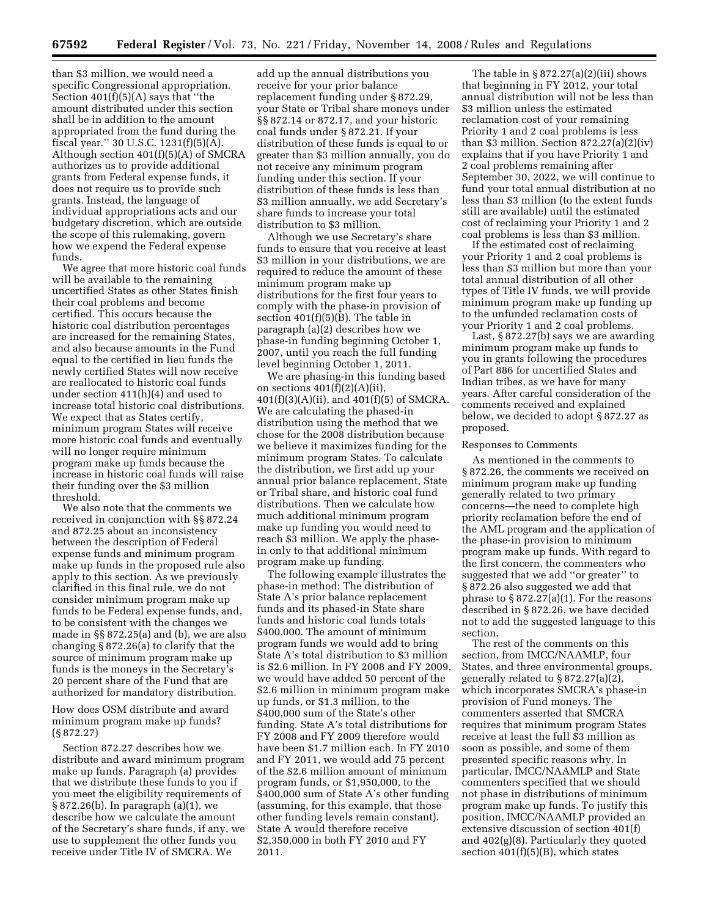than $3 million, we would need a specific Congressional appropriation. Section 401(f)(5)(A) says that ''the amount distributed under this section shall be in addition to the amount appropriated from the fund during the fiscal year.'' 30 U.S.C. 1231(f)(5)(A). Although section 401(f)(5)(A) of SMCRA authorizes us to provide additional grants from Federal expense funds, it does not require us to provide such grants. Instead, the language of individual appropriations acts and our budgetary discretion, which are outside the scope of this rulemaking, govern how we expend the Federal expense funds.

We agree that more historic coal funds will be available to the remaining uncertified States as other States finish their coal problems and become certified. This occurs because the historic coal distribution percentages are increased for the remaining States, and also because amounts in the Fund equal to the certified in lieu funds the newly certified States will now receive are reallocated to historic coal funds under section 411(h)(4) and used to increase total historic coal distributions. We expect that as States certify, minimum program States will receive more historic coal funds and eventually will no longer require minimum program make up funds because the increase in historic coal funds will raise their funding over the $3 million threshold.

We also note that the comments we received in conjunction with §§ 872.24 and 872.25 about an inconsistency between the description of Federal expense funds and minimum program make up funds in the proposed rule also apply to this section. As we previously clarified in this final rule, we do not consider minimum program make up funds to be Federal expense funds, and, to be consistent with the changes we made in §§ 872.25(a) and (b), we are also changing § 872.26(a) to clarify that the source of minimum program make up funds is the moneys in the Secretary's 20 percent share of the Fund that are authorized for mandatory distribution.

How does OSM distribute and award minimum program make up funds? (§ 872.27)

Section 872.27 describes how we distribute and award minimum program make up funds. Paragraph (a) provides that we distribute these funds to you if you meet the eligibility requirements of § 872.26(b). In paragraph (a)(1), we describe how we calculate the amount of the Secretary's share funds, if any, we use to supplement the other funds you receive under Title IV of SMCRA. We add up the annual distributions you receive for your prior balance replacement funding under § 872.29, your State or Tribal share moneys under §§ 872.14 or 872.17, and your historic coal funds under § 872.21. If your distribution of these funds is equal to or greater than $3 million annually, you do not receive any minimum program funding under this section. If your distribution of these funds is less than $3 million annually, we add Secretary's share funds to increase your total distribution to $3 million.

Although we use Secretary's share funds to ensure that you receive at least $3 million in your distributions, we are required to reduce the amount of these minimum program make up distributions for the first four years to comply with the phase-in provision of section 401(f)(5)(B). The table in paragraph (a)(2) describes how we phase-in funding beginning October 1, 2007, until you reach the full funding level beginning October 1, 2011.

We are phasing-in this funding based on sections 401(f)(2)(A)(ii), 401(f)(3)(A)(ii), and 401(f)(5) of SMCRA. We are calculating the phased-in distribution using the method that we chose for the 2008 distribution because we believe it maximizes funding for the minimum program States. To calculate the distribution, we first add up your annual prior balance replacement, State or Tribal share, and historic coal fund distributions. Then we calculate how much additional minimum program make up funding you would need to reach $3 million. We apply the phase-in only to that additional minimum program make up funding.

The following example illustrates the phase-in method: The distribution of State A's prior balance replacement funds and its phased-in State share funds and historic coal funds totals $400,000. The amount of minimum program funds we would add to bring State A's total distribution to $3 million is $2.6 million. In FY 2008 and FY 2009, we would have added 50 percent of the $2.6 million in minimum program make up funds, or $1.3 million, to the $400,000 sum of the State's other funding. State A's total distributions for FY 2008 and FY 2009 therefore would have been $1.7 million each. In FY 2010 and FY 2011, we would add 75 percent of the $2.6 million amount of minimum program funds, or $1,950,000, to the $400,000 sum of State A's other funding (assuming, for this example, that those other funding levels remain constant). State A would therefore receive $2,350,000 in both FY 2010 and FY 2011.

The table in § 872.27(a)(2)(iii) shows that beginning in FY 2012, your total annual distribution will not be less than $3 million unless the estimated reclamation cost of your remaining Priority 1 and 2 coal problems is less than $3 million. Section 872.27(a)(2)(iv) explains that if you have Priority 1 and 2 coal problems remaining after September 30, 2022, we will continue to fund your total annual distribution at no less than $3 million (to the extent funds still are available) until the estimated cost of reclaiming your Priority 1 and 2 coal problems is less than $3 million.

If the estimated cost of reclaiming your Priority 1 and 2 coal problems is less than $3 million but more than your total annual distribution of all other types of Title IV funds, we will provide minimum program make up funding up to the unfunded reclamation costs of your Priority 1 and 2 coal problems.

Last, § 872.27(b) says we are awarding minimum program make up funds to you in grants following the procedures of Part 886 for uncertified States and Indian tribes, as we have for many years. After careful consideration of the comments received and explained below, we decided to adopt § 872.27 as proposed.

Responses to Comments

As mentioned in the comments to § 872.26, the comments we received on minimum program make up funding generally related to two primary concerns—the need to complete high priority reclamation before the end of the AML program and the application of the phase-in provision to minimum program make up funds. With regard to the first concern, the commenters who suggested that we add ''or greater'' to § 872.26 also suggested we add that phrase to § 872.27(a)(1). For the reasons described in § 872.26, we have decided not to add the suggested language to this section.

The rest of the comments on this section, from IMCC/NAAMLP, four States, and three environmental groups, generally related to § 872.27(a)(2), which incorporates SMCRA's phase-in provision of Fund moneys. The commenters asserted that SMCRA requires that minimum program States receive at least the full $3 million as soon as possible, and some of them presented specific reasons why. In particular, IMCC/NAAMLP and State commenters specified that we should not phase in distributions of minimum program make up funds. To justify this position, IMCC/NAAMLP provided an extensive discussion of section 401(f) and 402(g)(8). Particularly they quoted section 401(f)(5)(B), which states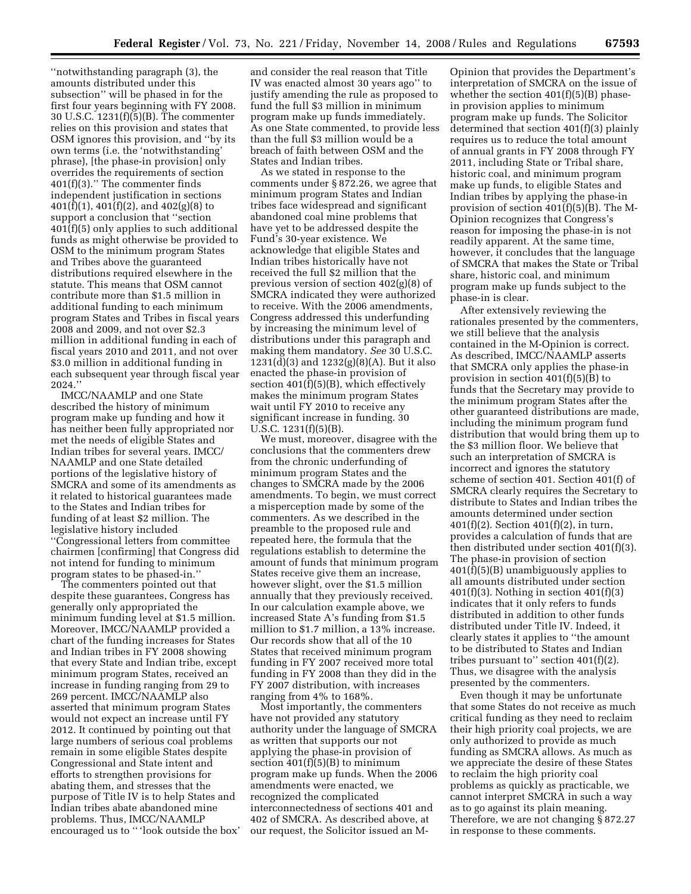''notwithstanding paragraph (3), the amounts distributed under this subsection'' will be phased in for the first four years beginning with FY 2008. 30 U.S.C. 1231(f)(5)(B). The commenter relies on this provision and states that OSM ignores this provision, and ''by its own terms (i.e. the 'notwithstanding' phrase), [the phase-in provision] only overrides the requirements of section 401(f)(3).'' The commenter finds independent justification in sections 401(f)(1), 401(f)(2), and 402(g)(8) to support a conclusion that ''section 401(f)(5) only applies to such additional funds as might otherwise be provided to OSM to the minimum program States and Tribes above the guaranteed distributions required elsewhere in the statute. This means that OSM cannot contribute more than $1.5 million in additional funding to each minimum program States and Tribes in fiscal years 2008 and 2009, and not over $2.3 million in additional funding in each of fiscal years 2010 and 2011, and not over $3.0 million in additional funding in each subsequent year through fiscal year 2024.''

IMCC/NAAMLP and one State described the history of minimum program make up funding and how it has neither been fully appropriated nor met the needs of eligible States and Indian tribes for several years. IMCC/NAAMLP and one State detailed portions of the legislative history of SMCRA and some of its amendments as it related to historical guarantees made to the States and Indian tribes for funding of at least $2 million. The legislative history included ''Congressional letters from committee chairmen [confirming] that Congress did not intend for funding to minimum program states to be phased-in.''

The commenters pointed out that despite these guarantees, Congress has generally only appropriated the minimum funding level at $1.5 million. Moreover, IMCC/NAAMLP provided a chart of the funding increases for States and Indian tribes in FY 2008 showing that every State and Indian tribe, except minimum program States, received an increase in funding ranging from 29 to 269 percent. IMCC/NAAMLP also asserted that minimum program States would not expect an increase until FY 2012. It continued by pointing out that large numbers of serious coal problems remain in some eligible States despite Congressional and State intent and efforts to strengthen provisions for abating them, and stresses that the purpose of Title IV is to help States and Indian tribes abate abandoned mine problems. Thus, IMCC/NAAMLP encouraged us to '' 'look outside the box' and consider the real reason that Title IV was enacted almost 30 years ago'' to justify amending the rule as proposed to fund the full $3 million in minimum program make up funds immediately. As one State commented, to provide less than the full $3 million would be a breach of faith between OSM and the States and Indian tribes.

As we stated in response to the comments under § 872.26, we agree that minimum program States and Indian tribes face widespread and significant abandoned coal mine problems that have yet to be addressed despite the Fund's 30-year existence. We acknowledge that eligible States and Indian tribes historically have not received the full $2 million that the previous version of section 402(g)(8) of SMCRA indicated they were authorized to receive. With the 2006 amendments, Congress addressed this underfunding by increasing the minimum level of distributions under this paragraph and making them mandatory. *See* 30 U.S.C. 1231(d)(3) and 1232(g)(8)(A). But it also enacted the phase-in provision of section 401(f)(5)(B), which effectively makes the minimum program States wait until FY 2010 to receive any significant increase in funding. 30 U.S.C. 1231(f)(5)(B).

We must, moreover, disagree with the conclusions that the commenters drew from the chronic underfunding of minimum program States and the changes to SMCRA made by the 2006 amendments. To begin, we must correct a misperception made by some of the commenters. As we described in the preamble to the proposed rule and repeated here, the formula that the regulations establish to determine the amount of funds that minimum program States receive give them an increase, however slight, over the $1.5 million annually that they previously received. In our calculation example above, we increased State A's funding from $1.5 million to $1.7 million, a 13% increase. Our records show that all of the 10 States that received minimum program funding in FY 2007 received more total funding in FY 2008 than they did in the FY 2007 distribution, with increases ranging from 4% to 168%.

Most importantly, the commenters have not provided any statutory authority under the language of SMCRA as written that supports our not applying the phase-in provision of section 401(f)(5)(B) to minimum program make up funds. When the 2006 amendments were enacted, we recognized the complicated interconnectedness of sections 401 and 402 of SMCRA. As described above, at our request, the Solicitor issued an M-Opinion that provides the Department's interpretation of SMCRA on the issue of whether the section 401(f)(5)(B) phase-in provision applies to minimum program make up funds. The Solicitor determined that section 401(f)(3) plainly requires us to reduce the total amount of annual grants in FY 2008 through FY 2011, including State or Tribal share, historic coal, and minimum program make up funds, to eligible States and Indian tribes by applying the phase-in provision of section 401(f)(5)(B). The M-Opinion recognizes that Congress's reason for imposing the phase-in is not readily apparent. At the same time, however, it concludes that the language of SMCRA that makes the State or Tribal share, historic coal, and minimum program make up funds subject to the phase-in is clear.

After extensively reviewing the rationales presented by the commenters, we still believe that the analysis contained in the M-Opinion is correct. As described, IMCC/NAAMLP asserts that SMCRA only applies the phase-in provision in section 401(f)(5)(B) to funds that the Secretary may provide to the minimum program States after the other guaranteed distributions are made, including the minimum program fund distribution that would bring them up to the $3 million floor. We believe that such an interpretation of SMCRA is incorrect and ignores the statutory scheme of section 401. Section 401(f) of SMCRA clearly requires the Secretary to distribute to States and Indian tribes the amounts determined under section 401(f)(2). Section 401(f)(2), in turn, provides a calculation of funds that are then distributed under section 401(f)(3). The phase-in provision of section 401(f)(5)(B) unambiguously applies to all amounts distributed under section 401(f)(3). Nothing in section 401(f)(3) indicates that it only refers to funds distributed in addition to other funds distributed under Title IV. Indeed, it clearly states it applies to ''the amount to be distributed to States and Indian tribes pursuant to'' section 401(f)(2). Thus, we disagree with the analysis presented by the commenters.

Even though it may be unfortunate that some States do not receive as much critical funding as they need to reclaim their high priority coal projects, we are only authorized to provide as much funding as SMCRA allows. As much as we appreciate the desire of these States to reclaim the high priority coal problems as quickly as practicable, we cannot interpret SMCRA in such a way as to go against its plain meaning. Therefore, we are not changing § 872.27 in response to these comments.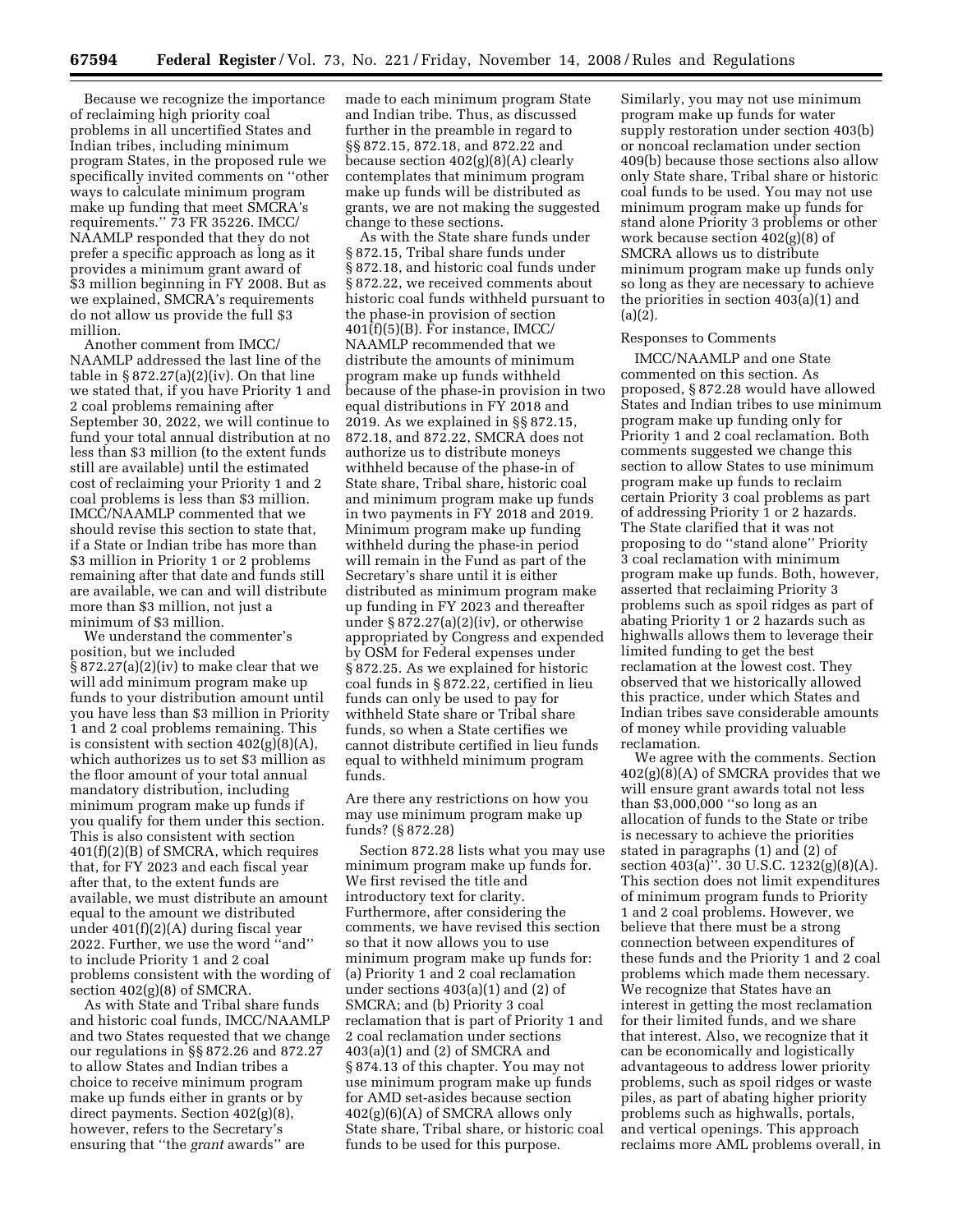Because we recognize the importance of reclaiming high priority coal problems in all uncertified States and Indian tribes, including minimum program States, in the proposed rule we specifically invited comments on ''other ways to calculate minimum program make up funding that meet SMCRA's requirements.'' 73 FR 35226. IMCC/NAAMLP responded that they do not prefer a specific approach as long as it provides a minimum grant award of $3 million beginning in FY 2008. But as we explained, SMCRA's requirements do not allow us provide the full $3 million.

Another comment from IMCC/NAAMLP addressed the last line of the table in § 872.27(a)(2)(iv). On that line we stated that, if you have Priority 1 and 2 coal problems remaining after September 30, 2022, we will continue to fund your total annual distribution at no less than $3 million (to the extent funds still are available) until the estimated cost of reclaiming your Priority 1 and 2 coal problems is less than $3 million. IMCC/NAAMLP commented that we should revise this section to state that, if a State or Indian tribe has more than $3 million in Priority 1 or 2 problems remaining after that date and funds still are available, we can and will distribute more than $3 million, not just a minimum of $3 million.

We understand the commenter's position, but we included § 872.27(a)(2)(iv) to make clear that we will add minimum program make up funds to your distribution amount until you have less than $3 million in Priority 1 and 2 coal problems remaining. This is consistent with section 402(g)(8)(A), which authorizes us to set $3 million as the floor amount of your total annual mandatory distribution, including minimum program make up funds if you qualify for them under this section. This is also consistent with section 401(f)(2)(B) of SMCRA, which requires that, for FY 2023 and each fiscal year after that, to the extent funds are available, we must distribute an amount equal to the amount we distributed under 401(f)(2)(A) during fiscal year 2022. Further, we use the word ''and'' to include Priority 1 and 2 coal problems consistent with the wording of section 402(g)(8) of SMCRA.

As with State and Tribal share funds and historic coal funds, IMCC/NAAMLP and two States requested that we change our regulations in §§ 872.26 and 872.27 to allow States and Indian tribes a choice to receive minimum program make up funds either in grants or by direct payments. Section 402(g)(8), however, refers to the Secretary's ensuring that ''the *grant* awards'' are made to each minimum program State and Indian tribe. Thus, as discussed further in the preamble in regard to §§ 872.15, 872.18, and 872.22 and because section 402(g)(8)(A) clearly contemplates that minimum program make up funds will be distributed as grants, we are not making the suggested change to these sections.

As with the State share funds under § 872.15, Tribal share funds under § 872.18, and historic coal funds under § 872.22, we received comments about historic coal funds withheld pursuant to the phase-in provision of section 401(f)(5)(B). For instance, IMCC/NAAMLP recommended that we distribute the amounts of minimum program make up funds withheld because of the phase-in provision in two equal distributions in FY 2018 and 2019. As we explained in §§ 872.15, 872.18, and 872.22, SMCRA does not authorize us to distribute moneys withheld because of the phase-in of State share, Tribal share, historic coal and minimum program make up funds in two payments in FY 2018 and 2019. Minimum program make up funding withheld during the phase-in period will remain in the Fund as part of the Secretary's share until it is either distributed as minimum program make up funding in FY 2023 and thereafter under § 872.27(a)(2)(iv), or otherwise appropriated by Congress and expended by OSM for Federal expenses under § 872.25. As we explained for historic coal funds in § 872.22, certified in lieu funds can only be used to pay for withheld State share or Tribal share funds, so when a State certifies we cannot distribute certified in lieu funds equal to withheld minimum program funds.

### Are there any restrictions on how you may use minimum program make up funds? (§ 872.28)

Section 872.28 lists what you may use minimum program make up funds for. We first revised the title and introductory text for clarity. Furthermore, after considering the comments, we have revised this section so that it now allows you to use minimum program make up funds for: (a) Priority 1 and 2 coal reclamation under sections 403(a)(1) and (2) of SMCRA; and (b) Priority 3 coal reclamation that is part of Priority 1 and 2 coal reclamation under sections 403(a)(1) and (2) of SMCRA and § 874.13 of this chapter. You may not use minimum program make up funds for AMD set-asides because section 402(g)(6)(A) of SMCRA allows only State share, Tribal share, or historic coal funds to be used for this purpose. Similarly, you may not use minimum program make up funds for water supply restoration under section 403(b) or noncoal reclamation under section 409(b) because those sections also allow only State share, Tribal share or historic coal funds to be used. You may not use minimum program make up funds for stand alone Priority 3 problems or other work because section 402(g)(8) of SMCRA allows us to distribute minimum program make up funds only so long as they are necessary to achieve the priorities in section 403(a)(1) and (a)(2).

Responses to Comments

IMCC/NAAMLP and one State commented on this section. As proposed, § 872.28 would have allowed States and Indian tribes to use minimum program make up funding only for Priority 1 and 2 coal reclamation. Both comments suggested we change this section to allow States to use minimum program make up funds to reclaim certain Priority 3 coal problems as part of addressing Priority 1 or 2 hazards. The State clarified that it was not proposing to do ''stand alone'' Priority 3 coal reclamation with minimum program make up funds. Both, however, asserted that reclaiming Priority 3 problems such as spoil ridges as part of abating Priority 1 or 2 hazards such as highwalls allows them to leverage their limited funding to get the best reclamation at the lowest cost. They observed that we historically allowed this practice, under which States and Indian tribes save considerable amounts of money while providing valuable reclamation.

We agree with the comments. Section 402(g)(8)(A) of SMCRA provides that we will ensure grant awards total not less than $3,000,000 ''so long as an allocation of funds to the State or tribe is necessary to achieve the priorities stated in paragraphs (1) and (2) of section 403(a)''. 30 U.S.C. 1232(g)(8)(A). This section does not limit expenditures of minimum program funds to Priority 1 and 2 coal problems. However, we believe that there must be a strong connection between expenditures of these funds and the Priority 1 and 2 coal problems which made them necessary. We recognize that States have an interest in getting the most reclamation for their limited funds, and we share that interest. Also, we recognize that it can be economically and logistically advantageous to address lower priority problems, such as spoil ridges or waste piles, as part of abating higher priority problems such as highwalls, portals, and vertical openings. This approach reclaims more AML problems overall, in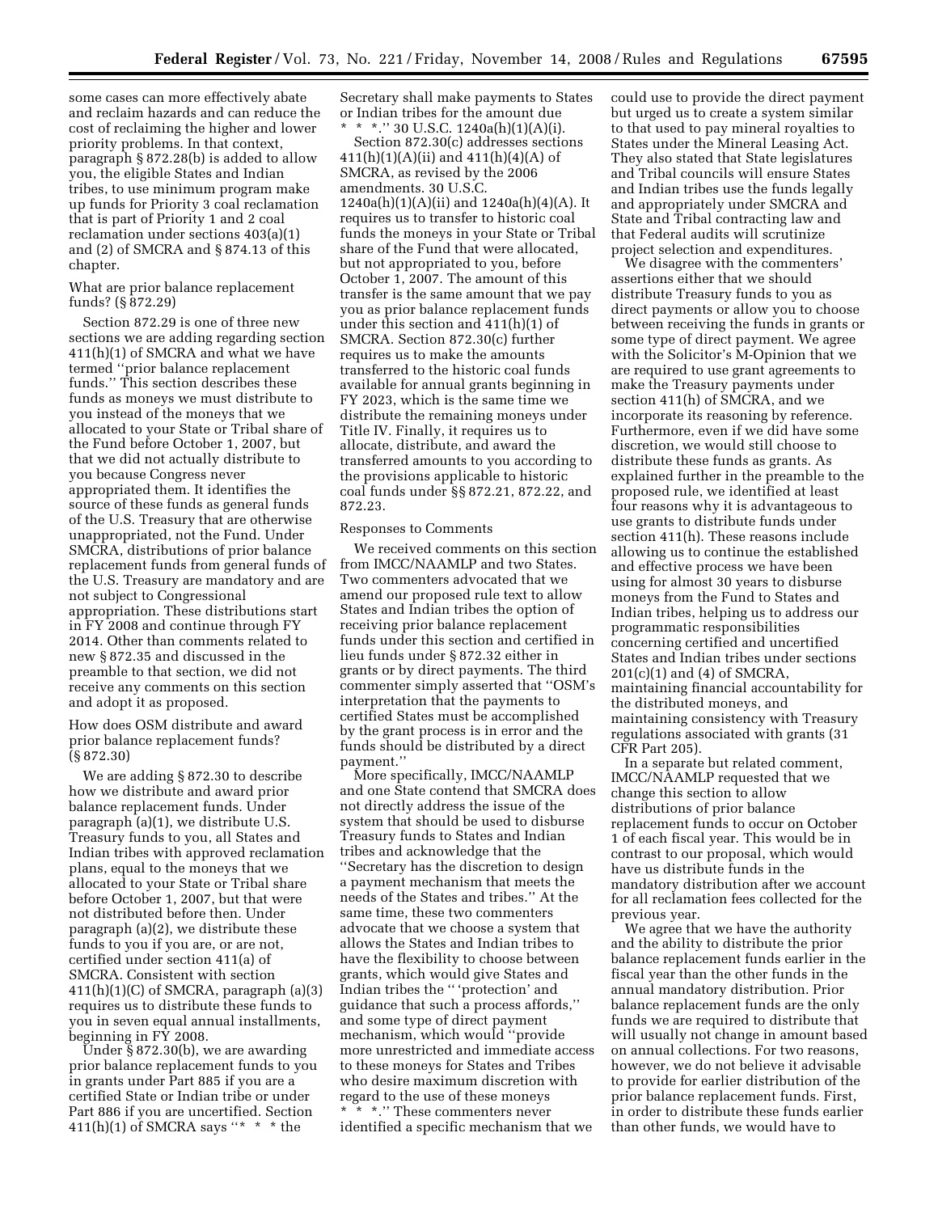some cases can more effectively abate and reclaim hazards and can reduce the cost of reclaiming the higher and lower priority problems. In that context, paragraph § 872.28(b) is added to allow you, the eligible States and Indian tribes, to use minimum program make up funds for Priority 3 coal reclamation that is part of Priority 1 and 2 coal reclamation under sections 403(a)(1) and (2) of SMCRA and § 874.13 of this chapter.

What are prior balance replacement funds? (§ 872.29)

Section 872.29 is one of three new sections we are adding regarding section 411(h)(1) of SMCRA and what we have termed ''prior balance replacement funds.'' This section describes these funds as moneys we must distribute to you instead of the moneys that we allocated to your State or Tribal share of the Fund before October 1, 2007, but that we did not actually distribute to you because Congress never appropriated them. It identifies the source of these funds as general funds of the U.S. Treasury that are otherwise unappropriated, not the Fund. Under SMCRA, distributions of prior balance replacement funds from general funds of the U.S. Treasury are mandatory and are not subject to Congressional appropriation. These distributions start in FY 2008 and continue through FY 2014. Other than comments related to new § 872.35 and discussed in the preamble to that section, we did not receive any comments on this section and adopt it as proposed.

How does OSM distribute and award prior balance replacement funds? (§ 872.30)

We are adding § 872.30 to describe how we distribute and award prior balance replacement funds. Under paragraph (a)(1), we distribute U.S. Treasury funds to you, all States and Indian tribes with approved reclamation plans, equal to the moneys that we allocated to your State or Tribal share before October 1, 2007, but that were not distributed before then. Under paragraph (a)(2), we distribute these funds to you if you are, or are not, certified under section 411(a) of SMCRA. Consistent with section 411(h)(1)(C) of SMCRA, paragraph (a)(3) requires us to distribute these funds to you in seven equal annual installments, beginning in FY 2008.

Under § 872.30(b), we are awarding prior balance replacement funds to you in grants under Part 885 if you are a certified State or Indian tribe or under Part 886 if you are uncertified. Section 411(h)(1) of SMCRA says ''* * * the Secretary shall make payments to States or Indian tribes for the amount due * * *.'' 30 U.S.C. 1240a(h)(1)(A)(i).

Section 872.30(c) addresses sections 411(h)(1)(A)(ii) and 411(h)(4)(A) of SMCRA, as revised by the 2006 amendments. 30 U.S.C. 1240a(h)(1)(A)(ii) and 1240a(h)(4)(A). It requires us to transfer to historic coal funds the moneys in your State or Tribal share of the Fund that were allocated, but not appropriated to you, before October 1, 2007. The amount of this transfer is the same amount that we pay you as prior balance replacement funds under this section and 411(h)(1) of SMCRA. Section 872.30(c) further requires us to make the amounts transferred to the historic coal funds available for annual grants beginning in FY 2023, which is the same time we distribute the remaining moneys under Title IV. Finally, it requires us to allocate, distribute, and award the transferred amounts to you according to the provisions applicable to historic coal funds under §§ 872.21, 872.22, and 872.23.

Responses to Comments

We received comments on this section from IMCC/NAAMLP and two States. Two commenters advocated that we amend our proposed rule text to allow States and Indian tribes the option of receiving prior balance replacement funds under this section and certified in lieu funds under § 872.32 either in grants or by direct payments. The third commenter simply asserted that ''OSM's interpretation that the payments to certified States must be accomplished by the grant process is in error and the funds should be distributed by a direct payment.''

More specifically, IMCC/NAAMLP and one State contend that SMCRA does not directly address the issue of the system that should be used to disburse Treasury funds to States and Indian tribes and acknowledge that the ''Secretary has the discretion to design a payment mechanism that meets the needs of the States and tribes.'' At the same time, these two commenters advocate that we choose a system that allows the States and Indian tribes to have the flexibility to choose between grants, which would give States and Indian tribes the '' 'protection' and guidance that such a process affords,'' and some type of direct payment mechanism, which would ''provide more unrestricted and immediate access to these moneys for States and Tribes who desire maximum discretion with regard to the use of these moneys * * *.'' These commenters never identified a specific mechanism that we could use to provide the direct payment but urged us to create a system similar to that used to pay mineral royalties to States under the Mineral Leasing Act. They also stated that State legislatures and Tribal councils will ensure States and Indian tribes use the funds legally and appropriately under SMCRA and State and Tribal contracting law and that Federal audits will scrutinize project selection and expenditures.

We disagree with the commenters' assertions either that we should distribute Treasury funds to you as direct payments or allow you to choose between receiving the funds in grants or some type of direct payment. We agree with the Solicitor's M-Opinion that we are required to use grant agreements to make the Treasury payments under section 411(h) of SMCRA, and we incorporate its reasoning by reference. Furthermore, even if we did have some discretion, we would still choose to distribute these funds as grants. As explained further in the preamble to the proposed rule, we identified at least four reasons why it is advantageous to use grants to distribute funds under section 411(h). These reasons include allowing us to continue the established and effective process we have been using for almost 30 years to disburse moneys from the Fund to States and Indian tribes, helping us to address our programmatic responsibilities concerning certified and uncertified States and Indian tribes under sections 201(c)(1) and (4) of SMCRA, maintaining financial accountability for the distributed moneys, and maintaining consistency with Treasury regulations associated with grants (31 CFR Part 205).

In a separate but related comment, IMCC/NAAMLP requested that we change this section to allow distributions of prior balance replacement funds to occur on October 1 of each fiscal year. This would be in contrast to our proposal, which would have us distribute funds in the mandatory distribution after we account for all reclamation fees collected for the previous year.

We agree that we have the authority and the ability to distribute the prior balance replacement funds earlier in the fiscal year than the other funds in the annual mandatory distribution. Prior balance replacement funds are the only funds we are required to distribute that will usually not change in amount based on annual collections. For two reasons, however, we do not believe it advisable to provide for earlier distribution of the prior balance replacement funds. First, in order to distribute these funds earlier than other funds, we would have to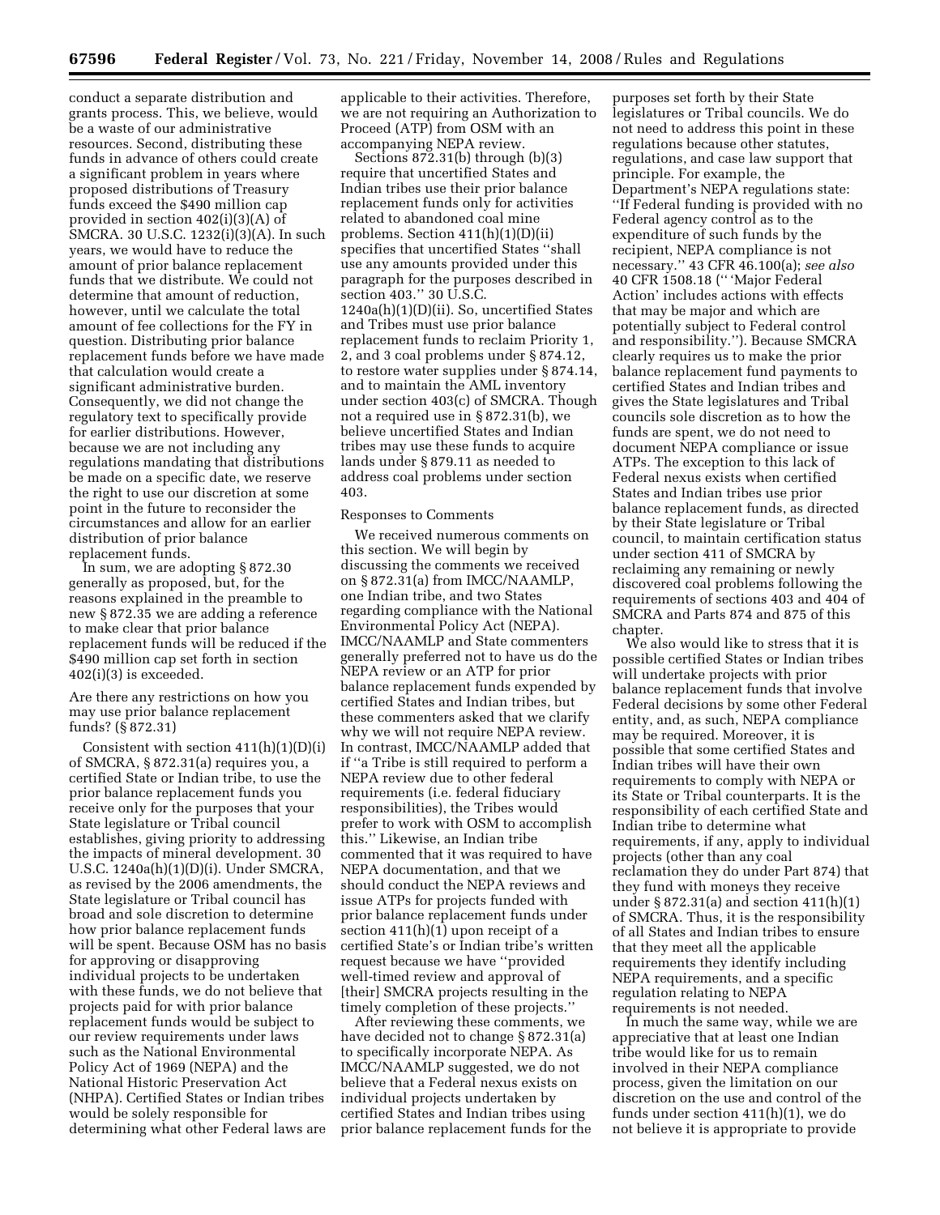conduct a separate distribution and grants process. This, we believe, would be a waste of our administrative resources. Second, distributing these funds in advance of others could create a significant problem in years where proposed distributions of Treasury funds exceed the $490 million cap provided in section 402(i)(3)(A) of SMCRA. 30 U.S.C. 1232(i)(3)(A). In such years, we would have to reduce the amount of prior balance replacement funds that we distribute. We could not determine that amount of reduction, however, until we calculate the total amount of fee collections for the FY in question. Distributing prior balance replacement funds before we have made that calculation would create a significant administrative burden. Consequently, we did not change the regulatory text to specifically provide for earlier distributions. However, because we are not including any regulations mandating that distributions be made on a specific date, we reserve the right to use our discretion at some point in the future to reconsider the circumstances and allow for an earlier distribution of prior balance replacement funds.

In sum, we are adopting § 872.30 generally as proposed, but, for the reasons explained in the preamble to new § 872.35 we are adding a reference to make clear that prior balance replacement funds will be reduced if the $490 million cap set forth in section 402(i)(3) is exceeded.

Are there any restrictions on how you may use prior balance replacement funds? (§ 872.31)

Consistent with section 411(h)(1)(D)(i) of SMCRA, § 872.31(a) requires you, a certified State or Indian tribe, to use the prior balance replacement funds you receive only for the purposes that your State legislature or Tribal council establishes, giving priority to addressing the impacts of mineral development. 30 U.S.C. 1240a(h)(1)(D)(i). Under SMCRA, as revised by the 2006 amendments, the State legislature or Tribal council has broad and sole discretion to determine how prior balance replacement funds will be spent. Because OSM has no basis for approving or disapproving individual projects to be undertaken with these funds, we do not believe that projects paid for with prior balance replacement funds would be subject to our review requirements under laws such as the National Environmental Policy Act of 1969 (NEPA) and the National Historic Preservation Act (NHPA). Certified States or Indian tribes would be solely responsible for determining what other Federal laws are applicable to their activities. Therefore, we are not requiring an Authorization to Proceed (ATP) from OSM with an accompanying NEPA review.

Sections 872.31(b) through (b)(3) require that uncertified States and Indian tribes use their prior balance replacement funds only for activities related to abandoned coal mine problems. Section 411(h)(1)(D)(ii) specifies that uncertified States "shall use any amounts provided under this paragraph for the purposes described in section 403." 30 U.S.C. 1240a(h)(1)(D)(ii). So, uncertified States and Tribes must use prior balance replacement funds to reclaim Priority 1, 2, and 3 coal problems under § 874.12, to restore water supplies under § 874.14, and to maintain the AML inventory under section 403(c) of SMCRA. Though not a required use in § 872.31(b), we believe uncertified States and Indian tribes may use these funds to acquire lands under § 879.11 as needed to address coal problems under section 403.

Responses to Comments

We received numerous comments on this section. We will begin by discussing the comments we received on § 872.31(a) from IMCC/NAAMLP, one Indian tribe, and two States regarding compliance with the National Environmental Policy Act (NEPA). IMCC/NAAMLP and State commenters generally preferred not to have us do the NEPA review or an ATP for prior balance replacement funds expended by certified States and Indian tribes, but these commenters asked that we clarify why we will not require NEPA review. In contrast, IMCC/NAAMLP added that if "a Tribe is still required to perform a NEPA review due to other federal requirements (i.e. federal fiduciary responsibilities), the Tribes would prefer to work with OSM to accomplish this." Likewise, an Indian tribe commented that it was required to have NEPA documentation, and that we should conduct the NEPA reviews and issue ATPs for projects funded with prior balance replacement funds under section 411(h)(1) upon receipt of a certified State's or Indian tribe's written request because we have "provided well-timed review and approval of [their] SMCRA projects resulting in the timely completion of these projects."

After reviewing these comments, we have decided not to change § 872.31(a) to specifically incorporate NEPA. As IMCC/NAAMLP suggested, we do not believe that a Federal nexus exists on individual projects undertaken by certified States and Indian tribes using prior balance replacement funds for the purposes set forth by their State legislatures or Tribal councils. We do not need to address this point in these regulations because other statutes, regulations, and case law support that principle. For example, the Department's NEPA regulations state: "If Federal funding is provided with no Federal agency control as to the expenditure of such funds by the recipient, NEPA compliance is not necessary." 43 CFR 46.100(a); *see also* 40 CFR 1508.18 ("'Major Federal Action' includes actions with effects that may be major and which are potentially subject to Federal control and responsibility."). Because SMCRA clearly requires us to make the prior balance replacement fund payments to certified States and Indian tribes and gives the State legislatures and Tribal councils sole discretion as to how the funds are spent, we do not need to document NEPA compliance or issue ATPs. The exception to this lack of Federal nexus exists when certified States and Indian tribes use prior balance replacement funds, as directed by their State legislature or Tribal council, to maintain certification status under section 411 of SMCRA by reclaiming any remaining or newly discovered coal problems following the requirements of sections 403 and 404 of SMCRA and Parts 874 and 875 of this chapter.

We also would like to stress that it is possible certified States or Indian tribes will undertake projects with prior balance replacement funds that involve Federal decisions by some other Federal entity, and, as such, NEPA compliance may be required. Moreover, it is possible that some certified States and Indian tribes will have their own requirements to comply with NEPA or its State or Tribal counterparts. It is the responsibility of each certified State and Indian tribe to determine what requirements, if any, apply to individual projects (other than any coal reclamation they do under Part 874) that they fund with moneys they receive under § 872.31(a) and section 411(h)(1) of SMCRA. Thus, it is the responsibility of all States and Indian tribes to ensure that they meet all the applicable requirements they identify including NEPA requirements, and a specific regulation relating to NEPA requirements is not needed.

In much the same way, while we are appreciative that at least one Indian tribe would like for us to remain involved in their NEPA compliance process, given the limitation on our discretion on the use and control of the funds under section 411(h)(1), we do not believe it is appropriate to provide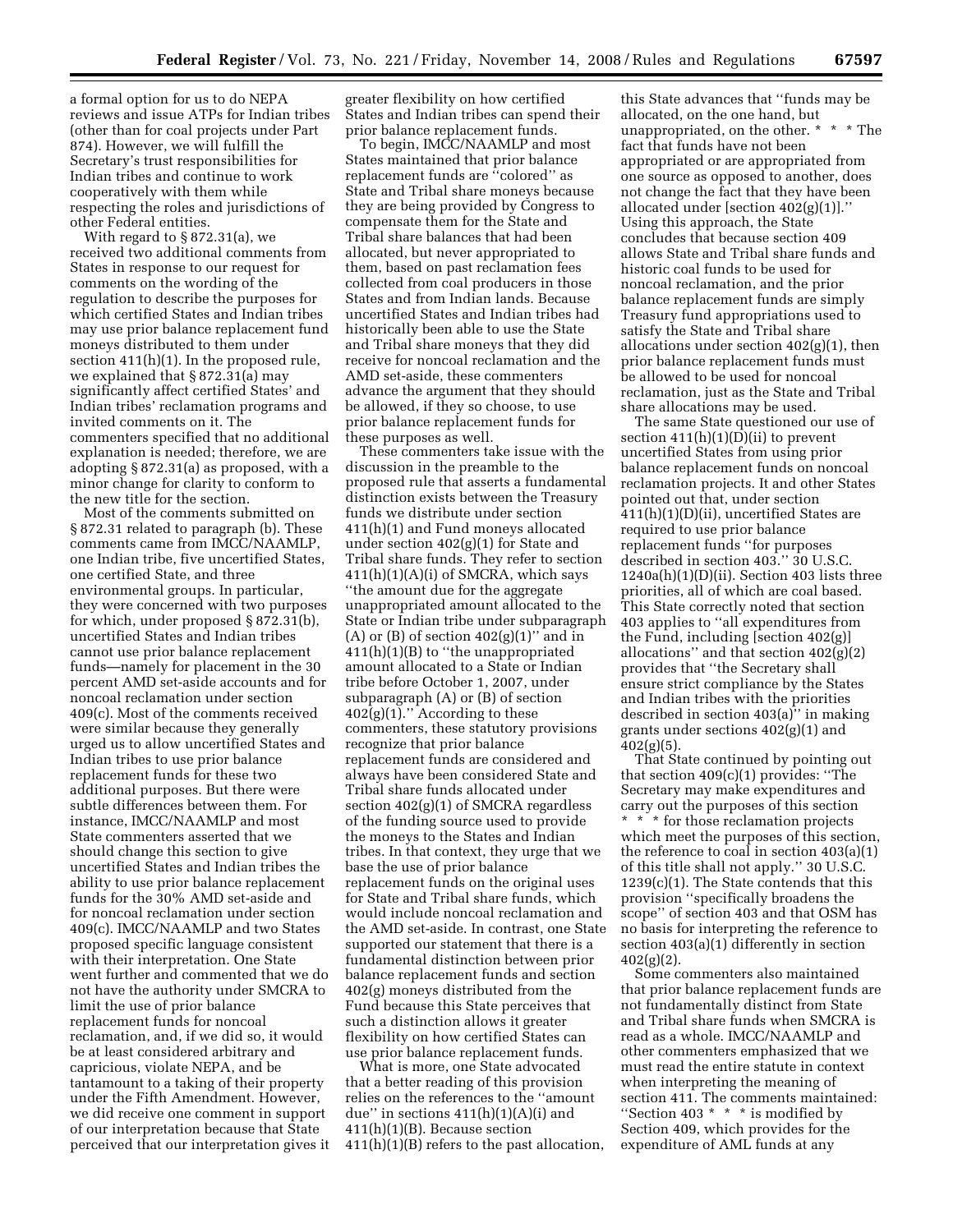a formal option for us to do NEPA reviews and issue ATPs for Indian tribes (other than for coal projects under Part 874). However, we will fulfill the Secretary's trust responsibilities for Indian tribes and continue to work cooperatively with them while respecting the roles and jurisdictions of other Federal entities.

With regard to § 872.31(a), we received two additional comments from States in response to our request for comments on the wording of the regulation to describe the purposes for which certified States and Indian tribes may use prior balance replacement fund moneys distributed to them under section 411(h)(1). In the proposed rule, we explained that § 872.31(a) may significantly affect certified States' and Indian tribes' reclamation programs and invited comments on it. The commenters specified that no additional explanation is needed; therefore, we are adopting § 872.31(a) as proposed, with a minor change for clarity to conform to the new title for the section.

Most of the comments submitted on § 872.31 related to paragraph (b). These comments came from IMCC/NAAMLP, one Indian tribe, five uncertified States, one certified State, and three environmental groups. In particular, they were concerned with two purposes for which, under proposed § 872.31(b), uncertified States and Indian tribes cannot use prior balance replacement funds—namely for placement in the 30 percent AMD set-aside accounts and for noncoal reclamation under section 409(c). Most of the comments received were similar because they generally urged us to allow uncertified States and Indian tribes to use prior balance replacement funds for these two additional purposes. But there were subtle differences between them. For instance, IMCC/NAAMLP and most State commenters asserted that we should change this section to give uncertified States and Indian tribes the ability to use prior balance replacement funds for the 30% AMD set-aside and for noncoal reclamation under section 409(c). IMCC/NAAMLP and two States proposed specific language consistent with their interpretation. One State went further and commented that we do not have the authority under SMCRA to limit the use of prior balance replacement funds for noncoal reclamation, and, if we did so, it would be at least considered arbitrary and capricious, violate NEPA, and be tantamount to a taking of their property under the Fifth Amendment. However, we did receive one comment in support of our interpretation because that State perceived that our interpretation gives it greater flexibility on how certified States and Indian tribes can spend their prior balance replacement funds.

To begin, IMCC/NAAMLP and most States maintained that prior balance replacement funds are "colored" as State and Tribal share moneys because they are being provided by Congress to compensate them for the State and Tribal share balances that had been allocated, but never appropriated to them, based on past reclamation fees collected from coal producers in those States and from Indian lands. Because uncertified States and Indian tribes had historically been able to use the State and Tribal share moneys that they did receive for noncoal reclamation and the AMD set-aside, these commenters advance the argument that they should be allowed, if they so choose, to use prior balance replacement funds for these purposes as well.

These commenters take issue with the discussion in the preamble to the proposed rule that asserts a fundamental distinction exists between the Treasury funds we distribute under section 411(h)(1) and Fund moneys allocated under section 402(g)(1) for State and Tribal share funds. They refer to section 411(h)(1)(A)(i) of SMCRA, which says "the amount due for the aggregate unappropriated amount allocated to the State or Indian tribe under subparagraph (A) or (B) of section 402(g)(1)" and in 411(h)(1)(B) to "the unappropriated amount allocated to a State or Indian tribe before October 1, 2007, under subparagraph (A) or (B) of section 402(g)(1)." According to these commenters, these statutory provisions recognize that prior balance replacement funds are considered and always have been considered State and Tribal share funds allocated under section 402(g)(1) of SMCRA regardless of the funding source used to provide the moneys to the States and Indian tribes. In that context, they urge that we base the use of prior balance replacement funds on the original uses for State and Tribal share funds, which would include noncoal reclamation and the AMD set-aside. In contrast, one State supported our statement that there is a fundamental distinction between prior balance replacement funds and section 402(g) moneys distributed from the Fund because this State perceives that such a distinction allows it greater flexibility on how certified States can use prior balance replacement funds.

What is more, one State advocated that a better reading of this provision relies on the references to the "amount due" in sections 411(h)(1)(A)(i) and 411(h)(1)(B). Because section 411(h)(1)(B) refers to the past allocation, this State advances that "funds may be allocated, on the one hand, but unappropriated, on the other. * * * The fact that funds have not been appropriated or are appropriated from one source as opposed to another, does not change the fact that they have been allocated under [section 402(g)(1)]." Using this approach, the State concludes that because section 409 allows State and Tribal share funds and historic coal funds to be used for noncoal reclamation, and the prior balance replacement funds are simply Treasury fund appropriations used to satisfy the State and Tribal share allocations under section 402(g)(1), then prior balance replacement funds must be allowed to be used for noncoal reclamation, just as the State and Tribal share allocations may be used.

The same State questioned our use of section 411(h)(1)(D)(ii) to prevent uncertified States from using prior balance replacement funds on noncoal reclamation projects. It and other States pointed out that, under section 411(h)(1)(D)(ii), uncertified States are required to use prior balance replacement funds "for purposes described in section 403." 30 U.S.C. 1240a(h)(1)(D)(ii). Section 403 lists three priorities, all of which are coal based. This State correctly noted that section 403 applies to "all expenditures from the Fund, including [section 402(g)] allocations" and that section 402(g)(2) provides that "the Secretary shall ensure strict compliance by the States and Indian tribes with the priorities described in section 403(a)" in making grants under sections 402(g)(1) and 402(g)(5).

That State continued by pointing out that section 409(c)(1) provides: "The Secretary may make expenditures and carry out the purposes of this section * * * for those reclamation projects which meet the purposes of this section, the reference to coal in section 403(a)(1) of this title shall not apply." 30 U.S.C. 1239(c)(1). The State contends that this provision "specifically broadens the scope" of section 403 and that OSM has no basis for interpreting the reference to section 403(a)(1) differently in section 402(g)(2).

Some commenters also maintained that prior balance replacement funds are not fundamentally distinct from State and Tribal share funds when SMCRA is read as a whole. IMCC/NAAMLP and other commenters emphasized that we must read the entire statute in context when interpreting the meaning of section 411. The comments maintained: "Section 403 * * * is modified by Section 409, which provides for the expenditure of AML funds at any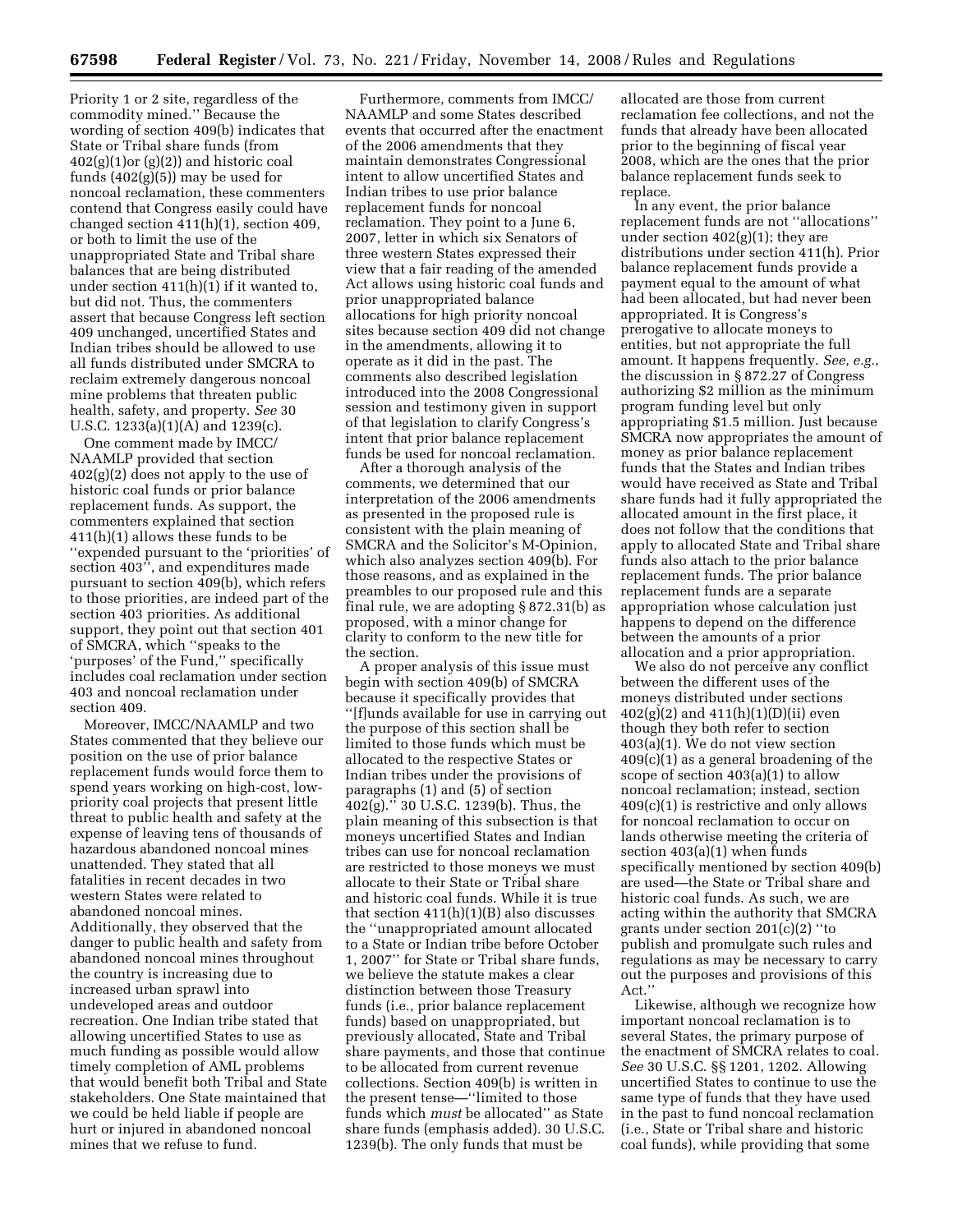Priority 1 or 2 site, regardless of the commodity mined.'' Because the wording of section 409(b) indicates that State or Tribal share funds (from 402(g)(1)or (g)(2)) and historic coal funds (402(g)(5)) may be used for noncoal reclamation, these commenters contend that Congress easily could have changed section 411(h)(1), section 409, or both to limit the use of the unappropriated State and Tribal share balances that are being distributed under section 411(h)(1) if it wanted to, but did not. Thus, the commenters assert that because Congress left section 409 unchanged, uncertified States and Indian tribes should be allowed to use all funds distributed under SMCRA to reclaim extremely dangerous noncoal mine problems that threaten public health, safety, and property. *See* 30 U.S.C. 1233(a)(1)(A) and 1239(c).

One comment made by IMCC/NAAMLP provided that section 402(g)(2) does not apply to the use of historic coal funds or prior balance replacement funds. As support, the commenters explained that section 411(h)(1) allows these funds to be ''expended pursuant to the 'priorities' of section 403'', and expenditures made pursuant to section 409(b), which refers to those priorities, are indeed part of the section 403 priorities. As additional support, they point out that section 401 of SMCRA, which ''speaks to the 'purposes' of the Fund,'' specifically includes coal reclamation under section 403 and noncoal reclamation under section 409.

Moreover, IMCC/NAAMLP and two States commented that they believe our position on the use of prior balance replacement funds would force them to spend years working on high-cost, low-priority coal projects that present little threat to public health and safety at the expense of leaving tens of thousands of hazardous abandoned noncoal mines unattended. They stated that all fatalities in recent decades in two western States were related to abandoned noncoal mines. Additionally, they observed that the danger to public health and safety from abandoned noncoal mines throughout the country is increasing due to increased urban sprawl into undeveloped areas and outdoor recreation. One Indian tribe stated that allowing uncertified States to use as much funding as possible would allow timely completion of AML problems that would benefit both Tribal and State stakeholders. One State maintained that we could be held liable if people are hurt or injured in abandoned noncoal mines that we refuse to fund.

Furthermore, comments from IMCC/NAAMLP and some States described events that occurred after the enactment of the 2006 amendments that they maintain demonstrates Congressional intent to allow uncertified States and Indian tribes to use prior balance replacement funds for noncoal reclamation. They point to a June 6, 2007, letter in which six Senators of three western States expressed their view that a fair reading of the amended Act allows using historic coal funds and prior unappropriated balance allocations for high priority noncoal sites because section 409 did not change in the amendments, allowing it to operate as it did in the past. The comments also described legislation introduced into the 2008 Congressional session and testimony given in support of that legislation to clarify Congress's intent that prior balance replacement funds be used for noncoal reclamation.

After a thorough analysis of the comments, we determined that our interpretation of the 2006 amendments as presented in the proposed rule is consistent with the plain meaning of SMCRA and the Solicitor's M-Opinion, which also analyzes section 409(b). For those reasons, and as explained in the preambles to our proposed rule and this final rule, we are adopting § 872.31(b) as proposed, with a minor change for clarity to conform to the new title for the section.

A proper analysis of this issue must begin with section 409(b) of SMCRA because it specifically provides that ''[f]unds available for use in carrying out the purpose of this section shall be limited to those funds which must be allocated to the respective States or Indian tribes under the provisions of paragraphs (1) and (5) of section 402(g).'' 30 U.S.C. 1239(b). Thus, the plain meaning of this subsection is that moneys uncertified States and Indian tribes can use for noncoal reclamation are restricted to those moneys we must allocate to their State or Tribal share and historic coal funds. While it is true that section 411(h)(1)(B) also discusses the ''unappropriated amount allocated to a State or Indian tribe before October 1, 2007'' for State or Tribal share funds, we believe the statute makes a clear distinction between those Treasury funds (i.e., prior balance replacement funds) based on unappropriated, but previously allocated, State and Tribal share payments, and those that continue to be allocated from current revenue collections. Section 409(b) is written in the present tense—''limited to those funds which *must* be allocated'' as State share funds (emphasis added). 30 U.S.C. 1239(b). The only funds that must be allocated are those from current reclamation fee collections, and not the funds that already have been allocated prior to the beginning of fiscal year 2008, which are the ones that the prior balance replacement funds seek to replace.

In any event, the prior balance replacement funds are not ''allocations'' under section 402(g)(1); they are distributions under section 411(h). Prior balance replacement funds provide a payment equal to the amount of what had been allocated, but had never been appropriated. It is Congress's prerogative to allocate moneys to entities, but not appropriate the full amount. It happens frequently. *See, e.g.*, the discussion in § 872.27 of Congress authorizing $2 million as the minimum program funding level but only appropriating $1.5 million. Just because SMCRA now appropriates the amount of money as prior balance replacement funds that the States and Indian tribes would have received as State and Tribal share funds had it fully appropriated the allocated amount in the first place, it does not follow that the conditions that apply to allocated State and Tribal share funds also attach to the prior balance replacement funds. The prior balance replacement funds are a separate appropriation whose calculation just happens to depend on the difference between the amounts of a prior allocation and a prior appropriation.

We also do not perceive any conflict between the different uses of the moneys distributed under sections 402(g)(2) and 411(h)(1)(D)(ii) even though they both refer to section 403(a)(1). We do not view section 409(c)(1) as a general broadening of the scope of section 403(a)(1) to allow noncoal reclamation; instead, section 409(c)(1) is restrictive and only allows for noncoal reclamation to occur on lands otherwise meeting the criteria of section 403(a)(1) when funds specifically mentioned by section 409(b) are used—the State or Tribal share and historic coal funds. As such, we are acting within the authority that SMCRA grants under section 201(c)(2) ''to publish and promulgate such rules and regulations as may be necessary to carry out the purposes and provisions of this Act.''

Likewise, although we recognize how important noncoal reclamation is to several States, the primary purpose of the enactment of SMCRA relates to coal. *See* 30 U.S.C. §§ 1201, 1202. Allowing uncertified States to continue to use the same type of funds that they have used in the past to fund noncoal reclamation (i.e., State or Tribal share and historic coal funds), while providing that some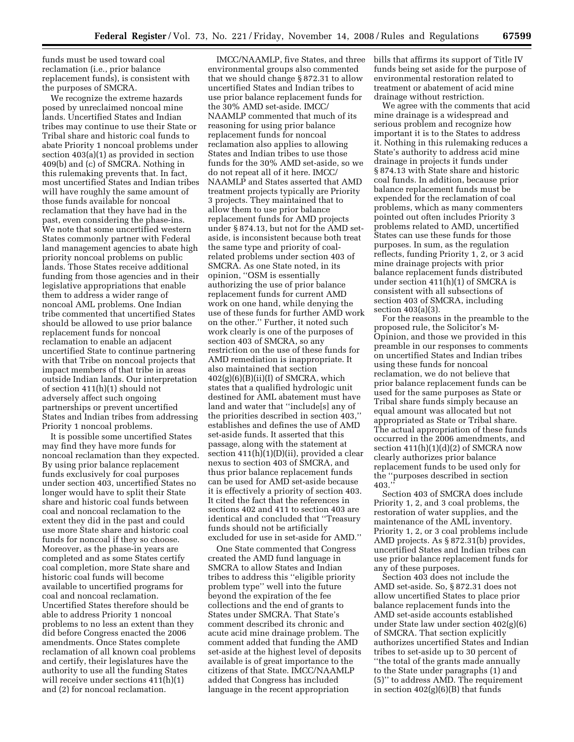funds must be used toward coal reclamation (i.e., prior balance replacement funds), is consistent with the purposes of SMCRA.

We recognize the extreme hazards posed by unreclaimed noncoal mine lands. Uncertified States and Indian tribes may continue to use their State or Tribal share and historic coal funds to abate Priority 1 noncoal problems under section 403(a)(1) as provided in section 409(b) and (c) of SMCRA. Nothing in this rulemaking prevents that. In fact, most uncertified States and Indian tribes will have roughly the same amount of those funds available for noncoal reclamation that they have had in the past, even considering the phase-ins. We note that some uncertified western States commonly partner with Federal land management agencies to abate high priority noncoal problems on public lands. Those States receive additional funding from those agencies and in their legislative appropriations that enable them to address a wider range of noncoal AML problems. One Indian tribe commented that uncertified States should be allowed to use prior balance replacement funds for noncoal reclamation to enable an adjacent uncertified State to continue partnering with that Tribe on noncoal projects that impact members of that tribe in areas outside Indian lands. Our interpretation of section 411(h)(1) should not adversely affect such ongoing partnerships or prevent uncertified States and Indian tribes from addressing Priority 1 noncoal problems.

It is possible some uncertified States may find they have more funds for noncoal reclamation than they expected. By using prior balance replacement funds exclusively for coal purposes under section 403, uncertified States no longer would have to split their State share and historic coal funds between coal and noncoal reclamation to the extent they did in the past and could use more State share and historic coal funds for noncoal if they so choose. Moreover, as the phase-in years are completed and as some States certify coal completion, more State share and historic coal funds will become available to uncertified programs for coal and noncoal reclamation. Uncertified States therefore should be able to address Priority 1 noncoal problems to no less an extent than they did before Congress enacted the 2006 amendments. Once States complete reclamation of all known coal problems and certify, their legislatures have the authority to use all the funding States will receive under sections 411(h)(1) and (2) for noncoal reclamation.

IMCC/NAAMLP, five States, and three environmental groups also commented that we should change § 872.31 to allow uncertified States and Indian tribes to use prior balance replacement funds for the 30% AMD set-aside. IMCC/NAAMLP commented that much of its reasoning for using prior balance replacement funds for noncoal reclamation also applies to allowing States and Indian tribes to use those funds for the 30% AMD set-aside, so we do not repeat all of it here. IMCC/NAAMLP and States asserted that AMD treatment projects typically are Priority 3 projects. They maintained that to allow them to use prior balance replacement funds for AMD projects under § 874.13, but not for the AMD set-aside, is inconsistent because both treat the same type and priority of coal-related problems under section 403 of SMCRA. As one State noted, in its opinion, ''OSM is essentially authorizing the use of prior balance replacement funds for current AMD work on one hand, while denying the use of these funds for further AMD work on the other.'' Further, it noted such work clearly is one of the purposes of section 403 of SMCRA, so any restriction on the use of these funds for AMD remediation is inappropriate. It also maintained that section 402(g)(6)(B)(ii)(I) of SMCRA, which states that a qualified hydrologic unit destined for AML abatement must have land and water that ''include[s] any of the priorities described in section 403,'' establishes and defines the use of AMD set-aside funds. It asserted that this passage, along with the statement at section 411(h)(1)(D)(ii), provided a clear nexus to section 403 of SMCRA, and thus prior balance replacement funds can be used for AMD set-aside because it is effectively a priority of section 403. It cited the fact that the references in sections 402 and 411 to section 403 are identical and concluded that ''Treasury funds should not be artificially excluded for use in set-aside for AMD.''

One State commented that Congress created the AMD fund language in SMCRA to allow States and Indian tribes to address this ''eligible priority problem type'' well into the future beyond the expiration of the fee collections and the end of grants to States under SMCRA. That State's comment described its chronic and acute acid mine drainage problem. The comment added that funding the AMD set-aside at the highest level of deposits available is of great importance to the citizens of that State. IMCC/NAAMLP added that Congress has included language in the recent appropriation bills that affirms its support of Title IV funds being set aside for the purpose of environmental restoration related to treatment or abatement of acid mine drainage without restriction.

We agree with the comments that acid mine drainage is a widespread and serious problem and recognize how important it is to the States to address it. Nothing in this rulemaking reduces a State's authority to address acid mine drainage in projects it funds under § 874.13 with State share and historic coal funds. In addition, because prior balance replacement funds must be expended for the reclamation of coal problems, which as many commenters pointed out often includes Priority 3 problems related to AMD, uncertified States can use these funds for those purposes. In sum, as the regulation reflects, funding Priority 1, 2, or 3 acid mine drainage projects with prior balance replacement funds distributed under section 411(h)(1) of SMCRA is consistent with all subsections of section 403 of SMCRA, including section 403(a)(3).

For the reasons in the preamble to the proposed rule, the Solicitor's M-Opinion, and those we provided in this preamble in our responses to comments on uncertified States and Indian tribes using these funds for noncoal reclamation, we do not believe that prior balance replacement funds can be used for the same purposes as State or Tribal share funds simply because an equal amount was allocated but not appropriated as State or Tribal share. The actual appropriation of these funds occurred in the 2006 amendments, and section 411(h)(1)(d)(2) of SMCRA now clearly authorizes prior balance replacement funds to be used only for the ''purposes described in section 403.''

Section 403 of SMCRA does include Priority 1, 2, and 3 coal problems, the restoration of water supplies, and the maintenance of the AML inventory. Priority 1, 2, or 3 coal problems include AMD projects. As § 872.31(b) provides, uncertified States and Indian tribes can use prior balance replacement funds for any of these purposes.

Section 403 does not include the AMD set-aside. So, § 872.31 does not allow uncertified States to place prior balance replacement funds into the AMD set-aside accounts established under State law under section 402(g)(6) of SMCRA. That section explicitly authorizes uncertified States and Indian tribes to set-aside up to 30 percent of ''the total of the grants made annually to the State under paragraphs (1) and (5)'' to address AMD. The requirement in section 402(g)(6)(B) that funds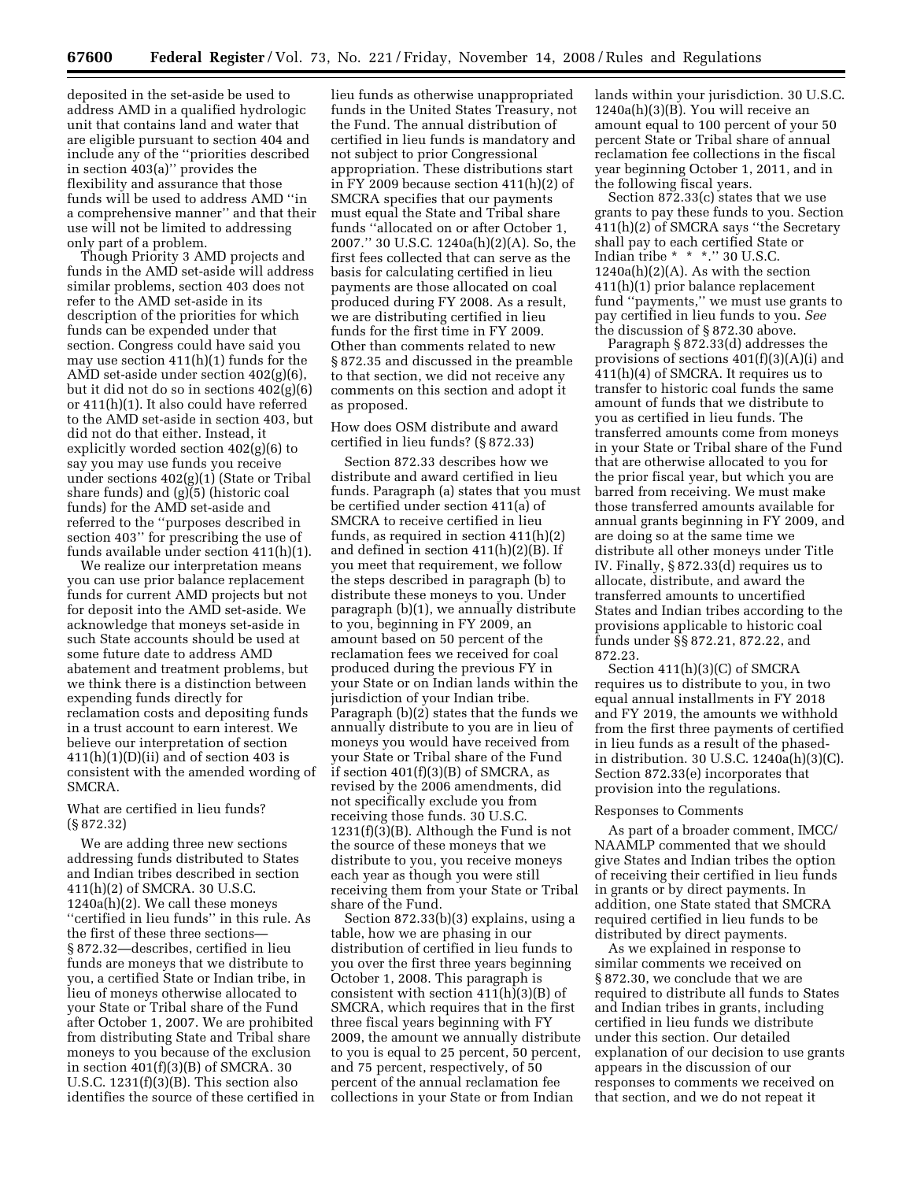deposited in the set-aside be used to address AMD in a qualified hydrologic unit that contains land and water that are eligible pursuant to section 404 and include any of the ''priorities described in section 403(a)'' provides the flexibility and assurance that those funds will be used to address AMD ''in a comprehensive manner'' and that their use will not be limited to addressing only part of a problem.

Though Priority 3 AMD projects and funds in the AMD set-aside will address similar problems, section 403 does not refer to the AMD set-aside in its description of the priorities for which funds can be expended under that section. Congress could have said you may use section 411(h)(1) funds for the AMD set-aside under section 402(g)(6), but it did not do so in sections 402(g)(6) or 411(h)(1). It also could have referred to the AMD set-aside in section 403, but did not do that either. Instead, it explicitly worded section 402(g)(6) to say you may use funds you receive under sections 402(g)(1) (State or Tribal share funds) and (g)(5) (historic coal funds) for the AMD set-aside and referred to the ''purposes described in section 403'' for prescribing the use of funds available under section 411(h)(1).

We realize our interpretation means you can use prior balance replacement funds for current AMD projects but not for deposit into the AMD set-aside. We acknowledge that moneys set-aside in such State accounts should be used at some future date to address AMD abatement and treatment problems, but we think there is a distinction between expending funds directly for reclamation costs and depositing funds in a trust account to earn interest. We believe our interpretation of section 411(h)(1)(D)(ii) and of section 403 is consistent with the amended wording of SMCRA.

What are certified in lieu funds? (§ 872.32)

We are adding three new sections addressing funds distributed to States and Indian tribes described in section 411(h)(2) of SMCRA. 30 U.S.C. 1240a(h)(2). We call these moneys ''certified in lieu funds'' in this rule. As the first of these three sections—§ 872.32—describes, certified in lieu funds are moneys that we distribute to you, a certified State or Indian tribe, in lieu of moneys otherwise allocated to your State or Tribal share of the Fund after October 1, 2007. We are prohibited from distributing State and Tribal share moneys to you because of the exclusion in section 401(f)(3)(B) of SMCRA. 30 U.S.C. 1231(f)(3)(B). This section also identifies the source of these certified in lieu funds as otherwise unappropriated funds in the United States Treasury, not the Fund. The annual distribution of certified in lieu funds is mandatory and not subject to prior Congressional appropriation. These distributions start in FY 2009 because section 411(h)(2) of SMCRA specifies that our payments must equal the State and Tribal share funds ''allocated on or after October 1, 2007.'' 30 U.S.C. 1240a(h)(2)(A). So, the first fees collected that can serve as the basis for calculating certified in lieu payments are those allocated on coal produced during FY 2008. As a result, we are distributing certified in lieu funds for the first time in FY 2009. Other than comments related to new § 872.35 and discussed in the preamble to that section, we did not receive any comments on this section and adopt it as proposed.

How does OSM distribute and award certified in lieu funds? (§ 872.33)

Section 872.33 describes how we distribute and award certified in lieu funds. Paragraph (a) states that you must be certified under section 411(a) of SMCRA to receive certified in lieu funds, as required in section 411(h)(2) and defined in section 411(h)(2)(B). If you meet that requirement, we follow the steps described in paragraph (b) to distribute these moneys to you. Under paragraph (b)(1), we annually distribute to you, beginning in FY 2009, an amount based on 50 percent of the reclamation fees we received for coal produced during the previous FY in your State or on Indian lands within the jurisdiction of your Indian tribe. Paragraph (b)(2) states that the funds we annually distribute to you are in lieu of moneys you would have received from your State or Tribal share of the Fund if section 401(f)(3)(B) of SMCRA, as revised by the 2006 amendments, did not specifically exclude you from receiving those funds. 30 U.S.C. 1231(f)(3)(B). Although the Fund is not the source of these moneys that we distribute to you, you receive moneys each year as though you were still receiving them from your State or Tribal share of the Fund.

Section 872.33(b)(3) explains, using a table, how we are phasing in our distribution of certified in lieu funds to you over the first three years beginning October 1, 2008. This paragraph is consistent with section 411(h)(3)(B) of SMCRA, which requires that in the first three fiscal years beginning with FY 2009, the amount we annually distribute to you is equal to 25 percent, 50 percent, and 75 percent, respectively, of 50 percent of the annual reclamation fee collections in your State or from Indian lands within your jurisdiction. 30 U.S.C. 1240a(h)(3)(B). You will receive an amount equal to 100 percent of your 50 percent State or Tribal share of annual reclamation fee collections in the fiscal year beginning October 1, 2011, and in the following fiscal years.

Section 872.33(c) states that we use grants to pay these funds to you. Section 411(h)(2) of SMCRA says ''the Secretary shall pay to each certified State or Indian tribe * * *.'' 30 U.S.C. 1240a(h)(2)(A). As with the section 411(h)(1) prior balance replacement fund ''payments,'' we must use grants to pay certified in lieu funds to you. *See* the discussion of § 872.30 above.

Paragraph § 872.33(d) addresses the provisions of sections 401(f)(3)(A)(i) and 411(h)(4) of SMCRA. It requires us to transfer to historic coal funds the same amount of funds that we distribute to you as certified in lieu funds. The transferred amounts come from moneys in your State or Tribal share of the Fund that are otherwise allocated to you for the prior fiscal year, but which you are barred from receiving. We must make those transferred amounts available for annual grants beginning in FY 2009, and are doing so at the same time we distribute all other moneys under Title IV. Finally, § 872.33(d) requires us to allocate, distribute, and award the transferred amounts to uncertified States and Indian tribes according to the provisions applicable to historic coal funds under §§ 872.21, 872.22, and 872.23.

Section 411(h)(3)(C) of SMCRA requires us to distribute to you, in two equal annual installments in FY 2018 and FY 2019, the amounts we withhold from the first three payments of certified in lieu funds as a result of the phased-in distribution. 30 U.S.C. 1240a(h)(3)(C). Section 872.33(e) incorporates that provision into the regulations.

Responses to Comments

As part of a broader comment, IMCC/NAAMLP commented that we should give States and Indian tribes the option of receiving their certified in lieu funds in grants or by direct payments. In addition, one State stated that SMCRA required certified in lieu funds to be distributed by direct payments.

As we explained in response to similar comments we received on § 872.30, we conclude that we are required to distribute all funds to States and Indian tribes in grants, including certified in lieu funds we distribute under this section. Our detailed explanation of our decision to use grants appears in the discussion of our responses to comments we received on that section, and we do not repeat it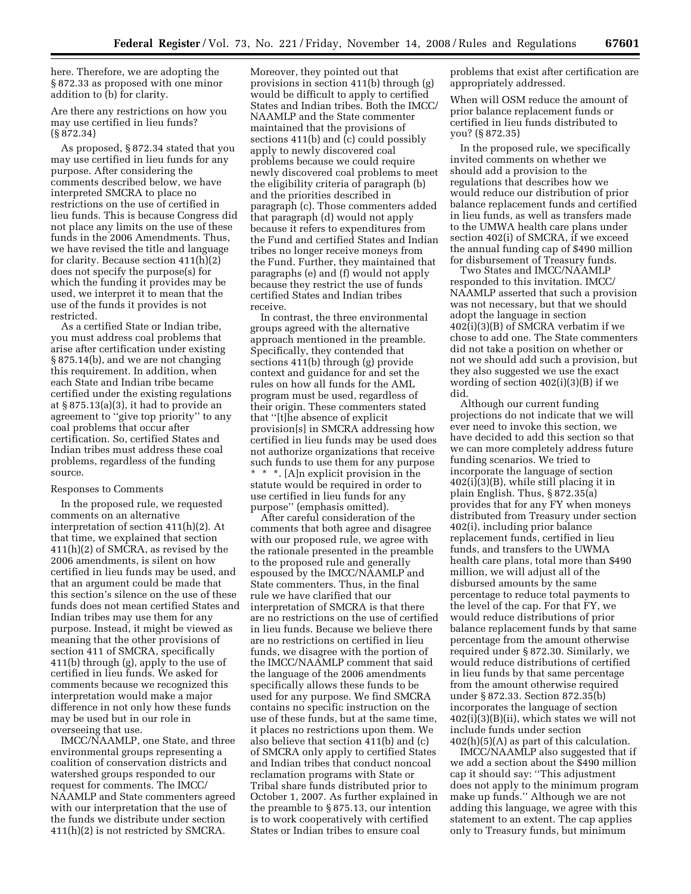here. Therefore, we are adopting the § 872.33 as proposed with one minor addition to (b) for clarity.

Are there any restrictions on how you may use certified in lieu funds? (§ 872.34)

As proposed, § 872.34 stated that you may use certified in lieu funds for any purpose. After considering the comments described below, we have interpreted SMCRA to place no restrictions on the use of certified in lieu funds. This is because Congress did not place any limits on the use of these funds in the 2006 Amendments. Thus, we have revised the title and language for clarity. Because section 411(h)(2) does not specify the purpose(s) for which the funding it provides may be used, we interpret it to mean that the use of the funds it provides is not restricted.

As a certified State or Indian tribe, you must address coal problems that arise after certification under existing § 875.14(b), and we are not changing this requirement. In addition, when each State and Indian tribe became certified under the existing regulations at § 875.13(a)(3), it had to provide an agreement to ''give top priority'' to any coal problems that occur after certification. So, certified States and Indian tribes must address these coal problems, regardless of the funding source.

Responses to Comments

In the proposed rule, we requested comments on an alternative interpretation of section 411(h)(2). At that time, we explained that section 411(h)(2) of SMCRA, as revised by the 2006 amendments, is silent on how certified in lieu funds may be used, and that an argument could be made that this section's silence on the use of these funds does not mean certified States and Indian tribes may use them for any purpose. Instead, it might be viewed as meaning that the other provisions of section 411 of SMCRA, specifically 411(b) through (g), apply to the use of certified in lieu funds. We asked for comments because we recognized this interpretation would make a major difference in not only how these funds may be used but in our role in overseeing that use.

IMCC/NAAMLP, one State, and three environmental groups representing a coalition of conservation districts and watershed groups responded to our request for comments. The IMCC/NAAMLP and State commenters agreed with our interpretation that the use of the funds we distribute under section 411(h)(2) is not restricted by SMCRA. Moreover, they pointed out that provisions in section 411(b) through (g) would be difficult to apply to certified States and Indian tribes. Both the IMCC/NAAMLP and the State commenter maintained that the provisions of sections 411(b) and (c) could possibly apply to newly discovered coal problems because we could require newly discovered coal problems to meet the eligibility criteria of paragraph (b) and the priorities described in paragraph (c). Those commenters added that paragraph (d) would not apply because it refers to expenditures from the Fund and certified States and Indian tribes no longer receive moneys from the Fund. Further, they maintained that paragraphs (e) and (f) would not apply because they restrict the use of funds certified States and Indian tribes receive.

In contrast, the three environmental groups agreed with the alternative approach mentioned in the preamble. Specifically, they contended that sections 411(b) through (g) provide context and guidance for and set the rules on how all funds for the AML program must be used, regardless of their origin. These commenters stated that ''[t]he absence of explicit provision[s] in SMCRA addressing how certified in lieu funds may be used does not authorize organizations that receive such funds to use them for any purpose * * *. [A]n explicit provision in the statute would be required in order to use certified in lieu funds for any purpose'' (emphasis omitted).

After careful consideration of the comments that both agree and disagree with our proposed rule, we agree with the rationale presented in the preamble to the proposed rule and generally espoused by the IMCC/NAAMLP and State commenters. Thus, in the final rule we have clarified that our interpretation of SMCRA is that there are no restrictions on the use of certified in lieu funds. Because we believe there are no restrictions on certified in lieu funds, we disagree with the portion of the IMCC/NAAMLP comment that said the language of the 2006 amendments specifically allows these funds to be used for any purpose. We find SMCRA contains no specific instruction on the use of these funds, but at the same time, it places no restrictions upon them. We also believe that section 411(b) and (c) of SMCRA only apply to certified States and Indian tribes that conduct noncoal reclamation programs with State or Tribal share funds distributed prior to October 1, 2007. As further explained in the preamble to § 875.13, our intention is to work cooperatively with certified States or Indian tribes to ensure coal problems that exist after certification are appropriately addressed.

When will OSM reduce the amount of prior balance replacement funds or certified in lieu funds distributed to you? (§ 872.35)

In the proposed rule, we specifically invited comments on whether we should add a provision to the regulations that describes how we would reduce our distribution of prior balance replacement funds and certified in lieu funds, as well as transfers made to the UMWA health care plans under section 402(i) of SMCRA, if we exceed the annual funding cap of $490 million for disbursement of Treasury funds.

Two States and IMCC/NAAMLP responded to this invitation. IMCC/NAAMLP asserted that such a provision was not necessary, but that we should adopt the language in section 402(i)(3)(B) of SMCRA verbatim if we chose to add one. The State commenters did not take a position on whether or not we should add such a provision, but they also suggested we use the exact wording of section 402(i)(3)(B) if we did.

Although our current funding projections do not indicate that we will ever need to invoke this section, we have decided to add this section so that we can more completely address future funding scenarios. We tried to incorporate the language of section 402(i)(3)(B), while still placing it in plain English. Thus, § 872.35(a) provides that for any FY when moneys distributed from Treasury under section 402(i), including prior balance replacement funds, certified in lieu funds, and transfers to the UWMA health care plans, total more than $490 million, we will adjust all of the disbursed amounts by the same percentage to reduce total payments to the level of the cap. For that FY, we would reduce distributions of prior balance replacement funds by that same percentage from the amount otherwise required under § 872.30. Similarly, we would reduce distributions of certified in lieu funds by that same percentage from the amount otherwise required under § 872.33. Section 872.35(b) incorporates the language of section 402(i)(3)(B)(ii), which states we will not include funds under section 402(h)(5)(A) as part of this calculation.

IMCC/NAAMLP also suggested that if we add a section about the $490 million cap it should say: ''This adjustment does not apply to the minimum program make up funds.'' Although we are not adding this language, we agree with this statement to an extent. The cap applies only to Treasury funds, but minimum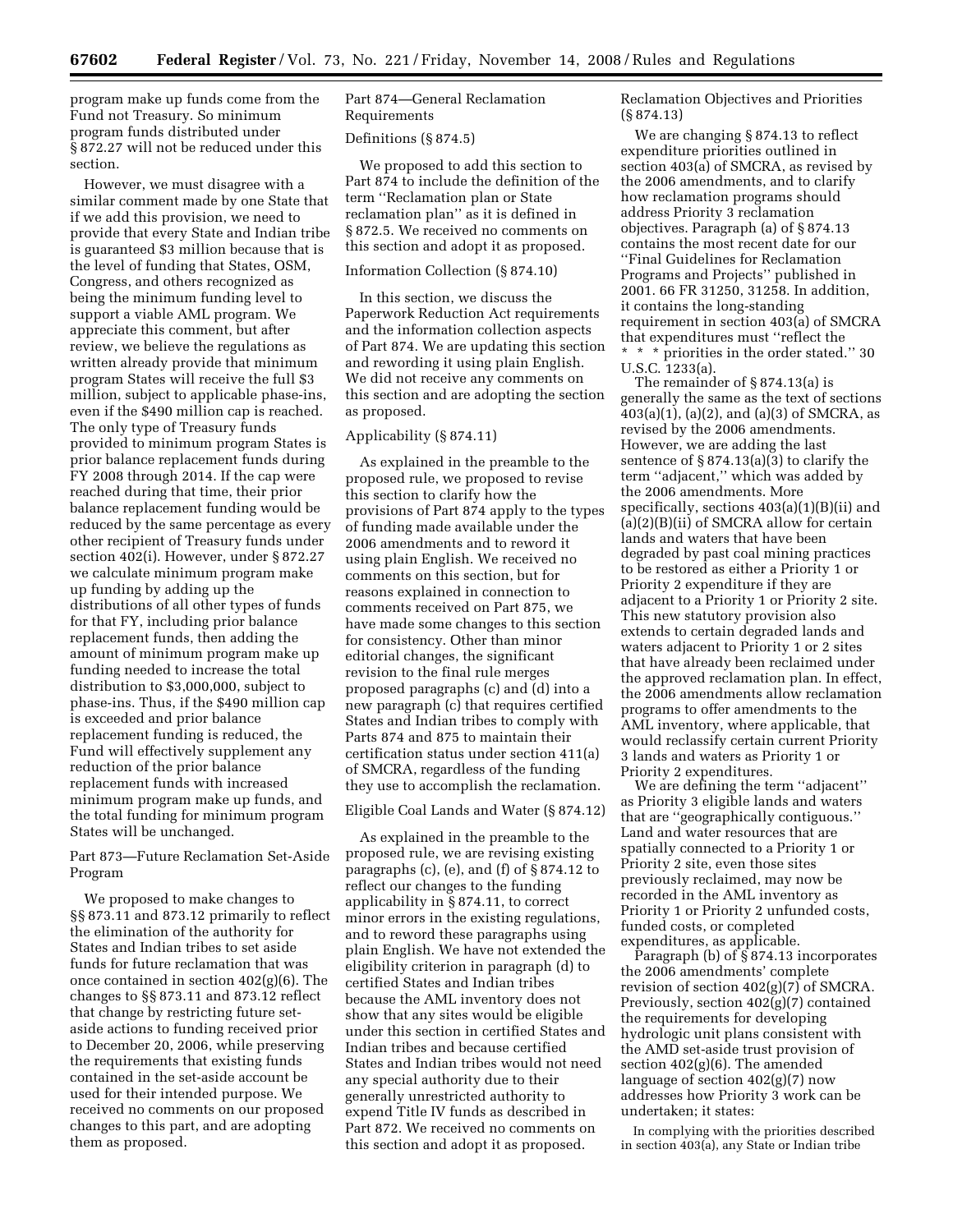program make up funds come from the Fund not Treasury. So minimum program funds distributed under § 872.27 will not be reduced under this section.

However, we must disagree with a similar comment made by one State that if we add this provision, we need to provide that every State and Indian tribe is guaranteed $3 million because that is the level of funding that States, OSM, Congress, and others recognized as being the minimum funding level to support a viable AML program. We appreciate this comment, but after review, we believe the regulations as written already provide that minimum program States will receive the full $3 million, subject to applicable phase-ins, even if the $490 million cap is reached. The only type of Treasury funds provided to minimum program States is prior balance replacement funds during FY 2008 through 2014. If the cap were reached during that time, their prior balance replacement funding would be reduced by the same percentage as every other recipient of Treasury funds under section 402(i). However, under § 872.27 we calculate minimum program make up funding by adding up the distributions of all other types of funds for that FY, including prior balance replacement funds, then adding the amount of minimum program make up funding needed to increase the total distribution to $3,000,000, subject to phase-ins. Thus, if the $490 million cap is exceeded and prior balance replacement funding is reduced, the Fund will effectively supplement any reduction of the prior balance replacement funds with increased minimum program make up funds, and the total funding for minimum program States will be unchanged.

Part 873—Future Reclamation Set-Aside Program

We proposed to make changes to §§ 873.11 and 873.12 primarily to reflect the elimination of the authority for States and Indian tribes to set aside funds for future reclamation that was once contained in section 402(g)(6). The changes to §§ 873.11 and 873.12 reflect that change by restricting future set-aside actions to funding received prior to December 20, 2006, while preserving the requirements that existing funds contained in the set-aside account be used for their intended purpose. We received no comments on our proposed changes to this part, and are adopting them as proposed.

Part 874—General Reclamation Requirements

Definitions (§ 874.5)

We proposed to add this section to Part 874 to include the definition of the term ''Reclamation plan or State reclamation plan'' as it is defined in § 872.5. We received no comments on this section and adopt it as proposed.

Information Collection (§ 874.10)

In this section, we discuss the Paperwork Reduction Act requirements and the information collection aspects of Part 874. We are updating this section and rewording it using plain English. We did not receive any comments on this section and are adopting the section as proposed.

Applicability (§ 874.11)

As explained in the preamble to the proposed rule, we proposed to revise this section to clarify how the provisions of Part 874 apply to the types of funding made available under the 2006 amendments and to reword it using plain English. We received no comments on this section, but for reasons explained in connection to comments received on Part 875, we have made some changes to this section for consistency. Other than minor editorial changes, the significant revision to the final rule merges proposed paragraphs (c) and (d) into a new paragraph (c) that requires certified States and Indian tribes to comply with Parts 874 and 875 to maintain their certification status under section 411(a) of SMCRA, regardless of the funding they use to accomplish the reclamation.

Eligible Coal Lands and Water (§ 874.12)

As explained in the preamble to the proposed rule, we are revising existing paragraphs (c), (e), and (f) of § 874.12 to reflect our changes to the funding applicability in § 874.11, to correct minor errors in the existing regulations, and to reword these paragraphs using plain English. We have not extended the eligibility criterion in paragraph (d) to certified States and Indian tribes because the AML inventory does not show that any sites would be eligible under this section in certified States and Indian tribes and because certified States and Indian tribes would not need any special authority due to their generally unrestricted authority to expend Title IV funds as described in Part 872. We received no comments on this section and adopt it as proposed.

Reclamation Objectives and Priorities (§ 874.13)

We are changing § 874.13 to reflect expenditure priorities outlined in section 403(a) of SMCRA, as revised by the 2006 amendments, and to clarify how reclamation programs should address Priority 3 reclamation objectives. Paragraph (a) of § 874.13 contains the most recent date for our ''Final Guidelines for Reclamation Programs and Projects'' published in 2001. 66 FR 31250, 31258. In addition, it contains the long-standing requirement in section 403(a) of SMCRA that expenditures must ''reflect the * * * priorities in the order stated.'' 30 U.S.C. 1233(a).

The remainder of § 874.13(a) is generally the same as the text of sections 403(a)(1), (a)(2), and (a)(3) of SMCRA, as revised by the 2006 amendments. However, we are adding the last sentence of § 874.13(a)(3) to clarify the term ''adjacent,'' which was added by the 2006 amendments. More specifically, sections 403(a)(1)(B)(ii) and (a)(2)(B)(ii) of SMCRA allow for certain lands and waters that have been degraded by past coal mining practices to be restored as either a Priority 1 or Priority 2 expenditure if they are adjacent to a Priority 1 or Priority 2 site. This new statutory provision also extends to certain degraded lands and waters adjacent to Priority 1 or 2 sites that have already been reclaimed under the approved reclamation plan. In effect, the 2006 amendments allow reclamation programs to offer amendments to the AML inventory, where applicable, that would reclassify certain current Priority 3 lands and waters as Priority 1 or Priority 2 expenditures.

We are defining the term ''adjacent'' as Priority 3 eligible lands and waters that are ''geographically contiguous.'' Land and water resources that are spatially connected to a Priority 1 or Priority 2 site, even those sites previously reclaimed, may now be recorded in the AML inventory as Priority 1 or Priority 2 unfunded costs, funded costs, or completed expenditures, as applicable.

Paragraph (b) of § 874.13 incorporates the 2006 amendments' complete revision of section 402(g)(7) of SMCRA. Previously, section 402(g)(7) contained the requirements for developing hydrologic unit plans consistent with the AMD set-aside trust provision of section 402(g)(6). The amended language of section 402(g)(7) now addresses how Priority 3 work can be undertaken; it states:

In complying with the priorities described in section 403(a), any State or Indian tribe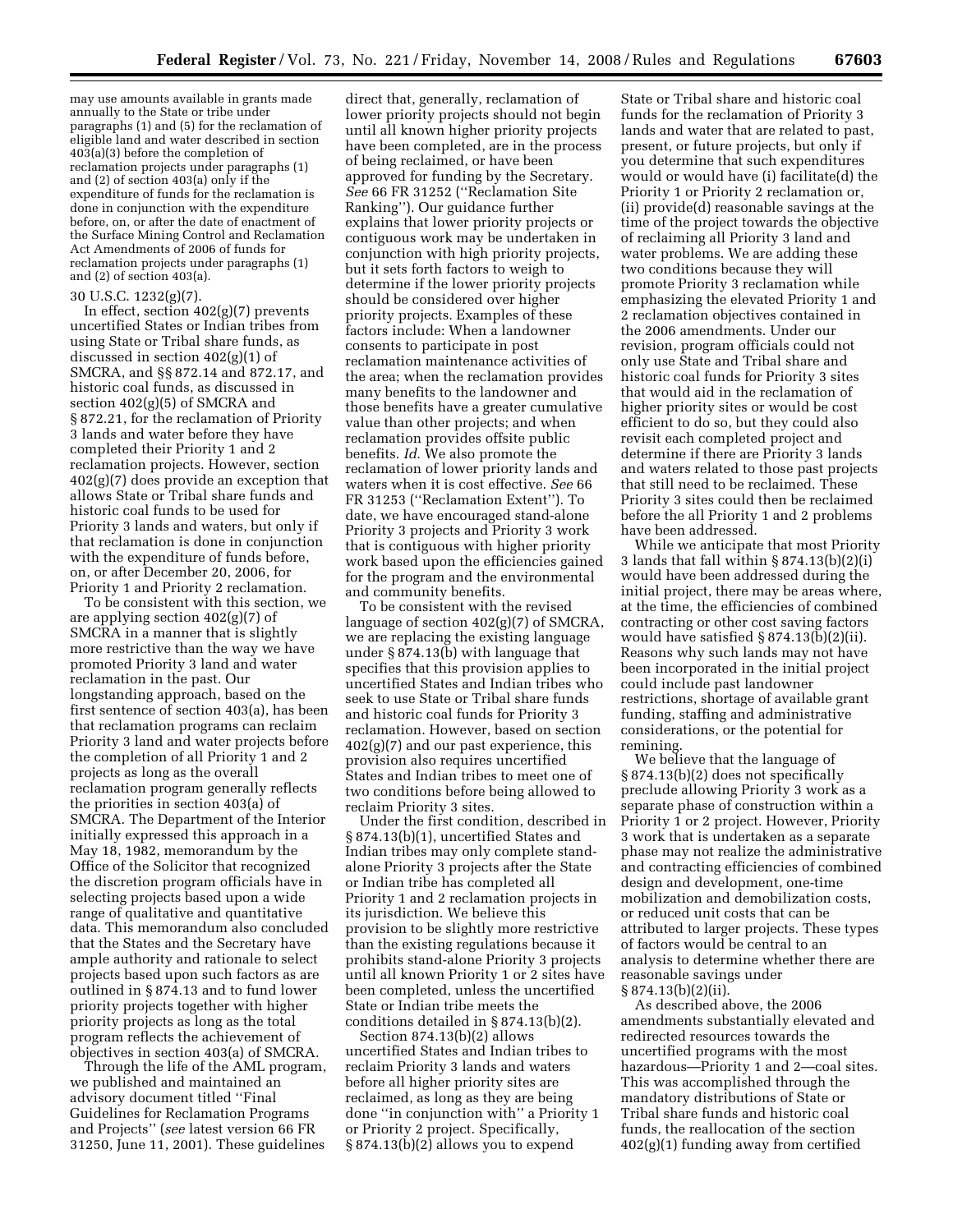may use amounts available in grants made annually to the State or tribe under paragraphs (1) and (5) for the reclamation of eligible land and water described in section 403(a)(3) before the completion of reclamation projects under paragraphs (1) and (2) of section 403(a) only if the expenditure of funds for the reclamation is done in conjunction with the expenditure before, on, or after the date of enactment of the Surface Mining Control and Reclamation Act Amendments of 2006 of funds for reclamation projects under paragraphs (1) and (2) of section 403(a).

30 U.S.C. 1232(g)(7).

In effect, section 402(g)(7) prevents uncertified States or Indian tribes from using State or Tribal share funds, as discussed in section 402(g)(1) of SMCRA, and §§ 872.14 and 872.17, and historic coal funds, as discussed in section 402(g)(5) of SMCRA and § 872.21, for the reclamation of Priority 3 lands and water before they have completed their Priority 1 and 2 reclamation projects. However, section 402(g)(7) does provide an exception that allows State or Tribal share funds and historic coal funds to be used for Priority 3 lands and waters, but only if that reclamation is done in conjunction with the expenditure of funds before, on, or after December 20, 2006, for Priority 1 and Priority 2 reclamation.

To be consistent with this section, we are applying section 402(g)(7) of SMCRA in a manner that is slightly more restrictive than the way we have promoted Priority 3 land and water reclamation in the past. Our longstanding approach, based on the first sentence of section 403(a), has been that reclamation programs can reclaim Priority 3 land and water projects before the completion of all Priority 1 and 2 projects as long as the overall reclamation program generally reflects the priorities in section 403(a) of SMCRA. The Department of the Interior initially expressed this approach in a May 18, 1982, memorandum by the Office of the Solicitor that recognized the discretion program officials have in selecting projects based upon a wide range of qualitative and quantitative data. This memorandum also concluded that the States and the Secretary have ample authority and rationale to select projects based upon such factors as are outlined in § 874.13 and to fund lower priority projects together with higher priority projects as long as the total program reflects the achievement of objectives in section 403(a) of SMCRA.

Through the life of the AML program, we published and maintained an advisory document titled ''Final Guidelines for Reclamation Programs and Projects'' (*see* latest version 66 FR 31250, June 11, 2001). These guidelines direct that, generally, reclamation of lower priority projects should not begin until all known higher priority projects have been completed, are in the process of being reclaimed, or have been approved for funding by the Secretary. *See* 66 FR 31252 (''Reclamation Site Ranking''). Our guidance further explains that lower priority projects or contiguous work may be undertaken in conjunction with high priority projects, but it sets forth factors to weigh to determine if the lower priority projects should be considered over higher priority projects. Examples of these factors include: When a landowner consents to participate in post reclamation maintenance activities of the area; when the reclamation provides many benefits to the landowner and those benefits have a greater cumulative value than other projects; and when reclamation provides offsite public benefits. *Id.* We also promote the reclamation of lower priority lands and waters when it is cost effective. *See* 66 FR 31253 (''Reclamation Extent''). To date, we have encouraged stand-alone Priority 3 projects and Priority 3 work that is contiguous with higher priority work based upon the efficiencies gained for the program and the environmental and community benefits.

To be consistent with the revised language of section 402(g)(7) of SMCRA, we are replacing the existing language under § 874.13(b) with language that specifies that this provision applies to uncertified States and Indian tribes who seek to use State or Tribal share funds and historic coal funds for Priority 3 reclamation. However, based on section 402(g)(7) and our past experience, this provision also requires uncertified States and Indian tribes to meet one of two conditions before being allowed to reclaim Priority 3 sites.

Under the first condition, described in § 874.13(b)(1), uncertified States and Indian tribes may only complete stand-alone Priority 3 projects after the State or Indian tribe has completed all Priority 1 and 2 reclamation projects in its jurisdiction. We believe this provision to be slightly more restrictive than the existing regulations because it prohibits stand-alone Priority 3 projects until all known Priority 1 or 2 sites have been completed, unless the uncertified State or Indian tribe meets the conditions detailed in § 874.13(b)(2).

Section 874.13(b)(2) allows uncertified States and Indian tribes to reclaim Priority 3 lands and waters before all higher priority sites are reclaimed, as long as they are being done ''in conjunction with'' a Priority 1 or Priority 2 project. Specifically, § 874.13(b)(2) allows you to expend State or Tribal share and historic coal funds for the reclamation of Priority 3 lands and water that are related to past, present, or future projects, but only if you determine that such expenditures would or would have (i) facilitate(d) the Priority 1 or Priority 2 reclamation or, (ii) provide(d) reasonable savings at the time of the project towards the objective of reclaiming all Priority 3 land and water problems. We are adding these two conditions because they will promote Priority 3 reclamation while emphasizing the elevated Priority 1 and 2 reclamation objectives contained in the 2006 amendments. Under our revision, program officials could not only use State and Tribal share and historic coal funds for Priority 3 sites that would aid in the reclamation of higher priority sites or would be cost efficient to do so, but they could also revisit each completed project and determine if there are Priority 3 lands and waters related to those past projects that still need to be reclaimed. These Priority 3 sites could then be reclaimed before the all Priority 1 and 2 problems have been addressed.

While we anticipate that most Priority 3 lands that fall within § 874.13(b)(2)(i) would have been addressed during the initial project, there may be areas where, at the time, the efficiencies of combined contracting or other cost saving factors would have satisfied § 874.13(b)(2)(ii). Reasons why such lands may not have been incorporated in the initial project could include past landowner restrictions, shortage of available grant funding, staffing and administrative considerations, or the potential for remining.

We believe that the language of § 874.13(b)(2) does not specifically preclude allowing Priority 3 work as a separate phase of construction within a Priority 1 or 2 project. However, Priority 3 work that is undertaken as a separate phase may not realize the administrative and contracting efficiencies of combined design and development, one-time mobilization and demobilization costs, or reduced unit costs that can be attributed to larger projects. These types of factors would be central to an analysis to determine whether there are reasonable savings under § 874.13(b)(2)(ii).

As described above, the 2006 amendments substantially elevated and redirected resources towards the uncertified programs with the most hazardous—Priority 1 and 2—coal sites. This was accomplished through the mandatory distributions of State or Tribal share funds and historic coal funds, the reallocation of the section 402(g)(1) funding away from certified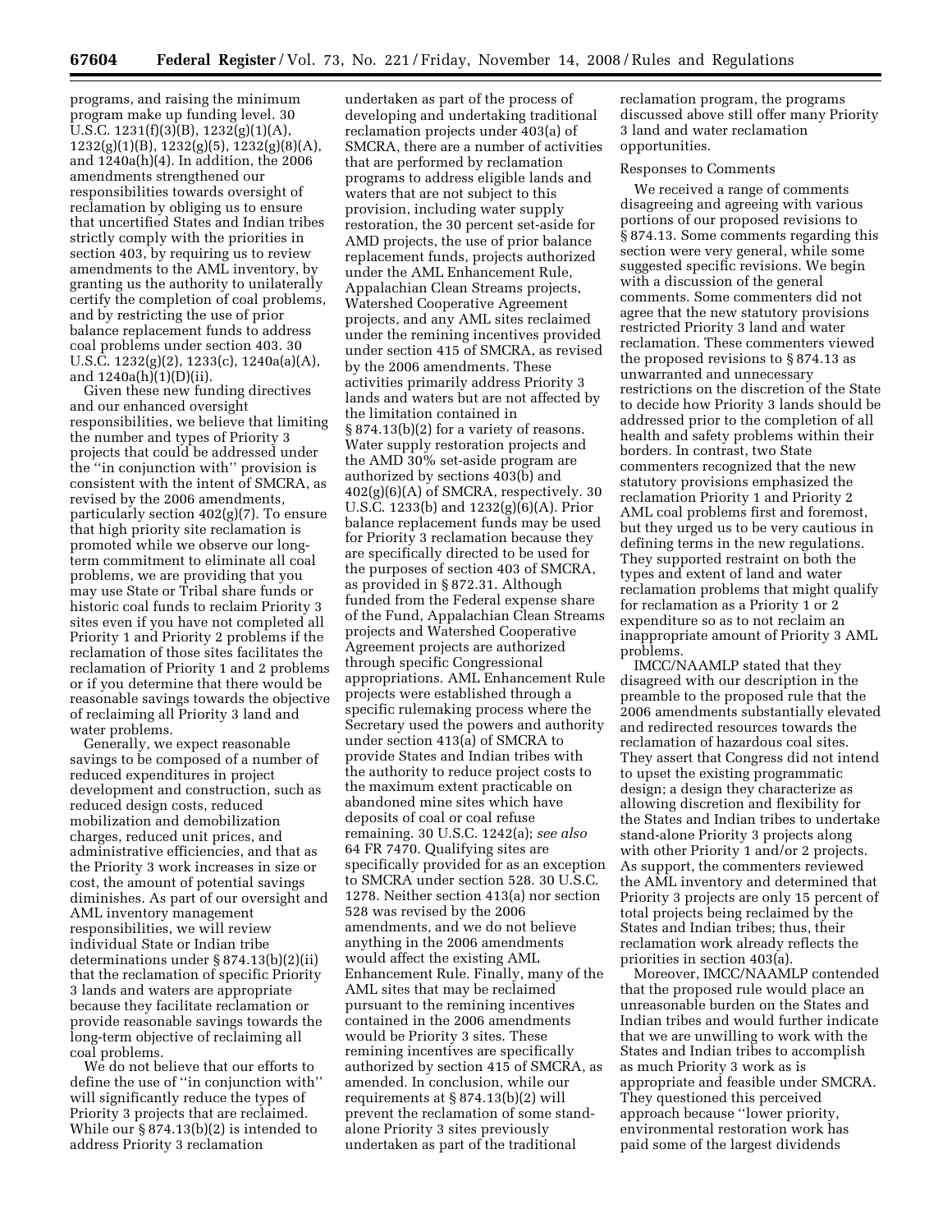programs, and raising the minimum program make up funding level. 30 U.S.C. 1231(f)(3)(B), 1232(g)(1)(A), 1232(g)(1)(B), 1232(g)(5), 1232(g)(8)(A), and 1240a(h)(4). In addition, the 2006 amendments strengthened our responsibilities towards oversight of reclamation by obliging us to ensure that uncertified States and Indian tribes strictly comply with the priorities in section 403, by requiring us to review amendments to the AML inventory, by granting us the authority to unilaterally certify the completion of coal problems, and by restricting the use of prior balance replacement funds to address coal problems under section 403. 30 U.S.C. 1232(g)(2), 1233(c), 1240a(a)(A), and 1240a(h)(1)(D)(ii).

Given these new funding directives and our enhanced oversight responsibilities, we believe that limiting the number and types of Priority 3 projects that could be addressed under the ''in conjunction with'' provision is consistent with the intent of SMCRA, as revised by the 2006 amendments, particularly section 402(g)(7). To ensure that high priority site reclamation is promoted while we observe our long-term commitment to eliminate all coal problems, we are providing that you may use State or Tribal share funds or historic coal funds to reclaim Priority 3 sites even if you have not completed all Priority 1 and Priority 2 problems if the reclamation of those sites facilitates the reclamation of Priority 1 and 2 problems or if you determine that there would be reasonable savings towards the objective of reclaiming all Priority 3 land and water problems.

Generally, we expect reasonable savings to be composed of a number of reduced expenditures in project development and construction, such as reduced design costs, reduced mobilization and demobilization charges, reduced unit prices, and administrative efficiencies, and that as the Priority 3 work increases in size or cost, the amount of potential savings diminishes. As part of our oversight and AML inventory management responsibilities, we will review individual State or Indian tribe determinations under § 874.13(b)(2)(ii) that the reclamation of specific Priority 3 lands and waters are appropriate because they facilitate reclamation or provide reasonable savings towards the long-term objective of reclaiming all coal problems.

We do not believe that our efforts to define the use of ''in conjunction with'' will significantly reduce the types of Priority 3 projects that are reclaimed. While our § 874.13(b)(2) is intended to address Priority 3 reclamation undertaken as part of the process of developing and undertaking traditional reclamation projects under 403(a) of SMCRA, there are a number of activities that are performed by reclamation programs to address eligible lands and waters that are not subject to this provision, including water supply restoration, the 30 percent set-aside for AMD projects, the use of prior balance replacement funds, projects authorized under the AML Enhancement Rule, Appalachian Clean Streams projects, Watershed Cooperative Agreement projects, and any AML sites reclaimed under the remining incentives provided under section 415 of SMCRA, as revised by the 2006 amendments. These activities primarily address Priority 3 lands and waters but are not affected by the limitation contained in § 874.13(b)(2) for a variety of reasons. Water supply restoration projects and the AMD 30% set-aside program are authorized by sections 403(b) and 402(g)(6)(A) of SMCRA, respectively. 30 U.S.C. 1233(b) and 1232(g)(6)(A). Prior balance replacement funds may be used for Priority 3 reclamation because they are specifically directed to be used for the purposes of section 403 of SMCRA, as provided in § 872.31. Although funded from the Federal expense share of the Fund, Appalachian Clean Streams projects and Watershed Cooperative Agreement projects are authorized through specific Congressional appropriations. AML Enhancement Rule projects were established through a specific rulemaking process where the Secretary used the powers and authority under section 413(a) of SMCRA to provide States and Indian tribes with the authority to reduce project costs to the maximum extent practicable on abandoned mine sites which have deposits of coal or coal refuse remaining. 30 U.S.C. 1242(a); *see also* 64 FR 7470. Qualifying sites are specifically provided for as an exception to SMCRA under section 528. 30 U.S.C. 1278. Neither section 413(a) nor section 528 was revised by the 2006 amendments, and we do not believe anything in the 2006 amendments would affect the existing AML Enhancement Rule. Finally, many of the AML sites that may be reclaimed pursuant to the remining incentives contained in the 2006 amendments would be Priority 3 sites. These remining incentives are specifically authorized by section 415 of SMCRA, as amended. In conclusion, while our requirements at § 874.13(b)(2) will prevent the reclamation of some stand-alone Priority 3 sites previously undertaken as part of the traditional reclamation program, the programs discussed above still offer many Priority 3 land and water reclamation opportunities.

Responses to Comments

We received a range of comments disagreeing and agreeing with various portions of our proposed revisions to § 874.13. Some comments regarding this section were very general, while some suggested specific revisions. We begin with a discussion of the general comments. Some commenters did not agree that the new statutory provisions restricted Priority 3 land and water reclamation. These commenters viewed the proposed revisions to § 874.13 as unwarranted and unnecessary restrictions on the discretion of the State to decide how Priority 3 lands should be addressed prior to the completion of all health and safety problems within their borders. In contrast, two State commenters recognized that the new statutory provisions emphasized the reclamation Priority 1 and Priority 2 AML coal problems first and foremost, but they urged us to be very cautious in defining terms in the new regulations. They supported restraint on both the types and extent of land and water reclamation problems that might qualify for reclamation as a Priority 1 or 2 expenditure so as to not reclaim an inappropriate amount of Priority 3 AML problems.

IMCC/NAAMLP stated that they disagreed with our description in the preamble to the proposed rule that the 2006 amendments substantially elevated and redirected resources towards the reclamation of hazardous coal sites. They assert that Congress did not intend to upset the existing programmatic design; a design they characterize as allowing discretion and flexibility for the States and Indian tribes to undertake stand-alone Priority 3 projects along with other Priority 1 and/or 2 projects. As support, the commenters reviewed the AML inventory and determined that Priority 3 projects are only 15 percent of total projects being reclaimed by the States and Indian tribes; thus, their reclamation work already reflects the priorities in section 403(a).

Moreover, IMCC/NAAMLP contended that the proposed rule would place an unreasonable burden on the States and Indian tribes and would further indicate that we are unwilling to work with the States and Indian tribes to accomplish as much Priority 3 work as is appropriate and feasible under SMCRA. They questioned this perceived approach because ''lower priority, environmental restoration work has paid some of the largest dividends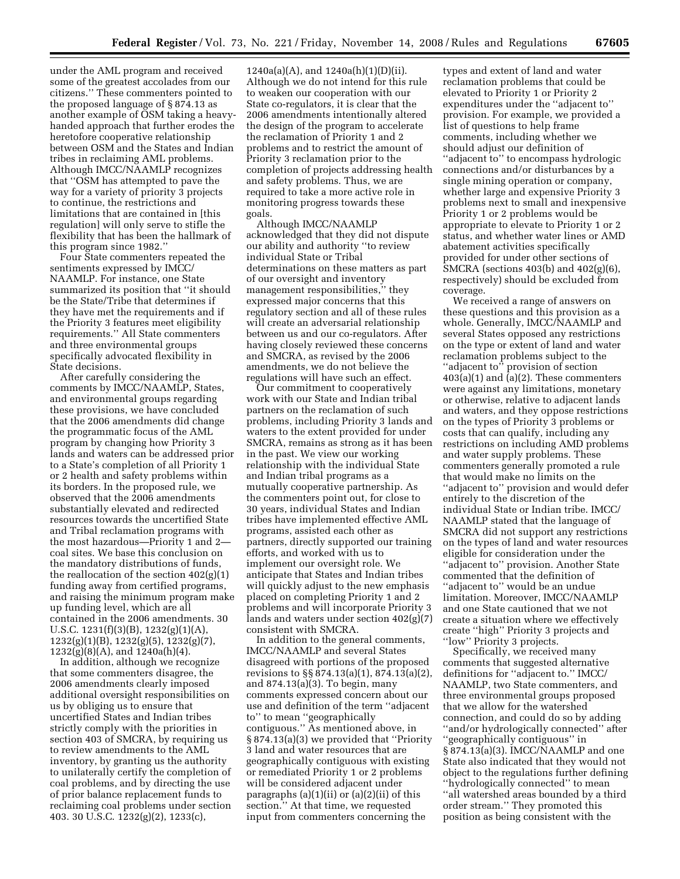under the AML program and received some of the greatest accolades from our citizens.'' These commenters pointed to the proposed language of § 874.13 as another example of OSM taking a heavy-handed approach that further erodes the heretofore cooperative relationship between OSM and the States and Indian tribes in reclaiming AML problems. Although IMCC/NAAMLP recognizes that ''OSM has attempted to pave the way for a variety of priority 3 projects to continue, the restrictions and limitations that are contained in [this regulation] will only serve to stifle the flexibility that has been the hallmark of this program since 1982.''

Four State commenters repeated the sentiments expressed by IMCC/NAAMLP. For instance, one State summarized its position that ''it should be the State/Tribe that determines if they have met the requirements and if the Priority 3 features meet eligibility requirements.'' All State commenters and three environmental groups specifically advocated flexibility in State decisions.

After carefully considering the comments by IMCC/NAAMLP, States, and environmental groups regarding these provisions, we have concluded that the 2006 amendments did change the programmatic focus of the AML program by changing how Priority 3 lands and waters can be addressed prior to a State's completion of all Priority 1 or 2 health and safety problems within its borders. In the proposed rule, we observed that the 2006 amendments substantially elevated and redirected resources towards the uncertified State and Tribal reclamation programs with the most hazardous—Priority 1 and 2—coal sites. We base this conclusion on the mandatory distributions of funds, the reallocation of the section 402(g)(1) funding away from certified programs, and raising the minimum program make up funding level, which are all contained in the 2006 amendments. 30 U.S.C. 1231(f)(3)(B), 1232(g)(1)(A), 1232(g)(1)(B), 1232(g)(5), 1232(g)(7), 1232(g)(8)(A), and 1240a(h)(4).

In addition, although we recognize that some commenters disagree, the 2006 amendments clearly imposed additional oversight responsibilities on us by obliging us to ensure that uncertified States and Indian tribes strictly comply with the priorities in section 403 of SMCRA, by requiring us to review amendments to the AML inventory, by granting us the authority to unilaterally certify the completion of coal problems, and by directing the use of prior balance replacement funds to reclaiming coal problems under section 403. 30 U.S.C. 1232(g)(2), 1233(c), 1240a(a)(A), and 1240a(h)(1)(D)(ii). Although we do not intend for this rule to weaken our cooperation with our State co-regulators, it is clear that the 2006 amendments intentionally altered the design of the program to accelerate the reclamation of Priority 1 and 2 problems and to restrict the amount of Priority 3 reclamation prior to the completion of projects addressing health and safety problems. Thus, we are required to take a more active role in monitoring progress towards these goals.

Although IMCC/NAAMLP acknowledged that they did not dispute our ability and authority ''to review individual State or Tribal determinations on these matters as part of our oversight and inventory management responsibilities,'' they expressed major concerns that this regulatory section and all of these rules will create an adversarial relationship between us and our co-regulators. After having closely reviewed these concerns and SMCRA, as revised by the 2006 amendments, we do not believe the regulations will have such an effect.

Our commitment to cooperatively work with our State and Indian tribal partners on the reclamation of such problems, including Priority 3 lands and waters to the extent provided for under SMCRA, remains as strong as it has been in the past. We view our working relationship with the individual State and Indian tribal programs as a mutually cooperative partnership. As the commenters point out, for close to 30 years, individual States and Indian tribes have implemented effective AML programs, assisted each other as partners, directly supported our training efforts, and worked with us to implement our oversight role. We anticipate that States and Indian tribes will quickly adjust to the new emphasis placed on completing Priority 1 and 2 problems and will incorporate Priority 3 lands and waters under section 402(g)(7) consistent with SMCRA.

In addition to the general comments, IMCC/NAAMLP and several States disagreed with portions of the proposed revisions to §§ 874.13(a)(1), 874.13(a)(2), and 874.13(a)(3). To begin, many comments expressed concern about our use and definition of the term ''adjacent to'' to mean ''geographically contiguous.'' As mentioned above, in § 874.13(a)(3) we provided that ''Priority 3 land and water resources that are geographically contiguous with existing or remediated Priority 1 or 2 problems will be considered adjacent under paragraphs (a)(1)(ii) or (a)(2)(ii) of this section.'' At that time, we requested input from commenters concerning the types and extent of land and water reclamation problems that could be elevated to Priority 1 or Priority 2 expenditures under the ''adjacent to'' provision. For example, we provided a list of questions to help frame comments, including whether we should adjust our definition of ''adjacent to'' to encompass hydrologic connections and/or disturbances by a single mining operation or company, whether large and expensive Priority 3 problems next to small and inexpensive Priority 1 or 2 problems would be appropriate to elevate to Priority 1 or 2 status, and whether water lines or AMD abatement activities specifically provided for under other sections of SMCRA (sections 403(b) and 402(g)(6), respectively) should be excluded from coverage.

We received a range of answers on these questions and this provision as a whole. Generally, IMCC/NAAMLP and several States opposed any restrictions on the type or extent of land and water reclamation problems subject to the ''adjacent to'' provision of section 403(a)(1) and (a)(2). These commenters were against any limitations, monetary or otherwise, relative to adjacent lands and waters, and they oppose restrictions on the types of Priority 3 problems or costs that can qualify, including any restrictions on including AMD problems and water supply problems. These commenters generally promoted a rule that would make no limits on the ''adjacent to'' provision and would defer entirely to the discretion of the individual State or Indian tribe. IMCC/NAAMLP stated that the language of SMCRA did not support any restrictions on the types of land and water resources eligible for consideration under the ''adjacent to'' provision. Another State commented that the definition of ''adjacent to'' would be an undue limitation. Moreover, IMCC/NAAMLP and one State cautioned that we not create a situation where we effectively create ''high'' Priority 3 projects and ''low'' Priority 3 projects.

Specifically, we received many comments that suggested alternative definitions for ''adjacent to.'' IMCC/NAAMLP, two State commenters, and three environmental groups proposed that we allow for the watershed connection, and could do so by adding ''and/or hydrologically connected'' after ''geographically contiguous'' in § 874.13(a)(3). IMCC/NAAMLP and one State also indicated that they would not object to the regulations further defining ''hydrologically connected'' to mean ''all watershed areas bounded by a third order stream.'' They promoted this position as being consistent with the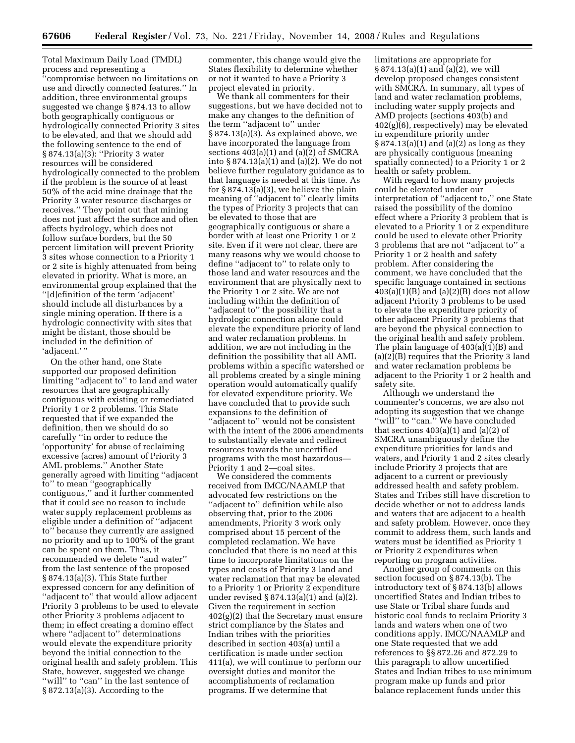Total Maximum Daily Load (TMDL) process and representing a ''compromise between no limitations on use and directly connected features.'' In addition, three environmental groups suggested we change § 874.13 to allow both geographically contiguous or hydrologically connected Priority 3 sites to be elevated, and that we should add the following sentence to the end of § 874.13(a)(3): ''Priority 3 water resources will be considered hydrologically connected to the problem if the problem is the source of at least 50% of the acid mine drainage that the Priority 3 water resource discharges or receives.'' They point out that mining does not just affect the surface and often affects hydrology, which does not follow surface borders, but the 50 percent limitation will prevent Priority 3 sites whose connection to a Priority 1 or 2 site is highly attenuated from being elevated in priority. What is more, an environmental group explained that the ''[d]efinition of the term 'adjacent' should include all disturbances by a single mining operation. If there is a hydrologic connectivity with sites that might be distant, those should be included in the definition of 'adjacent.' ''

On the other hand, one State supported our proposed definition limiting ''adjacent to'' to land and water resources that are geographically contiguous with existing or remediated Priority 1 or 2 problems. This State requested that if we expanded the definition, then we should do so carefully ''in order to reduce the 'opportunity' for abuse of reclaiming excessive (acres) amount of Priority 3 AML problems.'' Another State generally agreed with limiting ''adjacent to'' to mean ''geographically contiguous,'' and it further commented that it could see no reason to include water supply replacement problems as eligible under a definition of ''adjacent to'' because they currently are assigned no priority and up to 100% of the grant can be spent on them. Thus, it recommended we delete ''and water'' from the last sentence of the proposed § 874.13(a)(3). This State further expressed concern for any definition of ''adjacent to'' that would allow adjacent Priority 3 problems to be used to elevate other Priority 3 problems adjacent to them; in effect creating a domino effect where ''adjacent to'' determinations would elevate the expenditure priority beyond the initial connection to the original health and safety problem. This State, however, suggested we change ''will'' to ''can'' in the last sentence of § 872.13(a)(3). According to the commenter, this change would give the States flexibility to determine whether or not it wanted to have a Priority 3 project elevated in priority.

We thank all commenters for their suggestions, but we have decided not to make any changes to the definition of the term ''adjacent to'' under § 874.13(a)(3). As explained above, we have incorporated the language from sections 403(a)(1) and (a)(2) of SMCRA into § 874.13(a)(1) and (a)(2). We do not believe further regulatory guidance as to that language is needed at this time. As for § 874.13(a)(3), we believe the plain meaning of ''adjacent to'' clearly limits the types of Priority 3 projects that can be elevated to those that are geographically contiguous or share a border with at least one Priority 1 or 2 site. Even if it were not clear, there are many reasons why we would choose to define ''adjacent to'' to relate only to those land and water resources and the environment that are physically next to the Priority 1 or 2 site. We are not including within the definition of ''adjacent to'' the possibility that a hydrologic connection alone could elevate the expenditure priority of land and water reclamation problems. In addition, we are not including in the definition the possibility that all AML problems within a specific watershed or all problems created by a single mining operation would automatically qualify for elevated expenditure priority. We have concluded that to provide such expansions to the definition of ''adjacent to'' would not be consistent with the intent of the 2006 amendments to substantially elevate and redirect resources towards the uncertified programs with the most hazardous—Priority 1 and 2—coal sites.

We considered the comments received from IMCC/NAAMLP that advocated few restrictions on the ''adjacent to'' definition while also observing that, prior to the 2006 amendments, Priority 3 work only comprised about 15 percent of the completed reclamation. We have concluded that there is no need at this time to incorporate limitations on the types and costs of Priority 3 land and water reclamation that may be elevated to a Priority 1 or Priority 2 expenditure under revised § 874.13(a)(1) and (a)(2). Given the requirement in section 402(g)(2) that the Secretary must ensure strict compliance by the States and Indian tribes with the priorities described in section 403(a) until a certification is made under section 411(a), we will continue to perform our oversight duties and monitor the accomplishments of reclamation programs. If we determine that limitations are appropriate for § 874.13(a)(1) and (a)(2), we will develop proposed changes consistent with SMCRA. In summary, all types of land and water reclamation problems, including water supply projects and AMD projects (sections 403(b) and 402(g)(6), respectively) may be elevated in expenditure priority under § 874.13(a)(1) and (a)(2) as long as they are physically contiguous (meaning spatially connected) to a Priority 1 or 2 health or safety problem.

With regard to how many projects could be elevated under our interpretation of ''adjacent to,'' one State raised the possibility of the domino effect where a Priority 3 problem that is elevated to a Priority 1 or 2 expenditure could be used to elevate other Priority 3 problems that are not ''adjacent to'' a Priority 1 or 2 health and safety problem. After considering the comment, we have concluded that the specific language contained in sections 403(a)(1)(B) and (a)(2)(B) does not allow adjacent Priority 3 problems to be used to elevate the expenditure priority of other adjacent Priority 3 problems that are beyond the physical connection to the original health and safety problem. The plain language of 403(a)(1)(B) and (a)(2)(B) requires that the Priority 3 land and water reclamation problems be adjacent to the Priority 1 or 2 health and safety site.

Although we understand the commenter's concerns, we are also not adopting its suggestion that we change ''will'' to ''can.'' We have concluded that sections 403(a)(1) and (a)(2) of SMCRA unambiguously define the expenditure priorities for lands and waters, and Priority 1 and 2 sites clearly include Priority 3 projects that are adjacent to a current or previously addressed health and safety problem. States and Tribes still have discretion to decide whether or not to address lands and waters that are adjacent to a health and safety problem. However, once they commit to address them, such lands and waters must be identified as Priority 1 or Priority 2 expenditures when reporting on program activities.

Another group of comments on this section focused on § 874.13(b). The introductory text of § 874.13(b) allows uncertified States and Indian tribes to use State or Tribal share funds and historic coal funds to reclaim Priority 3 lands and waters when one of two conditions apply. IMCC/NAAMLP and one State requested that we add references to §§ 872.26 and 872.29 to this paragraph to allow uncertified States and Indian tribes to use minimum program make up funds and prior balance replacement funds under this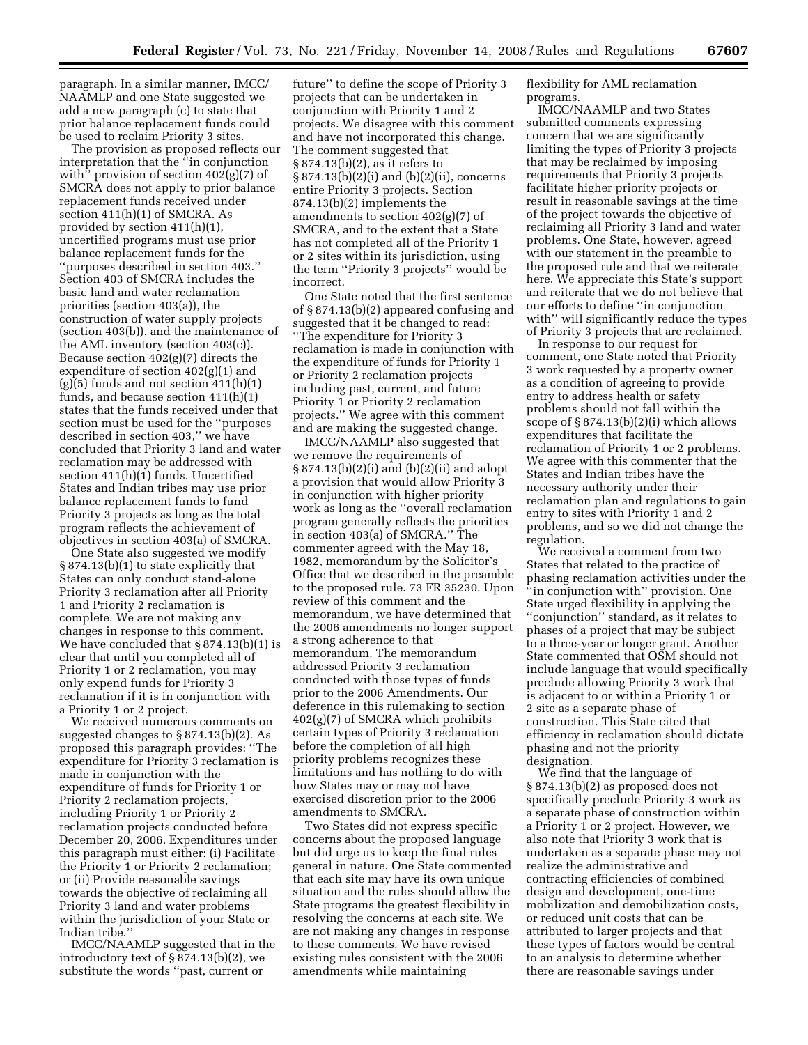paragraph. In a similar manner, IMCC/NAAMLP and one State suggested we add a new paragraph (c) to state that prior balance replacement funds could be used to reclaim Priority 3 sites.

The provision as proposed reflects our interpretation that the ''in conjunction with'' provision of section 402(g)(7) of SMCRA does not apply to prior balance replacement funds received under section 411(h)(1) of SMCRA. As provided by section 411(h)(1), uncertified programs must use prior balance replacement funds for the ''purposes described in section 403.'' Section 403 of SMCRA includes the basic land and water reclamation priorities (section 403(a)), the construction of water supply projects (section 403(b)), and the maintenance of the AML inventory (section 403(c)). Because section 402(g)(7) directs the expenditure of section 402(g)(1) and (g)(5) funds and not section 411(h)(1) funds, and because section 411(h)(1) states that the funds received under that section must be used for the ''purposes described in section 403,'' we have concluded that Priority 3 land and water reclamation may be addressed with section 411(h)(1) funds. Uncertified States and Indian tribes may use prior balance replacement funds to fund Priority 3 projects as long as the total program reflects the achievement of objectives in section 403(a) of SMCRA.

One State also suggested we modify § 874.13(b)(1) to state explicitly that States can only conduct stand-alone Priority 3 reclamation after all Priority 1 and Priority 2 reclamation is complete. We are not making any changes in response to this comment. We have concluded that § 874.13(b)(1) is clear that until you completed all of Priority 1 or 2 reclamation, you may only expend funds for Priority 3 reclamation if it is in conjunction with a Priority 1 or 2 project.

We received numerous comments on suggested changes to § 874.13(b)(2). As proposed this paragraph provides: ''The expenditure for Priority 3 reclamation is made in conjunction with the expenditure of funds for Priority 1 or Priority 2 reclamation projects, including Priority 1 or Priority 2 reclamation projects conducted before December 20, 2006. Expenditures under this paragraph must either: (i) Facilitate the Priority 1 or Priority 2 reclamation; or (ii) Provide reasonable savings towards the objective of reclaiming all Priority 3 land and water problems within the jurisdiction of your State or Indian tribe.''

IMCC/NAAMLP suggested that in the introductory text of § 874.13(b)(2), we substitute the words ''past, current or future'' to define the scope of Priority 3 projects that can be undertaken in conjunction with Priority 1 and 2 projects. We disagree with this comment and have not incorporated this change. The comment suggested that § 874.13(b)(2), as it refers to § 874.13(b)(2)(i) and (b)(2)(ii), concerns entire Priority 3 projects. Section 874.13(b)(2) implements the amendments to section 402(g)(7) of SMCRA, and to the extent that a State has not completed all of the Priority 1 or 2 sites within its jurisdiction, using the term ''Priority 3 projects'' would be incorrect.

One State noted that the first sentence of § 874.13(b)(2) appeared confusing and suggested that it be changed to read: ''The expenditure for Priority 3 reclamation is made in conjunction with the expenditure of funds for Priority 1 or Priority 2 reclamation projects including past, current, and future Priority 1 or Priority 2 reclamation projects.'' We agree with this comment and are making the suggested change.

IMCC/NAAMLP also suggested that we remove the requirements of § 874.13(b)(2)(i) and (b)(2)(ii) and adopt a provision that would allow Priority 3 in conjunction with higher priority work as long as the ''overall reclamation program generally reflects the priorities in section 403(a) of SMCRA.'' The commenter agreed with the May 18, 1982, memorandum by the Solicitor's Office that we described in the preamble to the proposed rule. 73 FR 35230. Upon review of this comment and the memorandum, we have determined that the 2006 amendments no longer support a strong adherence to that memorandum. The memorandum addressed Priority 3 reclamation conducted with those types of funds prior to the 2006 Amendments. Our deference in this rulemaking to section 402(g)(7) of SMCRA which prohibits certain types of Priority 3 reclamation before the completion of all high priority problems recognizes these limitations and has nothing to do with how States may or may not have exercised discretion prior to the 2006 amendments to SMCRA.

Two States did not express specific concerns about the proposed language but did urge us to keep the final rules general in nature. One State commented that each site may have its own unique situation and the rules should allow the State programs the greatest flexibility in resolving the concerns at each site. We are not making any changes in response to these comments. We have revised existing rules consistent with the 2006 amendments while maintaining flexibility for AML reclamation programs.

IMCC/NAAMLP and two States submitted comments expressing concern that we are significantly limiting the types of Priority 3 projects that may be reclaimed by imposing requirements that Priority 3 projects facilitate higher priority projects or result in reasonable savings at the time of the project towards the objective of reclaiming all Priority 3 land and water problems. One State, however, agreed with our statement in the preamble to the proposed rule and that we reiterate here. We appreciate this State's support and reiterate that we do not believe that our efforts to define ''in conjunction with'' will significantly reduce the types of Priority 3 projects that are reclaimed.

In response to our request for comment, one State noted that Priority 3 work requested by a property owner as a condition of agreeing to provide entry to address health or safety problems should not fall within the scope of § 874.13(b)(2)(i) which allows expenditures that facilitate the reclamation of Priority 1 or 2 problems. We agree with this commenter that the States and Indian tribes have the necessary authority under their reclamation plan and regulations to gain entry to sites with Priority 1 and 2 problems, and so we did not change the regulation.

We received a comment from two States that related to the practice of phasing reclamation activities under the ''in conjunction with'' provision. One State urged flexibility in applying the ''conjunction'' standard, as it relates to phases of a project that may be subject to a three-year or longer grant. Another State commented that OSM should not include language that would specifically preclude allowing Priority 3 work that is adjacent to or within a Priority 1 or 2 site as a separate phase of construction. This State cited that efficiency in reclamation should dictate phasing and not the priority designation.

We find that the language of § 874.13(b)(2) as proposed does not specifically preclude Priority 3 work as a separate phase of construction within a Priority 1 or 2 project. However, we also note that Priority 3 work that is undertaken as a separate phase may not realize the administrative and contracting efficiencies of combined design and development, one-time mobilization and demobilization costs, or reduced unit costs that can be attributed to larger projects and that these types of factors would be central to an analysis to determine whether there are reasonable savings under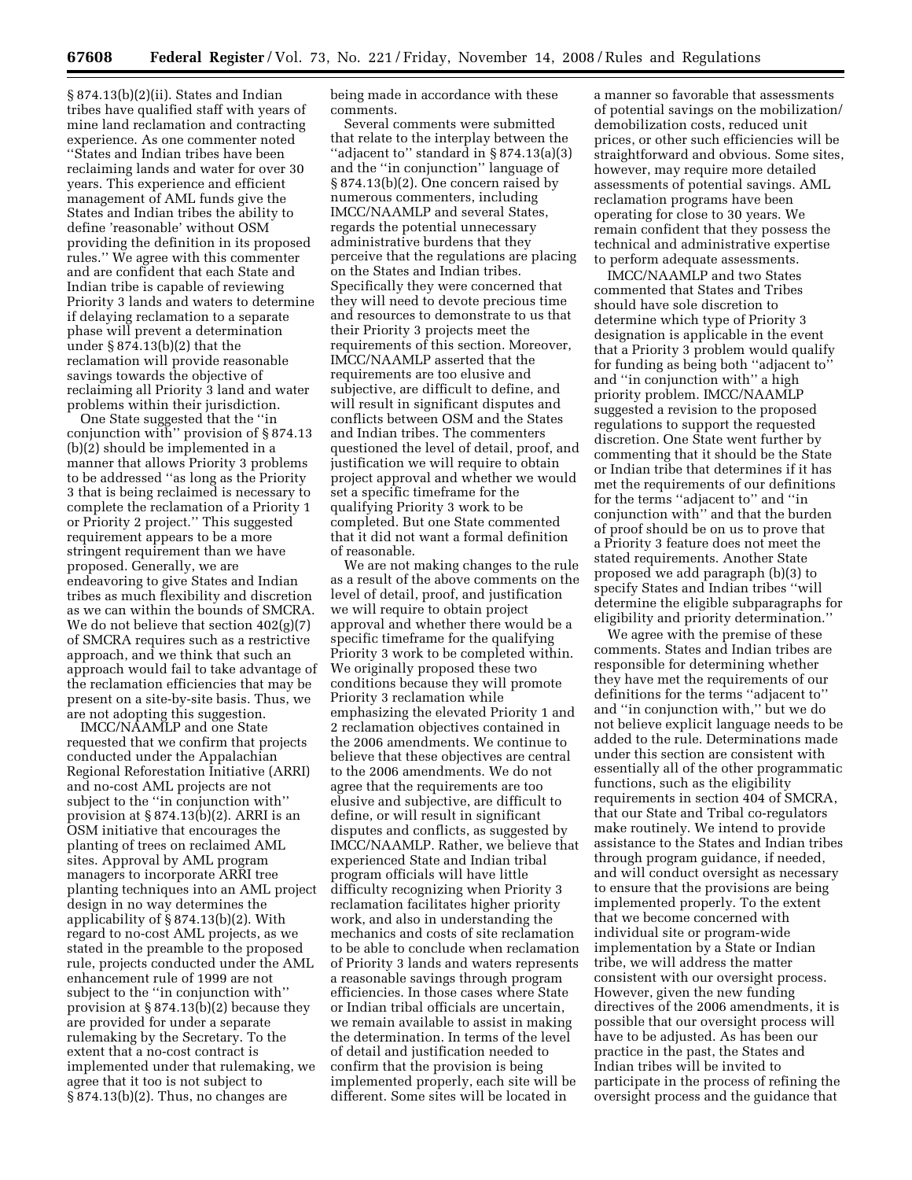§ 874.13(b)(2)(ii). States and Indian tribes have qualified staff with years of mine land reclamation and contracting experience. As one commenter noted ''States and Indian tribes have been reclaiming lands and water for over 30 years. This experience and efficient management of AML funds give the States and Indian tribes the ability to define 'reasonable' without OSM providing the definition in its proposed rules.'' We agree with this commenter and are confident that each State and Indian tribe is capable of reviewing Priority 3 lands and waters to determine if delaying reclamation to a separate phase will prevent a determination under § 874.13(b)(2) that the reclamation will provide reasonable savings towards the objective of reclaiming all Priority 3 land and water problems within their jurisdiction.

One State suggested that the ''in conjunction with'' provision of § 874.13 (b)(2) should be implemented in a manner that allows Priority 3 problems to be addressed ''as long as the Priority 3 that is being reclaimed is necessary to complete the reclamation of a Priority 1 or Priority 2 project.'' This suggested requirement appears to be a more stringent requirement than we have proposed. Generally, we are endeavoring to give States and Indian tribes as much flexibility and discretion as we can within the bounds of SMCRA. We do not believe that section 402(g)(7) of SMCRA requires such as a restrictive approach, and we think that such an approach would fail to take advantage of the reclamation efficiencies that may be present on a site-by-site basis. Thus, we are not adopting this suggestion.

IMCC/NAAMLP and one State requested that we confirm that projects conducted under the Appalachian Regional Reforestation Initiative (ARRI) and no-cost AML projects are not subject to the ''in conjunction with'' provision at § 874.13(b)(2). ARRI is an OSM initiative that encourages the planting of trees on reclaimed AML sites. Approval by AML program managers to incorporate ARRI tree planting techniques into an AML project design in no way determines the applicability of § 874.13(b)(2). With regard to no-cost AML projects, as we stated in the preamble to the proposed rule, projects conducted under the AML enhancement rule of 1999 are not subject to the ''in conjunction with'' provision at § 874.13(b)(2) because they are provided for under a separate rulemaking by the Secretary. To the extent that a no-cost contract is implemented under that rulemaking, we agree that it too is not subject to § 874.13(b)(2). Thus, no changes are being made in accordance with these comments.

Several comments were submitted that relate to the interplay between the ''adjacent to'' standard in § 874.13(a)(3) and the ''in conjunction'' language of § 874.13(b)(2). One concern raised by numerous commenters, including IMCC/NAAMLP and several States, regards the potential unnecessary administrative burdens that they perceive that the regulations are placing on the States and Indian tribes. Specifically they were concerned that they will need to devote precious time and resources to demonstrate to us that their Priority 3 projects meet the requirements of this section. Moreover, IMCC/NAAMLP asserted that the requirements are too elusive and subjective, are difficult to define, and will result in significant disputes and conflicts between OSM and the States and Indian tribes. The commenters questioned the level of detail, proof, and justification we will require to obtain project approval and whether we would set a specific timeframe for the qualifying Priority 3 work to be completed. But one State commented that it did not want a formal definition of reasonable.

We are not making changes to the rule as a result of the above comments on the level of detail, proof, and justification we will require to obtain project approval and whether there would be a specific timeframe for the qualifying Priority 3 work to be completed within. We originally proposed these two conditions because they will promote Priority 3 reclamation while emphasizing the elevated Priority 1 and 2 reclamation objectives contained in the 2006 amendments. We continue to believe that these objectives are central to the 2006 amendments. We do not agree that the requirements are too elusive and subjective, are difficult to define, or will result in significant disputes and conflicts, as suggested by IMCC/NAAMLP. Rather, we believe that experienced State and Indian tribal program officials will have little difficulty recognizing when Priority 3 reclamation facilitates higher priority work, and also in understanding the mechanics and costs of site reclamation to be able to conclude when reclamation of Priority 3 lands and waters represents a reasonable savings through program efficiencies. In those cases where State or Indian tribal officials are uncertain, we remain available to assist in making the determination. In terms of the level of detail and justification needed to confirm that the provision is being implemented properly, each site will be different. Some sites will be located in a manner so favorable that assessments of potential savings on the mobilization/demobilization costs, reduced unit prices, or other such efficiencies will be straightforward and obvious. Some sites, however, may require more detailed assessments of potential savings. AML reclamation programs have been operating for close to 30 years. We remain confident that they possess the technical and administrative expertise to perform adequate assessments.

IMCC/NAAMLP and two States commented that States and Tribes should have sole discretion to determine which type of Priority 3 designation is applicable in the event that a Priority 3 problem would qualify for funding as being both ''adjacent to'' and ''in conjunction with'' a high priority problem. IMCC/NAAMLP suggested a revision to the proposed regulations to support the requested discretion. One State went further by commenting that it should be the State or Indian tribe that determines if it has met the requirements of our definitions for the terms ''adjacent to'' and ''in conjunction with'' and that the burden of proof should be on us to prove that a Priority 3 feature does not meet the stated requirements. Another State proposed we add paragraph (b)(3) to specify States and Indian tribes ''will determine the eligible subparagraphs for eligibility and priority determination.''

We agree with the premise of these comments. States and Indian tribes are responsible for determining whether they have met the requirements of our definitions for the terms ''adjacent to'' and ''in conjunction with,'' but we do not believe explicit language needs to be added to the rule. Determinations made under this section are consistent with essentially all of the other programmatic functions, such as the eligibility requirements in section 404 of SMCRA, that our State and Tribal co-regulators make routinely. We intend to provide assistance to the States and Indian tribes through program guidance, if needed, and will conduct oversight as necessary to ensure that the provisions are being implemented properly. To the extent that we become concerned with individual site or program-wide implementation by a State or Indian tribe, we will address the matter consistent with our oversight process. However, given the new funding directives of the 2006 amendments, it is possible that our oversight process will have to be adjusted. As has been our practice in the past, the States and Indian tribes will be invited to participate in the process of refining the oversight process and the guidance that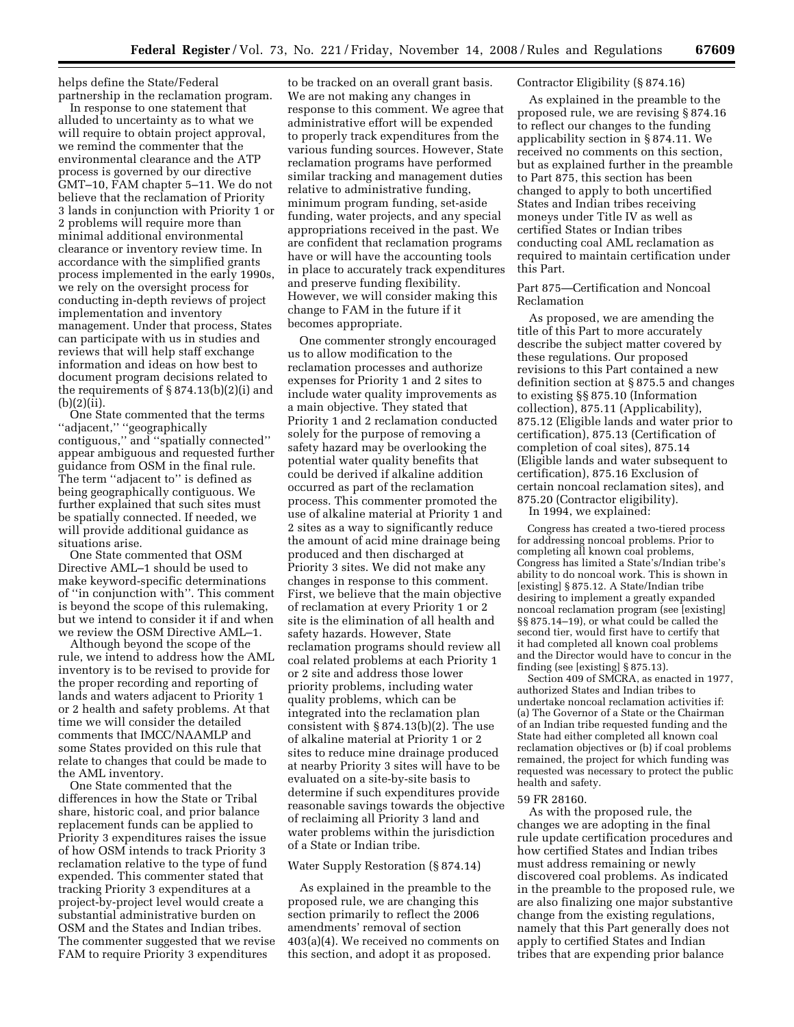helps define the State/Federal partnership in the reclamation program.

In response to one statement that alluded to uncertainty as to what we will require to obtain project approval, we remind the commenter that the environmental clearance and the ATP process is governed by our directive GMT–10, FAM chapter 5–11. We do not believe that the reclamation of Priority 3 lands in conjunction with Priority 1 or 2 problems will require more than minimal additional environmental clearance or inventory review time. In accordance with the simplified grants process implemented in the early 1990s, we rely on the oversight process for conducting in-depth reviews of project implementation and inventory management. Under that process, States can participate with us in studies and reviews that will help staff exchange information and ideas on how best to document program decisions related to the requirements of § 874.13(b)(2)(i) and (b)(2)(ii).

One State commented that the terms ''adjacent,'' ''geographically contiguous,'' and ''spatially connected'' appear ambiguous and requested further guidance from OSM in the final rule. The term ''adjacent to'' is defined as being geographically contiguous. We further explained that such sites must be spatially connected. If needed, we will provide additional guidance as situations arise.

One State commented that OSM Directive AML–1 should be used to make keyword-specific determinations of ''in conjunction with''. This comment is beyond the scope of this rulemaking, but we intend to consider it if and when we review the OSM Directive AML–1.

Although beyond the scope of the rule, we intend to address how the AML inventory is to be revised to provide for the proper recording and reporting of lands and waters adjacent to Priority 1 or 2 health and safety problems. At that time we will consider the detailed comments that IMCC/NAAMLP and some States provided on this rule that relate to changes that could be made to the AML inventory.

One State commented that the differences in how the State or Tribal share, historic coal, and prior balance replacement funds can be applied to Priority 3 expenditures raises the issue of how OSM intends to track Priority 3 reclamation relative to the type of fund expended. This commenter stated that tracking Priority 3 expenditures at a project-by-project level would create a substantial administrative burden on OSM and the States and Indian tribes. The commenter suggested that we revise FAM to require Priority 3 expenditures to be tracked on an overall grant basis. We are not making any changes in response to this comment. We agree that administrative effort will be expended to properly track expenditures from the various funding sources. However, State reclamation programs have performed similar tracking and management duties relative to administrative funding, minimum program funding, set-aside funding, water projects, and any special appropriations received in the past. We are confident that reclamation programs have or will have the accounting tools in place to accurately track expenditures and preserve funding flexibility. However, we will consider making this change to FAM in the future if it becomes appropriate.

One commenter strongly encouraged us to allow modification to the reclamation processes and authorize expenses for Priority 1 and 2 sites to include water quality improvements as a main objective. They stated that Priority 1 and 2 reclamation conducted solely for the purpose of removing a safety hazard may be overlooking the potential water quality benefits that could be derived if alkaline addition occurred as part of the reclamation process. This commenter promoted the use of alkaline material at Priority 1 and 2 sites as a way to significantly reduce the amount of acid mine drainage being produced and then discharged at Priority 3 sites. We did not make any changes in response to this comment. First, we believe that the main objective of reclamation at every Priority 1 or 2 site is the elimination of all health and safety hazards. However, State reclamation programs should review all coal related problems at each Priority 1 or 2 site and address those lower priority problems, including water quality problems, which can be integrated into the reclamation plan consistent with § 874.13(b)(2). The use of alkaline material at Priority 1 or 2 sites to reduce mine drainage produced at nearby Priority 3 sites will have to be evaluated on a site-by-site basis to determine if such expenditures provide reasonable savings towards the objective of reclaiming all Priority 3 land and water problems within the jurisdiction of a State or Indian tribe.

Water Supply Restoration (§ 874.14)

As explained in the preamble to the proposed rule, we are changing this section primarily to reflect the 2006 amendments' removal of section 403(a)(4). We received no comments on this section, and adopt it as proposed.

Contractor Eligibility (§ 874.16)

As explained in the preamble to the proposed rule, we are revising § 874.16 to reflect our changes to the funding applicability section in § 874.11. We received no comments on this section, but as explained further in the preamble to Part 875, this section has been changed to apply to both uncertified States and Indian tribes receiving moneys under Title IV as well as certified States or Indian tribes conducting coal AML reclamation as required to maintain certification under this Part.

Part 875—Certification and Noncoal Reclamation

As proposed, we are amending the title of this Part to more accurately describe the subject matter covered by these regulations. Our proposed revisions to this Part contained a new definition section at § 875.5 and changes to existing §§ 875.10 (Information collection), 875.11 (Applicability), 875.12 (Eligible lands and water prior to certification), 875.13 (Certification of completion of coal sites), 875.14 (Eligible lands and water subsequent to certification), 875.16 Exclusion of certain noncoal reclamation sites), and 875.20 (Contractor eligibility).

In 1994, we explained:

> Congress has created a two-tiered process for addressing noncoal problems. Prior to completing all known coal problems, Congress has limited a State's/Indian tribe's ability to do noncoal work. This is shown in [existing] § 875.12. A State/Indian tribe desiring to implement a greatly expanded noncoal reclamation program (see [existing] §§ 875.14–19), or what could be called the second tier, would first have to certify that it had completed all known coal problems and the Director would have to concur in the finding (see [existing] § 875.13).
>
> Section 409 of SMCRA, as enacted in 1977, authorized States and Indian tribes to undertake noncoal reclamation activities if: (a) The Governor of a State or the Chairman of an Indian tribe requested funding and the State had either completed all known coal reclamation objectives or (b) if coal problems remained, the project for which funding was requested was necessary to protect the public health and safety.

59 FR 28160.

As with the proposed rule, the changes we are adopting in the final rule update certification procedures and how certified States and Indian tribes must address remaining or newly discovered coal problems. As indicated in the preamble to the proposed rule, we are also finalizing one major substantive change from the existing regulations, namely that this Part generally does not apply to certified States and Indian tribes that are expending prior balance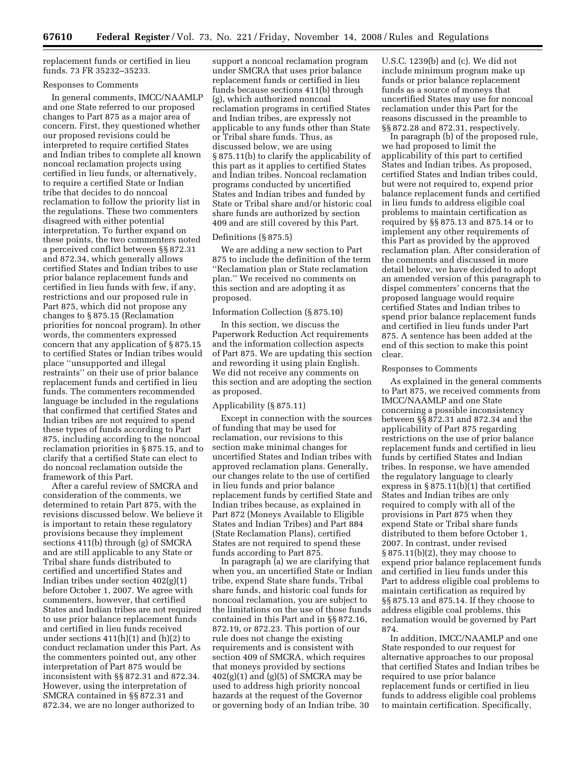replacement funds or certified in lieu funds. 73 FR 35232–35233.

Responses to Comments

In general comments, IMCC/NAAMLP and one State referred to our proposed changes to Part 875 as a major area of concern. First, they questioned whether our proposed revisions could be interpreted to require certified States and Indian tribes to complete all known noncoal reclamation projects using certified in lieu funds, or alternatively, to require a certified State or Indian tribe that decides to do noncoal reclamation to follow the priority list in the regulations. These two commenters disagreed with either potential interpretation. To further expand on these points, the two commenters noted a perceived conflict between §§ 872.31 and 872.34, which generally allows certified States and Indian tribes to use prior balance replacement funds and certified in lieu funds with few, if any, restrictions and our proposed rule in Part 875, which did not propose any changes to § 875.15 (Reclamation priorities for noncoal program). In other words, the commenters expressed concern that any application of § 875.15 to certified States or Indian tribes would place ''unsupported and illegal restraints'' on their use of prior balance replacement funds and certified in lieu funds. The commenters recommended language be included in the regulations that confirmed that certified States and Indian tribes are not required to spend these types of funds according to Part 875, including according to the noncoal reclamation priorities in § 875.15, and to clarify that a certified State can elect to do noncoal reclamation outside the framework of this Part.

After a careful review of SMCRA and consideration of the comments, we determined to retain Part 875, with the revisions discussed below. We believe it is important to retain these regulatory provisions because they implement sections 411(b) through (g) of SMCRA and are still applicable to any State or Tribal share funds distributed to certified and uncertified States and Indian tribes under section 402(g)(1) before October 1, 2007. We agree with commenters, however, that certified States and Indian tribes are not required to use prior balance replacement funds and certified in lieu funds received under sections 411(h)(1) and (h)(2) to conduct reclamation under this Part. As the commenters pointed out, any other interpretation of Part 875 would be inconsistent with §§ 872.31 and 872.34. However, using the interpretation of SMCRA contained in §§ 872.31 and 872.34, we are no longer authorized to support a noncoal reclamation program under SMCRA that uses prior balance replacement funds or certified in lieu funds because sections 411(b) through (g), which authorized noncoal reclamation programs in certified States and Indian tribes, are expressly not applicable to any funds other than State or Tribal share funds. Thus, as discussed below, we are using § 875.11(b) to clarify the applicability of this part as it applies to certified States and Indian tribes. Noncoal reclamation programs conducted by uncertified States and Indian tribes and funded by State or Tribal share and/or historic coal share funds are authorized by section 409 and are still covered by this Part.

Definitions (§ 875.5)

We are adding a new section to Part 875 to include the definition of the term ''Reclamation plan or State reclamation plan.'' We received no comments on this section and are adopting it as proposed.

Information Collection (§ 875.10)

In this section, we discuss the Paperwork Reduction Act requirements and the information collection aspects of Part 875. We are updating this section and rewording it using plain English. We did not receive any comments on this section and are adopting the section as proposed.

Applicability (§ 875.11)

Except in connection with the sources of funding that may be used for reclamation, our revisions to this section make minimal changes for uncertified States and Indian tribes with approved reclamation plans. Generally, our changes relate to the use of certified in lieu funds and prior balance replacement funds by certified State and Indian tribes because, as explained in Part 872 (Moneys Available to Eligible States and Indian Tribes) and Part 884 (State Reclamation Plans), certified States are not required to spend these funds according to Part 875.

In paragraph (a) we are clarifying that when you, an uncertified State or Indian tribe, expend State share funds, Tribal share funds, and historic coal funds for noncoal reclamation, you are subject to the limitations on the use of those funds contained in this Part and in §§ 872.16, 872.19, or 872.23. This portion of our rule does not change the existing requirements and is consistent with section 409 of SMCRA, which requires that moneys provided by sections 402(g)(1) and (g)(5) of SMCRA may be used to address high priority noncoal hazards at the request of the Governor or governing body of an Indian tribe. 30 U.S.C. 1239(b) and (c). We did not include minimum program make up funds or prior balance replacement funds as a source of moneys that uncertified States may use for noncoal reclamation under this Part for the reasons discussed in the preamble to §§ 872.28 and 872.31, respectively.

In paragraph (b) of the proposed rule, we had proposed to limit the applicability of this part to certified States and Indian tribes. As proposed, certified States and Indian tribes could, but were not required to, expend prior balance replacement funds and certified in lieu funds to address eligible coal problems to maintain certification as required by §§ 875.13 and 875.14 or to implement any other requirements of this Part as provided by the approved reclamation plan. After consideration of the comments and discussed in more detail below, we have decided to adopt an amended version of this paragraph to dispel commenters' concerns that the proposed language would require certified States and Indian tribes to spend prior balance replacement funds and certified in lieu funds under Part 875. A sentence has been added at the end of this section to make this point clear.

Responses to Comments

As explained in the general comments to Part 875, we received comments from IMCC/NAAMLP and one State concerning a possible inconsistency between §§ 872.31 and 872.34 and the applicability of Part 875 regarding restrictions on the use of prior balance replacement funds and certified in lieu funds by certified States and Indian tribes. In response, we have amended the regulatory language to clearly express in § 875.11(b)(1) that certified States and Indian tribes are only required to comply with all of the provisions in Part 875 when they expend State or Tribal share funds distributed to them before October 1, 2007. In contrast, under revised § 875.11(b)(2), they may choose to expend prior balance replacement funds and certified in lieu funds under this Part to address eligible coal problems to maintain certification as required by §§ 875.13 and 875.14. If they choose to address eligible coal problems, this reclamation would be governed by Part 874.

In addition, IMCC/NAAMLP and one State responded to our request for alternative approaches to our proposal that certified States and Indian tribes be required to use prior balance replacement funds or certified in lieu funds to address eligible coal problems to maintain certification. Specifically,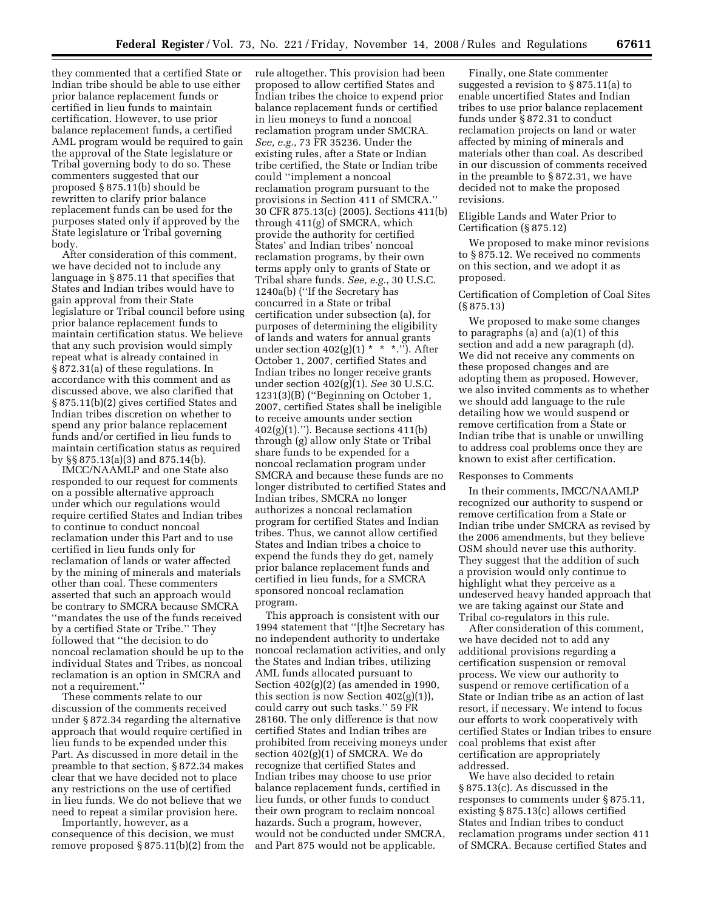they commented that a certified State or Indian tribe should be able to use either prior balance replacement funds or certified in lieu funds to maintain certification. However, to use prior balance replacement funds, a certified AML program would be required to gain the approval of the State legislature or Tribal governing body to do so. These commenters suggested that our proposed § 875.11(b) should be rewritten to clarify prior balance replacement funds can be used for the purposes stated only if approved by the State legislature or Tribal governing body.

After consideration of this comment, we have decided not to include any language in § 875.11 that specifies that States and Indian tribes would have to gain approval from their State legislature or Tribal council before using prior balance replacement funds to maintain certification status. We believe that any such provision would simply repeat what is already contained in § 872.31(a) of these regulations. In accordance with this comment and as discussed above, we also clarified that § 875.11(b)(2) gives certified States and Indian tribes discretion on whether to spend any prior balance replacement funds and/or certified in lieu funds to maintain certification status as required by §§ 875.13(a)(3) and 875.14(b).

IMCC/NAAMLP and one State also responded to our request for comments on a possible alternative approach under which our regulations would require certified States and Indian tribes to continue to conduct noncoal reclamation under this Part and to use certified in lieu funds only for reclamation of lands or water affected by the mining of minerals and materials other than coal. These commenters asserted that such an approach would be contrary to SMCRA because SMCRA ''mandates the use of the funds received by a certified State or Tribe.'' They followed that ''the decision to do noncoal reclamation should be up to the individual States and Tribes, as noncoal reclamation is an option in SMCRA and not a requirement.''

These comments relate to our discussion of the comments received under § 872.34 regarding the alternative approach that would require certified in lieu funds to be expended under this Part. As discussed in more detail in the preamble to that section, § 872.34 makes clear that we have decided not to place any restrictions on the use of certified in lieu funds. We do not believe that we need to repeat a similar provision here.

Importantly, however, as a consequence of this decision, we must remove proposed § 875.11(b)(2) from the rule altogether. This provision had been proposed to allow certified States and Indian tribes the choice to expend prior balance replacement funds or certified in lieu moneys to fund a noncoal reclamation program under SMCRA. *See, e.g.*, 73 FR 35236. Under the existing rules, after a State or Indian tribe certified, the State or Indian tribe could ''implement a noncoal reclamation program pursuant to the provisions in Section 411 of SMCRA.'' 30 CFR 875.13(c) (2005). Sections 411(b) through 411(g) of SMCRA, which provide the authority for certified States' and Indian tribes' noncoal reclamation programs, by their own terms apply only to grants of State or Tribal share funds. *See, e.g.*, 30 U.S.C. 1240a(b) (''If the Secretary has concurred in a State or tribal certification under subsection (a), for purposes of determining the eligibility of lands and waters for annual grants under section 402(g)(1) * * *.''). After October 1, 2007, certified States and Indian tribes no longer receive grants under section 402(g)(1). *See* 30 U.S.C. 1231(3)(B) (''Beginning on October 1, 2007, certified States shall be ineligible to receive amounts under section 402(g)(1).''). Because sections 411(b) through (g) allow only State or Tribal share funds to be expended for a noncoal reclamation program under SMCRA and because these funds are no longer distributed to certified States and Indian tribes, SMCRA no longer authorizes a noncoal reclamation program for certified States and Indian tribes. Thus, we cannot allow certified States and Indian tribes a choice to expend the funds they do get, namely prior balance replacement funds and certified in lieu funds, for a SMCRA sponsored noncoal reclamation program.

This approach is consistent with our 1994 statement that ''[t]he Secretary has no independent authority to undertake noncoal reclamation activities, and only the States and Indian tribes, utilizing AML funds allocated pursuant to Section 402(g)(2) (as amended in 1990, this section is now Section 402(g)(1)), could carry out such tasks.'' 59 FR 28160. The only difference is that now certified States and Indian tribes are prohibited from receiving moneys under section 402(g)(1) of SMCRA. We do recognize that certified States and Indian tribes may choose to use prior balance replacement funds, certified in lieu funds, or other funds to conduct their own program to reclaim noncoal hazards. Such a program, however, would not be conducted under SMCRA, and Part 875 would not be applicable.

Finally, one State commenter suggested a revision to § 875.11(a) to enable uncertified States and Indian tribes to use prior balance replacement funds under § 872.31 to conduct reclamation projects on land or water affected by mining of minerals and materials other than coal. As described in our discussion of comments received in the preamble to § 872.31, we have decided not to make the proposed revisions.

Eligible Lands and Water Prior to Certification (§ 875.12)

We proposed to make minor revisions to § 875.12. We received no comments on this section, and we adopt it as proposed.

Certification of Completion of Coal Sites (§ 875.13)

We proposed to make some changes to paragraphs (a) and (a)(1) of this section and add a new paragraph (d). We did not receive any comments on these proposed changes and are adopting them as proposed. However, we also invited comments as to whether we should add language to the rule detailing how we would suspend or remove certification from a State or Indian tribe that is unable or unwilling to address coal problems once they are known to exist after certification.

Responses to Comments

In their comments, IMCC/NAAMLP recognized our authority to suspend or remove certification from a State or Indian tribe under SMCRA as revised by the 2006 amendments, but they believe OSM should never use this authority. They suggest that the addition of such a provision would only continue to highlight what they perceive as a undeserved heavy handed approach that we are taking against our State and Tribal co-regulators in this rule.

After consideration of this comment, we have decided not to add any additional provisions regarding a certification suspension or removal process. We view our authority to suspend or remove certification of a State or Indian tribe as an action of last resort, if necessary. We intend to focus our efforts to work cooperatively with certified States or Indian tribes to ensure coal problems that exist after certification are appropriately addressed.

We have also decided to retain § 875.13(c). As discussed in the responses to comments under § 875.11, existing § 875.13(c) allows certified States and Indian tribes to conduct reclamation programs under section 411 of SMCRA. Because certified States and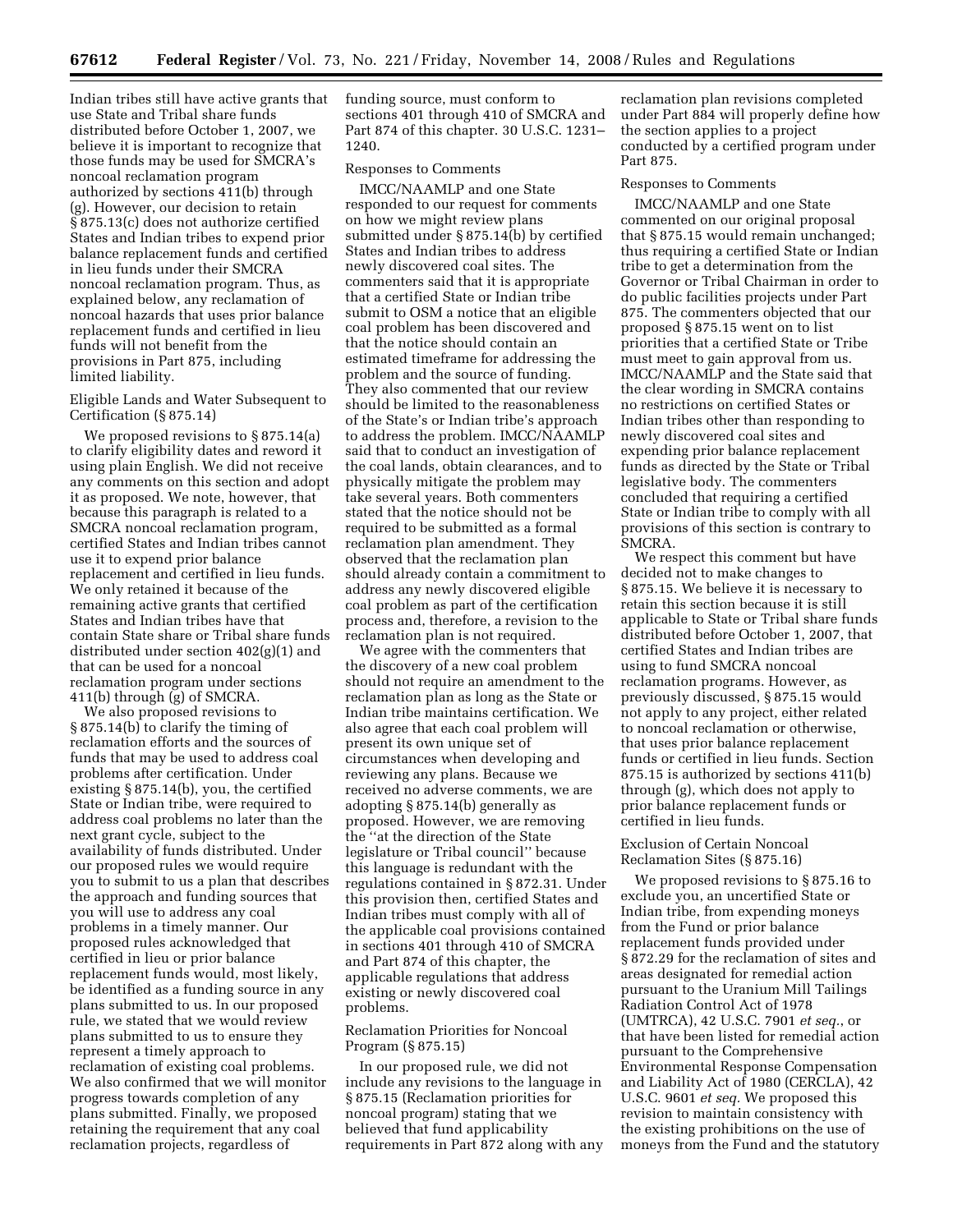Indian tribes still have active grants that use State and Tribal share funds distributed before October 1, 2007, we believe it is important to recognize that those funds may be used for SMCRA's noncoal reclamation program authorized by sections 411(b) through (g). However, our decision to retain § 875.13(c) does not authorize certified States and Indian tribes to expend prior balance replacement funds and certified in lieu funds under their SMCRA noncoal reclamation program. Thus, as explained below, any reclamation of noncoal hazards that uses prior balance replacement funds and certified in lieu funds will not benefit from the provisions in Part 875, including limited liability.

Eligible Lands and Water Subsequent to Certification (§ 875.14)

We proposed revisions to § 875.14(a) to clarify eligibility dates and reword it using plain English. We did not receive any comments on this section and adopt it as proposed. We note, however, that because this paragraph is related to a SMCRA noncoal reclamation program, certified States and Indian tribes cannot use it to expend prior balance replacement and certified in lieu funds. We only retained it because of the remaining active grants that certified States and Indian tribes have that contain State share or Tribal share funds distributed under section 402(g)(1) and that can be used for a noncoal reclamation program under sections 411(b) through (g) of SMCRA.

We also proposed revisions to § 875.14(b) to clarify the timing of reclamation efforts and the sources of funds that may be used to address coal problems after certification. Under existing § 875.14(b), you, the certified State or Indian tribe, were required to address coal problems no later than the next grant cycle, subject to the availability of funds distributed. Under our proposed rules we would require you to submit to us a plan that describes the approach and funding sources that you will use to address any coal problems in a timely manner. Our proposed rules acknowledged that certified in lieu or prior balance replacement funds would, most likely, be identified as a funding source in any plans submitted to us. In our proposed rule, we stated that we would review plans submitted to us to ensure they represent a timely approach to reclamation of existing coal problems. We also confirmed that we will monitor progress towards completion of any plans submitted. Finally, we proposed retaining the requirement that any coal reclamation projects, regardless of funding source, must conform to sections 401 through 410 of SMCRA and Part 874 of this chapter. 30 U.S.C. 1231–1240.

Responses to Comments

IMCC/NAAMLP and one State responded to our request for comments on how we might review plans submitted under § 875.14(b) by certified States and Indian tribes to address newly discovered coal sites. The commenters said that it is appropriate that a certified State or Indian tribe submit to OSM a notice that an eligible coal problem has been discovered and that the notice should contain an estimated timeframe for addressing the problem and the source of funding. They also commented that our review should be limited to the reasonableness of the State's or Indian tribe's approach to address the problem. IMCC/NAAMLP said that to conduct an investigation of the coal lands, obtain clearances, and to physically mitigate the problem may take several years. Both commenters stated that the notice should not be required to be submitted as a formal reclamation plan amendment. They observed that the reclamation plan should already contain a commitment to address any newly discovered eligible coal problem as part of the certification process and, therefore, a revision to the reclamation plan is not required.

We agree with the commenters that the discovery of a new coal problem should not require an amendment to the reclamation plan as long as the State or Indian tribe maintains certification. We also agree that each coal problem will present its own unique set of circumstances when developing and reviewing any plans. Because we received no adverse comments, we are adopting § 875.14(b) generally as proposed. However, we are removing the "at the direction of the State legislature or Tribal council" because this language is redundant with the regulations contained in § 872.31. Under this provision then, certified States and Indian tribes must comply with all of the applicable coal provisions contained in sections 401 through 410 of SMCRA and Part 874 of this chapter, the applicable regulations that address existing or newly discovered coal problems.

Reclamation Priorities for Noncoal Program (§ 875.15)

In our proposed rule, we did not include any revisions to the language in § 875.15 (Reclamation priorities for noncoal program) stating that we believed that fund applicability requirements in Part 872 along with any reclamation plan revisions completed under Part 884 will properly define how the section applies to a project conducted by a certified program under Part 875.

Responses to Comments

IMCC/NAAMLP and one State commented on our original proposal that § 875.15 would remain unchanged; thus requiring a certified State or Indian tribe to get a determination from the Governor or Tribal Chairman in order to do public facilities projects under Part 875. The commenters objected that our proposed § 875.15 went on to list priorities that a certified State or Tribe must meet to gain approval from us. IMCC/NAAMLP and the State said that the clear wording in SMCRA contains no restrictions on certified States or Indian tribes other than responding to newly discovered coal sites and expending prior balance replacement funds as directed by the State or Tribal legislative body. The commenters concluded that requiring a certified State or Indian tribe to comply with all provisions of this section is contrary to SMCRA.

We respect this comment but have decided not to make changes to § 875.15. We believe it is necessary to retain this section because it is still applicable to State or Tribal share funds distributed before October 1, 2007, that certified States and Indian tribes are using to fund SMCRA noncoal reclamation programs. However, as previously discussed, § 875.15 would not apply to any project, either related to noncoal reclamation or otherwise, that uses prior balance replacement funds or certified in lieu funds. Section 875.15 is authorized by sections 411(b) through (g), which does not apply to prior balance replacement funds or certified in lieu funds.

Exclusion of Certain Noncoal Reclamation Sites (§ 875.16)

We proposed revisions to § 875.16 to exclude you, an uncertified State or Indian tribe, from expending moneys from the Fund or prior balance replacement funds provided under § 872.29 for the reclamation of sites and areas designated for remedial action pursuant to the Uranium Mill Tailings Radiation Control Act of 1978 (UMTRCA), 42 U.S.C. 7901 *et seq.*, or that have been listed for remedial action pursuant to the Comprehensive Environmental Response Compensation and Liability Act of 1980 (CERCLA), 42 U.S.C. 9601 *et seq.* We proposed this revision to maintain consistency with the existing prohibitions on the use of moneys from the Fund and the statutory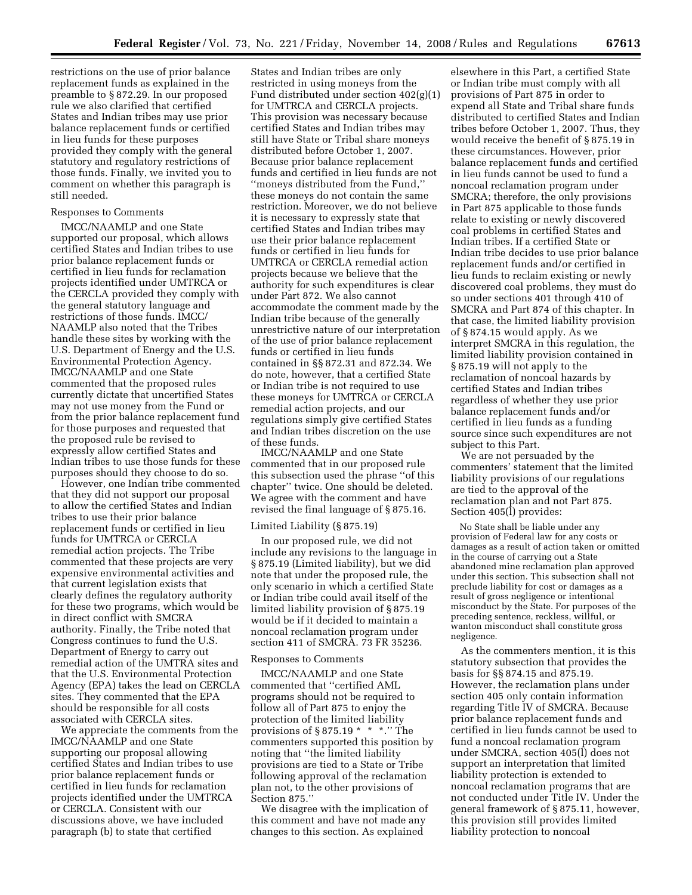restrictions on the use of prior balance replacement funds as explained in the preamble to § 872.29. In our proposed rule we also clarified that certified States and Indian tribes may use prior balance replacement funds or certified in lieu funds for these purposes provided they comply with the general statutory and regulatory restrictions of those funds. Finally, we invited you to comment on whether this paragraph is still needed.

Responses to Comments

IMCC/NAAMLP and one State supported our proposal, which allows certified States and Indian tribes to use prior balance replacement funds or certified in lieu funds for reclamation projects identified under UMTRCA or the CERCLA provided they comply with the general statutory language and restrictions of those funds. IMCC/NAAMLP also noted that the Tribes handle these sites by working with the U.S. Department of Energy and the U.S. Environmental Protection Agency. IMCC/NAAMLP and one State commented that the proposed rules currently dictate that uncertified States may not use money from the Fund or from the prior balance replacement fund for those purposes and requested that the proposed rule be revised to expressly allow certified States and Indian tribes to use those funds for these purposes should they choose to do so.

However, one Indian tribe commented that they did not support our proposal to allow the certified States and Indian tribes to use their prior balance replacement funds or certified in lieu funds for UMTRCA or CERCLA remedial action projects. The Tribe commented that these projects are very expensive environmental activities and that current legislation exists that clearly defines the regulatory authority for these two programs, which would be in direct conflict with SMCRA authority. Finally, the Tribe noted that Congress continues to fund the U.S. Department of Energy to carry out remedial action of the UMTRA sites and that the U.S. Environmental Protection Agency (EPA) takes the lead on CERCLA sites. They commented that the EPA should be responsible for all costs associated with CERCLA sites.

We appreciate the comments from the IMCC/NAAMLP and one State supporting our proposal allowing certified States and Indian tribes to use prior balance replacement funds or certified in lieu funds for reclamation projects identified under the UMTRCA or CERCLA. Consistent with our discussions above, we have included paragraph (b) to state that certified States and Indian tribes are only restricted in using moneys from the Fund distributed under section 402(g)(1) for UMTRCA and CERCLA projects. This provision was necessary because certified States and Indian tribes may still have State or Tribal share moneys distributed before October 1, 2007. Because prior balance replacement funds and certified in lieu funds are not "moneys distributed from the Fund," these moneys do not contain the same restriction. Moreover, we do not believe it is necessary to expressly state that certified States and Indian tribes may use their prior balance replacement funds or certified in lieu funds for UMTRCA or CERCLA remedial action projects because we believe that the authority for such expenditures is clear under Part 872. We also cannot accommodate the comment made by the Indian tribe because of the generally unrestrictive nature of our interpretation of the use of prior balance replacement funds or certified in lieu funds contained in §§ 872.31 and 872.34. We do note, however, that a certified State or Indian tribe is not required to use these moneys for UMTRCA or CERCLA remedial action projects, and our regulations simply give certified States and Indian tribes discretion on the use of these funds.

IMCC/NAAMLP and one State commented that in our proposed rule this subsection used the phrase "of this chapter" twice. One should be deleted. We agree with the comment and have revised the final language of § 875.16.

Limited Liability (§ 875.19)

In our proposed rule, we did not include any revisions to the language in § 875.19 (Limited liability), but we did note that under the proposed rule, the only scenario in which a certified State or Indian tribe could avail itself of the limited liability provision of § 875.19 would be if it decided to maintain a noncoal reclamation program under section 411 of SMCRA. 73 FR 35236.

Responses to Comments

IMCC/NAAMLP and one State commented that "certified AML programs should not be required to follow all of Part 875 to enjoy the protection of the limited liability provisions of § 875.19 * * *." The commenters supported this position by noting that "the limited liability provisions are tied to a State or Tribe following approval of the reclamation plan not, to the other provisions of Section 875."

We disagree with the implication of this comment and have not made any changes to this section. As explained elsewhere in this Part, a certified State or Indian tribe must comply with all provisions of Part 875 in order to expend all State and Tribal share funds distributed to certified States and Indian tribes before October 1, 2007. Thus, they would receive the benefit of § 875.19 in these circumstances. However, prior balance replacement funds and certified in lieu funds cannot be used to fund a noncoal reclamation program under SMCRA; therefore, the only provisions in Part 875 applicable to those funds relate to existing or newly discovered coal problems in certified States and Indian tribes. If a certified State or Indian tribe decides to use prior balance replacement funds and/or certified in lieu funds to reclaim existing or newly discovered coal problems, they must do so under sections 401 through 410 of SMCRA and Part 874 of this chapter. In that case, the limited liability provision of § 874.15 would apply. As we interpret SMCRA in this regulation, the limited liability provision contained in § 875.19 will not apply to the reclamation of noncoal hazards by certified States and Indian tribes regardless of whether they use prior balance replacement funds and/or certified in lieu funds as a funding source since such expenditures are not subject to this Part.

We are not persuaded by the commenters' statement that the limited liability provisions of our regulations are tied to the approval of the reclamation plan and not Part 875. Section 405(l) provides:

> No State shall be liable under any provision of Federal law for any costs or damages as a result of action taken or omitted in the course of carrying out a State abandoned mine reclamation plan approved under this section. This subsection shall not preclude liability for cost or damages as a result of gross negligence or intentional misconduct by the State. For purposes of the preceding sentence, reckless, willful, or wanton misconduct shall constitute gross negligence.

As the commenters mention, it is this statutory subsection that provides the basis for §§ 874.15 and 875.19. However, the reclamation plans under section 405 only contain information regarding Title IV of SMCRA. Because prior balance replacement funds and certified in lieu funds cannot be used to fund a noncoal reclamation program under SMCRA, section 405(l) does not support an interpretation that limited liability protection is extended to noncoal reclamation programs that are not conducted under Title IV. Under the general framework of § 875.11, however, this provision still provides limited liability protection to noncoal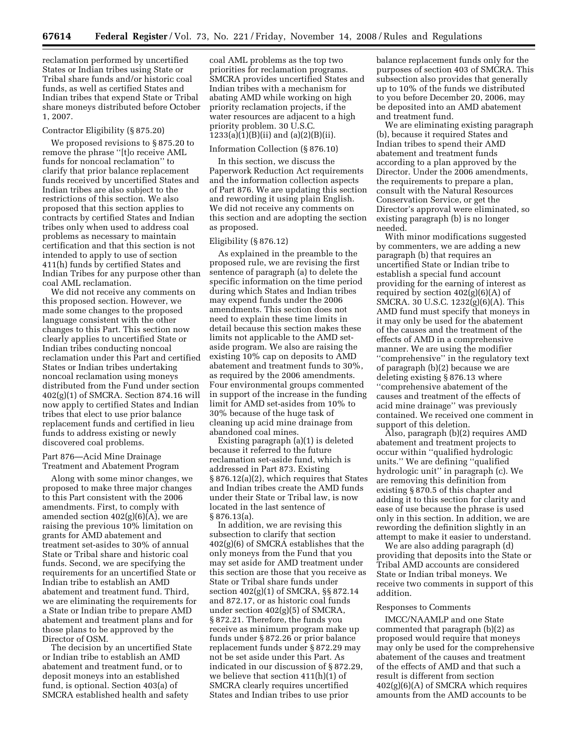reclamation performed by uncertified States or Indian tribes using State or Tribal share funds and/or historic coal funds, as well as certified States and Indian tribes that expend State or Tribal share moneys distributed before October 1, 2007.

Contractor Eligibility (§ 875.20)

We proposed revisions to § 875.20 to remove the phrase ''[t]o receive AML funds for noncoal reclamation'' to clarify that prior balance replacement funds received by uncertified States and Indian tribes are also subject to the restrictions of this section. We also proposed that this section applies to contracts by certified States and Indian tribes only when used to address coal problems as necessary to maintain certification and that this section is not intended to apply to use of section 411(h) funds by certified States and Indian Tribes for any purpose other than coal AML reclamation.

We did not receive any comments on this proposed section. However, we made some changes to the proposed language consistent with the other changes to this Part. This section now clearly applies to uncertified State or Indian tribes conducting noncoal reclamation under this Part and certified States or Indian tribes undertaking noncoal reclamation using moneys distributed from the Fund under section 402(g)(1) of SMCRA. Section 874.16 will now apply to certified States and Indian tribes that elect to use prior balance replacement funds and certified in lieu funds to address existing or newly discovered coal problems.

Part 876—Acid Mine Drainage Treatment and Abatement Program

Along with some minor changes, we proposed to make three major changes to this Part consistent with the 2006 amendments. First, to comply with amended section 402(g)(6)(A), we are raising the previous 10% limitation on grants for AMD abatement and treatment set-asides to 30% of annual State or Tribal share and historic coal funds. Second, we are specifying the requirements for an uncertified State or Indian tribe to establish an AMD abatement and treatment fund. Third, we are eliminating the requirements for a State or Indian tribe to prepare AMD abatement and treatment plans and for those plans to be approved by the Director of OSM.

The decision by an uncertified State or Indian tribe to establish an AMD abatement and treatment fund, or to deposit moneys into an established fund, is optional. Section 403(a) of SMCRA established health and safety coal AML problems as the top two priorities for reclamation programs. SMCRA provides uncertified States and Indian tribes with a mechanism for abating AMD while working on high priority reclamation projects, if the water resources are adjacent to a high priority problem. 30 U.S.C. 1233(a)(1)(B)(ii) and (a)(2)(B)(ii).

Information Collection (§ 876.10)

In this section, we discuss the Paperwork Reduction Act requirements and the information collection aspects of Part 876. We are updating this section and rewording it using plain English. We did not receive any comments on this section and are adopting the section as proposed.

Eligibility (§ 876.12)

As explained in the preamble to the proposed rule, we are revising the first sentence of paragraph (a) to delete the specific information on the time period during which States and Indian tribes may expend funds under the 2006 amendments. This section does not need to explain these time limits in detail because this section makes these limits not applicable to the AMD set-aside program. We also are raising the existing 10% cap on deposits to AMD abatement and treatment funds to 30%, as required by the 2006 amendments. Four environmental groups commented in support of the increase in the funding limit for AMD set-asides from 10% to 30% because of the huge task of cleaning up acid mine drainage from abandoned coal mines.

Existing paragraph (a)(1) is deleted because it referred to the future reclamation set-aside fund, which is addressed in Part 873. Existing § 876.12(a)(2), which requires that States and Indian tribes create the AMD funds under their State or Tribal law, is now located in the last sentence of § 876.13(a).

In addition, we are revising this subsection to clarify that section 402(g)(6) of SMCRA establishes that the only moneys from the Fund that you may set aside for AMD treatment under this section are those that you receive as State or Tribal share funds under section 402(g)(1) of SMCRA, §§ 872.14 and 872.17, or as historic coal funds under section 402(g)(5) of SMCRA, § 872.21. Therefore, the funds you receive as minimum program make up funds under § 872.26 or prior balance replacement funds under § 872.29 may not be set aside under this Part. As indicated in our discussion of § 872.29, we believe that section 411(h)(1) of SMCRA clearly requires uncertified States and Indian tribes to use prior balance replacement funds only for the purposes of section 403 of SMCRA. This subsection also provides that generally up to 10% of the funds we distributed to you before December 20, 2006, may be deposited into an AMD abatement and treatment fund.

We are eliminating existing paragraph (b), because it required States and Indian tribes to spend their AMD abatement and treatment funds according to a plan approved by the Director. Under the 2006 amendments, the requirements to prepare a plan, consult with the Natural Resources Conservation Service, or get the Director's approval were eliminated, so existing paragraph (b) is no longer needed.

With minor modifications suggested by commenters, we are adding a new paragraph (b) that requires an uncertified State or Indian tribe to establish a special fund account providing for the earning of interest as required by section 402(g)(6)(A) of SMCRA. 30 U.S.C. 1232(g)(6)(A). This AMD fund must specify that moneys in it may only be used for the abatement of the causes and the treatment of the effects of AMD in a comprehensive manner. We are using the modifier ''comprehensive'' in the regulatory text of paragraph (b)(2) because we are deleting existing § 876.13 where ''comprehensive abatement of the causes and treatment of the effects of acid mine drainage'' was previously contained. We received one comment in support of this deletion.

Also, paragraph (b)(2) requires AMD abatement and treatment projects to occur within ''qualified hydrologic units.'' We are defining ''qualified hydrologic unit'' in paragraph (c). We are removing this definition from existing § 870.5 of this chapter and adding it to this section for clarity and ease of use because the phrase is used only in this section. In addition, we are rewording the definition slightly in an attempt to make it easier to understand.

We are also adding paragraph (d) providing that deposits into the State or Tribal AMD accounts are considered State or Indian tribal moneys. We receive two comments in support of this addition.

Responses to Comments

IMCC/NAAMLP and one State commented that paragraph (b)(2) as proposed would require that moneys may only be used for the comprehensive abatement of the causes and treatment of the effects of AMD and that such a result is different from section 402(g)(6)(A) of SMCRA which requires amounts from the AMD accounts to be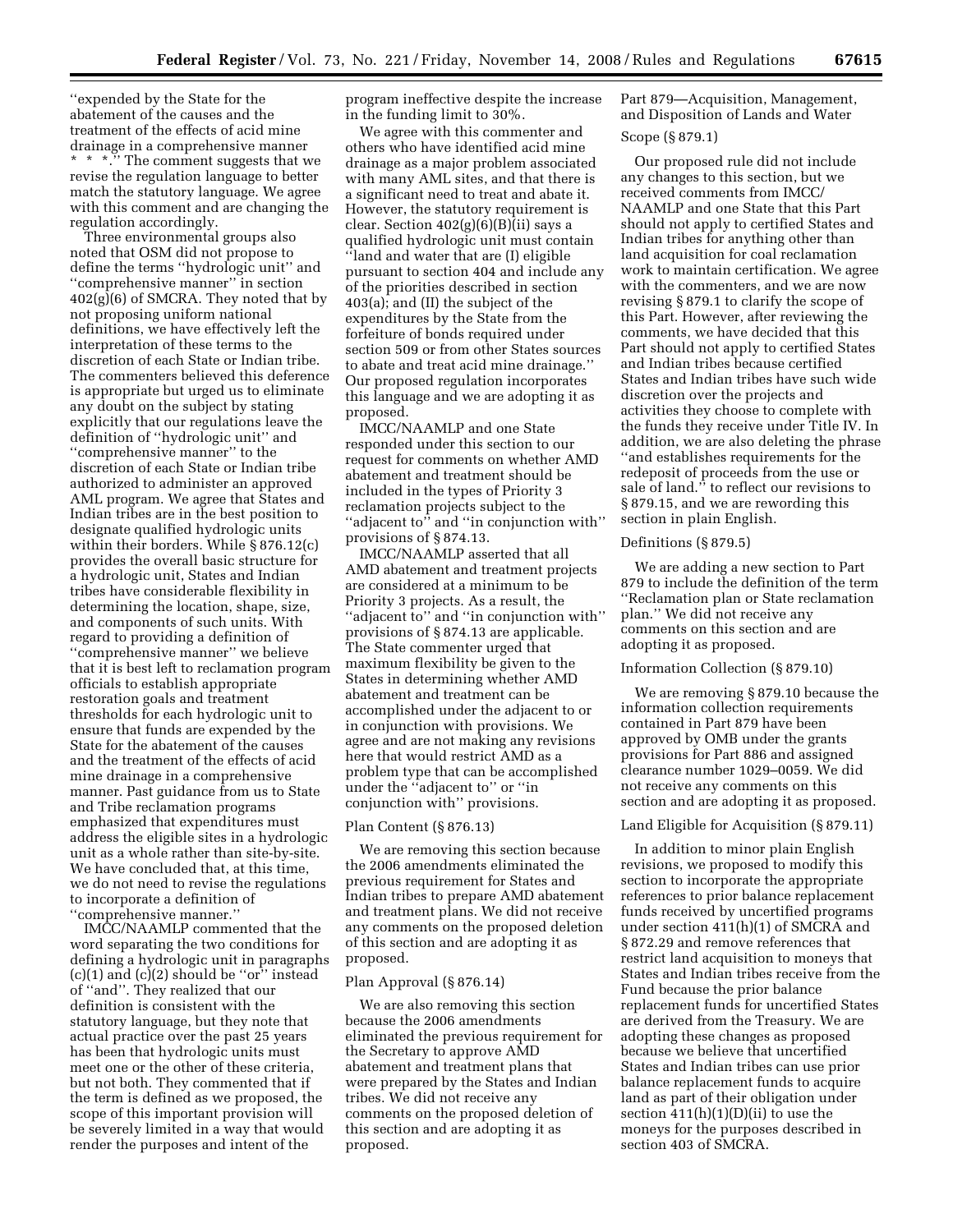''expended by the State for the abatement of the causes and the treatment of the effects of acid mine drainage in a comprehensive manner * * *.'' The comment suggests that we revise the regulation language to better match the statutory language. We agree with this comment and are changing the regulation accordingly.

Three environmental groups also noted that OSM did not propose to define the terms ''hydrologic unit'' and ''comprehensive manner'' in section 402(g)(6) of SMCRA. They noted that by not proposing uniform national definitions, we have effectively left the interpretation of these terms to the discretion of each State or Indian tribe. The commenters believed this deference is appropriate but urged us to eliminate any doubt on the subject by stating explicitly that our regulations leave the definition of ''hydrologic unit'' and ''comprehensive manner'' to the discretion of each State or Indian tribe authorized to administer an approved AML program. We agree that States and Indian tribes are in the best position to designate qualified hydrologic units within their borders. While § 876.12(c) provides the overall basic structure for a hydrologic unit, States and Indian tribes have considerable flexibility in determining the location, shape, size, and components of such units. With regard to providing a definition of ''comprehensive manner'' we believe that it is best left to reclamation program officials to establish appropriate restoration goals and treatment thresholds for each hydrologic unit to ensure that funds are expended by the State for the abatement of the causes and the treatment of the effects of acid mine drainage in a comprehensive manner. Past guidance from us to State and Tribe reclamation programs emphasized that expenditures must address the eligible sites in a hydrologic unit as a whole rather than site-by-site. We have concluded that, at this time, we do not need to revise the regulations to incorporate a definition of ''comprehensive manner.''

IMCC/NAAMLP commented that the word separating the two conditions for defining a hydrologic unit in paragraphs (c)(1) and (c)(2) should be ''or'' instead of ''and''. They realized that our definition is consistent with the statutory language, but they note that actual practice over the past 25 years has been that hydrologic units must meet one or the other of these criteria, but not both. They commented that if the term is defined as we proposed, the scope of this important provision will be severely limited in a way that would render the purposes and intent of the program ineffective despite the increase in the funding limit to 30%.

We agree with this commenter and others who have identified acid mine drainage as a major problem associated with many AML sites, and that there is a significant need to treat and abate it. However, the statutory requirement is clear. Section 402(g)(6)(B)(ii) says a qualified hydrologic unit must contain ''land and water that are (I) eligible pursuant to section 404 and include any of the priorities described in section 403(a); and (II) the subject of the expenditures by the State from the forfeiture of bonds required under section 509 or from other States sources to abate and treat acid mine drainage.'' Our proposed regulation incorporates this language and we are adopting it as proposed.

IMCC/NAAMLP and one State responded under this section to our request for comments on whether AMD abatement and treatment should be included in the types of Priority 3 reclamation projects subject to the ''adjacent to'' and ''in conjunction with'' provisions of § 874.13.

IMCC/NAAMLP asserted that all AMD abatement and treatment projects are considered at a minimum to be Priority 3 projects. As a result, the ''adjacent to'' and ''in conjunction with'' provisions of § 874.13 are applicable. The State commenter urged that maximum flexibility be given to the States in determining whether AMD abatement and treatment can be accomplished under the adjacent to or in conjunction with provisions. We agree and are not making any revisions here that would restrict AMD as a problem type that can be accomplished under the ''adjacent to'' or ''in conjunction with'' provisions.

Plan Content (§ 876.13)

We are removing this section because the 2006 amendments eliminated the previous requirement for States and Indian tribes to prepare AMD abatement and treatment plans. We did not receive any comments on the proposed deletion of this section and are adopting it as proposed.

Plan Approval (§ 876.14)

We are also removing this section because the 2006 amendments eliminated the previous requirement for the Secretary to approve AMD abatement and treatment plans that were prepared by the States and Indian tribes. We did not receive any comments on the proposed deletion of this section and are adopting it as proposed.

Part 879—Acquisition, Management, and Disposition of Lands and Water

Scope (§ 879.1)

Our proposed rule did not include any changes to this section, but we received comments from IMCC/NAAMLP and one State that this Part should not apply to certified States and Indian tribes for anything other than land acquisition for coal reclamation work to maintain certification. We agree with the commenters, and we are now revising § 879.1 to clarify the scope of this Part. However, after reviewing the comments, we have decided that this Part should not apply to certified States and Indian tribes because certified States and Indian tribes have such wide discretion over the projects and activities they choose to complete with the funds they receive under Title IV. In addition, we are also deleting the phrase ''and establishes requirements for the redeposit of proceeds from the use or sale of land.'' to reflect our revisions to § 879.15, and we are rewording this section in plain English.

Definitions (§ 879.5)

We are adding a new section to Part 879 to include the definition of the term ''Reclamation plan or State reclamation plan.'' We did not receive any comments on this section and are adopting it as proposed.

Information Collection (§ 879.10)

We are removing § 879.10 because the information collection requirements contained in Part 879 have been approved by OMB under the grants provisions for Part 886 and assigned clearance number 1029–0059. We did not receive any comments on this section and are adopting it as proposed.

Land Eligible for Acquisition (§ 879.11)

In addition to minor plain English revisions, we proposed to modify this section to incorporate the appropriate references to prior balance replacement funds received by uncertified programs under section 411(h)(1) of SMCRA and § 872.29 and remove references that restrict land acquisition to moneys that States and Indian tribes receive from the Fund because the prior balance replacement funds for uncertified States are derived from the Treasury. We are adopting these changes as proposed because we believe that uncertified States and Indian tribes can use prior balance replacement funds to acquire land as part of their obligation under section 411(h)(1)(D)(ii) to use the moneys for the purposes described in section 403 of SMCRA.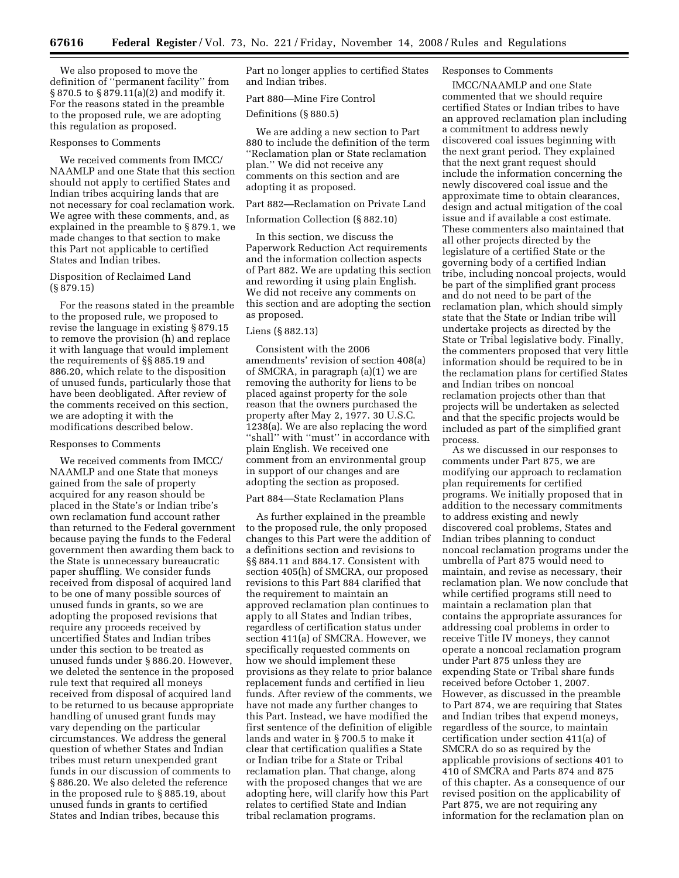We also proposed to move the definition of ''permanent facility'' from § 870.5 to § 879.11(a)(2) and modify it. For the reasons stated in the preamble to the proposed rule, we are adopting this regulation as proposed.

Responses to Comments

We received comments from IMCC/NAAMLP and one State that this section should not apply to certified States and Indian tribes acquiring lands that are not necessary for coal reclamation work. We agree with these comments, and, as explained in the preamble to § 879.1, we made changes to that section to make this Part not applicable to certified States and Indian tribes.

Disposition of Reclaimed Land (§ 879.15)

For the reasons stated in the preamble to the proposed rule, we proposed to revise the language in existing § 879.15 to remove the provision (h) and replace it with language that would implement the requirements of §§ 885.19 and 886.20, which relate to the disposition of unused funds, particularly those that have been deobligated. After review of the comments received on this section, we are adopting it with the modifications described below.

Responses to Comments

We received comments from IMCC/NAAMLP and one State that moneys gained from the sale of property acquired for any reason should be placed in the State's or Indian tribe's own reclamation fund account rather than returned to the Federal government because paying the funds to the Federal government then awarding them back to the State is unnecessary bureaucratic paper shuffling. We consider funds received from disposal of acquired land to be one of many possible sources of unused funds in grants, so we are adopting the proposed revisions that require any proceeds received by uncertified States and Indian tribes under this section to be treated as unused funds under § 886.20. However, we deleted the sentence in the proposed rule text that required all moneys received from disposal of acquired land to be returned to us because appropriate handling of unused grant funds may vary depending on the particular circumstances. We address the general question of whether States and Indian tribes must return unexpended grant funds in our discussion of comments to § 886.20. We also deleted the reference in the proposed rule to § 885.19, about unused funds in grants to certified States and Indian tribes, because this Part no longer applies to certified States and Indian tribes.

Part 880—Mine Fire Control

Definitions (§ 880.5)

We are adding a new section to Part 880 to include the definition of the term ''Reclamation plan or State reclamation plan.'' We did not receive any comments on this section and are adopting it as proposed.

Part 882—Reclamation on Private Land

Information Collection (§ 882.10)

In this section, we discuss the Paperwork Reduction Act requirements and the information collection aspects of Part 882. We are updating this section and rewording it using plain English. We did not receive any comments on this section and are adopting the section as proposed.

Liens (§ 882.13)

Consistent with the 2006 amendments' revision of section 408(a) of SMCRA, in paragraph (a)(1) we are removing the authority for liens to be placed against property for the sole reason that the owners purchased the property after May 2, 1977. 30 U.S.C. 1238(a). We are also replacing the word ''shall'' with ''must'' in accordance with plain English. We received one comment from an environmental group in support of our changes and are adopting the section as proposed.

Part 884—State Reclamation Plans

As further explained in the preamble to the proposed rule, the only proposed changes to this Part were the addition of a definitions section and revisions to §§ 884.11 and 884.17. Consistent with section 405(h) of SMCRA, our proposed revisions to this Part 884 clarified that the requirement to maintain an approved reclamation plan continues to apply to all States and Indian tribes, regardless of certification status under section 411(a) of SMCRA. However, we specifically requested comments on how we should implement these provisions as they relate to prior balance replacement funds and certified in lieu funds. After review of the comments, we have not made any further changes to this Part. Instead, we have modified the first sentence of the definition of eligible lands and water in § 700.5 to make it clear that certification qualifies a State or Indian tribe for a State or Tribal reclamation plan. That change, along with the proposed changes that we are adopting here, will clarify how this Part relates to certified State and Indian tribal reclamation programs.

Responses to Comments

IMCC/NAAMLP and one State commented that we should require certified States or Indian tribes to have an approved reclamation plan including a commitment to address newly discovered coal issues beginning with the next grant period. They explained that the next grant request should include the information concerning the newly discovered coal issue and the approximate time to obtain clearances, design and actual mitigation of the coal issue and if available a cost estimate. These commenters also maintained that all other projects directed by the legislature of a certified State or the governing body of a certified Indian tribe, including noncoal projects, would be part of the simplified grant process and do not need to be part of the reclamation plan, which should simply state that the State or Indian tribe will undertake projects as directed by the State or Tribal legislative body. Finally, the commenters proposed that very little information should be required to be in the reclamation plans for certified States and Indian tribes on noncoal reclamation projects other than that projects will be undertaken as selected and that the specific projects would be included as part of the simplified grant process.

As we discussed in our responses to comments under Part 875, we are modifying our approach to reclamation plan requirements for certified programs. We initially proposed that in addition to the necessary commitments to address existing and newly discovered coal problems, States and Indian tribes planning to conduct noncoal reclamation programs under the umbrella of Part 875 would need to maintain, and revise as necessary, their reclamation plan. We now conclude that while certified programs still need to maintain a reclamation plan that contains the appropriate assurances for addressing coal problems in order to receive Title IV moneys, they cannot operate a noncoal reclamation program under Part 875 unless they are expending State or Tribal share funds received before October 1, 2007. However, as discussed in the preamble to Part 874, we are requiring that States and Indian tribes that expend moneys, regardless of the source, to maintain certification under section 411(a) of SMCRA do so as required by the applicable provisions of sections 401 to 410 of SMCRA and Parts 874 and 875 of this chapter. As a consequence of our revised position on the applicability of Part 875, we are not requiring any information for the reclamation plan on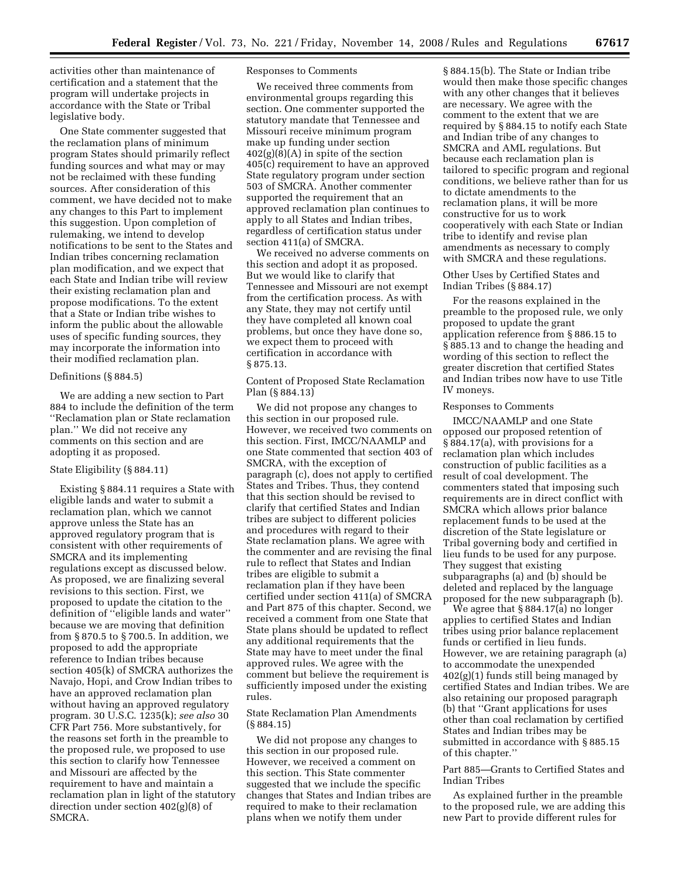activities other than maintenance of certification and a statement that the program will undertake projects in accordance with the State or Tribal legislative body.

One State commenter suggested that the reclamation plans of minimum program States should primarily reflect funding sources and what may or may not be reclaimed with these funding sources. After consideration of this comment, we have decided not to make any changes to this Part to implement this suggestion. Upon completion of rulemaking, we intend to develop notifications to be sent to the States and Indian tribes concerning reclamation plan modification, and we expect that each State and Indian tribe will review their existing reclamation plan and propose modifications. To the extent that a State or Indian tribe wishes to inform the public about the allowable uses of specific funding sources, they may incorporate the information into their modified reclamation plan.

Definitions (§ 884.5)

We are adding a new section to Part 884 to include the definition of the term ''Reclamation plan or State reclamation plan.'' We did not receive any comments on this section and are adopting it as proposed.

State Eligibility (§ 884.11)

Existing § 884.11 requires a State with eligible lands and water to submit a reclamation plan, which we cannot approve unless the State has an approved regulatory program that is consistent with other requirements of SMCRA and its implementing regulations except as discussed below. As proposed, we are finalizing several revisions to this section. First, we proposed to update the citation to the definition of ''eligible lands and water'' because we are moving that definition from § 870.5 to § 700.5. In addition, we proposed to add the appropriate reference to Indian tribes because section 405(k) of SMCRA authorizes the Navajo, Hopi, and Crow Indian tribes to have an approved reclamation plan without having an approved regulatory program. 30 U.S.C. 1235(k); *see also* 30 CFR Part 756. More substantively, for the reasons set forth in the preamble to the proposed rule, we proposed to use this section to clarify how Tennessee and Missouri are affected by the requirement to have and maintain a reclamation plan in light of the statutory direction under section 402(g)(8) of SMCRA.

Responses to Comments

We received three comments from environmental groups regarding this section. One commenter supported the statutory mandate that Tennessee and Missouri receive minimum program make up funding under section 402(g)(8)(A) in spite of the section 405(c) requirement to have an approved State regulatory program under section 503 of SMCRA. Another commenter supported the requirement that an approved reclamation plan continues to apply to all States and Indian tribes, regardless of certification status under section 411(a) of SMCRA.

We received no adverse comments on this section and adopt it as proposed. But we would like to clarify that Tennessee and Missouri are not exempt from the certification process. As with any State, they may not certify until they have completed all known coal problems, but once they have done so, we expect them to proceed with certification in accordance with § 875.13.

Content of Proposed State Reclamation Plan (§ 884.13)

We did not propose any changes to this section in our proposed rule. However, we received two comments on this section. First, IMCC/NAAMLP and one State commented that section 403 of SMCRA, with the exception of paragraph (c), does not apply to certified States and Tribes. Thus, they contend that this section should be revised to clarify that certified States and Indian tribes are subject to different policies and procedures with regard to their State reclamation plans. We agree with the commenter and are revising the final rule to reflect that States and Indian tribes are eligible to submit a reclamation plan if they have been certified under section 411(a) of SMCRA and Part 875 of this chapter. Second, we received a comment from one State that State plans should be updated to reflect any additional requirements that the State may have to meet under the final approved rules. We agree with the comment but believe the requirement is sufficiently imposed under the existing rules.

State Reclamation Plan Amendments (§ 884.15)

We did not propose any changes to this section in our proposed rule. However, we received a comment on this section. This State commenter suggested that we include the specific changes that States and Indian tribes are required to make to their reclamation plans when we notify them under § 884.15(b). The State or Indian tribe would then make those specific changes with any other changes that it believes are necessary. We agree with the comment to the extent that we are required by § 884.15 to notify each State and Indian tribe of any changes to SMCRA and AML regulations. But because each reclamation plan is tailored to specific program and regional conditions, we believe rather than for us to dictate amendments to the reclamation plans, it will be more constructive for us to work cooperatively with each State or Indian tribe to identify and revise plan amendments as necessary to comply with SMCRA and these regulations.

Other Uses by Certified States and Indian Tribes (§ 884.17)

For the reasons explained in the preamble to the proposed rule, we only proposed to update the grant application reference from § 886.15 to § 885.13 and to change the heading and wording of this section to reflect the greater discretion that certified States and Indian tribes now have to use Title IV moneys.

Responses to Comments

IMCC/NAAMLP and one State opposed our proposed retention of § 884.17(a), with provisions for a reclamation plan which includes construction of public facilities as a result of coal development. The commenters stated that imposing such requirements are in direct conflict with SMCRA which allows prior balance replacement funds to be used at the discretion of the State legislature or Tribal governing body and certified in lieu funds to be used for any purpose. They suggest that existing subparagraphs (a) and (b) should be deleted and replaced by the language proposed for the new subparagraph (b).

We agree that § 884.17(a) no longer applies to certified States and Indian tribes using prior balance replacement funds or certified in lieu funds. However, we are retaining paragraph (a) to accommodate the unexpended 402(g)(1) funds still being managed by certified States and Indian tribes. We are also retaining our proposed paragraph (b) that ''Grant applications for uses other than coal reclamation by certified States and Indian tribes may be submitted in accordance with § 885.15 of this chapter.''

Part 885—Grants to Certified States and Indian Tribes

As explained further in the preamble to the proposed rule, we are adding this new Part to provide different rules for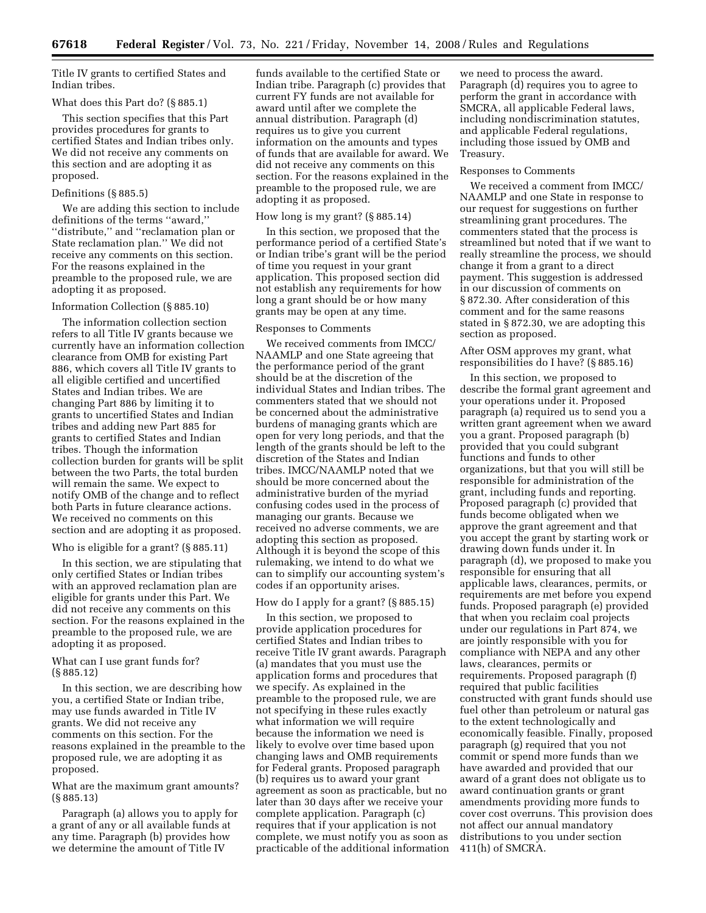Title IV grants to certified States and Indian tribes.

What does this Part do? (§ 885.1)

This section specifies that this Part provides procedures for grants to certified States and Indian tribes only. We did not receive any comments on this section and are adopting it as proposed.

Definitions (§ 885.5)

We are adding this section to include definitions of the terms ''award,'' ''distribute,'' and ''reclamation plan or State reclamation plan.'' We did not receive any comments on this section. For the reasons explained in the preamble to the proposed rule, we are adopting it as proposed.

Information Collection (§ 885.10)

The information collection section refers to all Title IV grants because we currently have an information collection clearance from OMB for existing Part 886, which covers all Title IV grants to all eligible certified and uncertified States and Indian tribes. We are changing Part 886 by limiting it to grants to uncertified States and Indian tribes and adding new Part 885 for grants to certified States and Indian tribes. Though the information collection burden for grants will be split between the two Parts, the total burden will remain the same. We expect to notify OMB of the change and to reflect both Parts in future clearance actions. We received no comments on this section and are adopting it as proposed.

Who is eligible for a grant? (§ 885.11)

In this section, we are stipulating that only certified States or Indian tribes with an approved reclamation plan are eligible for grants under this Part. We did not receive any comments on this section. For the reasons explained in the preamble to the proposed rule, we are adopting it as proposed.

What can I use grant funds for? (§ 885.12)

In this section, we are describing how you, a certified State or Indian tribe, may use funds awarded in Title IV grants. We did not receive any comments on this section. For the reasons explained in the preamble to the proposed rule, we are adopting it as proposed.

What are the maximum grant amounts? (§ 885.13)

Paragraph (a) allows you to apply for a grant of any or all available funds at any time. Paragraph (b) provides how we determine the amount of Title IV funds available to the certified State or Indian tribe. Paragraph (c) provides that current FY funds are not available for award until after we complete the annual distribution. Paragraph (d) requires us to give you current information on the amounts and types of funds that are available for award. We did not receive any comments on this section. For the reasons explained in the preamble to the proposed rule, we are adopting it as proposed.

How long is my grant? (§ 885.14)

In this section, we proposed that the performance period of a certified State's or Indian tribe's grant will be the period of time you request in your grant application. This proposed section did not establish any requirements for how long a grant should be or how many grants may be open at any time.

Responses to Comments

We received comments from IMCC/NAAMLP and one State agreeing that the performance period of the grant should be at the discretion of the individual States and Indian tribes. The commenters stated that we should not be concerned about the administrative burdens of managing grants which are open for very long periods, and that the length of the grants should be left to the discretion of the States and Indian tribes. IMCC/NAAMLP noted that we should be more concerned about the administrative burden of the myriad confusing codes used in the process of managing our grants. Because we received no adverse comments, we are adopting this section as proposed. Although it is beyond the scope of this rulemaking, we intend to do what we can to simplify our accounting system's codes if an opportunity arises.

How do I apply for a grant? (§ 885.15)

In this section, we proposed to provide application procedures for certified States and Indian tribes to receive Title IV grant awards. Paragraph (a) mandates that you must use the application forms and procedures that we specify. As explained in the preamble to the proposed rule, we are not specifying in these rules exactly what information we will require because the information we need is likely to evolve over time based upon changing laws and OMB requirements for Federal grants. Proposed paragraph (b) requires us to award your grant agreement as soon as practicable, but no later than 30 days after we receive your complete application. Paragraph (c) requires that if your application is not complete, we must notify you as soon as practicable of the additional information we need to process the award. Paragraph (d) requires you to agree to perform the grant in accordance with SMCRA, all applicable Federal laws, including nondiscrimination statutes, and applicable Federal regulations, including those issued by OMB and Treasury.

Responses to Comments

We received a comment from IMCC/NAAMLP and one State in response to our request for suggestions on further streamlining grant procedures. The commenters stated that the process is streamlined but noted that if we want to really streamline the process, we should change it from a grant to a direct payment. This suggestion is addressed in our discussion of comments on § 872.30. After consideration of this comment and for the same reasons stated in § 872.30, we are adopting this section as proposed.

After OSM approves my grant, what responsibilities do I have? (§ 885.16)

In this section, we proposed to describe the formal grant agreement and your operations under it. Proposed paragraph (a) required us to send you a written grant agreement when we award you a grant. Proposed paragraph (b) provided that you could subgrant functions and funds to other organizations, but that you will still be responsible for administration of the grant, including funds and reporting. Proposed paragraph (c) provided that funds become obligated when we approve the grant agreement and that you accept the grant by starting work or drawing down funds under it. In paragraph (d), we proposed to make you responsible for ensuring that all applicable laws, clearances, permits, or requirements are met before you expend funds. Proposed paragraph (e) provided that when you reclaim coal projects under our regulations in Part 874, we are jointly responsible with you for compliance with NEPA and any other laws, clearances, permits or requirements. Proposed paragraph (f) required that public facilities constructed with grant funds should use fuel other than petroleum or natural gas to the extent technologically and economically feasible. Finally, proposed paragraph (g) required that you not commit or spend more funds than we have awarded and provided that our award of a grant does not obligate us to award continuation grants or grant amendments providing more funds to cover cost overruns. This provision does not affect our annual mandatory distributions to you under section 411(h) of SMCRA.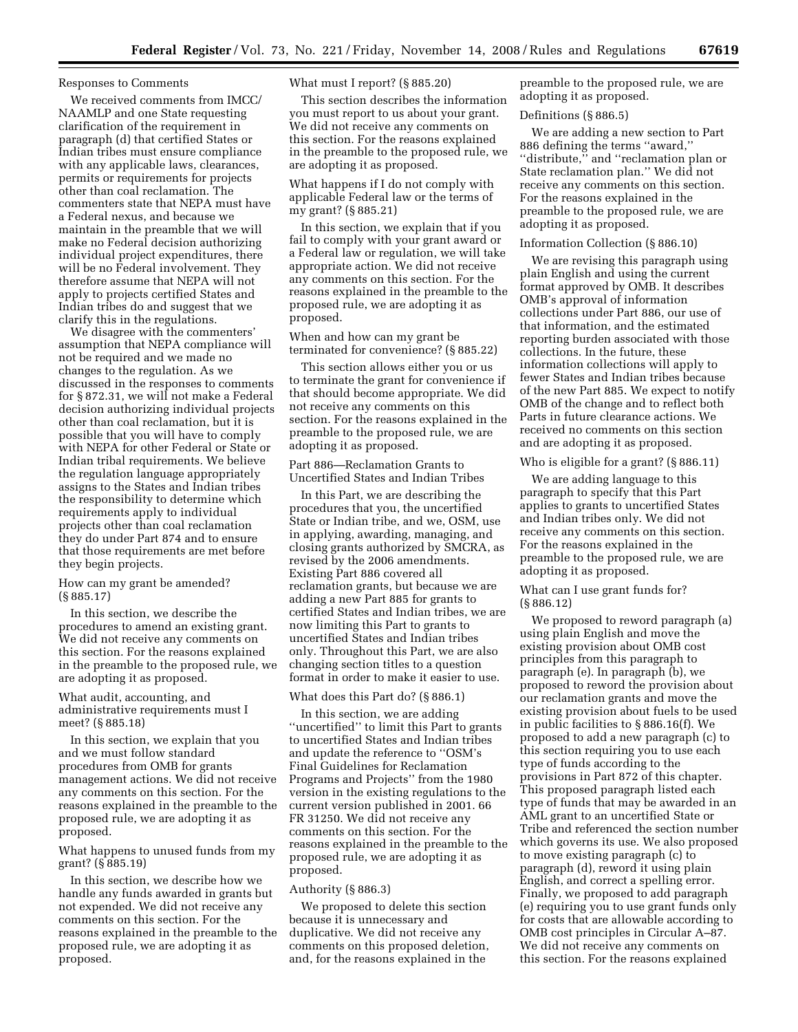Responses to Comments

We received comments from IMCC/NAAMLP and one State requesting clarification of the requirement in paragraph (d) that certified States or Indian tribes must ensure compliance with any applicable laws, clearances, permits or requirements for projects other than coal reclamation. The commenters state that NEPA must have a Federal nexus, and because we maintain in the preamble that we will make no Federal decision authorizing individual project expenditures, there will be no Federal involvement. They therefore assume that NEPA will not apply to projects certified States and Indian tribes do and suggest that we clarify this in the regulations.

We disagree with the commenters' assumption that NEPA compliance will not be required and we made no changes to the regulation. As we discussed in the responses to comments for § 872.31, we will not make a Federal decision authorizing individual projects other than coal reclamation, but it is possible that you will have to comply with NEPA for other Federal or State or Indian tribal requirements. We believe the regulation language appropriately assigns to the States and Indian tribes the responsibility to determine which requirements apply to individual projects other than coal reclamation they do under Part 874 and to ensure that those requirements are met before they begin projects.

How can my grant be amended? (§ 885.17)

In this section, we describe the procedures to amend an existing grant. We did not receive any comments on this section. For the reasons explained in the preamble to the proposed rule, we are adopting it as proposed.

What audit, accounting, and administrative requirements must I meet? (§ 885.18)

In this section, we explain that you and we must follow standard procedures from OMB for grants management actions. We did not receive any comments on this section. For the reasons explained in the preamble to the proposed rule, we are adopting it as proposed.

What happens to unused funds from my grant? (§ 885.19)

In this section, we describe how we handle any funds awarded in grants but not expended. We did not receive any comments on this section. For the reasons explained in the preamble to the proposed rule, we are adopting it as proposed.

What must I report? (§ 885.20)

This section describes the information you must report to us about your grant. We did not receive any comments on this section. For the reasons explained in the preamble to the proposed rule, we are adopting it as proposed.

What happens if I do not comply with applicable Federal law or the terms of my grant? (§ 885.21)

In this section, we explain that if you fail to comply with your grant award or a Federal law or regulation, we will take appropriate action. We did not receive any comments on this section. For the reasons explained in the preamble to the proposed rule, we are adopting it as proposed.

When and how can my grant be terminated for convenience? (§ 885.22)

This section allows either you or us to terminate the grant for convenience if that should become appropriate. We did not receive any comments on this section. For the reasons explained in the preamble to the proposed rule, we are adopting it as proposed.

Part 886—Reclamation Grants to Uncertified States and Indian Tribes

In this Part, we are describing the procedures that you, the uncertified State or Indian tribe, and we, OSM, use in applying, awarding, managing, and closing grants authorized by SMCRA, as revised by the 2006 amendments. Existing Part 886 covered all reclamation grants, but because we are adding a new Part 885 for grants to certified States and Indian tribes, we are now limiting this Part to grants to uncertified States and Indian tribes only. Throughout this Part, we are also changing section titles to a question format in order to make it easier to use.

What does this Part do? (§ 886.1)

In this section, we are adding ''uncertified'' to limit this Part to grants to uncertified States and Indian tribes and update the reference to ''OSM's Final Guidelines for Reclamation Programs and Projects'' from the 1980 version in the existing regulations to the current version published in 2001. 66 FR 31250. We did not receive any comments on this section. For the reasons explained in the preamble to the proposed rule, we are adopting it as proposed.

Authority (§ 886.3)

We proposed to delete this section because it is unnecessary and duplicative. We did not receive any comments on this proposed deletion, and, for the reasons explained in the preamble to the proposed rule, we are adopting it as proposed.

Definitions (§ 886.5)

We are adding a new section to Part 886 defining the terms ''award,'' ''distribute,'' and ''reclamation plan or State reclamation plan.'' We did not receive any comments on this section. For the reasons explained in the preamble to the proposed rule, we are adopting it as proposed.

Information Collection (§ 886.10)

We are revising this paragraph using plain English and using the current format approved by OMB. It describes OMB's approval of information collections under Part 886, our use of that information, and the estimated reporting burden associated with those collections. In the future, these information collections will apply to fewer States and Indian tribes because of the new Part 885. We expect to notify OMB of the change and to reflect both Parts in future clearance actions. We received no comments on this section and are adopting it as proposed.

Who is eligible for a grant? (§ 886.11)

We are adding language to this paragraph to specify that this Part applies to grants to uncertified States and Indian tribes only. We did not receive any comments on this section. For the reasons explained in the preamble to the proposed rule, we are adopting it as proposed.

What can I use grant funds for? (§ 886.12)

We proposed to reword paragraph (a) using plain English and move the existing provision about OMB cost principles from this paragraph to paragraph (e). In paragraph (b), we proposed to reword the provision about our reclamation grants and move the existing provision about fuels to be used in public facilities to § 886.16(f). We proposed to add a new paragraph (c) to this section requiring you to use each type of funds according to the provisions in Part 872 of this chapter. This proposed paragraph listed each type of funds that may be awarded in an AML grant to an uncertified State or Tribe and referenced the section number which governs its use. We also proposed to move existing paragraph (c) to paragraph (d), reword it using plain English, and correct a spelling error. Finally, we proposed to add paragraph (e) requiring you to use grant funds only for costs that are allowable according to OMB cost principles in Circular A–87. We did not receive any comments on this section. For the reasons explained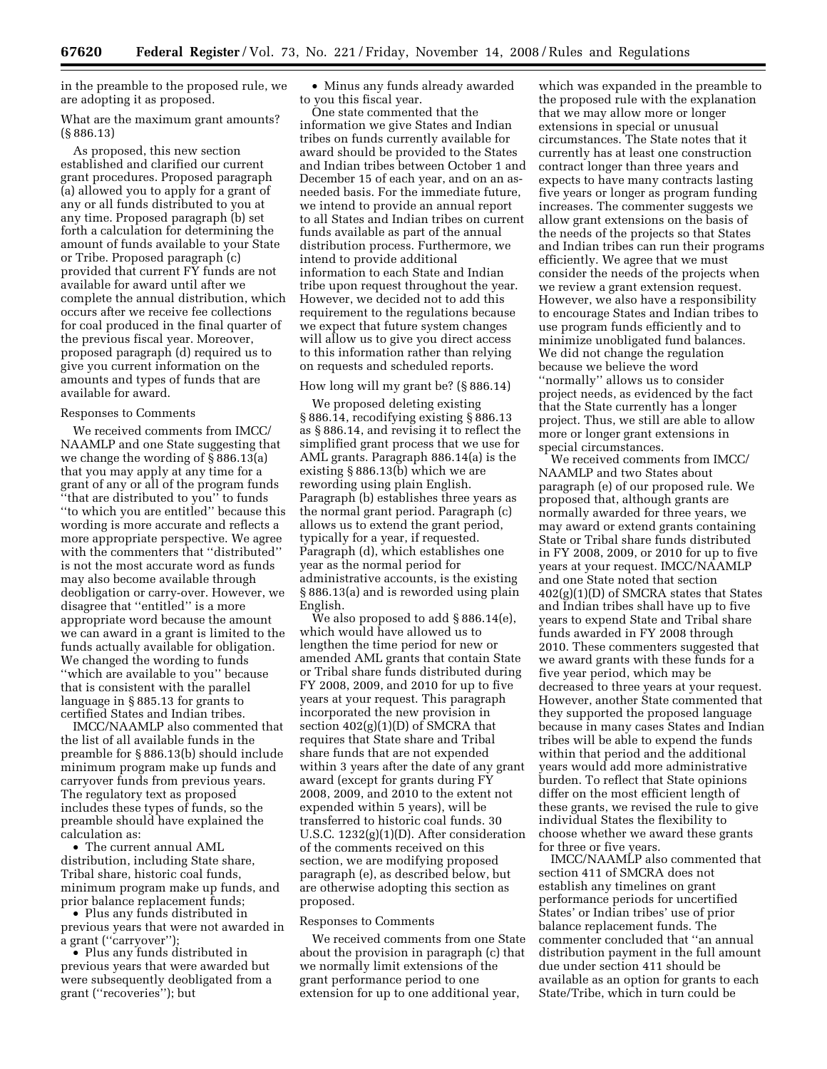in the preamble to the proposed rule, we are adopting it as proposed.

What are the maximum grant amounts? (§ 886.13)

As proposed, this new section established and clarified our current grant procedures. Proposed paragraph (a) allowed you to apply for a grant of any or all funds distributed to you at any time. Proposed paragraph (b) set forth a calculation for determining the amount of funds available to your State or Tribe. Proposed paragraph (c) provided that current FY funds are not available for award until after we complete the annual distribution, which occurs after we receive fee collections for coal produced in the final quarter of the previous fiscal year. Moreover, proposed paragraph (d) required us to give you current information on the amounts and types of funds that are available for award.

Responses to Comments

We received comments from IMCC/NAAMLP and one State suggesting that we change the wording of § 886.13(a) that you may apply at any time for a grant of any or all of the program funds "that are distributed to you" to funds "to which you are entitled" because this wording is more accurate and reflects a more appropriate perspective. We agree with the commenters that "distributed" is not the most accurate word as funds may also become available through deobligation or carry-over. However, we disagree that "entitled" is a more appropriate word because the amount we can award in a grant is limited to the funds actually available for obligation. We changed the wording to funds "which are available to you" because that is consistent with the parallel language in § 885.13 for grants to certified States and Indian tribes.

IMCC/NAAMLP also commented that the list of all available funds in the preamble for § 886.13(b) should include minimum program make up funds and carryover funds from previous years. The regulatory text as proposed includes these types of funds, so the preamble should have explained the calculation as:

- The current annual AML distribution, including State share, Tribal share, historic coal funds, minimum program make up funds, and prior balance replacement funds;
- Plus any funds distributed in previous years that were not awarded in a grant ("carryover");
- Plus any funds distributed in previous years that were awarded but were subsequently deobligated from a grant ("recoveries"); but
- Minus any funds already awarded to you this fiscal year.

One state commented that the information we give States and Indian tribes on funds currently available for award should be provided to the States and Indian tribes between October 1 and December 15 of each year, and on an as-needed basis. For the immediate future, we intend to provide an annual report to all States and Indian tribes on current funds available as part of the annual distribution process. Furthermore, we intend to provide additional information to each State and Indian tribe upon request throughout the year. However, we decided not to add this requirement to the regulations because we expect that future system changes will allow us to give you direct access to this information rather than relying on requests and scheduled reports.

How long will my grant be? (§ 886.14)

We proposed deleting existing § 886.14, recodifying existing § 886.13 as § 886.14, and revising it to reflect the simplified grant process that we use for AML grants. Paragraph 886.14(a) is the existing § 886.13(b) which we are rewording using plain English. Paragraph (b) establishes three years as the normal grant period. Paragraph (c) allows us to extend the grant period, typically for a year, if requested. Paragraph (d), which establishes one year as the normal period for administrative accounts, is the existing § 886.13(a) and is reworded using plain English.

We also proposed to add § 886.14(e), which would have allowed us to lengthen the time period for new or amended AML grants that contain State or Tribal share funds distributed during FY 2008, 2009, and 2010 for up to five years at your request. This paragraph incorporated the new provision in section 402(g)(1)(D) of SMCRA that requires that State share and Tribal share funds that are not expended within 3 years after the date of any grant award (except for grants during FY 2008, 2009, and 2010 to the extent not expended within 5 years), will be transferred to historic coal funds. 30 U.S.C. 1232(g)(1)(D). After consideration of the comments received on this section, we are modifying proposed paragraph (e), as described below, but are otherwise adopting this section as proposed.

Responses to Comments

We received comments from one State about the provision in paragraph (c) that we normally limit extensions of the grant performance period to one extension for up to one additional year, which was expanded in the preamble to the proposed rule with the explanation that we may allow more or longer extensions in special or unusual circumstances. The State notes that it currently has at least one construction contract longer than three years and expects to have many contracts lasting five years or longer as program funding increases. The commenter suggests we allow grant extensions on the basis of the needs of the projects so that States and Indian tribes can run their programs efficiently. We agree that we must consider the needs of the projects when we review a grant extension request. However, we also have a responsibility to encourage States and Indian tribes to use program funds efficiently and to minimize unobligated fund balances. We did not change the regulation because we believe the word "normally" allows us to consider project needs, as evidenced by the fact that the State currently has a longer project. Thus, we still are able to allow more or longer grant extensions in special circumstances.

We received comments from IMCC/NAAMLP and two States about paragraph (e) of our proposed rule. We proposed that, although grants are normally awarded for three years, we may award or extend grants containing State or Tribal share funds distributed in FY 2008, 2009, or 2010 for up to five years at your request. IMCC/NAAMLP and one State noted that section 402(g)(1)(D) of SMCRA states that States and Indian tribes shall have up to five years to expend State and Tribal share funds awarded in FY 2008 through 2010. These commenters suggested that we award grants with these funds for a five year period, which may be decreased to three years at your request. However, another State commented that they supported the proposed language because in many cases States and Indian tribes will be able to expend the funds within that period and the additional years would add more administrative burden. To reflect that State opinions differ on the most efficient length of these grants, we revised the rule to give individual States the flexibility to choose whether we award these grants for three or five years.

IMCC/NAAMLP also commented that section 411 of SMCRA does not establish any timelines on grant performance periods for uncertified States' or Indian tribes' use of prior balance replacement funds. The commenter concluded that "an annual distribution payment in the full amount due under section 411 should be available as an option for grants to each State/Tribe, which in turn could be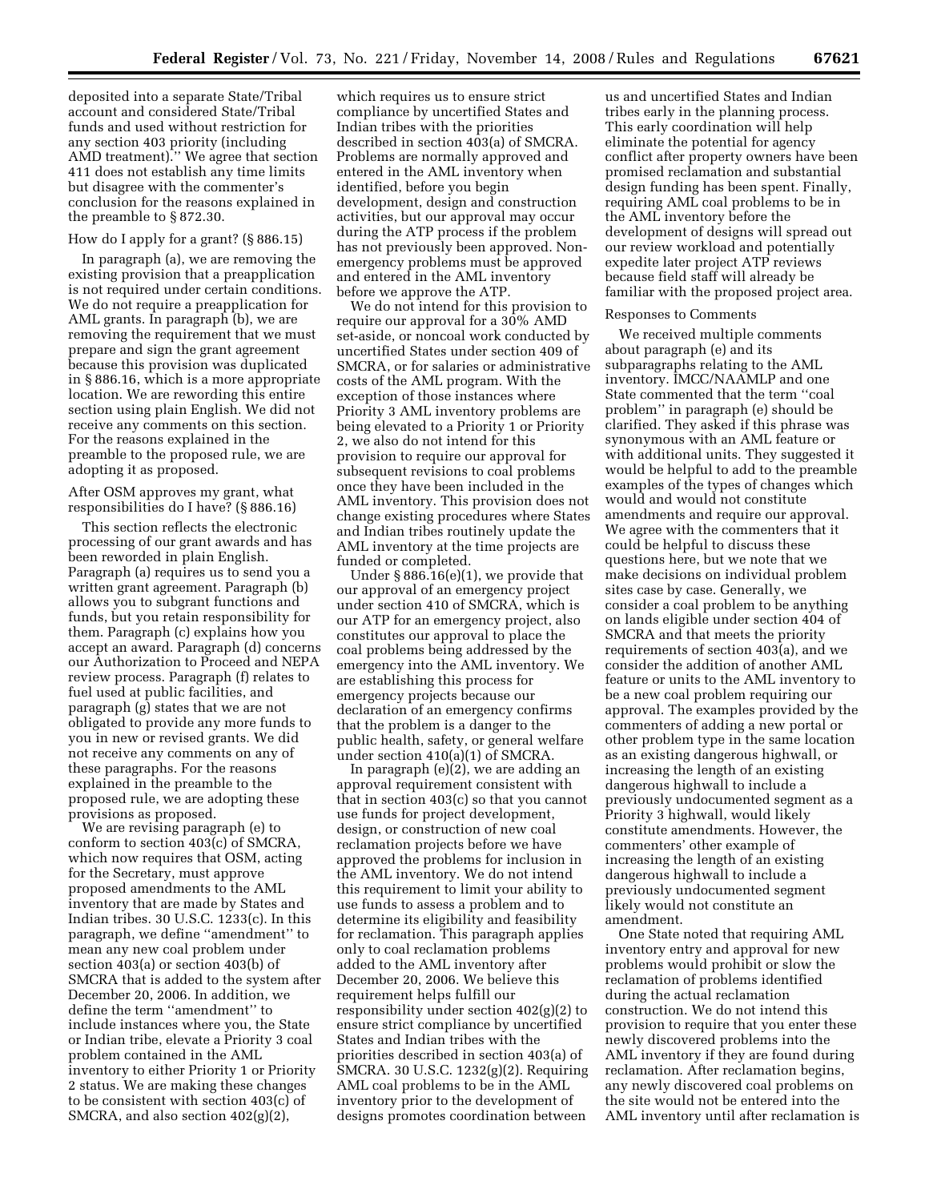deposited into a separate State/Tribal account and considered State/Tribal funds and used without restriction for any section 403 priority (including AMD treatment).'' We agree that section 411 does not establish any time limits but disagree with the commenter's conclusion for the reasons explained in the preamble to § 872.30.

How do I apply for a grant? (§ 886.15)

In paragraph (a), we are removing the existing provision that a preapplication is not required under certain conditions. We do not require a preapplication for AML grants. In paragraph (b), we are removing the requirement that we must prepare and sign the grant agreement because this provision was duplicated in § 886.16, which is a more appropriate location. We are rewording this entire section using plain English. We did not receive any comments on this section. For the reasons explained in the preamble to the proposed rule, we are adopting it as proposed.

After OSM approves my grant, what responsibilities do I have? (§ 886.16)

This section reflects the electronic processing of our grant awards and has been reworded in plain English. Paragraph (a) requires us to send you a written grant agreement. Paragraph (b) allows you to subgrant functions and funds, but you retain responsibility for them. Paragraph (c) explains how you accept an award. Paragraph (d) concerns our Authorization to Proceed and NEPA review process. Paragraph (f) relates to fuel used at public facilities, and paragraph (g) states that we are not obligated to provide any more funds to you in new or revised grants. We did not receive any comments on any of these paragraphs. For the reasons explained in the preamble to the proposed rule, we are adopting these provisions as proposed.

We are revising paragraph (e) to conform to section 403(c) of SMCRA, which now requires that OSM, acting for the Secretary, must approve proposed amendments to the AML inventory that are made by States and Indian tribes. 30 U.S.C. 1233(c). In this paragraph, we define ''amendment'' to mean any new coal problem under section 403(a) or section 403(b) of SMCRA that is added to the system after December 20, 2006. In addition, we define the term ''amendment'' to include instances where you, the State or Indian tribe, elevate a Priority 3 coal problem contained in the AML inventory to either Priority 1 or Priority 2 status. We are making these changes to be consistent with section 403(c) of SMCRA, and also section 402(g)(2), which requires us to ensure strict compliance by uncertified States and Indian tribes with the priorities described in section 403(a) of SMCRA. Problems are normally approved and entered in the AML inventory when identified, before you begin development, design and construction activities, but our approval may occur during the ATP process if the problem has not previously been approved. Non-emergency problems must be approved and entered in the AML inventory before we approve the ATP.

We do not intend for this provision to require our approval for a 30% AMD set-aside, or noncoal work conducted by uncertified States under section 409 of SMCRA, or for salaries or administrative costs of the AML program. With the exception of those instances where Priority 3 AML inventory problems are being elevated to a Priority 1 or Priority 2, we also do not intend for this provision to require our approval for subsequent revisions to coal problems once they have been included in the AML inventory. This provision does not change existing procedures where States and Indian tribes routinely update the AML inventory at the time projects are funded or completed.

Under § 886.16(e)(1), we provide that our approval of an emergency project under section 410 of SMCRA, which is our ATP for an emergency project, also constitutes our approval to place the coal problems being addressed by the emergency into the AML inventory. We are establishing this process for emergency projects because our declaration of an emergency confirms that the problem is a danger to the public health, safety, or general welfare under section 410(a)(1) of SMCRA.

In paragraph (e)(2), we are adding an approval requirement consistent with that in section 403(c) so that you cannot use funds for project development, design, or construction of new coal reclamation projects before we have approved the problems for inclusion in the AML inventory. We do not intend this requirement to limit your ability to use funds to assess a problem and to determine its eligibility and feasibility for reclamation. This paragraph applies only to coal reclamation problems added to the AML inventory after December 20, 2006. We believe this requirement helps fulfill our responsibility under section 402(g)(2) to ensure strict compliance by uncertified States and Indian tribes with the priorities described in section 403(a) of SMCRA. 30 U.S.C. 1232(g)(2). Requiring AML coal problems to be in the AML inventory prior to the development of designs promotes coordination between us and uncertified States and Indian tribes early in the planning process. This early coordination will help eliminate the potential for agency conflict after property owners have been promised reclamation and substantial design funding has been spent. Finally, requiring AML coal problems to be in the AML inventory before the development of designs will spread out our review workload and potentially expedite later project ATP reviews because field staff will already be familiar with the proposed project area.

Responses to Comments

We received multiple comments about paragraph (e) and its subparagraphs relating to the AML inventory. IMCC/NAAMLP and one State commented that the term ''coal problem'' in paragraph (e) should be clarified. They asked if this phrase was synonymous with an AML feature or with additional units. They suggested it would be helpful to add to the preamble examples of the types of changes which would and would not constitute amendments and require our approval. We agree with the commenters that it could be helpful to discuss these questions here, but we note that we make decisions on individual problem sites case by case. Generally, we consider a coal problem to be anything on lands eligible under section 404 of SMCRA and that meets the priority requirements of section 403(a), and we consider the addition of another AML feature or units to the AML inventory to be a new coal problem requiring our approval. The examples provided by the commenters of adding a new portal or other problem type in the same location as an existing dangerous highwall, or increasing the length of an existing dangerous highwall to include a previously undocumented segment as a Priority 3 highwall, would likely constitute amendments. However, the commenters' other example of increasing the length of an existing dangerous highwall to include a previously undocumented segment likely would not constitute an amendment.

One State noted that requiring AML inventory entry and approval for new problems would prohibit or slow the reclamation of problems identified during the actual reclamation construction. We do not intend this provision to require that you enter these newly discovered problems into the AML inventory if they are found during reclamation. After reclamation begins, any newly discovered coal problems on the site would not be entered into the AML inventory until after reclamation is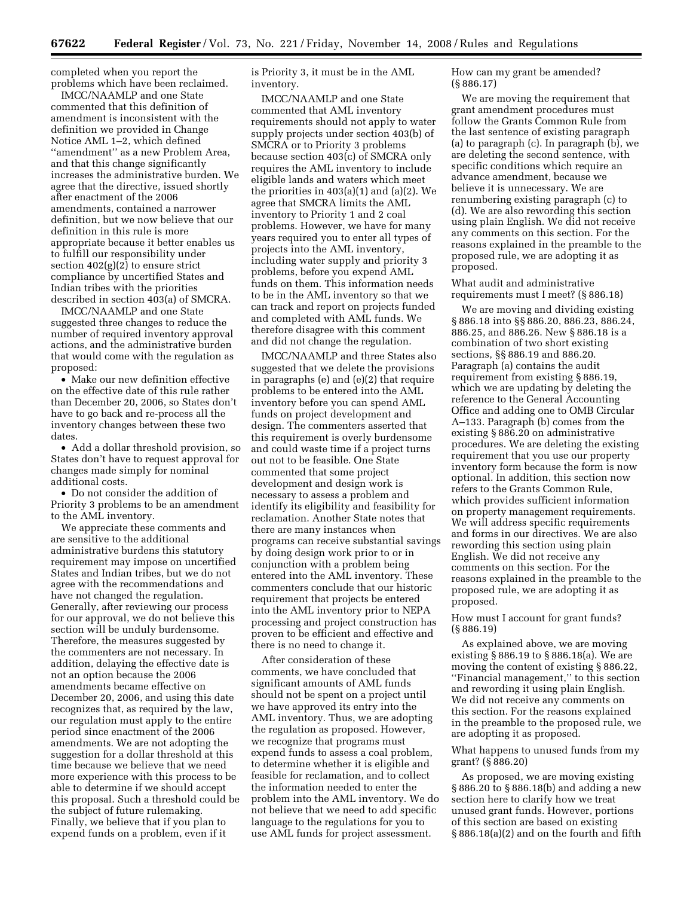completed when you report the problems which have been reclaimed.

IMCC/NAAMLP and one State commented that this definition of amendment is inconsistent with the definition we provided in Change Notice AML 1–2, which defined ''amendment'' as a new Problem Area, and that this change significantly increases the administrative burden. We agree that the directive, issued shortly after enactment of the 2006 amendments, contained a narrower definition, but we now believe that our definition in this rule is more appropriate because it better enables us to fulfill our responsibility under section 402(g)(2) to ensure strict compliance by uncertified States and Indian tribes with the priorities described in section 403(a) of SMCRA.

IMCC/NAAMLP and one State suggested three changes to reduce the number of required inventory approval actions, and the administrative burden that would come with the regulation as proposed:

- Make our new definition effective on the effective date of this rule rather than December 20, 2006, so States don't have to go back and re-process all the inventory changes between these two dates.
- Add a dollar threshold provision, so States don't have to request approval for changes made simply for nominal additional costs.
- Do not consider the addition of Priority 3 problems to be an amendment to the AML inventory.

We appreciate these comments and are sensitive to the additional administrative burdens this statutory requirement may impose on uncertified States and Indian tribes, but we do not agree with the recommendations and have not changed the regulation. Generally, after reviewing our process for our approval, we do not believe this section will be unduly burdensome. Therefore, the measures suggested by the commenters are not necessary. In addition, delaying the effective date is not an option because the 2006 amendments became effective on December 20, 2006, and using this date recognizes that, as required by the law, our regulation must apply to the entire period since enactment of the 2006 amendments. We are not adopting the suggestion for a dollar threshold at this time because we believe that we need more experience with this process to be able to determine if we should accept this proposal. Such a threshold could be the subject of future rulemaking. Finally, we believe that if you plan to expend funds on a problem, even if it is Priority 3, it must be in the AML inventory.

IMCC/NAAMLP and one State commented that AML inventory requirements should not apply to water supply projects under section 403(b) of SMCRA or to Priority 3 problems because section 403(c) of SMCRA only requires the AML inventory to include eligible lands and waters which meet the priorities in 403(a)(1) and (a)(2). We agree that SMCRA limits the AML inventory to Priority 1 and 2 coal problems. However, we have for many years required you to enter all types of projects into the AML inventory, including water supply and priority 3 problems, before you expend AML funds on them. This information needs to be in the AML inventory so that we can track and report on projects funded and completed with AML funds. We therefore disagree with this comment and did not change the regulation.

IMCC/NAAMLP and three States also suggested that we delete the provisions in paragraphs (e) and (e)(2) that require problems to be entered into the AML inventory before you can spend AML funds on project development and design. The commenters asserted that this requirement is overly burdensome and could waste time if a project turns out not to be feasible. One State commented that some project development and design work is necessary to assess a problem and identify its eligibility and feasibility for reclamation. Another State notes that there are many instances when programs can receive substantial savings by doing design work prior to or in conjunction with a problem being entered into the AML inventory. These commenters conclude that our historic requirement that projects be entered into the AML inventory prior to NEPA processing and project construction has proven to be efficient and effective and there is no need to change it.

After consideration of these comments, we have concluded that significant amounts of AML funds should not be spent on a project until we have approved its entry into the AML inventory. Thus, we are adopting the regulation as proposed. However, we recognize that programs must expend funds to assess a coal problem, to determine whether it is eligible and feasible for reclamation, and to collect the information needed to enter the problem into the AML inventory. We do not believe that we need to add specific language to the regulations for you to use AML funds for project assessment.

How can my grant be amended? (§ 886.17)

We are moving the requirement that grant amendment procedures must follow the Grants Common Rule from the last sentence of existing paragraph (a) to paragraph (c). In paragraph (b), we are deleting the second sentence, with specific conditions which require an advance amendment, because we believe it is unnecessary. We are renumbering existing paragraph (c) to (d). We are also rewording this section using plain English. We did not receive any comments on this section. For the reasons explained in the preamble to the proposed rule, we are adopting it as proposed.

What audit and administrative requirements must I meet? (§ 886.18)

We are moving and dividing existing § 886.18 into §§ 886.20, 886.23, 886.24, 886.25, and 886.26. New § 886.18 is a combination of two short existing sections, §§ 886.19 and 886.20. Paragraph (a) contains the audit requirement from existing § 886.19, which we are updating by deleting the reference to the General Accounting Office and adding one to OMB Circular A–133. Paragraph (b) comes from the existing § 886.20 on administrative procedures. We are deleting the existing requirement that you use our property inventory form because the form is now optional. In addition, this section now refers to the Grants Common Rule, which provides sufficient information on property management requirements. We will address specific requirements and forms in our directives. We are also rewording this section using plain English. We did not receive any comments on this section. For the reasons explained in the preamble to the proposed rule, we are adopting it as proposed.

How must I account for grant funds? (§ 886.19)

As explained above, we are moving existing § 886.19 to § 886.18(a). We are moving the content of existing § 886.22, ''Financial management,'' to this section and rewording it using plain English. We did not receive any comments on this section. For the reasons explained in the preamble to the proposed rule, we are adopting it as proposed.

What happens to unused funds from my grant? (§ 886.20)

As proposed, we are moving existing § 886.20 to § 886.18(b) and adding a new section here to clarify how we treat unused grant funds. However, portions of this section are based on existing § 886.18(a)(2) and on the fourth and fifth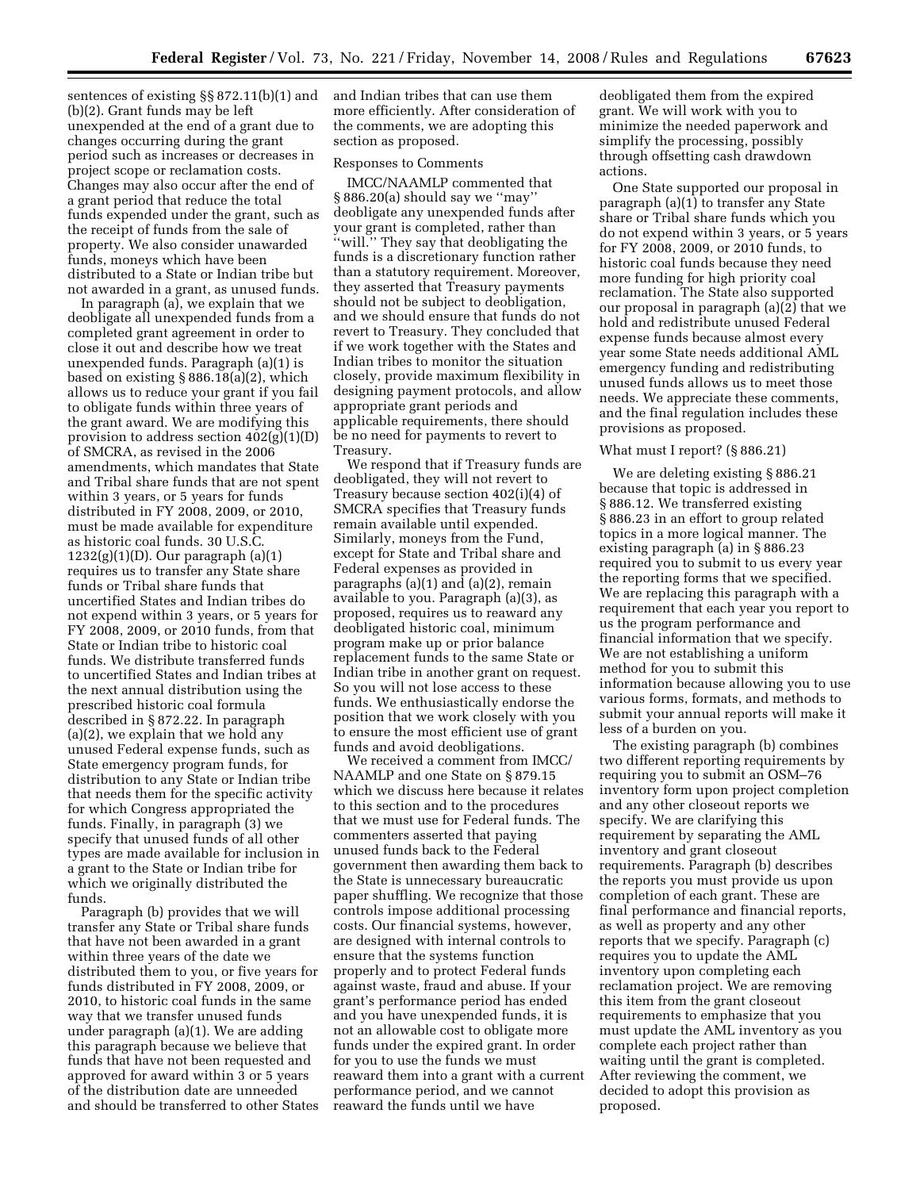sentences of existing §§ 872.11(b)(1) and (b)(2). Grant funds may be left unexpended at the end of a grant due to changes occurring during the grant period such as increases or decreases in project scope or reclamation costs. Changes may also occur after the end of a grant period that reduce the total funds expended under the grant, such as the receipt of funds from the sale of property. We also consider unawarded funds, moneys which have been distributed to a State or Indian tribe but not awarded in a grant, as unused funds.

In paragraph (a), we explain that we deobligate all unexpended funds from a completed grant agreement in order to close it out and describe how we treat unexpended funds. Paragraph (a)(1) is based on existing § 886.18(a)(2), which allows us to reduce your grant if you fail to obligate funds within three years of the grant award. We are modifying this provision to address section 402(g)(1)(D) of SMCRA, as revised in the 2006 amendments, which mandates that State and Tribal share funds that are not spent within 3 years, or 5 years for funds distributed in FY 2008, 2009, or 2010, must be made available for expenditure as historic coal funds. 30 U.S.C. 1232(g)(1)(D). Our paragraph (a)(1) requires us to transfer any State share funds or Tribal share funds that uncertified States and Indian tribes do not expend within 3 years, or 5 years for FY 2008, 2009, or 2010 funds, from that State or Indian tribe to historic coal funds. We distribute transferred funds to uncertified States and Indian tribes at the next annual distribution using the prescribed historic coal formula described in § 872.22. In paragraph (a)(2), we explain that we hold any unused Federal expense funds, such as State emergency program funds, for distribution to any State or Indian tribe that needs them for the specific activity for which Congress appropriated the funds. Finally, in paragraph (3) we specify that unused funds of all other types are made available for inclusion in a grant to the State or Indian tribe for which we originally distributed the funds.

Paragraph (b) provides that we will transfer any State or Tribal share funds that have not been awarded in a grant within three years of the date we distributed them to you, or five years for funds distributed in FY 2008, 2009, or 2010, to historic coal funds in the same way that we transfer unused funds under paragraph (a)(1). We are adding this paragraph because we believe that funds that have not been requested and approved for award within 3 or 5 years of the distribution date are unneeded and should be transferred to other States and Indian tribes that can use them more efficiently. After consideration of the comments, we are adopting this section as proposed.

Responses to Comments

IMCC/NAAMLP commented that § 886.20(a) should say we "may" deobligate any unexpended funds after your grant is completed, rather than "will." They say that deobligating the funds is a discretionary function rather than a statutory requirement. Moreover, they asserted that Treasury payments should not be subject to deobligation, and we should ensure that funds do not revert to Treasury. They concluded that if we work together with the States and Indian tribes to monitor the situation closely, provide maximum flexibility in designing payment protocols, and allow appropriate grant periods and applicable requirements, there should be no need for payments to revert to Treasury.

We respond that if Treasury funds are deobligated, they will not revert to Treasury because section 402(i)(4) of SMCRA specifies that Treasury funds remain available until expended. Similarly, moneys from the Fund, except for State and Tribal share and Federal expenses as provided in paragraphs (a)(1) and (a)(2), remain available to you. Paragraph (a)(3), as proposed, requires us to reaward any deobligated historic coal, minimum program make up or prior balance replacement funds to the same State or Indian tribe in another grant on request. So you will not lose access to these funds. We enthusiastically endorse the position that we work closely with you to ensure the most efficient use of grant funds and avoid deobligations.

We received a comment from IMCC/NAAMLP and one State on § 879.15 which we discuss here because it relates to this section and to the procedures that we must use for Federal funds. The commenters asserted that paying unused funds back to the Federal government then awarding them back to the State is unnecessary bureaucratic paper shuffling. We recognize that those controls impose additional processing costs. Our financial systems, however, are designed with internal controls to ensure that the systems function properly and to protect Federal funds against waste, fraud and abuse. If your grant's performance period has ended and you have unexpended funds, it is not an allowable cost to obligate more funds under the expired grant. In order for you to use the funds we must reaward them into a grant with a current performance period, and we cannot reaward the funds until we have deobligated them from the expired grant. We will work with you to minimize the needed paperwork and simplify the processing, possibly through offsetting cash drawdown actions.

One State supported our proposal in paragraph (a)(1) to transfer any State share or Tribal share funds which you do not expend within 3 years, or 5 years for FY 2008, 2009, or 2010 funds, to historic coal funds because they need more funding for high priority coal reclamation. The State also supported our proposal in paragraph (a)(2) that we hold and redistribute unused Federal expense funds because almost every year some State needs additional AML emergency funding and redistributing unused funds allows us to meet those needs. We appreciate these comments, and the final regulation includes these provisions as proposed.

What must I report? (§ 886.21)

We are deleting existing § 886.21 because that topic is addressed in § 886.12. We transferred existing § 886.23 in an effort to group related topics in a more logical manner. The existing paragraph (a) in § 886.23 required you to submit to us every year the reporting forms that we specified. We are replacing this paragraph with a requirement that each year you report to us the program performance and financial information that we specify. We are not establishing a uniform method for you to submit this information because allowing you to use various forms, formats, and methods to submit your annual reports will make it less of a burden on you.

The existing paragraph (b) combines two different reporting requirements by requiring you to submit an OSM–76 inventory form upon project completion and any other closeout reports we specify. We are clarifying this requirement by separating the AML inventory and grant closeout requirements. Paragraph (b) describes the reports you must provide us upon completion of each grant. These are final performance and financial reports, as well as property and any other reports that we specify. Paragraph (c) requires you to update the AML inventory upon completing each reclamation project. We are removing this item from the grant closeout requirements to emphasize that you must update the AML inventory as you complete each project rather than waiting until the grant is completed. After reviewing the comment, we decided to adopt this provision as proposed.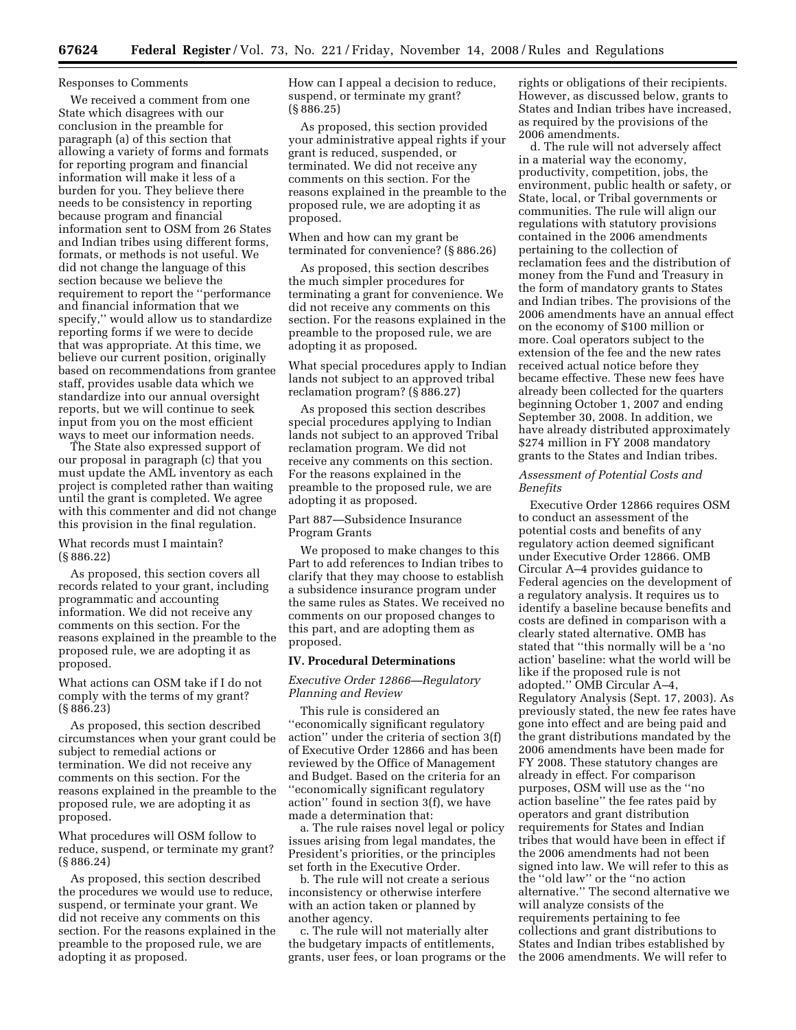Responses to Comments

We received a comment from one State which disagrees with our conclusion in the preamble for paragraph (a) of this section that allowing a variety of forms and formats for reporting program and financial information will make it less of a burden for you. They believe there needs to be consistency in reporting because program and financial information sent to OSM from 26 States and Indian tribes using different forms, formats, or methods is not useful. We did not change the language of this section because we believe the requirement to report the ''performance and financial information that we specify,'' would allow us to standardize reporting forms if we were to decide that was appropriate. At this time, we believe our current position, originally based on recommendations from grantee staff, provides usable data which we standardize into our annual oversight reports, but we will continue to seek input from you on the most efficient ways to meet our information needs.

The State also expressed support of our proposal in paragraph (c) that you must update the AML inventory as each project is completed rather than waiting until the grant is completed. We agree with this commenter and did not change this provision in the final regulation.

What records must I maintain? (§ 886.22)

As proposed, this section covers all records related to your grant, including programmatic and accounting information. We did not receive any comments on this section. For the reasons explained in the preamble to the proposed rule, we are adopting it as proposed.

What actions can OSM take if I do not comply with the terms of my grant? (§ 886.23)

As proposed, this section described circumstances when your grant could be subject to remedial actions or termination. We did not receive any comments on this section. For the reasons explained in the preamble to the proposed rule, we are adopting it as proposed.

What procedures will OSM follow to reduce, suspend, or terminate my grant? (§ 886.24)

As proposed, this section described the procedures we would use to reduce, suspend, or terminate your grant. We did not receive any comments on this section. For the reasons explained in the preamble to the proposed rule, we are adopting it as proposed.

How can I appeal a decision to reduce, suspend, or terminate my grant? (§ 886.25)

As proposed, this section provided your administrative appeal rights if your grant is reduced, suspended, or terminated. We did not receive any comments on this section. For the reasons explained in the preamble to the proposed rule, we are adopting it as proposed.

When and how can my grant be terminated for convenience? (§ 886.26)

As proposed, this section describes the much simpler procedures for terminating a grant for convenience. We did not receive any comments on this section. For the reasons explained in the preamble to the proposed rule, we are adopting it as proposed.

What special procedures apply to Indian lands not subject to an approved tribal reclamation program? (§ 886.27)

As proposed this section describes special procedures applying to Indian lands not subject to an approved Tribal reclamation program. We did not receive any comments on this section. For the reasons explained in the preamble to the proposed rule, we are adopting it as proposed.

Part 887—Subsidence Insurance Program Grants

We proposed to make changes to this Part to add references to Indian tribes to clarify that they may choose to establish a subsidence insurance program under the same rules as States. We received no comments on our proposed changes to this part, and are adopting them as proposed.

## IV. Procedural Determinations

*Executive Order 12866—Regulatory Planning and Review*

This rule is considered an ''economically significant regulatory action'' under the criteria of section 3(f) of Executive Order 12866 and has been reviewed by the Office of Management and Budget. Based on the criteria for an ''economically significant regulatory action'' found in section 3(f), we have made a determination that:

a. The rule raises novel legal or policy issues arising from legal mandates, the President's priorities, or the principles set forth in the Executive Order.

b. The rule will not create a serious inconsistency or otherwise interfere with an action taken or planned by another agency.

c. The rule will not materially alter the budgetary impacts of entitlements, grants, user fees, or loan programs or the rights or obligations of their recipients. However, as discussed below, grants to States and Indian tribes have increased, as required by the provisions of the 2006 amendments.

d. The rule will not adversely affect in a material way the economy, productivity, competition, jobs, the environment, public health or safety, or State, local, or Tribal governments or communities. The rule will align our regulations with statutory provisions contained in the 2006 amendments pertaining to the collection of reclamation fees and the distribution of money from the Fund and Treasury in the form of mandatory grants to States and Indian tribes. The provisions of the 2006 amendments have an annual effect on the economy of $100 million or more. Coal operators subject to the extension of the fee and the new rates received actual notice before they became effective. These new fees have already been collected for the quarters beginning October 1, 2007 and ending September 30, 2008. In addition, we have already distributed approximately $274 million in FY 2008 mandatory grants to the States and Indian tribes.

*Assessment of Potential Costs and Benefits*

Executive Order 12866 requires OSM to conduct an assessment of the potential costs and benefits of any regulatory action deemed significant under Executive Order 12866. OMB Circular A–4 provides guidance to Federal agencies on the development of a regulatory analysis. It requires us to identify a baseline because benefits and costs are defined in comparison with a clearly stated alternative. OMB has stated that ''this normally will be a 'no action' baseline: what the world will be like if the proposed rule is not adopted.'' OMB Circular A–4, Regulatory Analysis (Sept. 17, 2003). As previously stated, the new fee rates have gone into effect and are being paid and the grant distributions mandated by the 2006 amendments have been made for FY 2008. These statutory changes are already in effect. For comparison purposes, OSM will use as the ''no action baseline'' the fee rates paid by operators and grant distribution requirements for States and Indian tribes that would have been in effect if the 2006 amendments had not been signed into law. We will refer to this as the ''old law'' or the ''no action alternative.'' The second alternative we will analyze consists of the requirements pertaining to fee collections and grant distributions to States and Indian tribes established by the 2006 amendments. We will refer to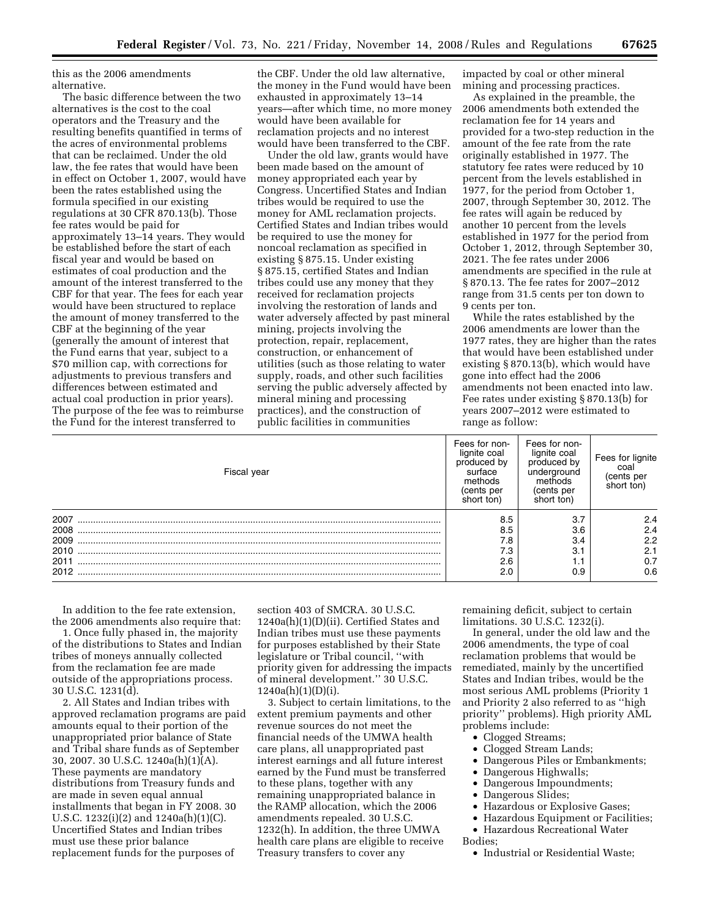this as the 2006 amendments alternative.

The basic difference between the two alternatives is the cost to the coal operators and the Treasury and the resulting benefits quantified in terms of the acres of environmental problems that can be reclaimed. Under the old law, the fee rates that would have been in effect on October 1, 2007, would have been the rates established using the formula specified in our existing regulations at 30 CFR 870.13(b). Those fee rates would be paid for approximately 13–14 years. They would be established before the start of each fiscal year and would be based on estimates of coal production and the amount of the interest transferred to the CBF for that year. The fees for each year would have been structured to replace the amount of money transferred to the CBF at the beginning of the year (generally the amount of interest that the Fund earns that year, subject to a $70 million cap, with corrections for adjustments to previous transfers and differences between estimated and actual coal production in prior years). The purpose of the fee was to reimburse the Fund for the interest transferred to the CBF. Under the old law alternative, the money in the Fund would have been exhausted in approximately 13–14 years—after which time, no more money would have been available for reclamation projects and no interest would have been transferred to the CBF.

Under the old law, grants would have been made based on the amount of money appropriated each year by Congress. Uncertified States and Indian tribes would be required to use the money for AML reclamation projects. Certified States and Indian tribes would be required to use the money for noncoal reclamation as specified in existing § 875.15. Under existing § 875.15, certified States and Indian tribes could use any money that they received for reclamation projects involving the restoration of lands and water adversely affected by past mineral mining, projects involving the protection, repair, replacement, construction, or enhancement of utilities (such as those relating to water supply, roads, and other such facilities serving the public adversely affected by mineral mining and processing practices), and the construction of public facilities in communities impacted by coal or other mineral mining and processing practices.

As explained in the preamble, the 2006 amendments both extended the reclamation fee for 14 years and provided for a two-step reduction in the amount of the fee rate from the rate originally established in 1977. The statutory fee rates were reduced by 10 percent from the levels established in 1977, for the period from October 1, 2007, through September 30, 2012. The fee rates will again be reduced by another 10 percent from the levels established in 1977 for the period from October 1, 2012, through September 30, 2021. The fee rates under 2006 amendments are specified in the rule at § 870.13. The fee rates for 2007–2012 range from 31.5 cents per ton down to 9 cents per ton.

While the rates established by the 2006 amendments are lower than the 1977 rates, they are higher than the rates that would have been established under existing § 870.13(b), which would have gone into effect had the 2006 amendments not been enacted into law. Fee rates under existing § 870.13(b) for years 2007–2012 were estimated to range as follow:

| Fiscal year | Fees for non-lignite coal produced by surface methods (cents per short ton) | Fees for non-lignite coal produced by underground methods (cents per short ton) | Fees for lignite coal (cents per short ton) |
|---|---|---|---|
| 2007 | 8.5 | 3.7 | 2.4 |
| 2008 | 8.5 | 3.6 | 2.4 |
| 2009 | 7.8 | 3.4 | 2.2 |
| 2010 | 7.3 | 3.1 | 2.1 |
| 2011 | 2.6 | 1.1 | 0.7 |
| 2012 | 2.0 | 0.9 | 0.6 |

In addition to the fee rate extension, the 2006 amendments also require that:

1. Once fully phased in, the majority of the distributions to States and Indian tribes of moneys annually collected from the reclamation fee are made outside of the appropriations process. 30 U.S.C. 1231(d).

2. All States and Indian tribes with approved reclamation programs are paid amounts equal to their portion of the unappropriated prior balance of State and Tribal share funds as of September 30, 2007. 30 U.S.C. 1240a(h)(1)(A). These payments are mandatory distributions from Treasury funds and are made in seven equal annual installments that began in FY 2008. 30 U.S.C. 1232(i)(2) and 1240a(h)(1)(C). Uncertified States and Indian tribes must use these prior balance replacement funds for the purposes of section 403 of SMCRA. 30 U.S.C. 1240a(h)(1)(D)(ii). Certified States and Indian tribes must use these payments for purposes established by their State legislature or Tribal council, ''with priority given for addressing the impacts of mineral development.'' 30 U.S.C. 1240a(h)(1)(D)(i).

3. Subject to certain limitations, to the extent premium payments and other revenue sources do not meet the financial needs of the UMWA health care plans, all unappropriated past interest earnings and all future interest earned by the Fund must be transferred to these plans, together with any remaining unappropriated balance in the RAMP allocation, which the 2006 amendments repealed. 30 U.S.C. 1232(h). In addition, the three UMWA health care plans are eligible to receive Treasury transfers to cover any remaining deficit, subject to certain limitations. 30 U.S.C. 1232(i).

In general, under the old law and the 2006 amendments, the type of coal reclamation problems that would be remediated, mainly by the uncertified States and Indian tribes, would be the most serious AML problems (Priority 1 and Priority 2 also referred to as ''high priority'' problems). High priority AML problems include:

- Clogged Streams;
- Clogged Stream Lands;
- Dangerous Piles or Embankments;
- Dangerous Highwalls;
- Dangerous Impoundments;
- Dangerous Slides;
- Hazardous or Explosive Gases;
- Hazardous Equipment or Facilities;
- Hazardous Recreational Water Bodies;
- Industrial or Residential Waste;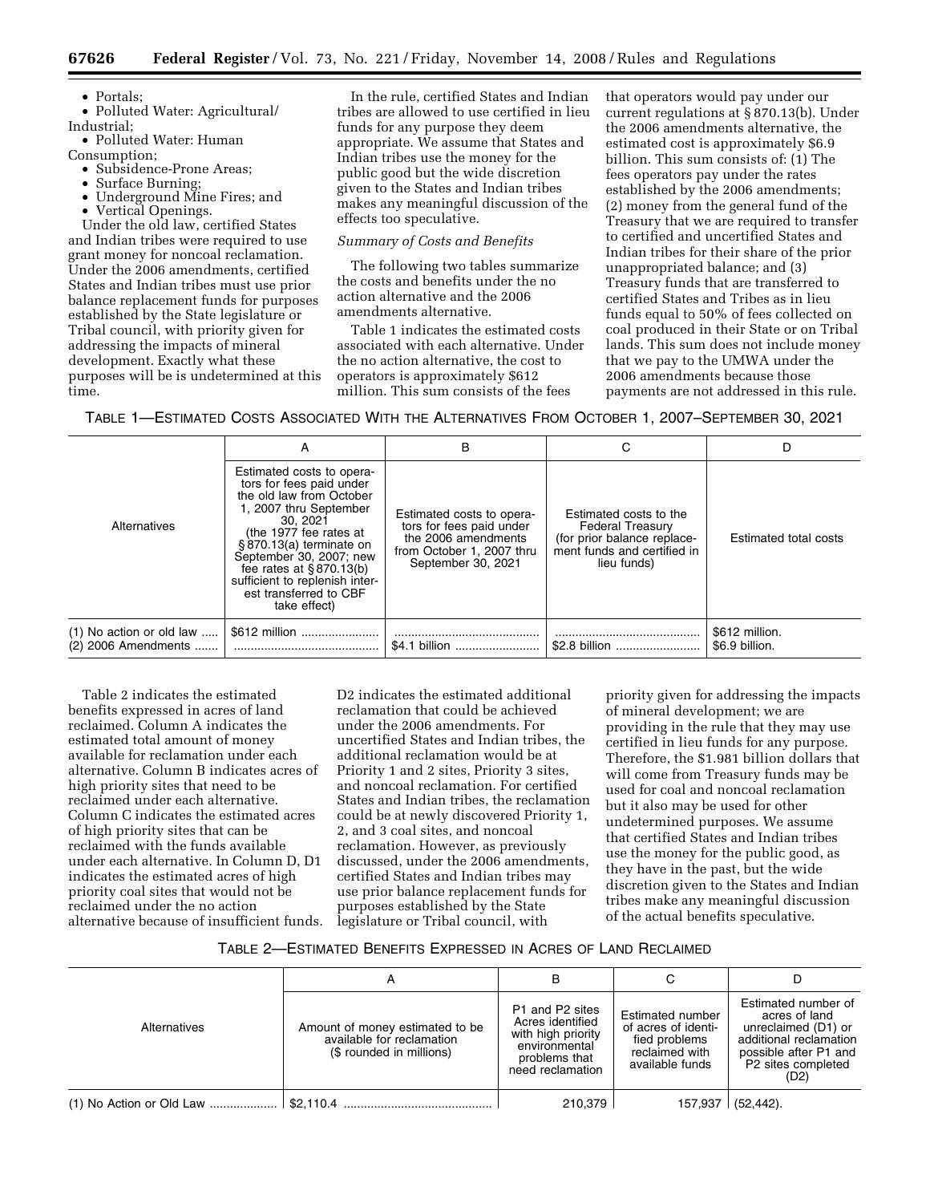- Portals;
- Polluted Water: Agricultural/Industrial;
- Polluted Water: Human Consumption;
- Subsidence-Prone Areas;
- Surface Burning;
- Underground Mine Fires; and
- Vertical Openings.

Under the old law, certified States and Indian tribes were required to use grant money for noncoal reclamation. Under the 2006 amendments, certified States and Indian tribes must use prior balance replacement funds for purposes established by the State legislature or Tribal council, with priority given for addressing the impacts of mineral development. Exactly what these purposes will be is undetermined at this time.

In the rule, certified States and Indian tribes are allowed to use certified in lieu funds for any purpose they deem appropriate. We assume that States and Indian tribes use the money for the public good but the wide discretion given to the States and Indian tribes makes any meaningful discussion of the effects too speculative.

*Summary of Costs and Benefits*

The following two tables summarize the costs and benefits under the no action alternative and the 2006 amendments alternative.

Table 1 indicates the estimated costs associated with each alternative. Under the no action alternative, the cost to operators is approximately $612 million. This sum consists of the fees that operators would pay under our current regulations at § 870.13(b). Under the 2006 amendments alternative, the estimated cost is approximately $6.9 billion. This sum consists of: (1) The fees operators pay under the rates established by the 2006 amendments; (2) money from the general fund of the Treasury that we are required to transfer to certified and uncertified States and Indian tribes for their share of the prior unappropriated balance; and (3) Treasury funds that are transferred to certified States and Tribes as in lieu funds equal to 50% of fees collected on coal produced in their State or on Tribal lands. This sum does not include money that we pay to the UMWA under the 2006 amendments because those payments are not addressed in this rule.

TABLE 1—ESTIMATED COSTS ASSOCIATED WITH THE ALTERNATIVES FROM OCTOBER 1, 2007–SEPTEMBER 30, 2021

| | A | B | C | D |
|---|---|---|---|---|
| Alternatives | Estimated costs to operators for fees paid under the old law from October 1, 2007 thru September 30, 2021 (the 1977 fee rates at § 870.13(a) terminate on September 30, 2007; new fee rates at § 870.13(b) sufficient to replenish interest transferred to CBF take effect) | Estimated costs to operators for fees paid under the 2006 amendments from October 1, 2007 thru September 30, 2021 | Estimated costs to the Federal Treasury (for prior balance replacement funds and certified in lieu funds) | Estimated total costs |
| (1) No action or old law | $612 million | | | $612 million. |
| (2) 2006 Amendments | | $4.1 billion | $2.8 billion | $6.9 billion. |

Table 2 indicates the estimated benefits expressed in acres of land reclaimed. Column A indicates the estimated total amount of money available for reclamation under each alternative. Column B indicates acres of high priority sites that need to be reclaimed under each alternative. Column C indicates the estimated acres of high priority sites that can be reclaimed with the funds available under each alternative. In Column D, D1 indicates the estimated acres of high priority coal sites that would not be reclaimed under the no action alternative because of insufficient funds. D2 indicates the estimated additional reclamation that could be achieved under the 2006 amendments. For uncertified States and Indian tribes, the additional reclamation would be at Priority 1 and 2 sites, Priority 3 sites, and noncoal reclamation. For certified States and Indian tribes, the reclamation could be at newly discovered Priority 1, 2, and 3 coal sites, and noncoal reclamation. However, as previously discussed, under the 2006 amendments, certified States and Indian tribes may use prior balance replacement funds for purposes established by the State legislature or Tribal council, with priority given for addressing the impacts of mineral development; we are providing in the rule that they may use certified in lieu funds for any purpose. Therefore, the $1.981 billion dollars that will come from Treasury funds may be used for coal and noncoal reclamation but it also may be used for other undetermined purposes. We assume that certified States and Indian tribes use the money for the public good, as they have in the past, but the wide discretion given to the States and Indian tribes make any meaningful discussion of the actual benefits speculative.

TABLE 2—ESTIMATED BENEFITS EXPRESSED IN ACRES OF LAND RECLAIMED

| | A | B | C | D |
|---|---|---|---|---|
| Alternatives | Amount of money estimated to be available for reclamation ($ rounded in millions) | P1 and P2 sites Acres identified with high priority environmental problems that need reclamation | Estimated number of acres of identified problems reclaimed with available funds | Estimated number of acres of land unreclaimed (D1) or additional reclamation possible after P1 and P2 sites completed (D2) |
| (1) No Action or Old Law | $2,110.4 | 210,379 | 157,937 | (52,442). |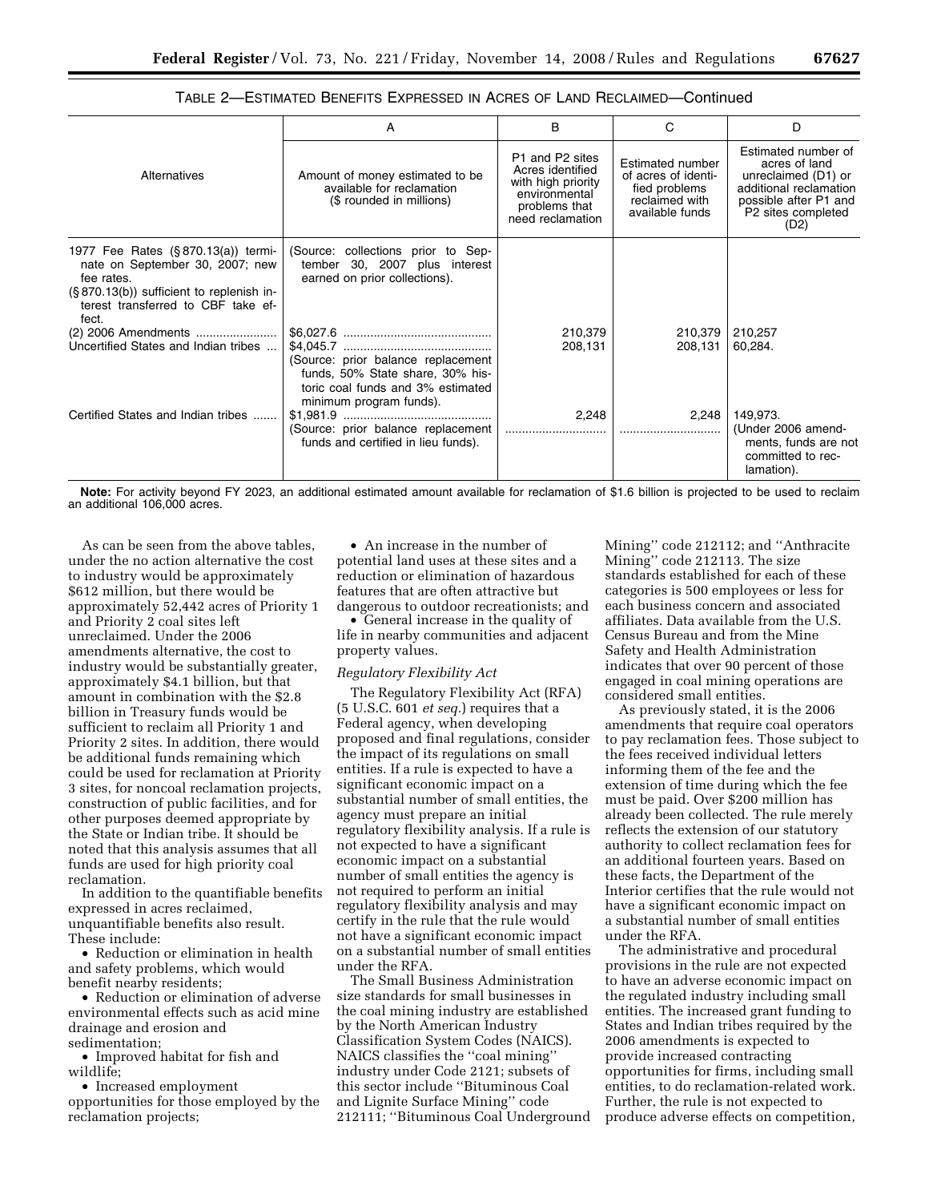TABLE 2—ESTIMATED BENEFITS EXPRESSED IN ACRES OF LAND RECLAIMED—Continued

| Alternatives | A | B | C | D |
|---|---|---|---|---|
| | Amount of money estimated to be available for reclamation ($ rounded in millions) | P1 and P2 sites Acres identified with high priority environmental problems that need reclamation | Estimated number of acres of identified problems reclaimed with available funds | Estimated number of acres of land unreclaimed (D1) or additional reclamation possible after P1 and P2 sites completed (D2) |
| 1977 Fee Rates (§ 870.13(a)) terminate on September 30, 2007; new fee rates. (§ 870.13(b)) sufficient to replenish interest transferred to CBF take effect. | (Source: collections prior to September 30, 2007 plus interest earned on prior collections). | | | |
| (2) 2006 Amendments | $6,027.6 | 210,379 | 210,379 | 210,257 |
| Uncertified States and Indian tribes | $4,045.7 (Source: prior balance replacement funds, 50% State share, 30% historic coal funds and 3% estimated minimum program funds). | 208,131 | 208,131 | 60,284. |
| Certified States and Indian tribes | $1,981.9 (Source: prior balance replacement funds and certified in lieu funds). | 2,248 | 2,248 | 149,973. (Under 2006 amendments, funds are not committed to reclamation). |

**Note:** For activity beyond FY 2023, an additional estimated amount available for reclamation of $1.6 billion is projected to be used to reclaim an additional 106,000 acres.

As can be seen from the above tables, under the no action alternative the cost to industry would be approximately $612 million, but there would be approximately 52,442 acres of Priority 1 and Priority 2 coal sites left unreclaimed. Under the 2006 amendments alternative, the cost to industry would be substantially greater, approximately $4.1 billion, but that amount in combination with the $2.8 billion in Treasury funds would be sufficient to reclaim all Priority 1 and Priority 2 sites. In addition, there would be additional funds remaining which could be used for reclamation at Priority 3 sites, for noncoal reclamation projects, construction of public facilities, and for other purposes deemed appropriate by the State or Indian tribe. It should be noted that this analysis assumes that all funds are used for high priority coal reclamation.

In addition to the quantifiable benefits expressed in acres reclaimed, unquantifiable benefits also result. These include:

- Reduction or elimination in health and safety problems, which would benefit nearby residents;
- Reduction or elimination of adverse environmental effects such as acid mine drainage and erosion and sedimentation;
- Improved habitat for fish and wildlife;
- Increased employment opportunities for those employed by the reclamation projects;
- An increase in the number of potential land uses at these sites and a reduction or elimination of hazardous features that are often attractive but dangerous to outdoor recreationists; and
- General increase in the quality of life in nearby communities and adjacent property values.

*Regulatory Flexibility Act*

The Regulatory Flexibility Act (RFA) (5 U.S.C. 601 *et seq.*) requires that a Federal agency, when developing proposed and final regulations, consider the impact of its regulations on small entities. If a rule is expected to have a significant economic impact on a substantial number of small entities, the agency must prepare an initial regulatory flexibility analysis. If a rule is not expected to have a significant economic impact on a substantial number of small entities the agency is not required to perform an initial regulatory flexibility analysis and may certify in the rule that the rule would not have a significant economic impact on a substantial number of small entities under the RFA.

The Small Business Administration size standards for small businesses in the coal mining industry are established by the North American Industry Classification System Codes (NAICS). NAICS classifies the ''coal mining'' industry under Code 2121; subsets of this sector include ''Bituminous Coal and Lignite Surface Mining'' code 212111; ''Bituminous Coal Underground Mining'' code 212112; and ''Anthracite Mining'' code 212113. The size standards established for each of these categories is 500 employees or less for each business concern and associated affiliates. Data available from the U.S. Census Bureau and from the Mine Safety and Health Administration indicates that over 90 percent of those engaged in coal mining operations are considered small entities.

As previously stated, it is the 2006 amendments that require coal operators to pay reclamation fees. Those subject to the fees received individual letters informing them of the fee and the extension of time during which the fee must be paid. Over $200 million has already been collected. The rule merely reflects the extension of our statutory authority to collect reclamation fees for an additional fourteen years. Based on these facts, the Department of the Interior certifies that the rule would not have a significant economic impact on a substantial number of small entities under the RFA.

The administrative and procedural provisions in the rule are not expected to have an adverse economic impact on the regulated industry including small entities. The increased grant funding to States and Indian tribes required by the 2006 amendments is expected to provide increased contracting opportunities for firms, including small entities, to do reclamation-related work. Further, the rule is not expected to produce adverse effects on competition,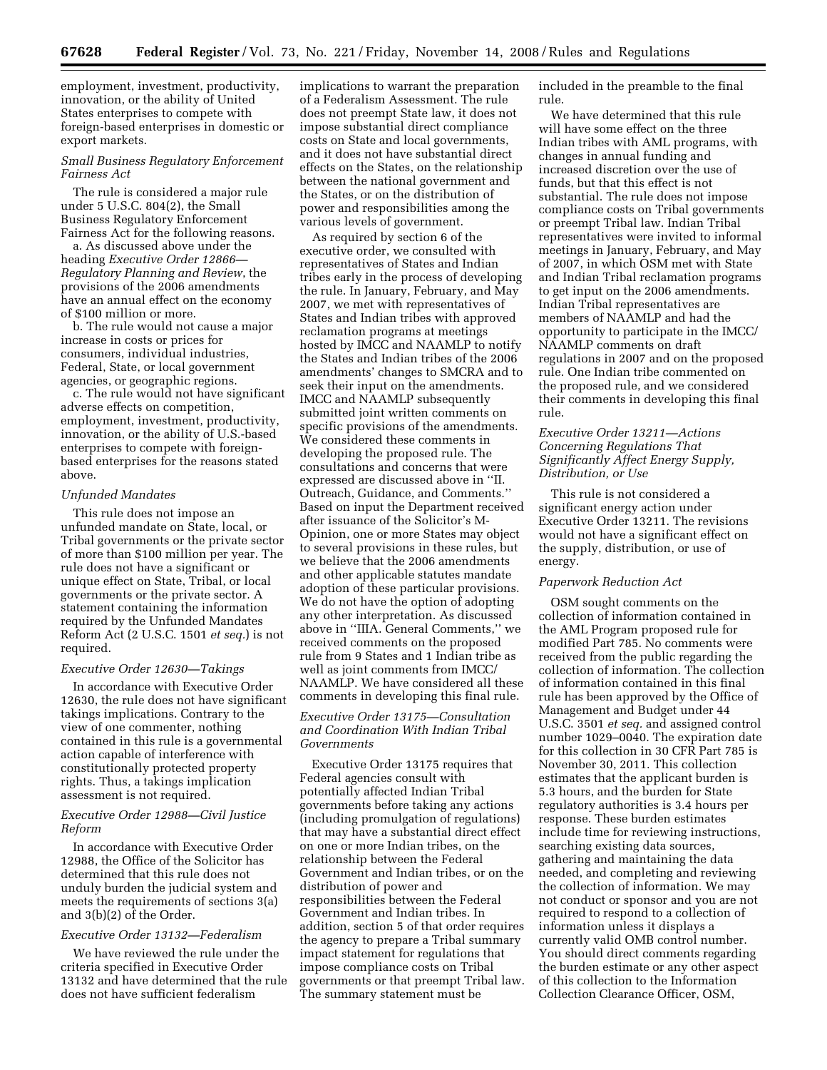employment, investment, productivity, innovation, or the ability of United States enterprises to compete with foreign-based enterprises in domestic or export markets.

*Small Business Regulatory Enforcement Fairness Act*

The rule is considered a major rule under 5 U.S.C. 804(2), the Small Business Regulatory Enforcement Fairness Act for the following reasons.

a. As discussed above under the heading *Executive Order 12866—Regulatory Planning and Review*, the provisions of the 2006 amendments have an annual effect on the economy of $100 million or more.

b. The rule would not cause a major increase in costs or prices for consumers, individual industries, Federal, State, or local government agencies, or geographic regions.

c. The rule would not have significant adverse effects on competition, employment, investment, productivity, innovation, or the ability of U.S.-based enterprises to compete with foreign-based enterprises for the reasons stated above.

*Unfunded Mandates*

This rule does not impose an unfunded mandate on State, local, or Tribal governments or the private sector of more than $100 million per year. The rule does not have a significant or unique effect on State, Tribal, or local governments or the private sector. A statement containing the information required by the Unfunded Mandates Reform Act (2 U.S.C. 1501 *et seq.*) is not required.

*Executive Order 12630—Takings*

In accordance with Executive Order 12630, the rule does not have significant takings implications. Contrary to the view of one commenter, nothing contained in this rule is a governmental action capable of interference with constitutionally protected property rights. Thus, a takings implication assessment is not required.

*Executive Order 12988—Civil Justice Reform*

In accordance with Executive Order 12988, the Office of the Solicitor has determined that this rule does not unduly burden the judicial system and meets the requirements of sections 3(a) and 3(b)(2) of the Order.

*Executive Order 13132—Federalism*

We have reviewed the rule under the criteria specified in Executive Order 13132 and have determined that the rule does not have sufficient federalism implications to warrant the preparation of a Federalism Assessment. The rule does not preempt State law, it does not impose substantial direct compliance costs on State and local governments, and it does not have substantial direct effects on the States, on the relationship between the national government and the States, or on the distribution of power and responsibilities among the various levels of government.

As required by section 6 of the executive order, we consulted with representatives of States and Indian tribes early in the process of developing the rule. In January, February, and May 2007, we met with representatives of States and Indian tribes with approved reclamation programs at meetings hosted by IMCC and NAAMLP to notify the States and Indian tribes of the 2006 amendments' changes to SMCRA and to seek their input on the amendments. IMCC and NAAMLP subsequently submitted joint written comments on specific provisions of the amendments. We considered these comments in developing the proposed rule. The consultations and concerns that were expressed are discussed above in ''II. Outreach, Guidance, and Comments.'' Based on input the Department received after issuance of the Solicitor's M-Opinion, one or more States may object to several provisions in these rules, but we believe that the 2006 amendments and other applicable statutes mandate adoption of these particular provisions. We do not have the option of adopting any other interpretation. As discussed above in ''IIIA. General Comments,'' we received comments on the proposed rule from 9 States and 1 Indian tribe as well as joint comments from IMCC/NAAMLP. We have considered all these comments in developing this final rule.

*Executive Order 13175—Consultation and Coordination With Indian Tribal Governments*

Executive Order 13175 requires that Federal agencies consult with potentially affected Indian Tribal governments before taking any actions (including promulgation of regulations) that may have a substantial direct effect on one or more Indian tribes, on the relationship between the Federal Government and Indian tribes, or on the distribution of power and responsibilities between the Federal Government and Indian tribes. In addition, section 5 of that order requires the agency to prepare a Tribal summary impact statement for regulations that impose compliance costs on Tribal governments or that preempt Tribal law. The summary statement must be included in the preamble to the final rule.

We have determined that this rule will have some effect on the three Indian tribes with AML programs, with changes in annual funding and increased discretion over the use of funds, but that this effect is not substantial. The rule does not impose compliance costs on Tribal governments or preempt Tribal law. Indian Tribal representatives were invited to informal meetings in January, February, and May of 2007, in which OSM met with State and Indian Tribal reclamation programs to get input on the 2006 amendments. Indian Tribal representatives are members of NAAMLP and had the opportunity to participate in the IMCC/NAAMLP comments on draft regulations in 2007 and on the proposed rule. One Indian tribe commented on the proposed rule, and we considered their comments in developing this final rule.

*Executive Order 13211—Actions Concerning Regulations That Significantly Affect Energy Supply, Distribution, or Use*

This rule is not considered a significant energy action under Executive Order 13211. The revisions would not have a significant effect on the supply, distribution, or use of energy.

*Paperwork Reduction Act*

OSM sought comments on the collection of information contained in the AML Program proposed rule for modified Part 785. No comments were received from the public regarding the collection of information. The collection of information contained in this final rule has been approved by the Office of Management and Budget under 44 U.S.C. 3501 *et seq.* and assigned control number 1029–0040. The expiration date for this collection in 30 CFR Part 785 is November 30, 2011. This collection estimates that the applicant burden is 5.3 hours, and the burden for State regulatory authorities is 3.4 hours per response. These burden estimates include time for reviewing instructions, searching existing data sources, gathering and maintaining the data needed, and completing and reviewing the collection of information. We may not conduct or sponsor and you are not required to respond to a collection of information unless it displays a currently valid OMB control number. You should direct comments regarding the burden estimate or any other aspect of this collection to the Information Collection Clearance Officer, OSM,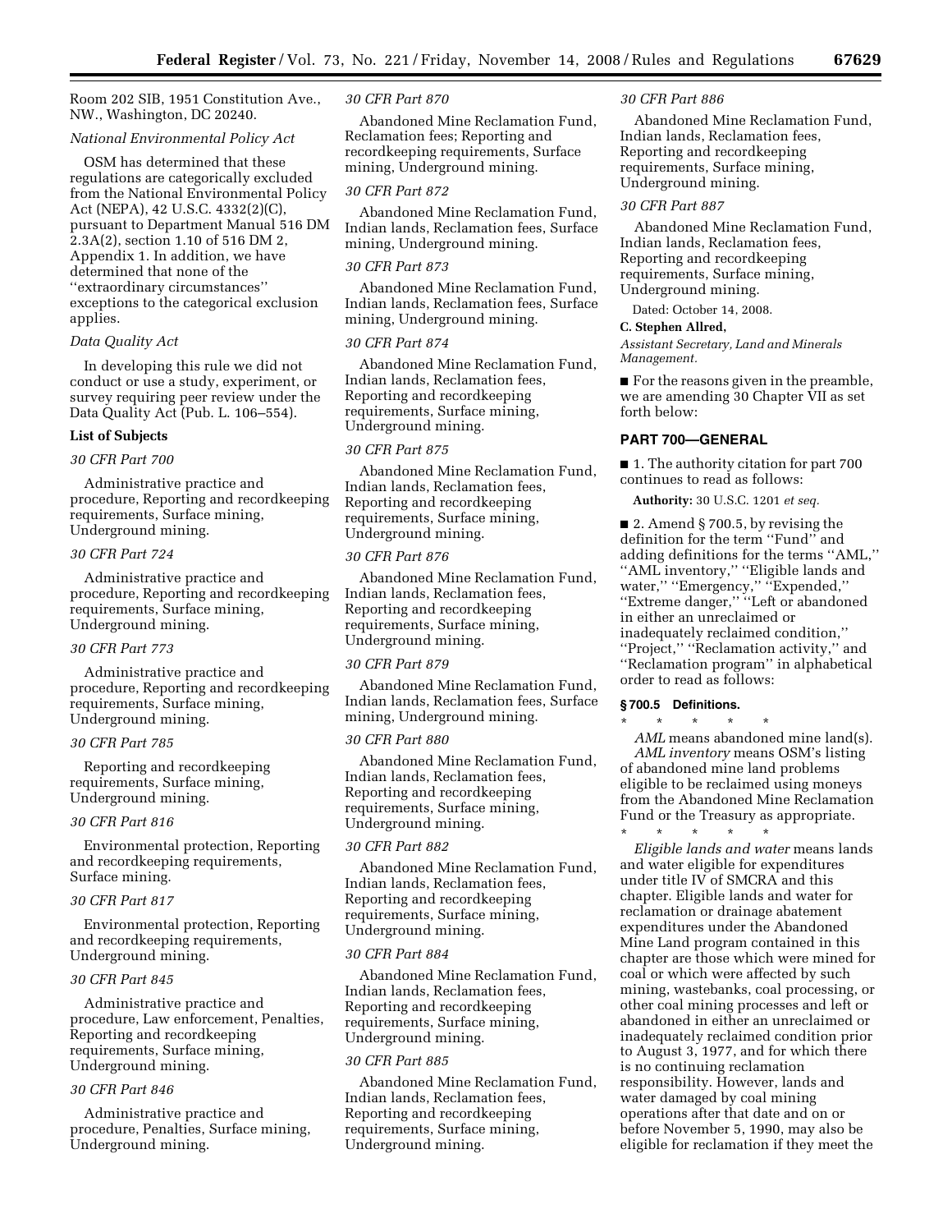Room 202 SIB, 1951 Constitution Ave., NW., Washington, DC 20240.

*National Environmental Policy Act*

OSM has determined that these regulations are categorically excluded from the National Environmental Policy Act (NEPA), 42 U.S.C. 4332(2)(C), pursuant to Department Manual 516 DM 2.3A(2), section 1.10 of 516 DM 2, Appendix 1. In addition, we have determined that none of the ''extraordinary circumstances'' exceptions to the categorical exclusion applies.

*Data Quality Act*

In developing this rule we did not conduct or use a study, experiment, or survey requiring peer review under the Data Quality Act (Pub. L. 106–554).

**List of Subjects**

*30 CFR Part 700*

Administrative practice and procedure, Reporting and recordkeeping requirements, Surface mining, Underground mining.

*30 CFR Part 724*

Administrative practice and procedure, Reporting and recordkeeping requirements, Surface mining, Underground mining.

*30 CFR Part 773*

Administrative practice and procedure, Reporting and recordkeeping requirements, Surface mining, Underground mining.

*30 CFR Part 785*

Reporting and recordkeeping requirements, Surface mining, Underground mining.

*30 CFR Part 816*

Environmental protection, Reporting and recordkeeping requirements, Surface mining.

*30 CFR Part 817*

Environmental protection, Reporting and recordkeeping requirements, Underground mining.

*30 CFR Part 845*

Administrative practice and procedure, Law enforcement, Penalties, Reporting and recordkeeping requirements, Surface mining, Underground mining.

*30 CFR Part 846*

Administrative practice and procedure, Penalties, Surface mining, Underground mining.

*30 CFR Part 870*

Abandoned Mine Reclamation Fund, Reclamation fees; Reporting and recordkeeping requirements, Surface mining, Underground mining.

*30 CFR Part 872*

Abandoned Mine Reclamation Fund, Indian lands, Reclamation fees, Surface mining, Underground mining.

*30 CFR Part 873*

Abandoned Mine Reclamation Fund, Indian lands, Reclamation fees, Surface mining, Underground mining.

*30 CFR Part 874*

Abandoned Mine Reclamation Fund, Indian lands, Reclamation fees, Reporting and recordkeeping requirements, Surface mining, Underground mining.

*30 CFR Part 875*

Abandoned Mine Reclamation Fund, Indian lands, Reclamation fees, Reporting and recordkeeping requirements, Surface mining, Underground mining.

*30 CFR Part 876*

Abandoned Mine Reclamation Fund, Indian lands, Reclamation fees, Reporting and recordkeeping requirements, Surface mining, Underground mining.

*30 CFR Part 879*

Abandoned Mine Reclamation Fund, Indian lands, Reclamation fees, Surface mining, Underground mining.

*30 CFR Part 880*

Abandoned Mine Reclamation Fund, Indian lands, Reclamation fees, Reporting and recordkeeping requirements, Surface mining, Underground mining.

*30 CFR Part 882*

Abandoned Mine Reclamation Fund, Indian lands, Reclamation fees, Reporting and recordkeeping requirements, Surface mining, Underground mining.

*30 CFR Part 884*

Abandoned Mine Reclamation Fund, Indian lands, Reclamation fees, Reporting and recordkeeping requirements, Surface mining, Underground mining.

*30 CFR Part 885*

Abandoned Mine Reclamation Fund, Indian lands, Reclamation fees, Reporting and recordkeeping requirements, Surface mining, Underground mining.

*30 CFR Part 886*

Abandoned Mine Reclamation Fund, Indian lands, Reclamation fees, Reporting and recordkeeping requirements, Surface mining, Underground mining.

*30 CFR Part 887*

Abandoned Mine Reclamation Fund, Indian lands, Reclamation fees, Reporting and recordkeeping requirements, Surface mining, Underground mining.

Dated: October 14, 2008.

**C. Stephen Allred,**

*Assistant Secretary, Land and Minerals Management.*

■ For the reasons given in the preamble, we are amending 30 Chapter VII as set forth below:

## PART 700—GENERAL

■ 1. The authority citation for part 700 continues to read as follows:

**Authority:** 30 U.S.C. 1201 *et seq.*

■ 2. Amend § 700.5, by revising the definition for the term ''Fund'' and adding definitions for the terms ''AML,'' ''AML inventory,'' ''Eligible lands and water,'' ''Emergency,'' ''Expended,'' ''Extreme danger,'' ''Left or abandoned in either an unreclaimed or inadequately reclaimed condition,'' ''Project,'' ''Reclamation activity,'' and ''Reclamation program'' in alphabetical order to read as follows:

### § 700.5 Definitions.

\* \* \* \* \*

*AML* means abandoned mine land(s).

*AML inventory* means OSM's listing of abandoned mine land problems eligible to be reclaimed using moneys from the Abandoned Mine Reclamation Fund or the Treasury as appropriate.

\* \* \* \* \*

*Eligible lands and water* means lands and water eligible for expenditures under title IV of SMCRA and this chapter. Eligible lands and water for reclamation or drainage abatement expenditures under the Abandoned Mine Land program contained in this chapter are those which were mined for coal or which were affected by such mining, wastebanks, coal processing, or other coal mining processes and left or abandoned in either an unreclaimed or inadequately reclaimed condition prior to August 3, 1977, and for which there is no continuing reclamation responsibility. However, lands and water damaged by coal mining operations after that date and on or before November 5, 1990, may also be eligible for reclamation if they meet the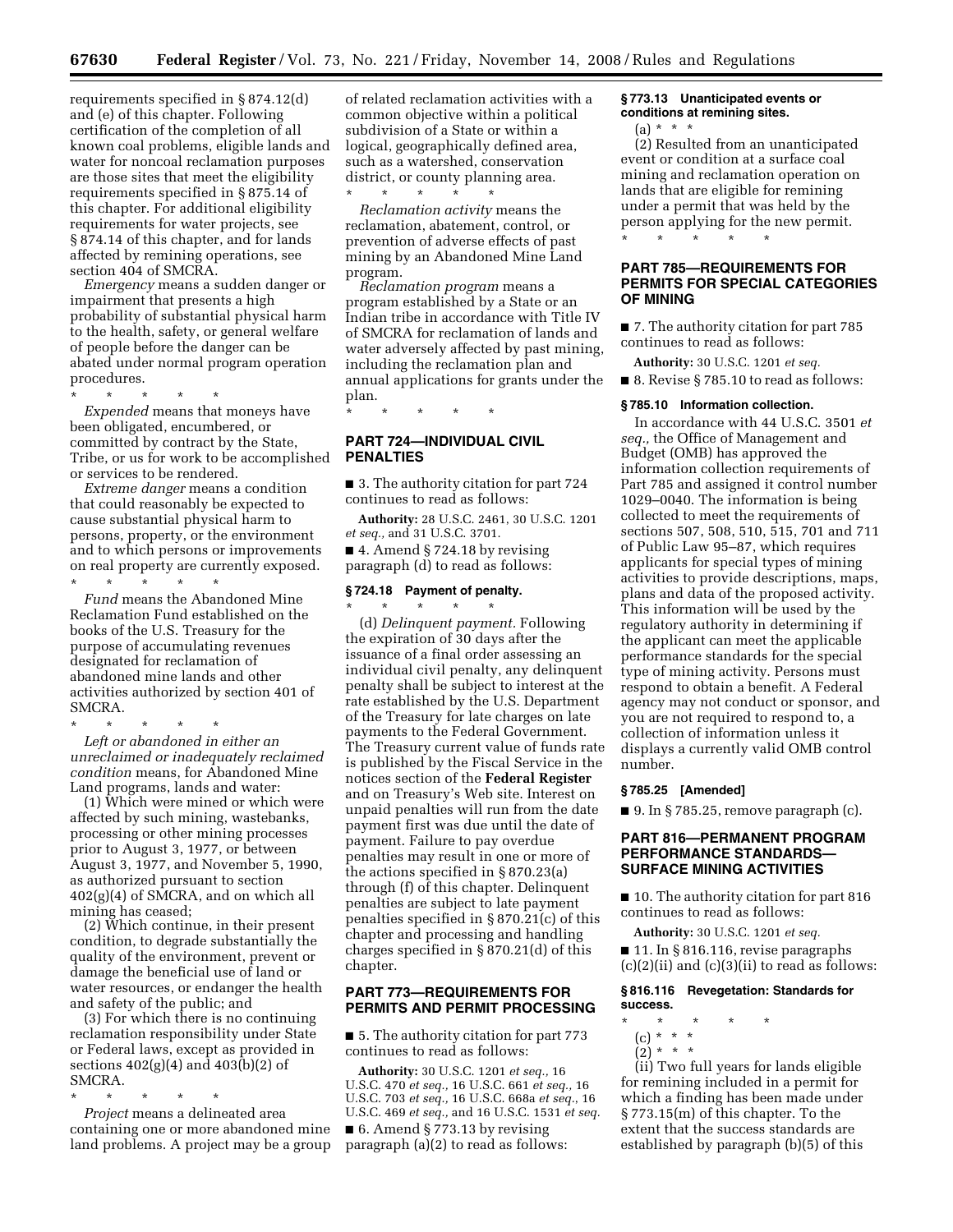requirements specified in § 874.12(d) and (e) of this chapter. Following certification of the completion of all known coal problems, eligible lands and water for noncoal reclamation purposes are those sites that meet the eligibility requirements specified in § 875.14 of this chapter. For additional eligibility requirements for water projects, see § 874.14 of this chapter, and for lands affected by remining operations, see section 404 of SMCRA.

*Emergency* means a sudden danger or impairment that presents a high probability of substantial physical harm to the health, safety, or general welfare of people before the danger can be abated under normal program operation procedures.

\* \* \* \* \*

*Expended* means that moneys have been obligated, encumbered, or committed by contract by the State, Tribe, or us for work to be accomplished or services to be rendered.

*Extreme danger* means a condition that could reasonably be expected to cause substantial physical harm to persons, property, or the environment and to which persons or improvements on real property are currently exposed.

\* \* \* \* \*

*Fund* means the Abandoned Mine Reclamation Fund established on the books of the U.S. Treasury for the purpose of accumulating revenues designated for reclamation of abandoned mine lands and other activities authorized by section 401 of SMCRA.

\* \* \* \* \*

*Left or abandoned in either an unreclaimed or inadequately reclaimed condition* means, for Abandoned Mine Land programs, lands and water:

(1) Which were mined or which were affected by such mining, wastebanks, processing or other mining processes prior to August 3, 1977, or between August 3, 1977, and November 5, 1990, as authorized pursuant to section 402(g)(4) of SMCRA, and on which all mining has ceased;

(2) Which continue, in their present condition, to degrade substantially the quality of the environment, prevent or damage the beneficial use of land or water resources, or endanger the health and safety of the public; and

(3) For which there is no continuing reclamation responsibility under State or Federal laws, except as provided in sections 402(g)(4) and 403(b)(2) of SMCRA.

\* \* \* \* \*

*Project* means a delineated area containing one or more abandoned mine land problems. A project may be a group of related reclamation activities with a common objective within a political subdivision of a State or within a logical, geographically defined area, such as a watershed, conservation district, or county planning area.

\* \* \* \* \*

*Reclamation activity* means the reclamation, abatement, control, or prevention of adverse effects of past mining by an Abandoned Mine Land program.

*Reclamation program* means a program established by a State or an Indian tribe in accordance with Title IV of SMCRA for reclamation of lands and water adversely affected by past mining, including the reclamation plan and annual applications for grants under the plan.

\* \* \* \* \*

## PART 724—INDIVIDUAL CIVIL PENALTIES

■ 3. The authority citation for part 724 continues to read as follows:

**Authority:** 28 U.S.C. 2461, 30 U.S.C. 1201 *et seq.,* and 31 U.S.C. 3701.

■ 4. Amend § 724.18 by revising paragraph (d) to read as follows:

### § 724.18 Payment of penalty.

\* \* \* \* \*

(d) *Delinquent payment.* Following the expiration of 30 days after the issuance of a final order assessing an individual civil penalty, any delinquent penalty shall be subject to interest at the rate established by the U.S. Department of the Treasury for late charges on late payments to the Federal Government. The Treasury current value of funds rate is published by the Fiscal Service in the notices section of the **Federal Register** and on Treasury's Web site. Interest on unpaid penalties will run from the date payment first was due until the date of payment. Failure to pay overdue penalties may result in one or more of the actions specified in § 870.23(a) through (f) of this chapter. Delinquent penalties are subject to late payment penalties specified in § 870.21(c) of this chapter and processing and handling charges specified in § 870.21(d) of this chapter.

## PART 773—REQUIREMENTS FOR PERMITS AND PERMIT PROCESSING

■ 5. The authority citation for part 773 continues to read as follows:

**Authority:** 30 U.S.C. 1201 *et seq.,* 16 U.S.C. 470 *et seq.,* 16 U.S.C. 661 *et seq.,* 16 U.S.C. 703 *et seq.,* 16 U.S.C. 668a *et seq.*, 16 U.S.C. 469 *et seq.,* and 16 U.S.C. 1531 *et seq.*

■ 6. Amend § 773.13 by revising paragraph (a)(2) to read as follows:

### § 773.13 Unanticipated events or conditions at remining sites.

(a) \* \* \*

(2) Resulted from an unanticipated event or condition at a surface coal mining and reclamation operation on lands that are eligible for remining under a permit that was held by the person applying for the new permit.

\* \* \* \* \*

## PART 785—REQUIREMENTS FOR PERMITS FOR SPECIAL CATEGORIES OF MINING

■ 7. The authority citation for part 785 continues to read as follows:

**Authority:** 30 U.S.C. 1201 *et seq.*

■ 8. Revise § 785.10 to read as follows:

### § 785.10 Information collection.

In accordance with 44 U.S.C. 3501 *et seq.,* the Office of Management and Budget (OMB) has approved the information collection requirements of Part 785 and assigned it control number 1029–0040. The information is being collected to meet the requirements of sections 507, 508, 510, 515, 701 and 711 of Public Law 95–87, which requires applicants for special types of mining activities to provide descriptions, maps, plans and data of the proposed activity. This information will be used by the regulatory authority in determining if the applicant can meet the applicable performance standards for the special type of mining activity. Persons must respond to obtain a benefit. A Federal agency may not conduct or sponsor, and you are not required to respond to, a collection of information unless it displays a currently valid OMB control number.

### § 785.25 [Amended]

■ 9. In § 785.25, remove paragraph (c).

## PART 816—PERMANENT PROGRAM PERFORMANCE STANDARDS—SURFACE MINING ACTIVITIES

■ 10. The authority citation for part 816 continues to read as follows:

**Authority:** 30 U.S.C. 1201 *et seq.*

■ 11. In § 816.116, revise paragraphs (c)(2)(ii) and (c)(3)(ii) to read as follows:

### § 816.116 Revegetation: Standards for success.

\* \* \* \* \*

(c) \* \* \*

(2) \* \* \*

(ii) Two full years for lands eligible for remining included in a permit for which a finding has been made under § 773.15(m) of this chapter. To the extent that the success standards are established by paragraph (b)(5) of this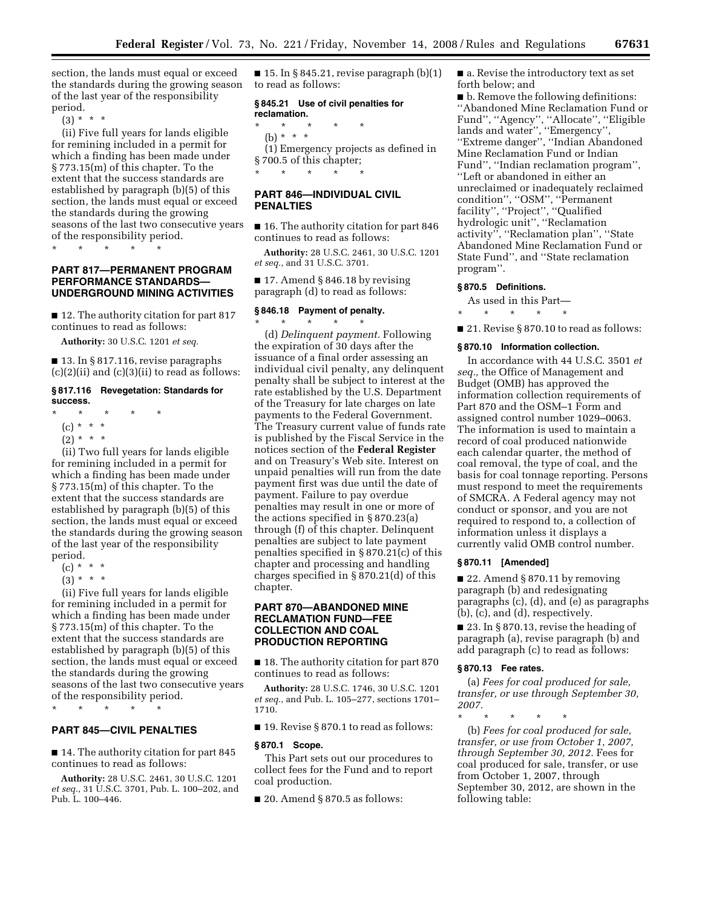section, the lands must equal or exceed the standards during the growing season of the last year of the responsibility period.

(3) * * *

(ii) Five full years for lands eligible for remining included in a permit for which a finding has been made under § 773.15(m) of this chapter. To the extent that the success standards are established by paragraph (b)(5) of this section, the lands must equal or exceed the standards during the growing seasons of the last two consecutive years of the responsibility period.

\* \* \* \* \*

## PART 817—PERMANENT PROGRAM PERFORMANCE STANDARDS—UNDERGROUND MINING ACTIVITIES

■ 12. The authority citation for part 817 continues to read as follows:

**Authority:** 30 U.S.C. 1201 *et seq.*

■ 13. In § 817.116, revise paragraphs (c)(2)(ii) and (c)(3)(ii) to read as follows:

### § 817.116 Revegetation: Standards for success.

\* \* \* \* \*

(c) * * *

(2) * * *

(ii) Two full years for lands eligible for remining included in a permit for which a finding has been made under § 773.15(m) of this chapter. To the extent that the success standards are established by paragraph (b)(5) of this section, the lands must equal or exceed the standards during the growing season of the last year of the responsibility period.

(c) * * *

(3) * * *

(ii) Five full years for lands eligible for remining included in a permit for which a finding has been made under § 773.15(m) of this chapter. To the extent that the success standards are established by paragraph (b)(5) of this section, the lands must equal or exceed the standards during the growing seasons of the last two consecutive years of the responsibility period.

\* \* \* \* \*

## PART 845—CIVIL PENALTIES

■ 14. The authority citation for part 845 continues to read as follows:

**Authority:** 28 U.S.C. 2461, 30 U.S.C. 1201 *et seq.*, 31 U.S.C. 3701, Pub. L. 100–202, and Pub. L. 100–446.

■ 15. In § 845.21, revise paragraph (b)(1) to read as follows:

### § 845.21 Use of civil penalties for reclamation.

\* \* \* \* \*

(b) * * *

(1) Emergency projects as defined in § 700.5 of this chapter;

\* \* \* \* \*

## PART 846—INDIVIDUAL CIVIL PENALTIES

■ 16. The authority citation for part 846 continues to read as follows:

**Authority:** 28 U.S.C. 2461, 30 U.S.C. 1201 *et seq.*, and 31 U.S.C. 3701.

■ 17. Amend § 846.18 by revising paragraph (d) to read as follows:

### § 846.18 Payment of penalty.

\* \* \* \* \*

(d) *Delinquent payment.* Following the expiration of 30 days after the issuance of a final order assessing an individual civil penalty, any delinquent penalty shall be subject to interest at the rate established by the U.S. Department of the Treasury for late charges on late payments to the Federal Government. The Treasury current value of funds rate is published by the Fiscal Service in the notices section of the **Federal Register** and on Treasury's Web site. Interest on unpaid penalties will run from the date payment first was due until the date of payment. Failure to pay overdue penalties may result in one or more of the actions specified in § 870.23(a) through (f) of this chapter. Delinquent penalties are subject to late payment penalties specified in § 870.21(c) of this chapter and processing and handling charges specified in § 870.21(d) of this chapter.

## PART 870—ABANDONED MINE RECLAMATION FUND—FEE COLLECTION AND COAL PRODUCTION REPORTING

■ 18. The authority citation for part 870 continues to read as follows:

**Authority:** 28 U.S.C. 1746, 30 U.S.C. 1201 *et seq.*, and Pub. L. 105–277, sections 1701–1710.

■ 19. Revise § 870.1 to read as follows:

### § 870.1 Scope.

This Part sets out our procedures to collect fees for the Fund and to report coal production.

■ 20. Amend § 870.5 as follows:

■ a. Revise the introductory text as set forth below; and

■ b. Remove the following definitions: ''Abandoned Mine Reclamation Fund or Fund'', ''Agency'', ''Allocate'', ''Eligible lands and water'', ''Emergency'', ''Extreme danger'', ''Indian Abandoned Mine Reclamation Fund or Indian Fund'', ''Indian reclamation program'', ''Left or abandoned in either an unreclaimed or inadequately reclaimed condition'', ''OSM'', ''Permanent facility'', ''Project'', ''Qualified hydrologic unit'', ''Reclamation activity'', ''Reclamation plan'', ''State Abandoned Mine Reclamation Fund or State Fund'', and ''State reclamation program''.

### § 870.5 Definitions.

As used in this Part—

\* \* \* \* \*

■ 21. Revise § 870.10 to read as follows:

### § 870.10 Information collection.

In accordance with 44 U.S.C. 3501 *et seq.,* the Office of Management and Budget (OMB) has approved the information collection requirements of Part 870 and the OSM–1 Form and assigned control number 1029–0063. The information is used to maintain a record of coal produced nationwide each calendar quarter, the method of coal removal, the type of coal, and the basis for coal tonnage reporting. Persons must respond to meet the requirements of SMCRA. A Federal agency may not conduct or sponsor, and you are not required to respond to, a collection of information unless it displays a currently valid OMB control number.

### § 870.11 [Amended]

■ 22. Amend § 870.11 by removing paragraph (b) and redesignating paragraphs (c), (d), and (e) as paragraphs (b), (c), and (d), respectively.

■ 23. In § 870.13, revise the heading of paragraph (a), revise paragraph (b) and add paragraph (c) to read as follows:

### § 870.13 Fee rates.

(a) *Fees for coal produced for sale, transfer, or use through September 30, 2007.*

\* \* \* \* \*

(b) *Fees for coal produced for sale, transfer, or use from October 1, 2007, through September 30, 2012.* Fees for coal produced for sale, transfer, or use from October 1, 2007, through September 30, 2012, are shown in the following table: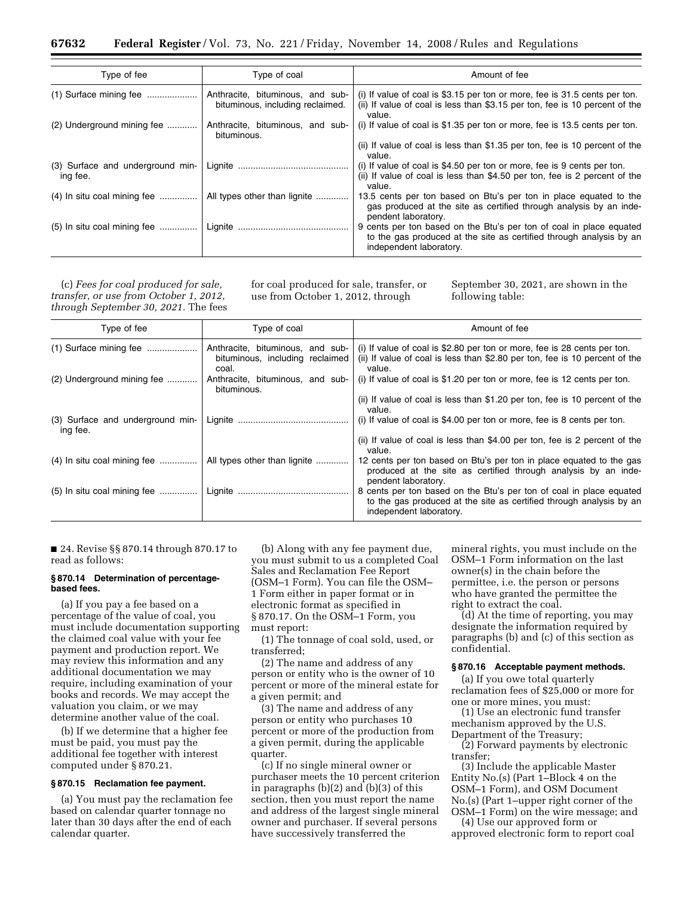| Type of fee | Type of coal | Amount of fee |
|---|---|---|
| (1) Surface mining fee | Anthracite, bituminous, and sub-bituminous, including reclaimed. | (i) If value of coal is $3.15 per ton or more, fee is 31.5 cents per ton. (ii) If value of coal is less than $3.15 per ton, fee is 10 percent of the value. |
| (2) Underground mining fee | Anthracite, bituminous, and sub-bituminous. | (i) If value of coal is $1.35 per ton or more, fee is 13.5 cents per ton. |
| | | (ii) If value of coal is less than $1.35 per ton, fee is 10 percent of the value. |
| (3) Surface and underground mining fee. | Lignite | (i) If value of coal is $4.50 per ton or more, fee is 9 cents per ton. (ii) If value of coal is less than $4.50 per ton, fee is 2 percent of the value. |
| (4) In situ coal mining fee | All types other than lignite | 13.5 cents per ton based on Btu's per ton in place equated to the gas produced at the site as certified through analysis by an independent laboratory. |
| (5) In situ coal mining fee | Lignite | 9 cents per ton based on the Btu's per ton of coal in place equated to the gas produced at the site as certified through analysis by an independent laboratory. |

(c) *Fees for coal produced for sale, transfer, or use from October 1, 2012, through September 30, 2021.* The fees for coal produced for sale, transfer, or use from October 1, 2012, through September 30, 2021, are shown in the following table:

| Type of fee | Type of coal | Amount of fee |
|---|---|---|
| (1) Surface mining fee | Anthracite, bituminous, and sub-bituminous, including reclaimed coal. | (i) If value of coal is $2.80 per ton or more, fee is 28 cents per ton. (ii) If value of coal is less than $2.80 per ton, fee is 10 percent of the value. |
| (2) Underground mining fee | Anthracite, bituminous, and sub-bituminous. | (i) If value of coal is $1.20 per ton or more, fee is 12 cents per ton. |
| | | (ii) If value of coal is less than $1.20 per ton, fee is 10 percent of the value. |
| (3) Surface and underground mining fee. | Lignite | (i) If value of coal is $4.00 per ton or more, fee is 8 cents per ton. |
| | | (ii) If value of coal is less than $4.00 per ton, fee is 2 percent of the value. |
| (4) In situ coal mining fee | All types other than lignite | 12 cents per ton based on Btu's per ton in place equated to the gas produced at the site as certified through analysis by an independent laboratory. |
| (5) In situ coal mining fee | Lignite | 8 cents per ton based on the Btu's per ton of coal in place equated to the gas produced at the site as certified through analysis by an independent laboratory. |

■ 24. Revise §§ 870.14 through 870.17 to read as follows:

**§ 870.14 Determination of percentage-based fees.**

(a) If you pay a fee based on a percentage of the value of coal, you must include documentation supporting the claimed coal value with your fee payment and production report. We may review this information and any additional documentation we may require, including examination of your books and records. We may accept the valuation you claim, or we may determine another value of the coal.

(b) If we determine that a higher fee must be paid, you must pay the additional fee together with interest computed under § 870.21.

**§ 870.15 Reclamation fee payment.**

(a) You must pay the reclamation fee based on calendar quarter tonnage no later than 30 days after the end of each calendar quarter.

(b) Along with any fee payment due, you must submit to us a completed Coal Sales and Reclamation Fee Report (OSM–1 Form). You can file the OSM–1 Form either in paper format or in electronic format as specified in § 870.17. On the OSM–1 Form, you must report:

(1) The tonnage of coal sold, used, or transferred;

(2) The name and address of any person or entity who is the owner of 10 percent or more of the mineral estate for a given permit; and

(3) The name and address of any person or entity who purchases 10 percent or more of the production from a given permit, during the applicable quarter.

(c) If no single mineral owner or purchaser meets the 10 percent criterion in paragraphs (b)(2) and (b)(3) of this section, then you must report the name and address of the largest single mineral owner and purchaser. If several persons have successively transferred the mineral rights, you must include on the OSM–1 Form information on the last owner(s) in the chain before the permittee, i.e. the person or persons who have granted the permittee the right to extract the coal.

(d) At the time of reporting, you may designate the information required by paragraphs (b) and (c) of this section as confidential.

**§ 870.16 Acceptable payment methods.**

(a) If you owe total quarterly reclamation fees of $25,000 or more for one or more mines, you must:

(1) Use an electronic fund transfer mechanism approved by the U.S. Department of the Treasury;

(2) Forward payments by electronic transfer;

(3) Include the applicable Master Entity No.(s) (Part 1–Block 4 on the OSM–1 Form), and OSM Document No.(s) (Part 1–upper right corner of the OSM–1 Form) on the wire message; and

(4) Use our approved form or approved electronic form to report coal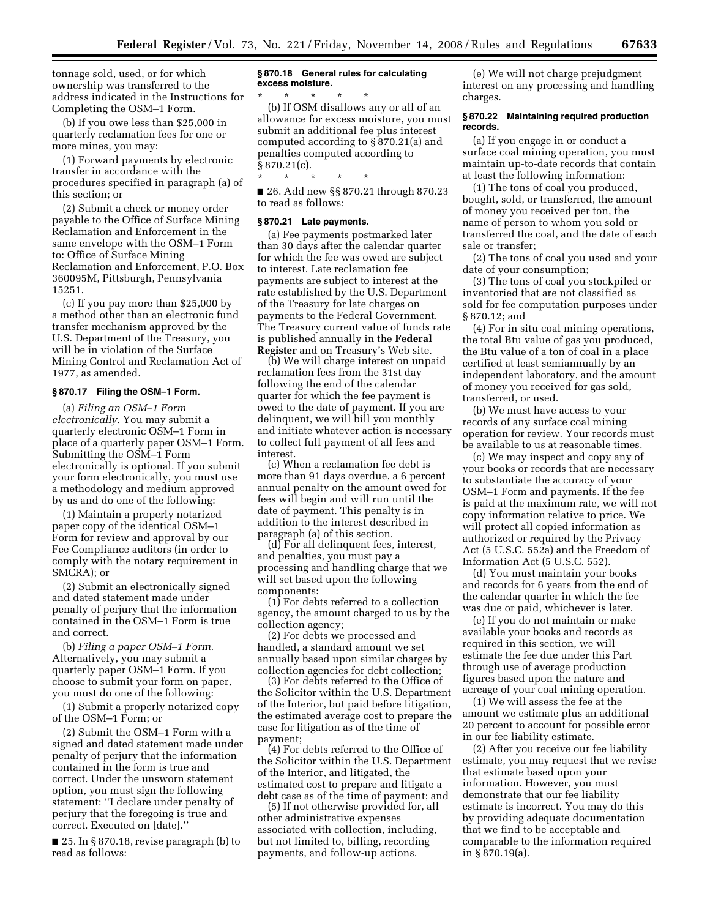tonnage sold, used, or for which ownership was transferred to the address indicated in the Instructions for Completing the OSM–1 Form.

(b) If you owe less than $25,000 in quarterly reclamation fees for one or more mines, you may:

(1) Forward payments by electronic transfer in accordance with the procedures specified in paragraph (a) of this section; or

(2) Submit a check or money order payable to the Office of Surface Mining Reclamation and Enforcement in the same envelope with the OSM–1 Form to: Office of Surface Mining Reclamation and Enforcement, P.O. Box 360095M, Pittsburgh, Pennsylvania 15251.

(c) If you pay more than $25,000 by a method other than an electronic fund transfer mechanism approved by the U.S. Department of the Treasury, you will be in violation of the Surface Mining Control and Reclamation Act of 1977, as amended.

**§ 870.17 Filing the OSM–1 Form.**

(a) *Filing an OSM–1 Form electronically.* You may submit a quarterly electronic OSM–1 Form in place of a quarterly paper OSM–1 Form. Submitting the OSM–1 Form electronically is optional. If you submit your form electronically, you must use a methodology and medium approved by us and do one of the following:

(1) Maintain a properly notarized paper copy of the identical OSM–1 Form for review and approval by our Fee Compliance auditors (in order to comply with the notary requirement in SMCRA); or

(2) Submit an electronically signed and dated statement made under penalty of perjury that the information contained in the OSM–1 Form is true and correct.

(b) *Filing a paper OSM–1 Form.* Alternatively, you may submit a quarterly paper OSM–1 Form. If you choose to submit your form on paper, you must do one of the following:

(1) Submit a properly notarized copy of the OSM–1 Form; or

(2) Submit the OSM–1 Form with a signed and dated statement made under penalty of perjury that the information contained in the form is true and correct. Under the unsworn statement option, you must sign the following statement: ''I declare under penalty of perjury that the foregoing is true and correct. Executed on [date].''

■ 25. In § 870.18, revise paragraph (b) to read as follows:

**§ 870.18 General rules for calculating excess moisture.**

\* \* \* \* \*

(b) If OSM disallows any or all of an allowance for excess moisture, you must submit an additional fee plus interest computed according to § 870.21(a) and penalties computed according to § 870.21(c).

\* \* \* \* \*

■ 26. Add new §§ 870.21 through 870.23 to read as follows:

**§ 870.21 Late payments.**

(a) Fee payments postmarked later than 30 days after the calendar quarter for which the fee was owed are subject to interest. Late reclamation fee payments are subject to interest at the rate established by the U.S. Department of the Treasury for late charges on payments to the Federal Government. The Treasury current value of funds rate is published annually in the **Federal Register** and on Treasury's Web site.

(b) We will charge interest on unpaid reclamation fees from the 31st day following the end of the calendar quarter for which the fee payment is owed to the date of payment. If you are delinquent, we will bill you monthly and initiate whatever action is necessary to collect full payment of all fees and interest.

(c) When a reclamation fee debt is more than 91 days overdue, a 6 percent annual penalty on the amount owed for fees will begin and will run until the date of payment. This penalty is in addition to the interest described in paragraph (a) of this section.

(d) For all delinquent fees, interest, and penalties, you must pay a processing and handling charge that we will set based upon the following components:

(1) For debts referred to a collection agency, the amount charged to us by the collection agency;

(2) For debts we processed and handled, a standard amount we set annually based upon similar charges by collection agencies for debt collection;

(3) For debts referred to the Office of the Solicitor within the U.S. Department of the Interior, but paid before litigation, the estimated average cost to prepare the case for litigation as of the time of payment;

(4) For debts referred to the Office of the Solicitor within the U.S. Department of the Interior, and litigated, the estimated cost to prepare and litigate a debt case as of the time of payment; and

(5) If not otherwise provided for, all other administrative expenses associated with collection, including, but not limited to, billing, recording payments, and follow-up actions.

(e) We will not charge prejudgment interest on any processing and handling charges.

**§ 870.22 Maintaining required production records.**

(a) If you engage in or conduct a surface coal mining operation, you must maintain up-to-date records that contain at least the following information:

(1) The tons of coal you produced, bought, sold, or transferred, the amount of money you received per ton, the name of person to whom you sold or transferred the coal, and the date of each sale or transfer;

(2) The tons of coal you used and your date of your consumption;

(3) The tons of coal you stockpiled or inventoried that are not classified as sold for fee computation purposes under § 870.12; and

(4) For in situ coal mining operations, the total Btu value of gas you produced, the Btu value of a ton of coal in a place certified at least semiannually by an independent laboratory, and the amount of money you received for gas sold, transferred, or used.

(b) We must have access to your records of any surface coal mining operation for review. Your records must be available to us at reasonable times.

(c) We may inspect and copy any of your books or records that are necessary to substantiate the accuracy of your OSM–1 Form and payments. If the fee is paid at the maximum rate, we will not copy information relative to price. We will protect all copied information as authorized or required by the Privacy Act (5 U.S.C. 552a) and the Freedom of Information Act (5 U.S.C. 552).

(d) You must maintain your books and records for 6 years from the end of the calendar quarter in which the fee was due or paid, whichever is later.

(e) If you do not maintain or make available your books and records as required in this section, we will estimate the fee due under this Part through use of average production figures based upon the nature and acreage of your coal mining operation.

(1) We will assess the fee at the amount we estimate plus an additional 20 percent to account for possible error in our fee liability estimate.

(2) After you receive our fee liability estimate, you may request that we revise that estimate based upon your information. However, you must demonstrate that our fee liability estimate is incorrect. You may do this by providing adequate documentation that we find to be acceptable and comparable to the information required in § 870.19(a).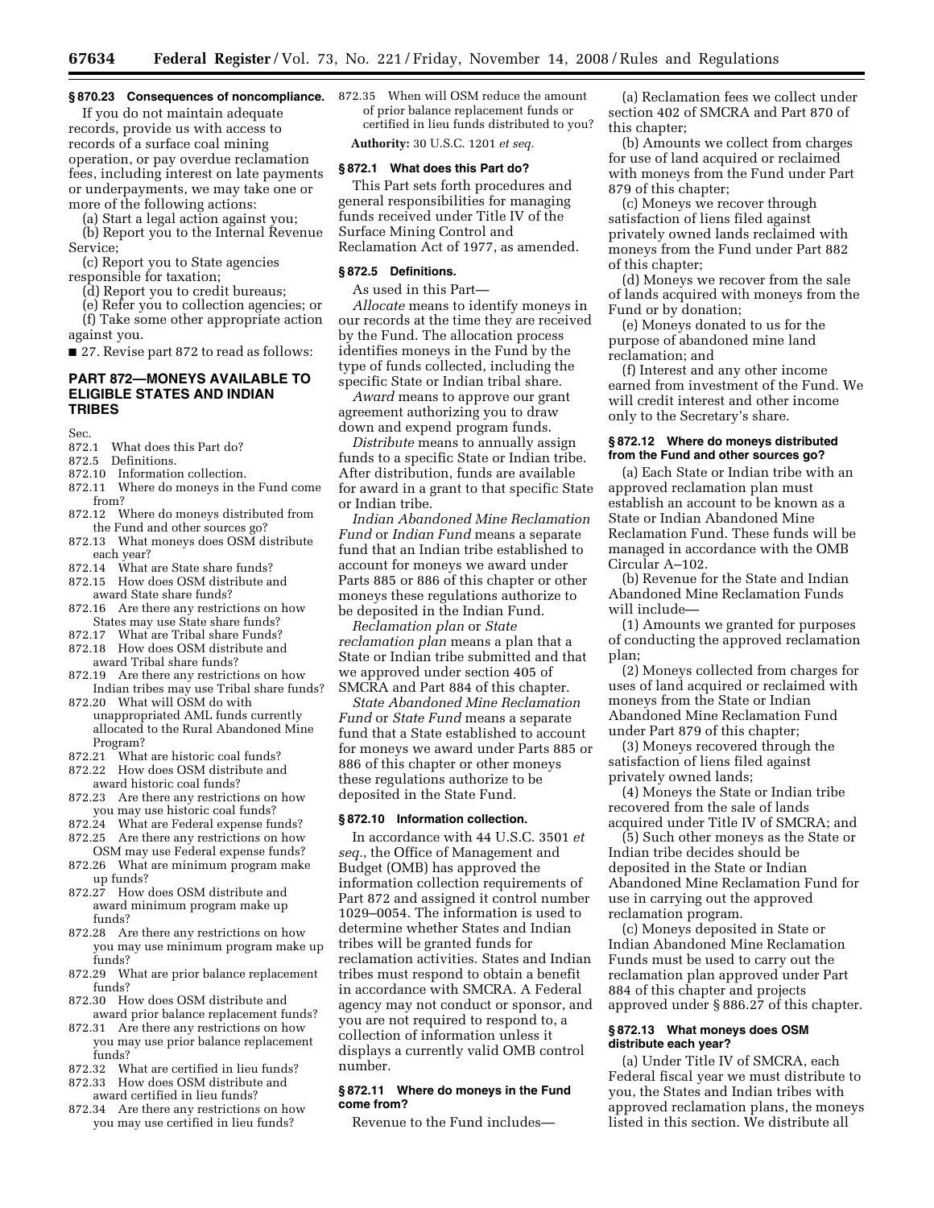### § 870.23 Consequences of noncompliance.

If you do not maintain adequate records, provide us with access to records of a surface coal mining operation, or pay overdue reclamation fees, including interest on late payments or underpayments, we may take one or more of the following actions:

(a) Start a legal action against you;

(b) Report you to the Internal Revenue Service;

(c) Report you to State agencies responsible for taxation;

(d) Report you to credit bureaus;

(e) Refer you to collection agencies; or

(f) Take some other appropriate action against you.

■ 27. Revise part 872 to read as follows:

## PART 872—MONEYS AVAILABLE TO ELIGIBLE STATES AND INDIAN TRIBES

Sec.

872.1 What does this Part do?

872.5 Definitions.

872.10 Information collection.

872.11 Where do moneys in the Fund come from?

872.12 Where do moneys distributed from the Fund and other sources go?

872.13 What moneys does OSM distribute each year?

872.14 What are State share funds?

872.15 How does OSM distribute and award State share funds?

872.16 Are there any restrictions on how States may use State share funds?

872.17 What are Tribal share Funds?

872.18 How does OSM distribute and award Tribal share funds?

872.19 Are there any restrictions on how Indian tribes may use Tribal share funds?

872.20 What will OSM do with unappropriated AML funds currently allocated to the Rural Abandoned Mine Program?

872.21 What are historic coal funds?

872.22 How does OSM distribute and award historic coal funds?

872.23 Are there any restrictions on how you may use historic coal funds?

872.24 What are Federal expense funds?

872.25 Are there any restrictions on how OSM may use Federal expense funds?

872.26 What are minimum program make up funds?

872.27 How does OSM distribute and award minimum program make up funds?

872.28 Are there any restrictions on how you may use minimum program make up funds?

872.29 What are prior balance replacement funds?

872.30 How does OSM distribute and award prior balance replacement funds?

872.31 Are there any restrictions on how you may use prior balance replacement funds?

872.32 What are certified in lieu funds?

872.33 How does OSM distribute and award certified in lieu funds?

872.34 Are there any restrictions on how you may use certified in lieu funds?

872.35 When will OSM reduce the amount of prior balance replacement funds or certified in lieu funds distributed to you?

**Authority:** 30 U.S.C. 1201 *et seq.*

### § 872.1 What does this Part do?

This Part sets forth procedures and general responsibilities for managing funds received under Title IV of the Surface Mining Control and Reclamation Act of 1977, as amended.

### § 872.5 Definitions.

As used in this Part—

*Allocate* means to identify moneys in our records at the time they are received by the Fund. The allocation process identifies moneys in the Fund by the type of funds collected, including the specific State or Indian tribal share.

*Award* means to approve our grant agreement authorizing you to draw down and expend program funds.

*Distribute* means to annually assign funds to a specific State or Indian tribe. After distribution, funds are available for award in a grant to that specific State or Indian tribe.

*Indian Abandoned Mine Reclamation Fund* or *Indian Fund* means a separate fund that an Indian tribe established to account for moneys we award under Parts 885 or 886 of this chapter or other moneys these regulations authorize to be deposited in the Indian Fund.

*Reclamation plan* or *State reclamation plan* means a plan that a State or Indian tribe submitted and that we approved under section 405 of SMCRA and Part 884 of this chapter.

*State Abandoned Mine Reclamation Fund* or *State Fund* means a separate fund that a State established to account for moneys we award under Parts 885 or 886 of this chapter or other moneys these regulations authorize to be deposited in the State Fund.

### § 872.10 Information collection.

In accordance with 44 U.S.C. 3501 *et seq.*, the Office of Management and Budget (OMB) has approved the information collection requirements of Part 872 and assigned it control number 1029–0054. The information is used to determine whether States and Indian tribes will be granted funds for reclamation activities. States and Indian tribes must respond to obtain a benefit in accordance with SMCRA. A Federal agency may not conduct or sponsor, and you are not required to respond to, a collection of information unless it displays a currently valid OMB control number.

### § 872.11 Where do moneys in the Fund come from?

Revenue to the Fund includes—

(a) Reclamation fees we collect under section 402 of SMCRA and Part 870 of this chapter;

(b) Amounts we collect from charges for use of land acquired or reclaimed with moneys from the Fund under Part 879 of this chapter;

(c) Moneys we recover through satisfaction of liens filed against privately owned lands reclaimed with moneys from the Fund under Part 882 of this chapter;

(d) Moneys we recover from the sale of lands acquired with moneys from the Fund or by donation;

(e) Moneys donated to us for the purpose of abandoned mine land reclamation; and

(f) Interest and any other income earned from investment of the Fund. We will credit interest and other income only to the Secretary's share.

### § 872.12 Where do moneys distributed from the Fund and other sources go?

(a) Each State or Indian tribe with an approved reclamation plan must establish an account to be known as a State or Indian Abandoned Mine Reclamation Fund. These funds will be managed in accordance with the OMB Circular A–102.

(b) Revenue for the State and Indian Abandoned Mine Reclamation Funds will include—

(1) Amounts we granted for purposes of conducting the approved reclamation plan;

(2) Moneys collected from charges for uses of land acquired or reclaimed with moneys from the State or Indian Abandoned Mine Reclamation Fund under Part 879 of this chapter;

(3) Moneys recovered through the satisfaction of liens filed against privately owned lands;

(4) Moneys the State or Indian tribe recovered from the sale of lands acquired under Title IV of SMCRA; and

(5) Such other moneys as the State or Indian tribe decides should be deposited in the State or Indian Abandoned Mine Reclamation Fund for use in carrying out the approved reclamation program.

(c) Moneys deposited in State or Indian Abandoned Mine Reclamation Funds must be used to carry out the reclamation plan approved under Part 884 of this chapter and projects approved under § 886.27 of this chapter.

### § 872.13 What moneys does OSM distribute each year?

(a) Under Title IV of SMCRA, each Federal fiscal year we must distribute to you, the States and Indian tribes with approved reclamation plans, the moneys listed in this section. We distribute all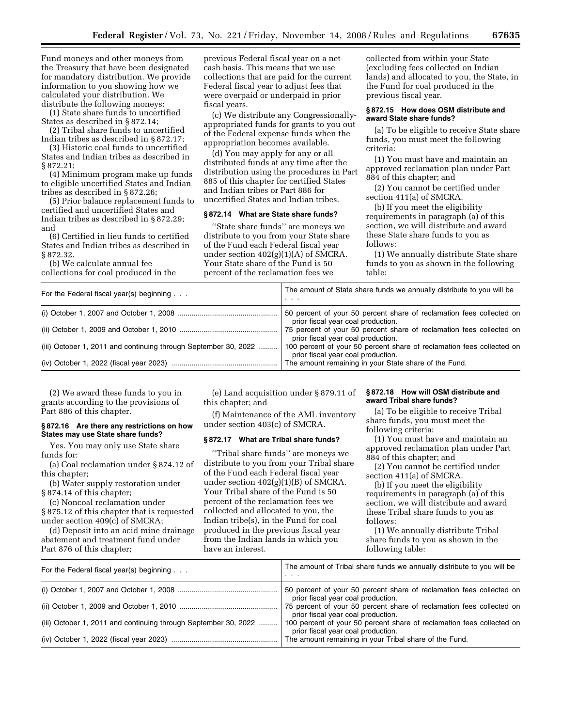Fund moneys and other moneys from the Treasury that have been designated for mandatory distribution. We provide information to you showing how we calculated your distribution. We distribute the following moneys:

(1) State share funds to uncertified States as described in § 872.14;

(2) Tribal share funds to uncertified Indian tribes as described in § 872.17;

(3) Historic coal funds to uncertified States and Indian tribes as described in § 872.21;

(4) Minimum program make up funds to eligible uncertified States and Indian tribes as described in § 872.26;

(5) Prior balance replacement funds to certified and uncertified States and Indian tribes as described in § 872.29; and

(6) Certified in lieu funds to certified States and Indian tribes as described in § 872.32.

(b) We calculate annual fee collections for coal produced in the previous Federal fiscal year on a net cash basis. This means that we use collections that are paid for the current Federal fiscal year to adjust fees that were overpaid or underpaid in prior fiscal years.

(c) We distribute any Congressionally-appropriated funds for grants to you out of the Federal expense funds when the appropriation becomes available.

(d) You may apply for any or all distributed funds at any time after the distribution using the procedures in Part 885 of this chapter for certified States and Indian tribes or Part 886 for uncertified States and Indian tribes.

### § 872.14 What are State share funds?

''State share funds'' are moneys we distribute to you from your State share of the Fund each Federal fiscal year under section 402(g)(1)(A) of SMCRA. Your State share of the Fund is 50 percent of the reclamation fees we collected from within your State (excluding fees collected on Indian lands) and allocated to you, the State, in the Fund for coal produced in the previous fiscal year.

### § 872.15 How does OSM distribute and award State share funds?

(a) To be eligible to receive State share funds, you must meet the following criteria:

(1) You must have and maintain an approved reclamation plan under Part 884 of this chapter; and

(2) You cannot be certified under section 411(a) of SMCRA.

(b) If you meet the eligibility requirements in paragraph (a) of this section, we will distribute and award these State share funds to you as follows:

(1) We annually distribute State share funds to you as shown in the following table:

| For the Federal fiscal year(s) beginning . . . | The amount of State share funds we annually distribute to you will be . . . |
|---|---|
| (i) October 1, 2007 and October 1, 2008 | 50 percent of your 50 percent share of reclamation fees collected on prior fiscal year coal production. |
| (ii) October 1, 2009 and October 1, 2010 | 75 percent of your 50 percent share of reclamation fees collected on prior fiscal year coal production. |
| (iii) October 1, 2011 and continuing through September 30, 2022 | 100 percent of your 50 percent share of reclamation fees collected on prior fiscal year coal production. |
| (iv) October 1, 2022 (fiscal year 2023) | The amount remaining in your State share of the Fund. |

(2) We award these funds to you in grants according to the provisions of Part 886 of this chapter.

### § 872.16 Are there any restrictions on how States may use State share funds?

Yes. You may only use State share funds for:

(a) Coal reclamation under § 874.12 of this chapter;

(b) Water supply restoration under § 874.14 of this chapter;

(c) Noncoal reclamation under § 875.12 of this chapter that is requested under section 409(c) of SMCRA;

(d) Deposit into an acid mine drainage abatement and treatment fund under Part 876 of this chapter;

(e) Land acquisition under § 879.11 of this chapter; and

(f) Maintenance of the AML inventory under section 403(c) of SMCRA.

### § 872.17 What are Tribal share funds?

''Tribal share funds'' are moneys we distribute to you from your Tribal share of the Fund each Federal fiscal year under section 402(g)(1)(B) of SMCRA. Your Tribal share of the Fund is 50 percent of the reclamation fees we collected and allocated to you, the Indian tribe(s), in the Fund for coal produced in the previous fiscal year from the Indian lands in which you have an interest.

### § 872.18 How will OSM distribute and award Tribal share funds?

(a) To be eligible to receive Tribal share funds, you must meet the following criteria:

(1) You must have and maintain an approved reclamation plan under Part 884 of this chapter; and

(2) You cannot be certified under section 411(a) of SMCRA.

(b) If you meet the eligibility requirements in paragraph (a) of this section, we will distribute and award these Tribal share funds to you as follows:

(1) We annually distribute Tribal share funds to you as shown in the following table:

| For the Federal fiscal year(s) beginning . . . | The amount of Tribal share funds we annually distribute to you will be . . . |
|---|---|
| (i) October 1, 2007 and October 1, 2008 | 50 percent of your 50 percent share of reclamation fees collected on prior fiscal year coal production. |
| (ii) October 1, 2009 and October 1, 2010 | 75 percent of your 50 percent share of reclamation fees collected on prior fiscal year coal production. |
| (iii) October 1, 2011 and continuing through September 30, 2022 | 100 percent of your 50 percent share of reclamation fees collected on prior fiscal year coal production. |
| (iv) October 1, 2022 (fiscal year 2023) | The amount remaining in your Tribal share of the Fund. |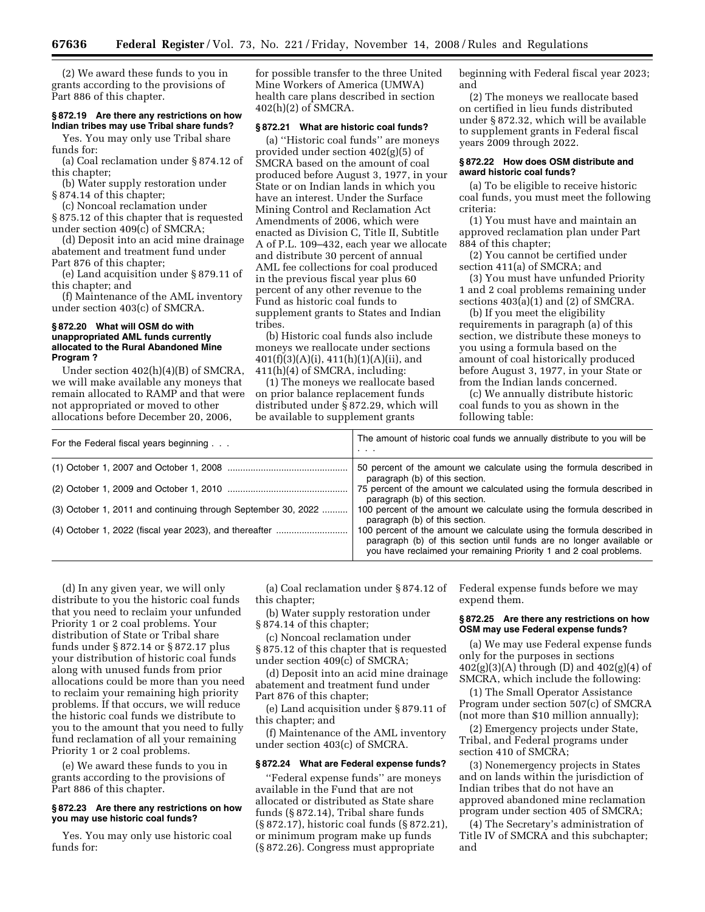(2) We award these funds to you in grants according to the provisions of Part 886 of this chapter.

**§ 872.19 Are there any restrictions on how Indian tribes may use Tribal share funds?**

Yes. You may only use Tribal share funds for:

(a) Coal reclamation under § 874.12 of this chapter;

(b) Water supply restoration under § 874.14 of this chapter;

(c) Noncoal reclamation under § 875.12 of this chapter that is requested under section 409(c) of SMCRA;

(d) Deposit into an acid mine drainage abatement and treatment fund under Part 876 of this chapter;

(e) Land acquisition under § 879.11 of this chapter; and

(f) Maintenance of the AML inventory under section 403(c) of SMCRA.

**§ 872.20 What will OSM do with unappropriated AML funds currently allocated to the Rural Abandoned Mine Program ?**

Under section 402(h)(4)(B) of SMCRA, we will make available any moneys that remain allocated to RAMP and that were not appropriated or moved to other allocations before December 20, 2006, for possible transfer to the three United Mine Workers of America (UMWA) health care plans described in section 402(h)(2) of SMCRA.

**§ 872.21 What are historic coal funds?**

(a) ''Historic coal funds'' are moneys provided under section 402(g)(5) of SMCRA based on the amount of coal produced before August 3, 1977, in your State or on Indian lands in which you have an interest. Under the Surface Mining Control and Reclamation Act Amendments of 2006, which were enacted as Division C, Title II, Subtitle A of P.L. 109–432, each year we allocate and distribute 30 percent of annual AML fee collections for coal produced in the previous fiscal year plus 60 percent of any other revenue to the Fund as historic coal funds to supplement grants to States and Indian tribes.

(b) Historic coal funds also include moneys we reallocate under sections 401(f)(3)(A)(i), 411(h)(1)(A)(ii), and 411(h)(4) of SMCRA, including:

(1) The moneys we reallocate based on prior balance replacement funds distributed under § 872.29, which will be available to supplement grants beginning with Federal fiscal year 2023; and

(2) The moneys we reallocate based on certified in lieu funds distributed under § 872.32, which will be available to supplement grants in Federal fiscal years 2009 through 2022.

**§ 872.22 How does OSM distribute and award historic coal funds?**

(a) To be eligible to receive historic coal funds, you must meet the following criteria:

(1) You must have and maintain an approved reclamation plan under Part 884 of this chapter;

(2) You cannot be certified under section 411(a) of SMCRA; and

(3) You must have unfunded Priority 1 and 2 coal problems remaining under sections 403(a)(1) and (2) of SMCRA.

(b) If you meet the eligibility requirements in paragraph (a) of this section, we distribute these moneys to you using a formula based on the amount of coal historically produced before August 3, 1977, in your State or from the Indian lands concerned.

(c) We annually distribute historic coal funds to you as shown in the following table:

| For the Federal fiscal years beginning . . . | The amount of historic coal funds we annually distribute to you will be . . . |
|---|---|
| (1) October 1, 2007 and October 1, 2008 | 50 percent of the amount we calculate using the formula described in paragraph (b) of this section. |
| (2) October 1, 2009 and October 1, 2010 | 75 percent of the amount we calculated using the formula described in paragraph (b) of this section. |
| (3) October 1, 2011 and continuing through September 30, 2022 | 100 percent of the amount we calculate using the formula described in paragraph (b) of this section. |
| (4) October 1, 2022 (fiscal year 2023), and thereafter | 100 percent of the amount we calculate using the formula described in paragraph (b) of this section until funds are no longer available or you have reclaimed your remaining Priority 1 and 2 coal problems. |

(d) In any given year, we will only distribute to you the historic coal funds that you need to reclaim your unfunded Priority 1 or 2 coal problems. Your distribution of State or Tribal share funds under § 872.14 or § 872.17 plus your distribution of historic coal funds along with unused funds from prior allocations could be more than you need to reclaim your remaining high priority problems. If that occurs, we will reduce the historic coal funds we distribute to you to the amount that you need to fully fund reclamation of all your remaining Priority 1 or 2 coal problems.

(e) We award these funds to you in grants according to the provisions of Part 886 of this chapter.

**§ 872.23 Are there any restrictions on how you may use historic coal funds?**

Yes. You may only use historic coal funds for:

(a) Coal reclamation under § 874.12 of this chapter;

(b) Water supply restoration under § 874.14 of this chapter;

(c) Noncoal reclamation under § 875.12 of this chapter that is requested under section 409(c) of SMCRA;

(d) Deposit into an acid mine drainage abatement and treatment fund under Part 876 of this chapter;

(e) Land acquisition under § 879.11 of this chapter; and

(f) Maintenance of the AML inventory under section 403(c) of SMCRA.

**§ 872.24 What are Federal expense funds?**

''Federal expense funds'' are moneys available in the Fund that are not allocated or distributed as State share funds (§ 872.14), Tribal share funds (§ 872.17), historic coal funds (§ 872.21), or minimum program make up funds (§ 872.26). Congress must appropriate Federal expense funds before we may expend them.

**§ 872.25 Are there any restrictions on how OSM may use Federal expense funds?**

(a) We may use Federal expense funds only for the purposes in sections 402(g)(3)(A) through (D) and 402(g)(4) of SMCRA, which include the following:

(1) The Small Operator Assistance Program under section 507(c) of SMCRA (not more than $10 million annually);

(2) Emergency projects under State, Tribal, and Federal programs under section 410 of SMCRA;

(3) Nonemergency projects in States and on lands within the jurisdiction of Indian tribes that do not have an approved abandoned mine reclamation program under section 405 of SMCRA;

(4) The Secretary's administration of Title IV of SMCRA and this subchapter; and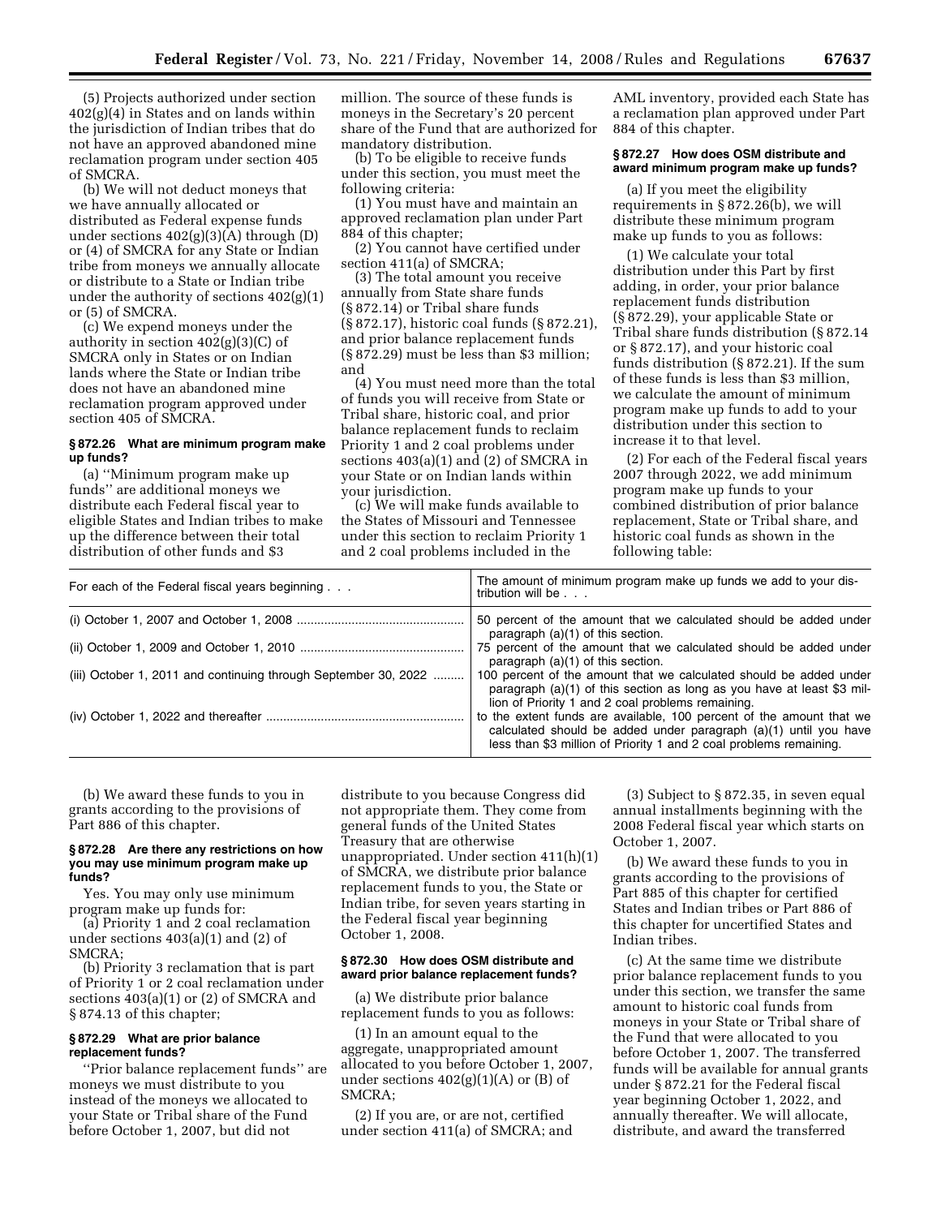(5) Projects authorized under section 402(g)(4) in States and on lands within the jurisdiction of Indian tribes that do not have an approved abandoned mine reclamation program under section 405 of SMCRA.

(b) We will not deduct moneys that we have annually allocated or distributed as Federal expense funds under sections 402(g)(3)(A) through (D) or (4) of SMCRA for any State or Indian tribe from moneys we annually allocate or distribute to a State or Indian tribe under the authority of sections 402(g)(1) or (5) of SMCRA.

(c) We expend moneys under the authority in section 402(g)(3)(C) of SMCRA only in States or on Indian lands where the State or Indian tribe does not have an abandoned mine reclamation program approved under section 405 of SMCRA.

#### § 872.26 What are minimum program make up funds?

(a) ''Minimum program make up funds'' are additional moneys we distribute each Federal fiscal year to eligible States and Indian tribes to make up the difference between their total distribution of other funds and $3 million. The source of these funds is moneys in the Secretary's 20 percent share of the Fund that are authorized for mandatory distribution.

(b) To be eligible to receive funds under this section, you must meet the following criteria:

(1) You must have and maintain an approved reclamation plan under Part 884 of this chapter;

(2) You cannot have certified under section 411(a) of SMCRA;

(3) The total amount you receive annually from State share funds (§ 872.14) or Tribal share funds (§ 872.17), historic coal funds (§ 872.21), and prior balance replacement funds (§ 872.29) must be less than $3 million; and

(4) You must need more than the total of funds you will receive from State or Tribal share, historic coal, and prior balance replacement funds to reclaim Priority 1 and 2 coal problems under sections 403(a)(1) and (2) of SMCRA in your State or on Indian lands within your jurisdiction.

(c) We will make funds available to the States of Missouri and Tennessee under this section to reclaim Priority 1 and 2 coal problems included in the AML inventory, provided each State has a reclamation plan approved under Part 884 of this chapter.

#### § 872.27 How does OSM distribute and award minimum program make up funds?

(a) If you meet the eligibility requirements in § 872.26(b), we will distribute these minimum program make up funds to you as follows:

(1) We calculate your total distribution under this Part by first adding, in order, your prior balance replacement funds distribution (§ 872.29), your applicable State or Tribal share funds distribution (§ 872.14 or § 872.17), and your historic coal funds distribution (§ 872.21). If the sum of these funds is less than $3 million, we calculate the amount of minimum program make up funds to add to your distribution under this section to increase it to that level.

(2) For each of the Federal fiscal years 2007 through 2022, we add minimum program make up funds to your combined distribution of prior balance replacement, State or Tribal share, and historic coal funds as shown in the following table:

| For each of the Federal fiscal years beginning . . . | The amount of minimum program make up funds we add to your distribution will be . . . |
|---|---|
| (i) October 1, 2007 and October 1, 2008 | 50 percent of the amount that we calculated should be added under paragraph (a)(1) of this section. |
| (ii) October 1, 2009 and October 1, 2010 | 75 percent of the amount that we calculated should be added under paragraph (a)(1) of this section. |
| (iii) October 1, 2011 and continuing through September 30, 2022 | 100 percent of the amount that we calculated should be added under paragraph (a)(1) of this section as long as you have at least $3 million of Priority 1 and 2 coal problems remaining. |
| (iv) October 1, 2022 and thereafter | to the extent funds are available, 100 percent of the amount that we calculated should be added under paragraph (a)(1) until you have less than $3 million of Priority 1 and 2 coal problems remaining. |

(b) We award these funds to you in grants according to the provisions of Part 886 of this chapter.

#### § 872.28 Are there any restrictions on how you may use minimum program make up funds?

Yes. You may only use minimum program make up funds for:

(a) Priority 1 and 2 coal reclamation under sections 403(a)(1) and (2) of SMCRA;

(b) Priority 3 reclamation that is part of Priority 1 or 2 coal reclamation under sections 403(a)(1) or (2) of SMCRA and § 874.13 of this chapter;

#### § 872.29 What are prior balance replacement funds?

''Prior balance replacement funds'' are moneys we must distribute to you instead of the moneys we allocated to your State or Tribal share of the Fund before October 1, 2007, but did not distribute to you because Congress did not appropriate them. They come from general funds of the United States Treasury that are otherwise unappropriated. Under section 411(h)(1) of SMCRA, we distribute prior balance replacement funds to you, the State or Indian tribe, for seven years starting in the Federal fiscal year beginning October 1, 2008.

#### § 872.30 How does OSM distribute and award prior balance replacement funds?

(a) We distribute prior balance replacement funds to you as follows:

(1) In an amount equal to the aggregate, unappropriated amount allocated to you before October 1, 2007, under sections 402(g)(1)(A) or (B) of SMCRA;

(2) If you are, or are not, certified under section 411(a) of SMCRA; and

(3) Subject to § 872.35, in seven equal annual installments beginning with the 2008 Federal fiscal year which starts on October 1, 2007.

(b) We award these funds to you in grants according to the provisions of Part 885 of this chapter for certified States and Indian tribes or Part 886 of this chapter for uncertified States and Indian tribes.

(c) At the same time we distribute prior balance replacement funds to you under this section, we transfer the same amount to historic coal funds from moneys in your State or Tribal share of the Fund that were allocated to you before October 1, 2007. The transferred funds will be available for annual grants under § 872.21 for the Federal fiscal year beginning October 1, 2022, and annually thereafter. We will allocate, distribute, and award the transferred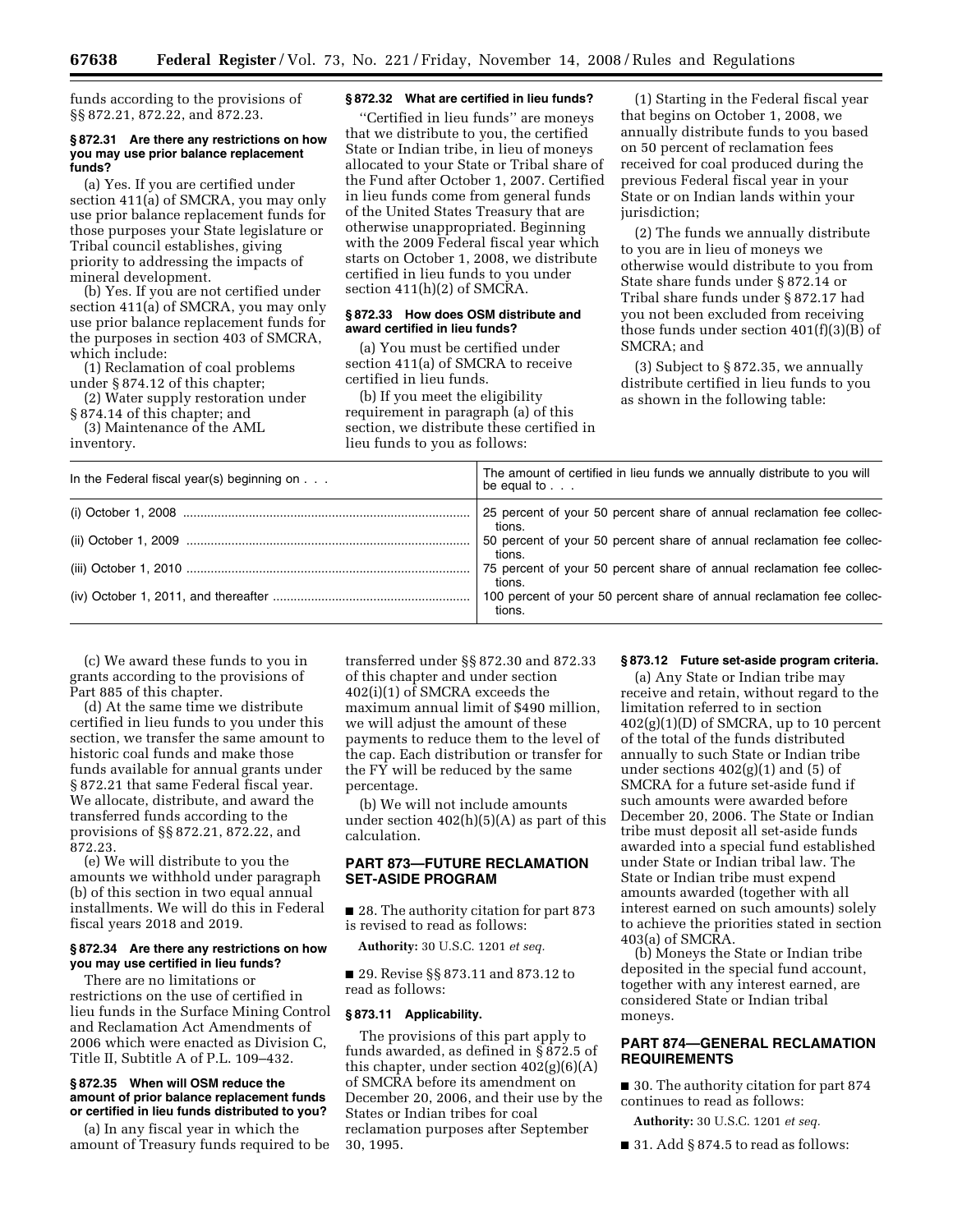funds according to the provisions of §§ 872.21, 872.22, and 872.23.

**§ 872.31 Are there any restrictions on how you may use prior balance replacement funds?**

(a) Yes. If you are certified under section 411(a) of SMCRA, you may only use prior balance replacement funds for those purposes your State legislature or Tribal council establishes, giving priority to addressing the impacts of mineral development.

(b) Yes. If you are not certified under section 411(a) of SMCRA, you may only use prior balance replacement funds for the purposes in section 403 of SMCRA, which include:

(1) Reclamation of coal problems under § 874.12 of this chapter;

(2) Water supply restoration under § 874.14 of this chapter; and

(3) Maintenance of the AML inventory.

**§ 872.32 What are certified in lieu funds?**

"Certified in lieu funds" are moneys that we distribute to you, the certified State or Indian tribe, in lieu of moneys allocated to your State or Tribal share of the Fund after October 1, 2007. Certified in lieu funds come from general funds of the United States Treasury that are otherwise unappropriated. Beginning with the 2009 Federal fiscal year which starts on October 1, 2008, we distribute certified in lieu funds to you under section 411(h)(2) of SMCRA.

**§ 872.33 How does OSM distribute and award certified in lieu funds?**

(a) You must be certified under section 411(a) of SMCRA to receive certified in lieu funds.

(b) If you meet the eligibility requirement in paragraph (a) of this section, we distribute these certified in lieu funds to you as follows:

(1) Starting in the Federal fiscal year that begins on October 1, 2008, we annually distribute funds to you based on 50 percent of reclamation fees received for coal produced during the previous Federal fiscal year in your State or on Indian lands within your jurisdiction;

(2) The funds we annually distribute to you are in lieu of moneys we otherwise would distribute to you from State share funds under § 872.14 or Tribal share funds under § 872.17 had you not been excluded from receiving those funds under section 401(f)(3)(B) of SMCRA; and

(3) Subject to § 872.35, we annually distribute certified in lieu funds to you as shown in the following table:

| In the Federal fiscal year(s) beginning on . . . | The amount of certified in lieu funds we annually distribute to you will be equal to . . . |
|---|---|
| (i) October 1, 2008 | 25 percent of your 50 percent share of annual reclamation fee collections. |
| (ii) October 1, 2009 | 50 percent of your 50 percent share of annual reclamation fee collections. |
| (iii) October 1, 2010 | 75 percent of your 50 percent share of annual reclamation fee collections. |
| (iv) October 1, 2011, and thereafter | 100 percent of your 50 percent share of annual reclamation fee collections. |

(c) We award these funds to you in grants according to the provisions of Part 885 of this chapter.

(d) At the same time we distribute certified in lieu funds to you under this section, we transfer the same amount to historic coal funds and make those funds available for annual grants under § 872.21 that same Federal fiscal year. We allocate, distribute, and award the transferred funds according to the provisions of §§ 872.21, 872.22, and 872.23.

(e) We will distribute to you the amounts we withhold under paragraph (b) of this section in two equal annual installments. We will do this in Federal fiscal years 2018 and 2019.

**§ 872.34 Are there any restrictions on how you may use certified in lieu funds?**

There are no limitations or restrictions on the use of certified in lieu funds in the Surface Mining Control and Reclamation Act Amendments of 2006 which were enacted as Division C, Title II, Subtitle A of P.L. 109–432.

**§ 872.35 When will OSM reduce the amount of prior balance replacement funds or certified in lieu funds distributed to you?**

(a) In any fiscal year in which the amount of Treasury funds required to be transferred under §§ 872.30 and 872.33 of this chapter and under section 402(i)(1) of SMCRA exceeds the maximum annual limit of $490 million, we will adjust the amount of these payments to reduce them to the level of the cap. Each distribution or transfer for the FY will be reduced by the same percentage.

(b) We will not include amounts under section 402(h)(5)(A) as part of this calculation.

## PART 873—FUTURE RECLAMATION SET-ASIDE PROGRAM

■ 28. The authority citation for part 873 is revised to read as follows:

**Authority:** 30 U.S.C. 1201 *et seq.*

■ 29. Revise §§ 873.11 and 873.12 to read as follows:

**§ 873.11 Applicability.**

The provisions of this part apply to funds awarded, as defined in § 872.5 of this chapter, under section 402(g)(6)(A) of SMCRA before its amendment on December 20, 2006, and their use by the States or Indian tribes for coal reclamation purposes after September 30, 1995.

**§ 873.12 Future set-aside program criteria.**

(a) Any State or Indian tribe may receive and retain, without regard to the limitation referred to in section 402(g)(1)(D) of SMCRA, up to 10 percent of the total of the funds distributed annually to such State or Indian tribe under sections 402(g)(1) and (5) of SMCRA for a future set-aside fund if such amounts were awarded before December 20, 2006. The State or Indian tribe must deposit all set-aside funds awarded into a special fund established under State or Indian tribal law. The State or Indian tribe must expend amounts awarded (together with all interest earned on such amounts) solely to achieve the priorities stated in section 403(a) of SMCRA.

(b) Moneys the State or Indian tribe deposited in the special fund account, together with any interest earned, are considered State or Indian tribal moneys.

## PART 874—GENERAL RECLAMATION REQUIREMENTS

■ 30. The authority citation for part 874 continues to read as follows:

**Authority:** 30 U.S.C. 1201 *et seq.*

■ 31. Add § 874.5 to read as follows: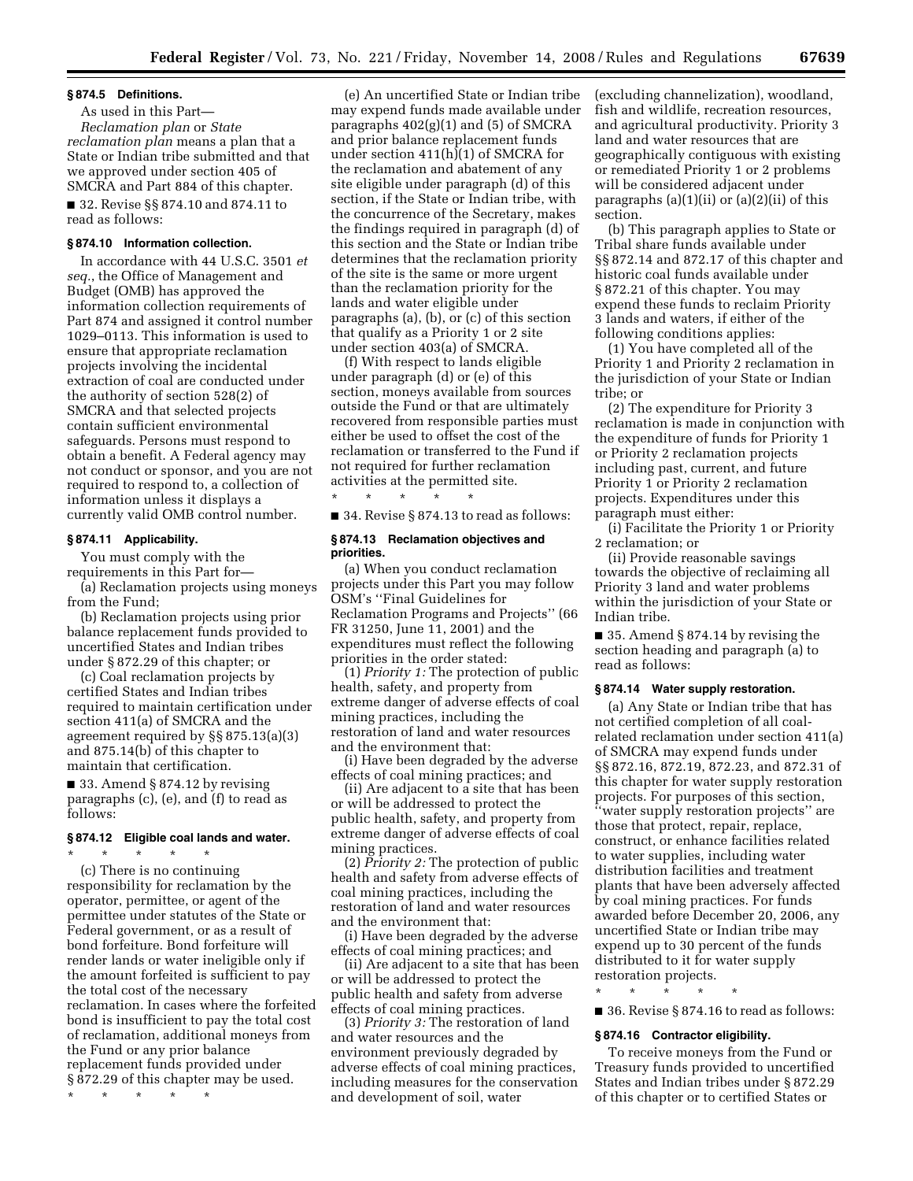### § 874.5 Definitions.

As used in this Part—

*Reclamation plan* or *State reclamation plan* means a plan that a State or Indian tribe submitted and that we approved under section 405 of SMCRA and Part 884 of this chapter.

■ 32. Revise §§ 874.10 and 874.11 to read as follows:

### § 874.10 Information collection.

In accordance with 44 U.S.C. 3501 *et seq.*, the Office of Management and Budget (OMB) has approved the information collection requirements of Part 874 and assigned it control number 1029–0113. This information is used to ensure that appropriate reclamation projects involving the incidental extraction of coal are conducted under the authority of section 528(2) of SMCRA and that selected projects contain sufficient environmental safeguards. Persons must respond to obtain a benefit. A Federal agency may not conduct or sponsor, and you are not required to respond to, a collection of information unless it displays a currently valid OMB control number.

### § 874.11 Applicability.

You must comply with the requirements in this Part for—

(a) Reclamation projects using moneys from the Fund;

(b) Reclamation projects using prior balance replacement funds provided to uncertified States and Indian tribes under § 872.29 of this chapter; or

(c) Coal reclamation projects by certified States and Indian tribes required to maintain certification under section 411(a) of SMCRA and the agreement required by §§ 875.13(a)(3) and 875.14(b) of this chapter to maintain that certification.

■ 33. Amend § 874.12 by revising paragraphs (c), (e), and (f) to read as follows:

### § 874.12 Eligible coal lands and water.

\* \* \* \* \*

(c) There is no continuing responsibility for reclamation by the operator, permittee, or agent of the permittee under statutes of the State or Federal government, or as a result of bond forfeiture. Bond forfeiture will render lands or water ineligible only if the amount forfeited is sufficient to pay the total cost of the necessary reclamation. In cases where the forfeited bond is insufficient to pay the total cost of reclamation, additional moneys from the Fund or any prior balance replacement funds provided under § 872.29 of this chapter may be used.

\* \* \* \* \*

(e) An uncertified State or Indian tribe may expend funds made available under paragraphs 402(g)(1) and (5) of SMCRA and prior balance replacement funds under section 411(h)(1) of SMCRA for the reclamation and abatement of any site eligible under paragraph (d) of this section, if the State or Indian tribe, with the concurrence of the Secretary, makes the findings required in paragraph (d) of this section and the State or Indian tribe determines that the reclamation priority of the site is the same or more urgent than the reclamation priority for the lands and water eligible under paragraphs (a), (b), or (c) of this section that qualify as a Priority 1 or 2 site under section 403(a) of SMCRA.

(f) With respect to lands eligible under paragraph (d) or (e) of this section, moneys available from sources outside the Fund or that are ultimately recovered from responsible parties must either be used to offset the cost of the reclamation or transferred to the Fund if not required for further reclamation activities at the permitted site.

\* \* \* \* \*

■ 34. Revise § 874.13 to read as follows:

### § 874.13 Reclamation objectives and priorities.

(a) When you conduct reclamation projects under this Part you may follow OSM's "Final Guidelines for Reclamation Programs and Projects" (66 FR 31250, June 11, 2001) and the expenditures must reflect the following priorities in the order stated:

(1) *Priority 1:* The protection of public health, safety, and property from extreme danger of adverse effects of coal mining practices, including the restoration of land and water resources and the environment that:

(i) Have been degraded by the adverse effects of coal mining practices; and

(ii) Are adjacent to a site that has been or will be addressed to protect the public health, safety, and property from extreme danger of adverse effects of coal mining practices.

(2) *Priority 2:* The protection of public health and safety from adverse effects of coal mining practices, including the restoration of land and water resources and the environment that:

(i) Have been degraded by the adverse effects of coal mining practices; and

(ii) Are adjacent to a site that has been or will be addressed to protect the public health and safety from adverse effects of coal mining practices.

(3) *Priority 3:* The restoration of land and water resources and the environment previously degraded by adverse effects of coal mining practices, including measures for the conservation and development of soil, water (excluding channelization), woodland, fish and wildlife, recreation resources, and agricultural productivity. Priority 3 land and water resources that are geographically contiguous with existing or remediated Priority 1 or 2 problems will be considered adjacent under paragraphs (a)(1)(ii) or (a)(2)(ii) of this section.

(b) This paragraph applies to State or Tribal share funds available under §§ 872.14 and 872.17 of this chapter and historic coal funds available under § 872.21 of this chapter. You may expend these funds to reclaim Priority 3 lands and waters, if either of the following conditions applies:

(1) You have completed all of the Priority 1 and Priority 2 reclamation in the jurisdiction of your State or Indian tribe; or

(2) The expenditure for Priority 3 reclamation is made in conjunction with the expenditure of funds for Priority 1 or Priority 2 reclamation projects including past, current, and future Priority 1 or Priority 2 reclamation projects. Expenditures under this paragraph must either:

(i) Facilitate the Priority 1 or Priority 2 reclamation; or

(ii) Provide reasonable savings towards the objective of reclaiming all Priority 3 land and water problems within the jurisdiction of your State or Indian tribe.

■ 35. Amend § 874.14 by revising the section heading and paragraph (a) to read as follows:

### § 874.14 Water supply restoration.

(a) Any State or Indian tribe that has not certified completion of all coal-related reclamation under section 411(a) of SMCRA may expend funds under §§ 872.16, 872.19, 872.23, and 872.31 of this chapter for water supply restoration projects. For purposes of this section, "water supply restoration projects" are those that protect, repair, replace, construct, or enhance facilities related to water supplies, including water distribution facilities and treatment plants that have been adversely affected by coal mining practices. For funds awarded before December 20, 2006, any uncertified State or Indian tribe may expend up to 30 percent of the funds distributed to it for water supply restoration projects.

\* \* \* \* \*

■ 36. Revise § 874.16 to read as follows:

### § 874.16 Contractor eligibility.

To receive moneys from the Fund or Treasury funds provided to uncertified States and Indian tribes under § 872.29 of this chapter or to certified States or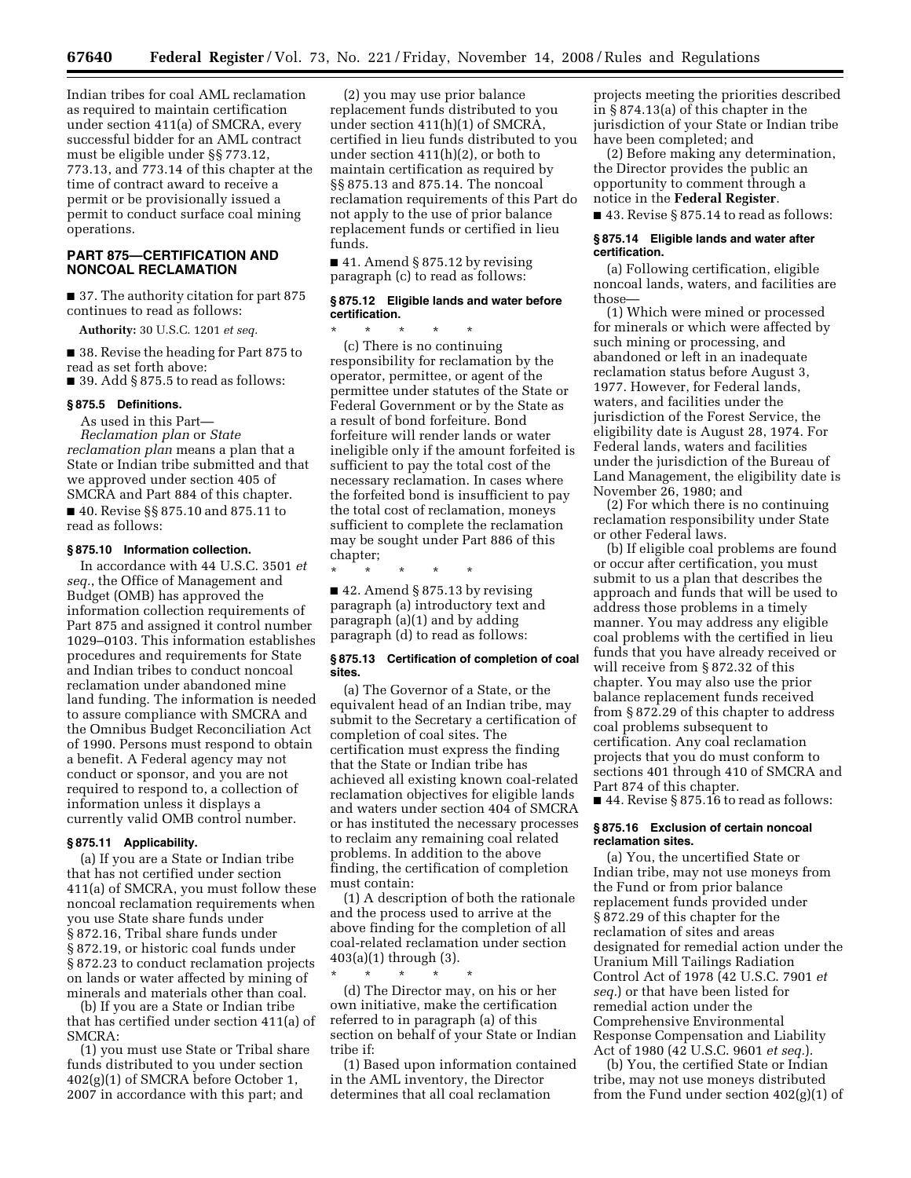Indian tribes for coal AML reclamation as required to maintain certification under section 411(a) of SMCRA, every successful bidder for an AML contract must be eligible under §§ 773.12, 773.13, and 773.14 of this chapter at the time of contract award to receive a permit or be provisionally issued a permit to conduct surface coal mining operations.

## PART 875—CERTIFICATION AND NONCOAL RECLAMATION

■ 37. The authority citation for part 875 continues to read as follows:

**Authority:** 30 U.S.C. 1201 *et seq.*

■ 38. Revise the heading for Part 875 to read as set forth above:

■ 39. Add § 875.5 to read as follows:

### § 875.5 Definitions.

As used in this Part—

*Reclamation plan* or *State reclamation plan* means a plan that a State or Indian tribe submitted and that we approved under section 405 of SMCRA and Part 884 of this chapter.

■ 40. Revise §§ 875.10 and 875.11 to read as follows:

### § 875.10 Information collection.

In accordance with 44 U.S.C. 3501 *et seq.*, the Office of Management and Budget (OMB) has approved the information collection requirements of Part 875 and assigned it control number 1029–0103. This information establishes procedures and requirements for State and Indian tribes to conduct noncoal reclamation under abandoned mine land funding. The information is needed to assure compliance with SMCRA and the Omnibus Budget Reconciliation Act of 1990. Persons must respond to obtain a benefit. A Federal agency may not conduct or sponsor, and you are not required to respond to, a collection of information unless it displays a currently valid OMB control number.

### § 875.11 Applicability.

(a) If you are a State or Indian tribe that has not certified under section 411(a) of SMCRA, you must follow these noncoal reclamation requirements when you use State share funds under § 872.16, Tribal share funds under § 872.19, or historic coal funds under § 872.23 to conduct reclamation projects on lands or water affected by mining of minerals and materials other than coal.

(b) If you are a State or Indian tribe that has certified under section 411(a) of SMCRA:

(1) you must use State or Tribal share funds distributed to you under section 402(g)(1) of SMCRA before October 1, 2007 in accordance with this part; and

(2) you may use prior balance replacement funds distributed to you under section 411(h)(1) of SMCRA, certified in lieu funds distributed to you under section 411(h)(2), or both to maintain certification as required by §§ 875.13 and 875.14. The noncoal reclamation requirements of this Part do not apply to the use of prior balance replacement funds or certified in lieu funds.

■ 41. Amend § 875.12 by revising paragraph (c) to read as follows:

### § 875.12 Eligible lands and water before certification.

\* \* \* \* \*

(c) There is no continuing responsibility for reclamation by the operator, permittee, or agent of the permittee under statutes of the State or Federal Government or by the State as a result of bond forfeiture. Bond forfeiture will render lands or water ineligible only if the amount forfeited is sufficient to pay the total cost of the necessary reclamation. In cases where the forfeited bond is insufficient to pay the total cost of reclamation, moneys sufficient to complete the reclamation may be sought under Part 886 of this chapter;

\* \* \* \* \*

■ 42. Amend § 875.13 by revising paragraph (a) introductory text and paragraph (a)(1) and by adding paragraph (d) to read as follows:

### § 875.13 Certification of completion of coal sites.

(a) The Governor of a State, or the equivalent head of an Indian tribe, may submit to the Secretary a certification of completion of coal sites. The certification must express the finding that the State or Indian tribe has achieved all existing known coal-related reclamation objectives for eligible lands and waters under section 404 of SMCRA or has instituted the necessary processes to reclaim any remaining coal related problems. In addition to the above finding, the certification of completion must contain:

(1) A description of both the rationale and the process used to arrive at the above finding for the completion of all coal-related reclamation under section 403(a)(1) through (3).

\* \* \* \* \*

(d) The Director may, on his or her own initiative, make the certification referred to in paragraph (a) of this section on behalf of your State or Indian tribe if:

(1) Based upon information contained in the AML inventory, the Director determines that all coal reclamation projects meeting the priorities described in § 874.13(a) of this chapter in the jurisdiction of your State or Indian tribe have been completed; and

(2) Before making any determination, the Director provides the public an opportunity to comment through a notice in the **Federal Register**.

■ 43. Revise § 875.14 to read as follows:

### § 875.14 Eligible lands and water after certification.

(a) Following certification, eligible noncoal lands, waters, and facilities are those—

(1) Which were mined or processed for minerals or which were affected by such mining or processing, and abandoned or left in an inadequate reclamation status before August 3, 1977. However, for Federal lands, waters, and facilities under the jurisdiction of the Forest Service, the eligibility date is August 28, 1974. For Federal lands, waters and facilities under the jurisdiction of the Bureau of Land Management, the eligibility date is November 26, 1980; and

(2) For which there is no continuing reclamation responsibility under State or other Federal laws.

(b) If eligible coal problems are found or occur after certification, you must submit to us a plan that describes the approach and funds that will be used to address those problems in a timely manner. You may address any eligible coal problems with the certified in lieu funds that you have already received or will receive from § 872.32 of this chapter. You may also use the prior balance replacement funds received from § 872.29 of this chapter to address coal problems subsequent to certification. Any coal reclamation projects that you do must conform to sections 401 through 410 of SMCRA and Part 874 of this chapter.

■ 44. Revise § 875.16 to read as follows:

### § 875.16 Exclusion of certain noncoal reclamation sites.

(a) You, the uncertified State or Indian tribe, may not use moneys from the Fund or from prior balance replacement funds provided under § 872.29 of this chapter for the reclamation of sites and areas designated for remedial action under the Uranium Mill Tailings Radiation Control Act of 1978 (42 U.S.C. 7901 *et seq.*) or that have been listed for remedial action under the Comprehensive Environmental Response Compensation and Liability Act of 1980 (42 U.S.C. 9601 *et seq.*).

(b) You, the certified State or Indian tribe, may not use moneys distributed from the Fund under section 402(g)(1) of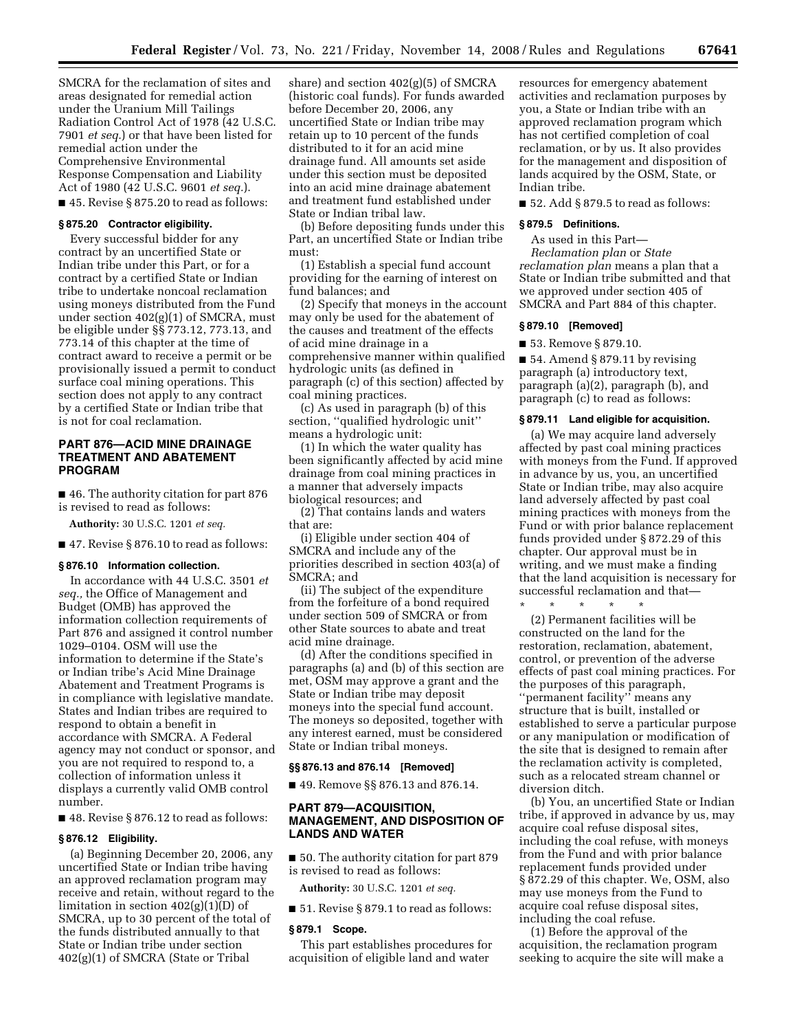SMCRA for the reclamation of sites and areas designated for remedial action under the Uranium Mill Tailings Radiation Control Act of 1978 (42 U.S.C. 7901 *et seq.*) or that have been listed for remedial action under the Comprehensive Environmental Response Compensation and Liability Act of 1980 (42 U.S.C. 9601 *et seq.*).

■ 45. Revise § 875.20 to read as follows:

### § 875.20 Contractor eligibility.

Every successful bidder for any contract by an uncertified State or Indian tribe under this Part, or for a contract by a certified State or Indian tribe to undertake noncoal reclamation using moneys distributed from the Fund under section 402(g)(1) of SMCRA, must be eligible under §§ 773.12, 773.13, and 773.14 of this chapter at the time of contract award to receive a permit or be provisionally issued a permit to conduct surface coal mining operations. This section does not apply to any contract by a certified State or Indian tribe that is not for coal reclamation.

## PART 876—ACID MINE DRAINAGE TREATMENT AND ABATEMENT PROGRAM

■ 46. The authority citation for part 876 is revised to read as follows:

**Authority:** 30 U.S.C. 1201 *et seq.*

■ 47. Revise § 876.10 to read as follows:

### § 876.10 Information collection.

In accordance with 44 U.S.C. 3501 *et seq.*, the Office of Management and Budget (OMB) has approved the information collection requirements of Part 876 and assigned it control number 1029–0104. OSM will use the information to determine if the State's or Indian tribe's Acid Mine Drainage Abatement and Treatment Programs is in compliance with legislative mandate. States and Indian tribes are required to respond to obtain a benefit in accordance with SMCRA. A Federal agency may not conduct or sponsor, and you are not required to respond to, a collection of information unless it displays a currently valid OMB control number.

■ 48. Revise § 876.12 to read as follows:

### § 876.12 Eligibility.

(a) Beginning December 20, 2006, any uncertified State or Indian tribe having an approved reclamation program may receive and retain, without regard to the limitation in section 402(g)(1)(D) of SMCRA, up to 30 percent of the total of the funds distributed annually to that State or Indian tribe under section 402(g)(1) of SMCRA (State or Tribal share) and section 402(g)(5) of SMCRA (historic coal funds). For funds awarded before December 20, 2006, any uncertified State or Indian tribe may retain up to 10 percent of the funds distributed to it for an acid mine drainage fund. All amounts set aside under this section must be deposited into an acid mine drainage abatement and treatment fund established under State or Indian tribal law.

(b) Before depositing funds under this Part, an uncertified State or Indian tribe must:

(1) Establish a special fund account providing for the earning of interest on fund balances; and

(2) Specify that moneys in the account may only be used for the abatement of the causes and treatment of the effects of acid mine drainage in a comprehensive manner within qualified hydrologic units (as defined in paragraph (c) of this section) affected by coal mining practices.

(c) As used in paragraph (b) of this section, ''qualified hydrologic unit'' means a hydrologic unit:

(1) In which the water quality has been significantly affected by acid mine drainage from coal mining practices in a manner that adversely impacts biological resources; and

(2) That contains lands and waters that are:

(i) Eligible under section 404 of SMCRA and include any of the priorities described in section 403(a) of SMCRA; and

(ii) The subject of the expenditure from the forfeiture of a bond required under section 509 of SMCRA or from other State sources to abate and treat acid mine drainage.

(d) After the conditions specified in paragraphs (a) and (b) of this section are met, OSM may approve a grant and the State or Indian tribe may deposit moneys into the special fund account. The moneys so deposited, together with any interest earned, must be considered State or Indian tribal moneys.

### §§ 876.13 and 876.14 [Removed]

■ 49. Remove §§ 876.13 and 876.14.

## PART 879—ACQUISITION, MANAGEMENT, AND DISPOSITION OF LANDS AND WATER

■ 50. The authority citation for part 879 is revised to read as follows:

**Authority:** 30 U.S.C. 1201 *et seq.*

■ 51. Revise § 879.1 to read as follows:

### § 879.1 Scope.

This part establishes procedures for acquisition of eligible land and water resources for emergency abatement activities and reclamation purposes by you, a State or Indian tribe with an approved reclamation program which has not certified completion of coal reclamation, or by us. It also provides for the management and disposition of lands acquired by the OSM, State, or Indian tribe.

■ 52. Add § 879.5 to read as follows:

### § 879.5 Definitions.

As used in this Part—

*Reclamation plan* or *State reclamation plan* means a plan that a State or Indian tribe submitted and that we approved under section 405 of SMCRA and Part 884 of this chapter.

### § 879.10 [Removed]

■ 53. Remove § 879.10.

■ 54. Amend § 879.11 by revising paragraph (a) introductory text, paragraph (a)(2), paragraph (b), and paragraph (c) to read as follows:

### § 879.11 Land eligible for acquisition.

(a) We may acquire land adversely affected by past coal mining practices with moneys from the Fund. If approved in advance by us, you, an uncertified State or Indian tribe, may also acquire land adversely affected by past coal mining practices with moneys from the Fund or with prior balance replacement funds provided under § 872.29 of this chapter. Our approval must be in writing, and we must make a finding that the land acquisition is necessary for successful reclamation and that—

\* \* \* \* \*

(2) Permanent facilities will be constructed on the land for the restoration, reclamation, abatement, control, or prevention of the adverse effects of past coal mining practices. For the purposes of this paragraph, ''permanent facility'' means any structure that is built, installed or established to serve a particular purpose or any manipulation or modification of the site that is designed to remain after the reclamation activity is completed, such as a relocated stream channel or diversion ditch.

(b) You, an uncertified State or Indian tribe, if approved in advance by us, may acquire coal refuse disposal sites, including the coal refuse, with moneys from the Fund and with prior balance replacement funds provided under § 872.29 of this chapter. We, OSM, also may use moneys from the Fund to acquire coal refuse disposal sites, including the coal refuse.

(1) Before the approval of the acquisition, the reclamation program seeking to acquire the site will make a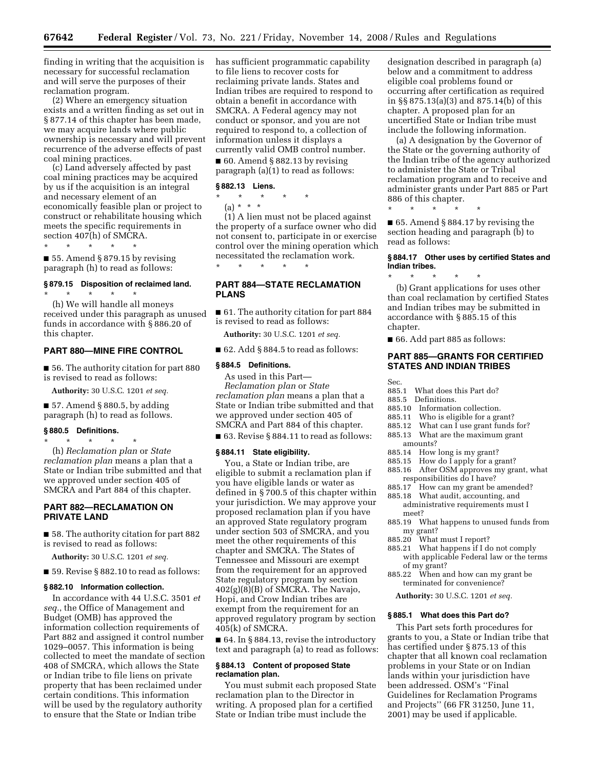finding in writing that the acquisition is necessary for successful reclamation and will serve the purposes of their reclamation program.

(2) Where an emergency situation exists and a written finding as set out in § 877.14 of this chapter has been made, we may acquire lands where public ownership is necessary and will prevent recurrence of the adverse effects of past coal mining practices.

(c) Land adversely affected by past coal mining practices may be acquired by us if the acquisition is an integral and necessary element of an economically feasible plan or project to construct or rehabilitate housing which meets the specific requirements in section 407(h) of SMCRA.

\* \* \* \* \*

■ 55. Amend § 879.15 by revising paragraph (h) to read as follows:

### § 879.15 Disposition of reclaimed land.

\* \* \* \* \*

(h) We will handle all moneys received under this paragraph as unused funds in accordance with § 886.20 of this chapter.

## PART 880—MINE FIRE CONTROL

■ 56. The authority citation for part 880 is revised to read as follows:

**Authority:** 30 U.S.C. 1201 *et seq.*

■ 57. Amend § 880.5, by adding paragraph (h) to read as follows.

### § 880.5 Definitions.

\* \* \* \* \*

(h) *Reclamation plan* or *State reclamation plan* means a plan that a State or Indian tribe submitted and that we approved under section 405 of SMCRA and Part 884 of this chapter.

## PART 882—RECLAMATION ON PRIVATE LAND

■ 58. The authority citation for part 882 is revised to read as follows:

**Authority:** 30 U.S.C. 1201 *et seq.*

■ 59. Revise § 882.10 to read as follows:

### § 882.10 Information collection.

In accordance with 44 U.S.C. 3501 *et seq.*, the Office of Management and Budget (OMB) has approved the information collection requirements of Part 882 and assigned it control number 1029–0057. This information is being collected to meet the mandate of section 408 of SMCRA, which allows the State or Indian tribe to file liens on private property that has been reclaimed under certain conditions. This information will be used by the regulatory authority to ensure that the State or Indian tribe has sufficient programmatic capability to file liens to recover costs for reclaiming private lands. States and Indian tribes are required to respond to obtain a benefit in accordance with SMCRA. A Federal agency may not conduct or sponsor, and you are not required to respond to, a collection of information unless it displays a currently valid OMB control number.

■ 60. Amend § 882.13 by revising paragraph (a)(1) to read as follows:

### § 882.13 Liens.

\* \* \* \* \*

(a) \* \* \*

(1) A lien must not be placed against the property of a surface owner who did not consent to, participate in or exercise control over the mining operation which necessitated the reclamation work.

\* \* \* \* \*

## PART 884—STATE RECLAMATION PLANS

■ 61. The authority citation for part 884 is revised to read as follows:

**Authority:** 30 U.S.C. 1201 *et seq.*

■ 62. Add § 884.5 to read as follows:

### § 884.5 Definitions.

As used in this Part—

*Reclamation plan* or *State reclamation plan* means a plan that a State or Indian tribe submitted and that we approved under section 405 of SMCRA and Part 884 of this chapter.

■ 63. Revise § 884.11 to read as follows:

### § 884.11 State eligibility.

You, a State or Indian tribe, are eligible to submit a reclamation plan if you have eligible lands or water as defined in § 700.5 of this chapter within your jurisdiction. We may approve your proposed reclamation plan if you have an approved State regulatory program under section 503 of SMCRA, and you meet the other requirements of this chapter and SMCRA. The States of Tennessee and Missouri are exempt from the requirement for an approved State regulatory program by section 402(g)(8)(B) of SMCRA. The Navajo, Hopi, and Crow Indian tribes are exempt from the requirement for an approved regulatory program by section 405(k) of SMCRA.

■ 64. In § 884.13, revise the introductory text and paragraph (a) to read as follows:

### § 884.13 Content of proposed State reclamation plan.

You must submit each proposed State reclamation plan to the Director in writing. A proposed plan for a certified State or Indian tribe must include the designation described in paragraph (a) below and a commitment to address eligible coal problems found or occurring after certification as required in §§ 875.13(a)(3) and 875.14(b) of this chapter. A proposed plan for an uncertified State or Indian tribe must include the following information.

(a) A designation by the Governor of the State or the governing authority of the Indian tribe of the agency authorized to administer the State or Tribal reclamation program and to receive and administer grants under Part 885 or Part 886 of this chapter.

\* \* \* \* \*

■ 65. Amend § 884.17 by revising the section heading and paragraph (b) to read as follows:

### § 884.17 Other uses by certified States and Indian tribes.

\* \* \* \* \*

(b) Grant applications for uses other than coal reclamation by certified States and Indian tribes may be submitted in accordance with § 885.15 of this chapter.

■ 66. Add part 885 as follows:

## PART 885—GRANTS FOR CERTIFIED STATES AND INDIAN TRIBES

Sec.
885.1 What does this Part do?
885.5 Definitions.
885.10 Information collection.
885.11 Who is eligible for a grant?
885.12 What can I use grant funds for?
885.13 What are the maximum grant amounts?
885.14 How long is my grant?
885.15 How do I apply for a grant?
885.16 After OSM approves my grant, what responsibilities do I have?
885.17 How can my grant be amended?
885.18 What audit, accounting, and administrative requirements must I meet?
885.19 What happens to unused funds from my grant?
885.20 What must I report?
885.21 What happens if I do not comply with applicable Federal law or the terms of my grant?
885.22 When and how can my grant be terminated for convenience?

**Authority:** 30 U.S.C. 1201 *et seq.*

### § 885.1 What does this Part do?

This Part sets forth procedures for grants to you, a State or Indian tribe that has certified under § 875.13 of this chapter that all known coal reclamation problems in your State or on Indian lands within your jurisdiction have been addressed. OSM's "Final Guidelines for Reclamation Programs and Projects" (66 FR 31250, June 11, 2001) may be used if applicable.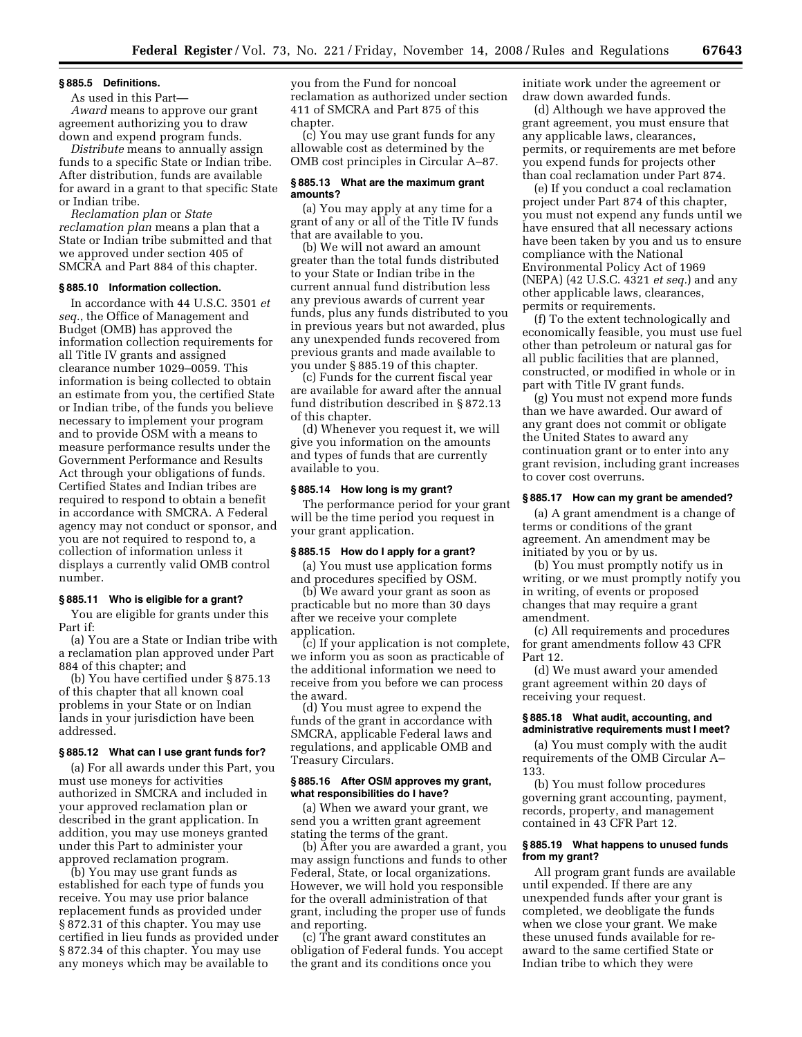## § 885.5 Definitions.

As used in this Part—

*Award* means to approve our grant agreement authorizing you to draw down and expend program funds.

*Distribute* means to annually assign funds to a specific State or Indian tribe. After distribution, funds are available for award in a grant to that specific State or Indian tribe.

*Reclamation plan* or *State reclamation plan* means a plan that a State or Indian tribe submitted and that we approved under section 405 of SMCRA and Part 884 of this chapter.

## § 885.10 Information collection.

In accordance with 44 U.S.C. 3501 *et seq.*, the Office of Management and Budget (OMB) has approved the information collection requirements for all Title IV grants and assigned clearance number 1029–0059. This information is being collected to obtain an estimate from you, the certified State or Indian tribe, of the funds you believe necessary to implement your program and to provide OSM with a means to measure performance results under the Government Performance and Results Act through your obligations of funds. Certified States and Indian tribes are required to respond to obtain a benefit in accordance with SMCRA. A Federal agency may not conduct or sponsor, and you are not required to respond to, a collection of information unless it displays a currently valid OMB control number.

## § 885.11 Who is eligible for a grant?

You are eligible for grants under this Part if:

(a) You are a State or Indian tribe with a reclamation plan approved under Part 884 of this chapter; and

(b) You have certified under § 875.13 of this chapter that all known coal problems in your State or on Indian lands in your jurisdiction have been addressed.

## § 885.12 What can I use grant funds for?

(a) For all awards under this Part, you must use moneys for activities authorized in SMCRA and included in your approved reclamation plan or described in the grant application. In addition, you may use moneys granted under this Part to administer your approved reclamation program.

(b) You may use grant funds as established for each type of funds you receive. You may use prior balance replacement funds as provided under § 872.31 of this chapter. You may use certified in lieu funds as provided under § 872.34 of this chapter. You may use any moneys which may be available to you from the Fund for noncoal reclamation as authorized under section 411 of SMCRA and Part 875 of this chapter.

(c) You may use grant funds for any allowable cost as determined by the OMB cost principles in Circular A–87.

## § 885.13 What are the maximum grant amounts?

(a) You may apply at any time for a grant of any or all of the Title IV funds that are available to you.

(b) We will not award an amount greater than the total funds distributed to your State or Indian tribe in the current annual fund distribution less any previous awards of current year funds, plus any funds distributed to you in previous years but not awarded, plus any unexpended funds recovered from previous grants and made available to you under § 885.19 of this chapter.

(c) Funds for the current fiscal year are available for award after the annual fund distribution described in § 872.13 of this chapter.

(d) Whenever you request it, we will give you information on the amounts and types of funds that are currently available to you.

## § 885.14 How long is my grant?

The performance period for your grant will be the time period you request in your grant application.

## § 885.15 How do I apply for a grant?

(a) You must use application forms and procedures specified by OSM.

(b) We award your grant as soon as practicable but no more than 30 days after we receive your complete application.

(c) If your application is not complete, we inform you as soon as practicable of the additional information we need to receive from you before we can process the award.

(d) You must agree to expend the funds of the grant in accordance with SMCRA, applicable Federal laws and regulations, and applicable OMB and Treasury Circulars.

## § 885.16 After OSM approves my grant, what responsibilities do I have?

(a) When we award your grant, we send you a written grant agreement stating the terms of the grant.

(b) After you are awarded a grant, you may assign functions and funds to other Federal, State, or local organizations. However, we will hold you responsible for the overall administration of that grant, including the proper use of funds and reporting.

(c) The grant award constitutes an obligation of Federal funds. You accept the grant and its conditions once you initiate work under the agreement or draw down awarded funds.

(d) Although we have approved the grant agreement, you must ensure that any applicable laws, clearances, permits, or requirements are met before you expend funds for projects other than coal reclamation under Part 874.

(e) If you conduct a coal reclamation project under Part 874 of this chapter, you must not expend any funds until we have ensured that all necessary actions have been taken by you and us to ensure compliance with the National Environmental Policy Act of 1969 (NEPA) (42 U.S.C. 4321 *et seq.*) and any other applicable laws, clearances, permits or requirements.

(f) To the extent technologically and economically feasible, you must use fuel other than petroleum or natural gas for all public facilities that are planned, constructed, or modified in whole or in part with Title IV grant funds.

(g) You must not expend more funds than we have awarded. Our award of any grant does not commit or obligate the United States to award any continuation grant or to enter into any grant revision, including grant increases to cover cost overruns.

## § 885.17 How can my grant be amended?

(a) A grant amendment is a change of terms or conditions of the grant agreement. An amendment may be initiated by you or by us.

(b) You must promptly notify us in writing, or we must promptly notify you in writing, of events or proposed changes that may require a grant amendment.

(c) All requirements and procedures for grant amendments follow 43 CFR Part 12.

(d) We must award your amended grant agreement within 20 days of receiving your request.

## § 885.18 What audit, accounting, and administrative requirements must I meet?

(a) You must comply with the audit requirements of the OMB Circular A–133.

(b) You must follow procedures governing grant accounting, payment, records, property, and management contained in 43 CFR Part 12.

## § 885.19 What happens to unused funds from my grant?

All program grant funds are available until expended. If there are any unexpended funds after your grant is completed, we deobligate the funds when we close your grant. We make these unused funds available for re-award to the same certified State or Indian tribe to which they were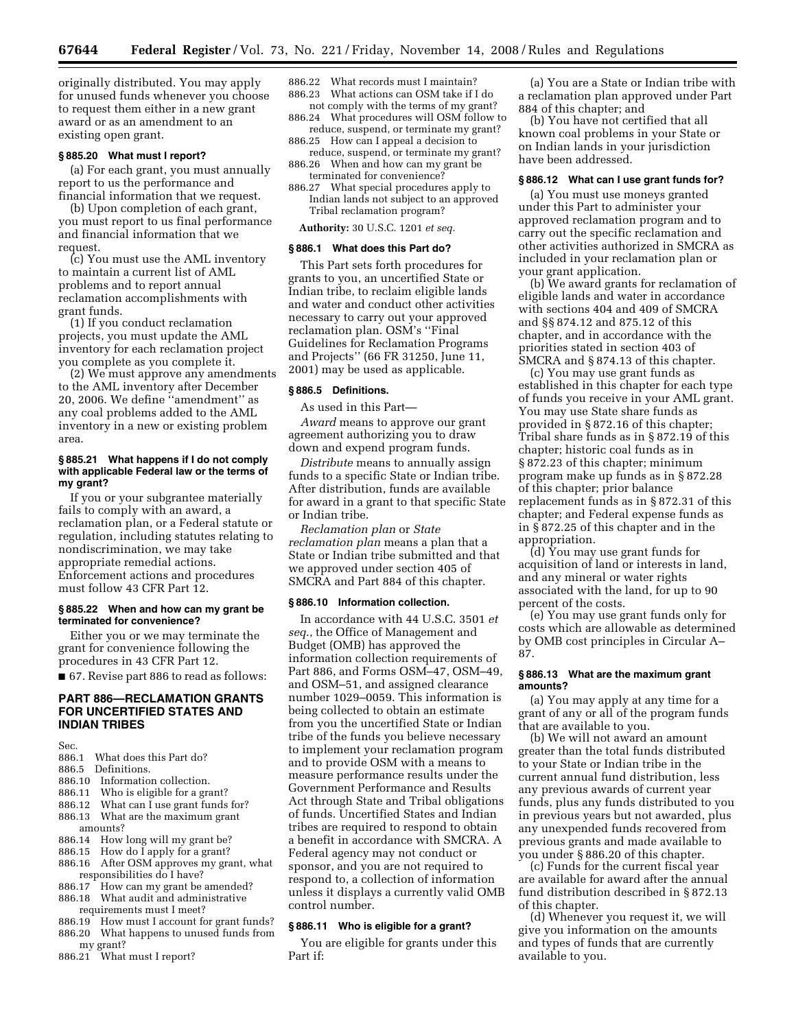originally distributed. You may apply for unused funds whenever you choose to request them either in a new grant award or as an amendment to an existing open grant.

### § 885.20 What must I report?

(a) For each grant, you must annually report to us the performance and financial information that we request.

(b) Upon completion of each grant, you must report to us final performance and financial information that we request.

(c) You must use the AML inventory to maintain a current list of AML problems and to report annual reclamation accomplishments with grant funds.

(1) If you conduct reclamation projects, you must update the AML inventory for each reclamation project you complete as you complete it.

(2) We must approve any amendments to the AML inventory after December 20, 2006. We define ''amendment'' as any coal problems added to the AML inventory in a new or existing problem area.

### § 885.21 What happens if I do not comply with applicable Federal law or the terms of my grant?

If you or your subgrantee materially fails to comply with an award, a reclamation plan, or a Federal statute or regulation, including statutes relating to nondiscrimination, we may take appropriate remedial actions. Enforcement actions and procedures must follow 43 CFR Part 12.

### § 885.22 When and how can my grant be terminated for convenience?

Either you or we may terminate the grant for convenience following the procedures in 43 CFR Part 12.

■ 67. Revise part 886 to read as follows:

## PART 886—RECLAMATION GRANTS FOR UNCERTIFIED STATES AND INDIAN TRIBES

Sec.
886.1 What does this Part do?
886.5 Definitions.
886.10 Information collection.
886.11 Who is eligible for a grant?
886.12 What can I use grant funds for?
886.13 What are the maximum grant amounts?
886.14 How long will my grant be?
886.15 How do I apply for a grant?
886.16 After OSM approves my grant, what responsibilities do I have?
886.17 How can my grant be amended?
886.18 What audit and administrative requirements must I meet?
886.19 How must I account for grant funds?
886.20 What happens to unused funds from my grant?
886.21 What must I report?
886.22 What records must I maintain?
886.23 What actions can OSM take if I do not comply with the terms of my grant?
886.24 What procedures will OSM follow to reduce, suspend, or terminate my grant?
886.25 How can I appeal a decision to reduce, suspend, or terminate my grant?
886.26 When and how can my grant be terminated for convenience?
886.27 What special procedures apply to Indian lands not subject to an approved Tribal reclamation program?

**Authority:** 30 U.S.C. 1201 *et seq.*

### § 886.1 What does this Part do?

This Part sets forth procedures for grants to you, an uncertified State or Indian tribe, to reclaim eligible lands and water and conduct other activities necessary to carry out your approved reclamation plan. OSM's ''Final Guidelines for Reclamation Programs and Projects'' (66 FR 31250, June 11, 2001) may be used as applicable.

### § 886.5 Definitions.

As used in this Part—

*Award* means to approve our grant agreement authorizing you to draw down and expend program funds.

*Distribute* means to annually assign funds to a specific State or Indian tribe. After distribution, funds are available for award in a grant to that specific State or Indian tribe.

*Reclamation plan* or *State reclamation plan* means a plan that a State or Indian tribe submitted and that we approved under section 405 of SMCRA and Part 884 of this chapter.

### § 886.10 Information collection.

In accordance with 44 U.S.C. 3501 *et seq.*, the Office of Management and Budget (OMB) has approved the information collection requirements of Part 886, and Forms OSM–47, OSM–49, and OSM–51, and assigned clearance number 1029–0059. This information is being collected to obtain an estimate from you the uncertified State or Indian tribe of the funds you believe necessary to implement your reclamation program and to provide OSM with a means to measure performance results under the Government Performance and Results Act through State and Tribal obligations of funds. Uncertified States and Indian tribes are required to respond to obtain a benefit in accordance with SMCRA. A Federal agency may not conduct or sponsor, and you are not required to respond to, a collection of information unless it displays a currently valid OMB control number.

### § 886.11 Who is eligible for a grant?

You are eligible for grants under this Part if:

(a) You are a State or Indian tribe with a reclamation plan approved under Part 884 of this chapter; and

(b) You have not certified that all known coal problems in your State or on Indian lands in your jurisdiction have been addressed.

### § 886.12 What can I use grant funds for?

(a) You must use moneys granted under this Part to administer your approved reclamation program and to carry out the specific reclamation and other activities authorized in SMCRA as included in your reclamation plan or your grant application.

(b) We award grants for reclamation of eligible lands and water in accordance with sections 404 and 409 of SMCRA and §§ 874.12 and 875.12 of this chapter, and in accordance with the priorities stated in section 403 of SMCRA and § 874.13 of this chapter.

(c) You may use grant funds as established in this chapter for each type of funds you receive in your AML grant. You may use State share funds as provided in § 872.16 of this chapter; Tribal share funds as in § 872.19 of this chapter; historic coal funds as in § 872.23 of this chapter; minimum program make up funds as in § 872.28 of this chapter; prior balance replacement funds as in § 872.31 of this chapter; and Federal expense funds as in § 872.25 of this chapter and in the appropriation.

(d) You may use grant funds for acquisition of land or interests in land, and any mineral or water rights associated with the land, for up to 90 percent of the costs.

(e) You may use grant funds only for costs which are allowable as determined by OMB cost principles in Circular A–87.

### § 886.13 What are the maximum grant amounts?

(a) You may apply at any time for a grant of any or all of the program funds that are available to you.

(b) We will not award an amount greater than the total funds distributed to your State or Indian tribe in the current annual fund distribution, less any previous awards of current year funds, plus any funds distributed to you in previous years but not awarded, plus any unexpended funds recovered from previous grants and made available to you under § 886.20 of this chapter.

(c) Funds for the current fiscal year are available for award after the annual fund distribution described in § 872.13 of this chapter.

(d) Whenever you request it, we will give you information on the amounts and types of funds that are currently available to you.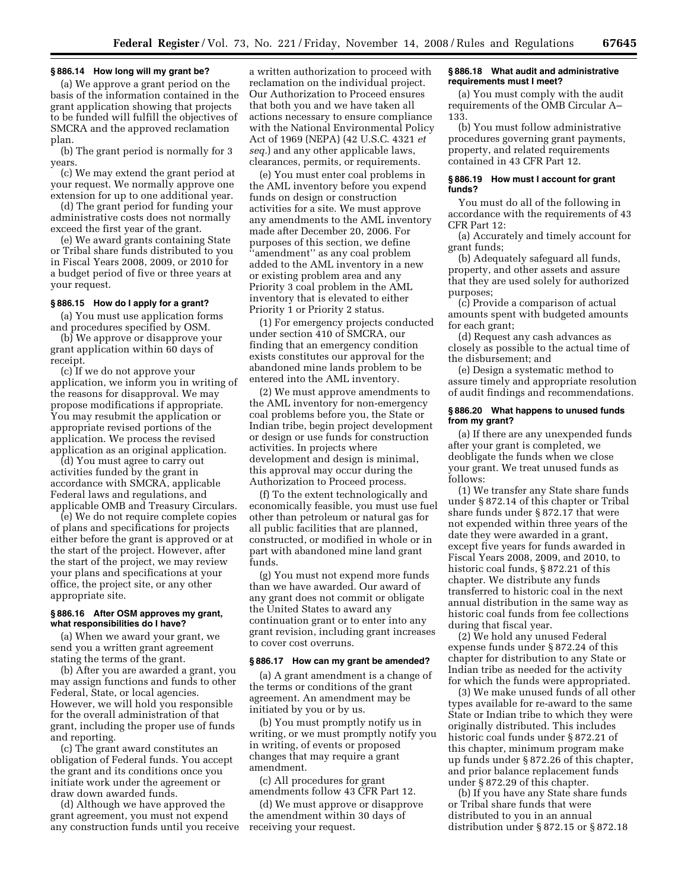### § 886.14 How long will my grant be?

(a) We approve a grant period on the basis of the information contained in the grant application showing that projects to be funded will fulfill the objectives of SMCRA and the approved reclamation plan.

(b) The grant period is normally for 3 years.

(c) We may extend the grant period at your request. We normally approve one extension for up to one additional year.

(d) The grant period for funding your administrative costs does not normally exceed the first year of the grant.

(e) We award grants containing State or Tribal share funds distributed to you in Fiscal Years 2008, 2009, or 2010 for a budget period of five or three years at your request.

### § 886.15 How do I apply for a grant?

(a) You must use application forms and procedures specified by OSM.

(b) We approve or disapprove your grant application within 60 days of receipt.

(c) If we do not approve your application, we inform you in writing of the reasons for disapproval. We may propose modifications if appropriate. You may resubmit the application or appropriate revised portions of the application. We process the revised application as an original application.

(d) You must agree to carry out activities funded by the grant in accordance with SMCRA, applicable Federal laws and regulations, and applicable OMB and Treasury Circulars.

(e) We do not require complete copies of plans and specifications for projects either before the grant is approved or at the start of the project. However, after the start of the project, we may review your plans and specifications at your office, the project site, or any other appropriate site.

### § 886.16 After OSM approves my grant, what responsibilities do I have?

(a) When we award your grant, we send you a written grant agreement stating the terms of the grant.

(b) After you are awarded a grant, you may assign functions and funds to other Federal, State, or local agencies. However, we will hold you responsible for the overall administration of that grant, including the proper use of funds and reporting.

(c) The grant award constitutes an obligation of Federal funds. You accept the grant and its conditions once you initiate work under the agreement or draw down awarded funds.

(d) Although we have approved the grant agreement, you must not expend any construction funds until you receive a written authorization to proceed with reclamation on the individual project. Our Authorization to Proceed ensures that both you and we have taken all actions necessary to ensure compliance with the National Environmental Policy Act of 1969 (NEPA) (42 U.S.C. 4321 *et seq.*) and any other applicable laws, clearances, permits, or requirements.

(e) You must enter coal problems in the AML inventory before you expend funds on design or construction activities for a site. We must approve any amendments to the AML inventory made after December 20, 2006. For purposes of this section, we define "amendment" as any coal problem added to the AML inventory in a new or existing problem area and any Priority 3 coal problem in the AML inventory that is elevated to either Priority 1 or Priority 2 status.

(1) For emergency projects conducted under section 410 of SMCRA, our finding that an emergency condition exists constitutes our approval for the abandoned mine lands problem to be entered into the AML inventory.

(2) We must approve amendments to the AML inventory for non-emergency coal problems before you, the State or Indian tribe, begin project development or design or use funds for construction activities. In projects where development and design is minimal, this approval may occur during the Authorization to Proceed process.

(f) To the extent technologically and economically feasible, you must use fuel other than petroleum or natural gas for all public facilities that are planned, constructed, or modified in whole or in part with abandoned mine land grant funds.

(g) You must not expend more funds than we have awarded. Our award of any grant does not commit or obligate the United States to award any continuation grant or to enter into any grant revision, including grant increases to cover cost overruns.

### § 886.17 How can my grant be amended?

(a) A grant amendment is a change of the terms or conditions of the grant agreement. An amendment may be initiated by you or by us.

(b) You must promptly notify us in writing, or we must promptly notify you in writing, of events or proposed changes that may require a grant amendment.

(c) All procedures for grant amendments follow 43 CFR Part 12.

(d) We must approve or disapprove the amendment within 30 days of receiving your request.

### § 886.18 What audit and administrative requirements must I meet?

(a) You must comply with the audit requirements of the OMB Circular A–133.

(b) You must follow administrative procedures governing grant payments, property, and related requirements contained in 43 CFR Part 12.

### § 886.19 How must I account for grant funds?

You must do all of the following in accordance with the requirements of 43 CFR Part 12:

(a) Accurately and timely account for grant funds;

(b) Adequately safeguard all funds, property, and other assets and assure that they are used solely for authorized purposes;

(c) Provide a comparison of actual amounts spent with budgeted amounts for each grant;

(d) Request any cash advances as closely as possible to the actual time of the disbursement; and

(e) Design a systematic method to assure timely and appropriate resolution of audit findings and recommendations.

### § 886.20 What happens to unused funds from my grant?

(a) If there are any unexpended funds after your grant is completed, we deobligate the funds when we close your grant. We treat unused funds as follows:

(1) We transfer any State share funds under § 872.14 of this chapter or Tribal share funds under § 872.17 that were not expended within three years of the date they were awarded in a grant, except five years for funds awarded in Fiscal Years 2008, 2009, and 2010, to historic coal funds, § 872.21 of this chapter. We distribute any funds transferred to historic coal in the next annual distribution in the same way as historic coal funds from fee collections during that fiscal year.

(2) We hold any unused Federal expense funds under § 872.24 of this chapter for distribution to any State or Indian tribe as needed for the activity for which the funds were appropriated.

(3) We make unused funds of all other types available for re-award to the same State or Indian tribe to which they were originally distributed. This includes historic coal funds under § 872.21 of this chapter, minimum program make up funds under § 872.26 of this chapter, and prior balance replacement funds under § 872.29 of this chapter.

(b) If you have any State share funds or Tribal share funds that were distributed to you in an annual distribution under § 872.15 or § 872.18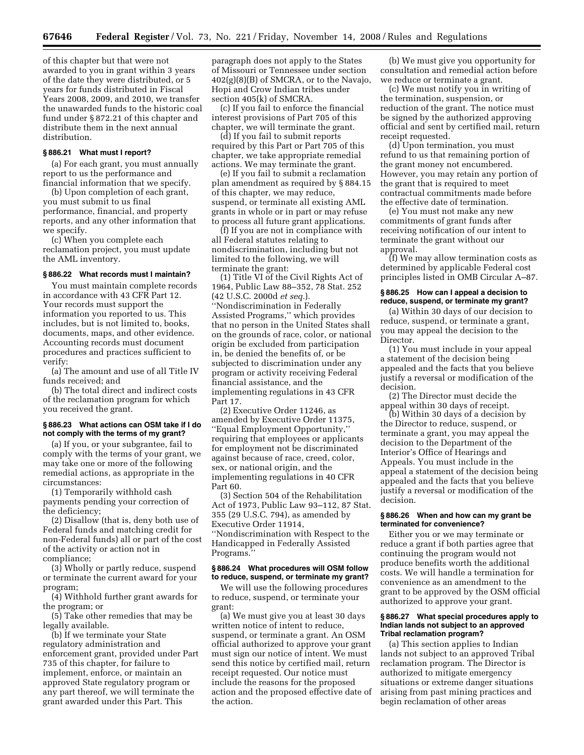of this chapter but that were not awarded to you in grant within 3 years of the date they were distributed, or 5 years for funds distributed in Fiscal Years 2008, 2009, and 2010, we transfer the unawarded funds to the historic coal fund under § 872.21 of this chapter and distribute them in the next annual distribution.

### § 886.21 What must I report?

(a) For each grant, you must annually report to us the performance and financial information that we specify.

(b) Upon completion of each grant, you must submit to us final performance, financial, and property reports, and any other information that we specify.

(c) When you complete each reclamation project, you must update the AML inventory.

### § 886.22 What records must I maintain?

You must maintain complete records in accordance with 43 CFR Part 12. Your records must support the information you reported to us. This includes, but is not limited to, books, documents, maps, and other evidence. Accounting records must document procedures and practices sufficient to verify:

(a) The amount and use of all Title IV funds received; and

(b) The total direct and indirect costs of the reclamation program for which you received the grant.

### § 886.23 What actions can OSM take if I do not comply with the terms of my grant?

(a) If you, or your subgrantee, fail to comply with the terms of your grant, we may take one or more of the following remedial actions, as appropriate in the circumstances:

(1) Temporarily withhold cash payments pending your correction of the deficiency;

(2) Disallow (that is, deny both use of Federal funds and matching credit for non-Federal funds) all or part of the cost of the activity or action not in compliance;

(3) Wholly or partly reduce, suspend or terminate the current award for your program;

(4) Withhold further grant awards for the program; or

(5) Take other remedies that may be legally available.

(b) If we terminate your State regulatory administration and enforcement grant, provided under Part 735 of this chapter, for failure to implement, enforce, or maintain an approved State regulatory program or any part thereof, we will terminate the grant awarded under this Part. This paragraph does not apply to the States of Missouri or Tennessee under section 402(g)(8)(B) of SMCRA, or to the Navajo, Hopi and Crow Indian tribes under section 405(k) of SMCRA.

(c) If you fail to enforce the financial interest provisions of Part 705 of this chapter, we will terminate the grant.

(d) If you fail to submit reports required by this Part or Part 705 of this chapter, we take appropriate remedial actions. We may terminate the grant.

(e) If you fail to submit a reclamation plan amendment as required by § 884.15 of this chapter, we may reduce, suspend, or terminate all existing AML grants in whole or in part or may refuse to process all future grant applications.

(f) If you are not in compliance with all Federal statutes relating to nondiscrimination, including but not limited to the following, we will terminate the grant:

(1) Title VI of the Civil Rights Act of 1964, Public Law 88–352, 78 Stat. 252 (42 U.S.C. 2000d *et seq.*). ''Nondiscrimination in Federally Assisted Programs,'' which provides that no person in the United States shall on the grounds of race, color, or national origin be excluded from participation in, be denied the benefits of, or be subjected to discrimination under any program or activity receiving Federal financial assistance, and the implementing regulations in 43 CFR Part 17.

(2) Executive Order 11246, as amended by Executive Order 11375, ''Equal Employment Opportunity,'' requiring that employees or applicants for employment not be discriminated against because of race, creed, color, sex, or national origin, and the implementing regulations in 40 CFR Part 60.

(3) Section 504 of the Rehabilitation Act of 1973, Public Law 93–112, 87 Stat. 355 (29 U.S.C. 794), as amended by Executive Order 11914, ''Nondiscrimination with Respect to the Handicapped in Federally Assisted Programs.''

### § 886.24 What procedures will OSM follow to reduce, suspend, or terminate my grant?

We will use the following procedures to reduce, suspend, or terminate your grant:

(a) We must give you at least 30 days written notice of intent to reduce, suspend, or terminate a grant. An OSM official authorized to approve your grant must sign our notice of intent. We must send this notice by certified mail, return receipt requested. Our notice must include the reasons for the proposed action and the proposed effective date of the action.

(b) We must give you opportunity for consultation and remedial action before we reduce or terminate a grant.

(c) We must notify you in writing of the termination, suspension, or reduction of the grant. The notice must be signed by the authorized approving official and sent by certified mail, return receipt requested.

(d) Upon termination, you must refund to us that remaining portion of the grant money not encumbered. However, you may retain any portion of the grant that is required to meet contractual commitments made before the effective date of termination.

(e) You must not make any new commitments of grant funds after receiving notification of our intent to terminate the grant without our approval.

(f) We may allow termination costs as determined by applicable Federal cost principles listed in OMB Circular A–87.

### § 886.25 How can I appeal a decision to reduce, suspend, or terminate my grant?

(a) Within 30 days of our decision to reduce, suspend, or terminate a grant, you may appeal the decision to the Director.

(1) You must include in your appeal a statement of the decision being appealed and the facts that you believe justify a reversal or modification of the decision.

(2) The Director must decide the appeal within 30 days of receipt.

(b) Within 30 days of a decision by the Director to reduce, suspend, or terminate a grant, you may appeal the decision to the Department of the Interior's Office of Hearings and Appeals. You must include in the appeal a statement of the decision being appealed and the facts that you believe justify a reversal or modification of the decision.

### § 886.26 When and how can my grant be terminated for convenience?

Either you or we may terminate or reduce a grant if both parties agree that continuing the program would not produce benefits worth the additional costs. We will handle a termination for convenience as an amendment to the grant to be approved by the OSM official authorized to approve your grant.

### § 886.27 What special procedures apply to Indian lands not subject to an approved Tribal reclamation program?

(a) This section applies to Indian lands not subject to an approved Tribal reclamation program. The Director is authorized to mitigate emergency situations or extreme danger situations arising from past mining practices and begin reclamation of other areas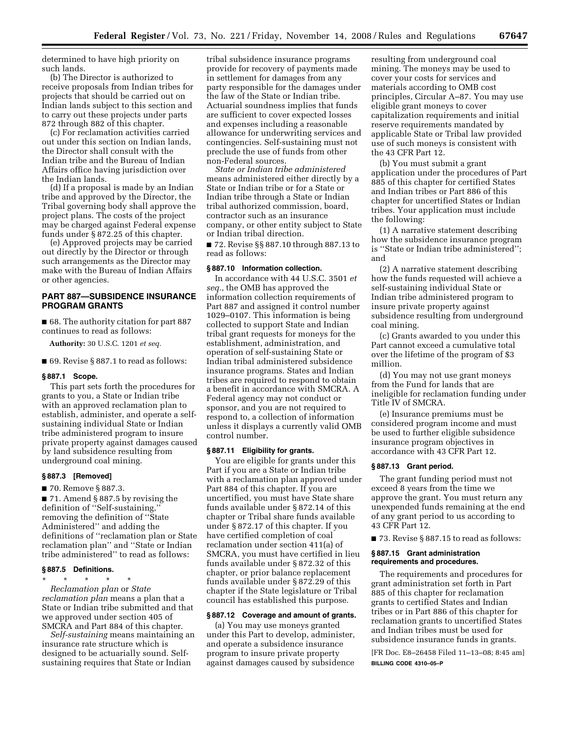determined to have high priority on such lands.

(b) The Director is authorized to receive proposals from Indian tribes for projects that should be carried out on Indian lands subject to this section and to carry out these projects under parts 872 through 882 of this chapter.

(c) For reclamation activities carried out under this section on Indian lands, the Director shall consult with the Indian tribe and the Bureau of Indian Affairs office having jurisdiction over the Indian lands.

(d) If a proposal is made by an Indian tribe and approved by the Director, the Tribal governing body shall approve the project plans. The costs of the project may be charged against Federal expense funds under § 872.25 of this chapter.

(e) Approved projects may be carried out directly by the Director or through such arrangements as the Director may make with the Bureau of Indian Affairs or other agencies.

## PART 887—SUBSIDENCE INSURANCE PROGRAM GRANTS

■ 68. The authority citation for part 887 continues to read as follows:

**Authority:** 30 U.S.C. 1201 *et seq.*

■ 69. Revise § 887.1 to read as follows:

### § 887.1 Scope.

This part sets forth the procedures for grants to you, a State or Indian tribe with an approved reclamation plan to establish, administer, and operate a self-sustaining individual State or Indian tribe administered program to insure private property against damages caused by land subsidence resulting from underground coal mining.

### § 887.3 [Removed]

■ 70. Remove § 887.3.

■ 71. Amend § 887.5 by revising the definition of ''Self-sustaining,'' removing the definition of ''State Administered'' and adding the definitions of ''reclamation plan or State reclamation plan'' and ''State or Indian tribe administered'' to read as follows:

### § 887.5 Definitions.

\* \* \* \* \*

*Reclamation plan* or *State reclamation plan* means a plan that a State or Indian tribe submitted and that we approved under section 405 of SMCRA and Part 884 of this chapter.

*Self-sustaining* means maintaining an insurance rate structure which is designed to be actuarially sound. Self-sustaining requires that State or Indian tribal subsidence insurance programs provide for recovery of payments made in settlement for damages from any party responsible for the damages under the law of the State or Indian tribe. Actuarial soundness implies that funds are sufficient to cover expected losses and expenses including a reasonable allowance for underwriting services and contingencies. Self-sustaining must not preclude the use of funds from other non-Federal sources.

*State or Indian tribe administered* means administered either directly by a State or Indian tribe or for a State or Indian tribe through a State or Indian tribal authorized commission, board, contractor such as an insurance company, or other entity subject to State or Indian tribal direction.

■ 72. Revise §§ 887.10 through 887.13 to read as follows:

### § 887.10 Information collection.

In accordance with 44 U.S.C. 3501 *et seq.*, the OMB has approved the information collection requirements of Part 887 and assigned it control number 1029–0107. This information is being collected to support State and Indian tribal grant requests for moneys for the establishment, administration, and operation of self-sustaining State or Indian tribal administered subsidence insurance programs. States and Indian tribes are required to respond to obtain a benefit in accordance with SMCRA. A Federal agency may not conduct or sponsor, and you are not required to respond to, a collection of information unless it displays a currently valid OMB control number.

### § 887.11 Eligibility for grants.

You are eligible for grants under this Part if you are a State or Indian tribe with a reclamation plan approved under Part 884 of this chapter. If you are uncertified, you must have State share funds available under § 872.14 of this chapter or Tribal share funds available under § 872.17 of this chapter. If you have certified completion of coal reclamation under section 411(a) of SMCRA, you must have certified in lieu funds available under § 872.32 of this chapter, or prior balance replacement funds available under § 872.29 of this chapter if the State legislature or Tribal council has established this purpose.

### § 887.12 Coverage and amount of grants.

(a) You may use moneys granted under this Part to develop, administer, and operate a subsidence insurance program to insure private property against damages caused by subsidence resulting from underground coal mining. The moneys may be used to cover your costs for services and materials according to OMB cost principles, Circular A–87. You may use eligible grant moneys to cover capitalization requirements and initial reserve requirements mandated by applicable State or Tribal law provided use of such moneys is consistent with the 43 CFR Part 12.

(b) You must submit a grant application under the procedures of Part 885 of this chapter for certified States and Indian tribes or Part 886 of this chapter for uncertified States or Indian tribes. Your application must include the following:

(1) A narrative statement describing how the subsidence insurance program is ''State or Indian tribe administered''; and

(2) A narrative statement describing how the funds requested will achieve a self-sustaining individual State or Indian tribe administered program to insure private property against subsidence resulting from underground coal mining.

(c) Grants awarded to you under this Part cannot exceed a cumulative total over the lifetime of the program of $3 million.

(d) You may not use grant moneys from the Fund for lands that are ineligible for reclamation funding under Title IV of SMCRA.

(e) Insurance premiums must be considered program income and must be used to further eligible subsidence insurance program objectives in accordance with 43 CFR Part 12.

### § 887.13 Grant period.

The grant funding period must not exceed 8 years from the time we approve the grant. You must return any unexpended funds remaining at the end of any grant period to us according to 43 CFR Part 12.

■ 73. Revise § 887.15 to read as follows:

### § 887.15 Grant administration requirements and procedures.

The requirements and procedures for grant administration set forth in Part 885 of this chapter for reclamation grants to certified States and Indian tribes or in Part 886 of this chapter for reclamation grants to uncertified States and Indian tribes must be used for subsidence insurance funds in grants.

[FR Doc. E8–26458 Filed 11–13–08; 8:45 am]

**BILLING CODE 4310–05–P**